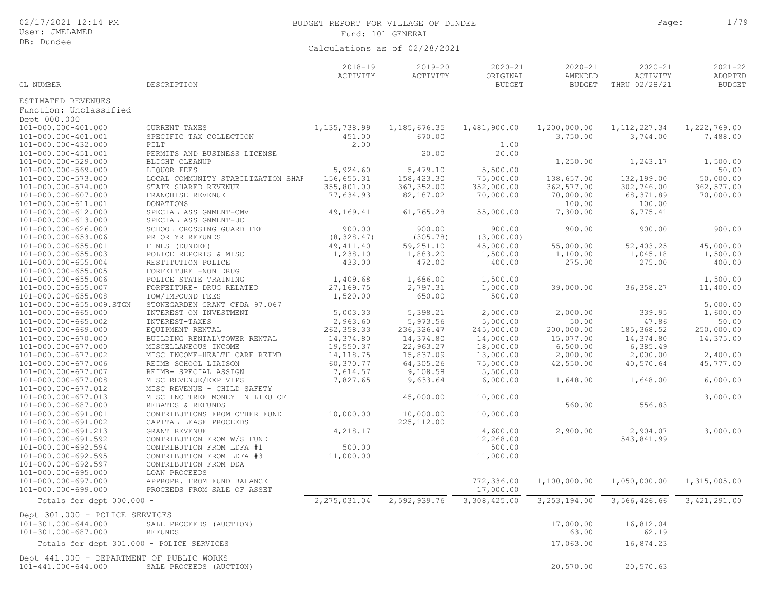# BUDGET REPORT FOR VILLAGE OF DUNDEE

Fund: 101 GENERAL

Calculations as of 02/28/2021

02/17/2021 12:14 PM
User: JMELAMED
DB: Dundee

| GL NUMBER | DESCRIPTION | 2018-19 ACTIVITY | 2019-20 ACTIVITY | 2020-21 ORIGINAL BUDGET | 2020-21 AMENDED BUDGET | 2020-21 ACTIVITY THRU 02/28/21 | 2021-22 ADOPTED BUDGET |
|---|---|---|---|---|---|---|---|
| ESTIMATED REVENUES | | | | | | | |
| Function: Unclassified | | | | | | | |
| Dept 000.000 | | | | | | | |
| 101-000.000-401.000 | CURRENT TAXES | 1,135,738.99 | 1,185,676.35 | 1,481,900.00 | 1,200,000.00 | 1,112,227.34 | 1,222,769.00 |
| 101-000.000-401.001 | SPECIFIC TAX COLLECTION | 451.00 | 670.00 | | 3,750.00 | 3,744.00 | 7,488.00 |
| 101-000.000-432.000 | PILT | 2.00 | | 1.00 | | | |
| 101-000.000-451.001 | PERMITS AND BUSINESS LICENSE | | 20.00 | 20.00 | | | |
| 101-000.000-529.000 | BLIGHT CLEANUP | | | | 1,250.00 | 1,243.17 | 1,500.00 |
| 101-000.000-569.000 | LIQUOR FEES | 5,924.60 | 5,479.10 | 5,500.00 | | | 50.00 |
| 101-000.000-573.000 | LOCAL COMMUNITY STABILIZATION SHAI | 156,655.31 | 158,423.30 | 75,000.00 | 138,657.00 | 132,199.00 | 50,000.00 |
| 101-000.000-574.000 | STATE SHARED REVENUE | 355,801.00 | 367,352.00 | 352,000.00 | 362,577.00 | 302,746.00 | 362,577.00 |
| 101-000.000-607.000 | FRANCHISE REVENUE | 77,634.93 | 82,187.02 | 70,000.00 | 70,000.00 | 68,371.89 | 70,000.00 |
| 101-000.000-611.001 | DONATIONS | | | | 100.00 | 100.00 | |
| 101-000.000-612.000 | SPECIAL ASSIGNMENT-CMV | 49,169.41 | 61,765.28 | 55,000.00 | 7,300.00 | 6,775.41 | |
| 101-000.000-613.000 | SPECIAL ASSIGNMENT-UC | | | | | | |
| 101-000.000-626.000 | SCHOOL CROSSING GUARD FEE | 900.00 | 900.00 | 900.00 | 900.00 | 900.00 | 900.00 |
| 101-000.000-653.006 | PRIOR YR REFUNDS | (8,328.47) | (305.78) | (3,000.00) | | | |
| 101-000.000-655.001 | FINES (DUNDEE) | 49,411.40 | 59,251.10 | 45,000.00 | 55,000.00 | 52,403.25 | 45,000.00 |
| 101-000.000-655.003 | POLICE REPORTS & MISC | 1,238.10 | 1,883.20 | 1,500.00 | 1,100.00 | 1,045.18 | 1,500.00 |
| 101-000.000-655.004 | RESTITUTION POLICE | 433.00 | 472.00 | 400.00 | 275.00 | 275.00 | 400.00 |
| 101-000.000-655.005 | FORFEITURE -NON DRUG | | | | | | |
| 101-000.000-655.006 | POLICE STATE TRAINING | 1,409.68 | 1,686.00 | 1,500.00 | | | 1,500.00 |
| 101-000.000-655.007 | FORFEITURE- DRUG RELATED | 27,169.75 | 2,797.31 | 1,000.00 | 39,000.00 | 36,358.27 | 11,400.00 |
| 101-000.000-655.008 | TOW/IMPOUND FEES | 1,520.00 | 650.00 | 500.00 | | | |
| 101-000.000-655.009.STGN | STONEGARDEN GRANT CFDA 97.067 | | | | | | 5,000.00 |
| 101-000.000-665.000 | INTEREST ON INVESTMENT | 5,003.33 | 5,398.21 | 2,000.00 | 2,000.00 | 339.95 | 1,600.00 |
| 101-000.000-665.002 | INTEREST-TAXES | 2,963.60 | 5,973.56 | 5,000.00 | 50.00 | 47.86 | 50.00 |
| 101-000.000-669.000 | EQUIPMENT RENTAL | 262,358.33 | 236,326.47 | 245,000.00 | 200,000.00 | 185,368.52 | 250,000.00 |
| 101-000.000-670.000 | BUILDING RENTAL\TOWER RENTAL | 14,374.80 | 14,374.80 | 14,000.00 | 15,077.00 | 14,374.80 | 14,375.00 |
| 101-000.000-677.000 | MISCELLANEOUS INCOME | 19,550.37 | 22,963.27 | 18,000.00 | 6,500.00 | 6,385.49 | |
| 101-000.000-677.002 | MISC INCOME-HEALTH CARE REIMB | 14,118.75 | 15,837.09 | 13,000.00 | 2,000.00 | 2,000.00 | 2,400.00 |
| 101-000.000-677.006 | REIMB SCHOOL LIAISON | 60,370.77 | 64,305.26 | 75,000.00 | 42,550.00 | 40,570.64 | 45,777.00 |
| 101-000.000-677.007 | REIMB- SPECIAL ASSIGN | 7,614.57 | 9,108.58 | 5,500.00 | | | |
| 101-000.000-677.008 | MISC REVENUE/EXP VIPS | 7,827.65 | 9,633.64 | 6,000.00 | 1,648.00 | 1,648.00 | 6,000.00 |
| 101-000.000-677.012 | MISC REVENUE - CHILD SAFETY | | | | | | |
| 101-000.000-677.013 | MISC INC TREE MONEY IN LIEU OF | | 45,000.00 | 10,000.00 | | | 3,000.00 |
| 101-000.000-687.000 | REBATES & REFUNDS | | | | 560.00 | 556.83 | |
| 101-000.000-691.001 | CONTRIBUTIONS FROM OTHER FUND | 10,000.00 | 10,000.00 | 10,000.00 | | | |
| 101-000.000-691.002 | CAPITAL LEASE PROCEEDS | | 225,112.00 | | | | |
| 101-000.000-691.213 | GRANT REVENUE | 4,218.17 | | 4,600.00 | 2,900.00 | 2,904.07 | 3,000.00 |
| 101-000.000-691.592 | CONTRIBUTION FROM W/S FUND | | | 12,268.00 | | 543,841.99 | |
| 101-000.000-692.594 | CONTRIBUTION FROM LDFA #1 | 500.00 | | 500.00 | | | |
| 101-000.000-692.595 | CONTRIBUTION FROM LDFA #3 | 11,000.00 | | 11,000.00 | | | |
| 101-000.000-692.597 | CONTRIBUTION FROM DDA | | | | | | |
| 101-000.000-695.000 | LOAN PROCEEDS | | | | | | |
| 101-000.000-697.000 | APPROPR. FROM FUND BALANCE | | | 772,336.00 | 1,100,000.00 | 1,050,000.00 | 1,315,005.00 |
| 101-000.000-699.000 | PROCEEDS FROM SALE OF ASSET | | | 17,000.00 | | | |
| Totals for dept 000.000 - | | 2,275,031.04 | 2,592,939.76 | 3,308,425.00 | 3,253,194.00 | 3,566,426.66 | 3,421,291.00 |
| Dept 301.000 - POLICE SERVICES | | | | | | | |
| 101-301.000-644.000 | SALE PROCEEDS (AUCTION) | | | | 17,000.00 | 16,812.04 | |
| 101-301.000-687.000 | REFUNDS | | | | 63.00 | 62.19 | |
| Totals for dept 301.000 - POLICE SERVICES | | | | | 17,063.00 | 16,874.23 | |
| Dept 441.000 - DEPARTMENT OF PUBLIC WORKS | | | | | | | |
| 101-441.000-644.000 | SALE PROCEEDS (AUCTION) | | | | 20,570.00 | 20,570.63 | |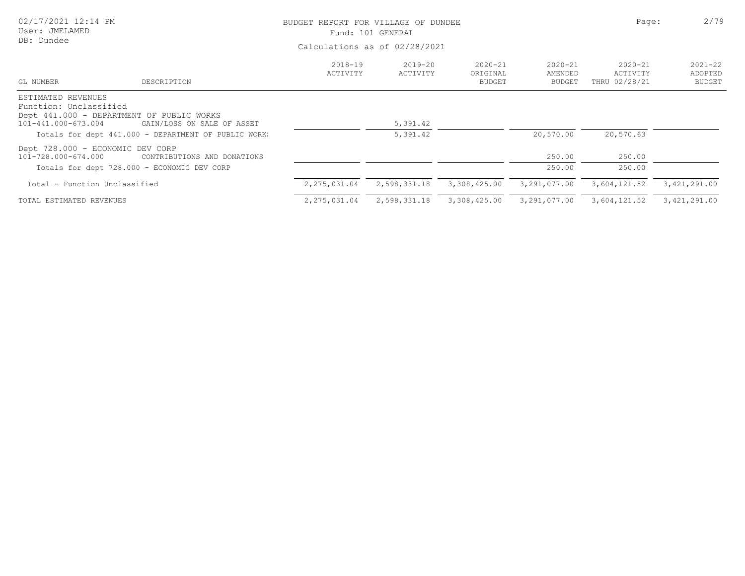BUDGET REPORT FOR VILLAGE OF DUNDEE

Fund: 101 GENERAL

Calculations as of 02/28/2021

| GL NUMBER | DESCRIPTION | 2018-19 ACTIVITY | 2019-20 ACTIVITY | 2020-21 ORIGINAL BUDGET | 2020-21 AMENDED BUDGET | 2020-21 ACTIVITY THRU 02/28/21 | 2021-22 ADOPTED BUDGET |
|---|---|---|---|---|---|---|---|
| ESTIMATED REVENUES | | | | | | | |
| Function: Unclassified | | | | | | | |
| Dept 441.000 - DEPARTMENT OF PUBLIC WORKS | | | | | | | |
| 101-441.000-673.004 | GAIN/LOSS ON SALE OF ASSET | | 5,391.42 | | | | |
| Totals for dept 441.000 - DEPARTMENT OF PUBLIC WORK: | | | 5,391.42 | | 20,570.00 | 20,570.63 | |
| Dept 728.000 - ECONOMIC DEV CORP | | | | | | | |
| 101-728.000-674.000 | CONTRIBUTIONS AND DONATIONS | | | | 250.00 | 250.00 | |
| Totals for dept 728.000 - ECONOMIC DEV CORP | | | | | 250.00 | 250.00 | |
| Total - Function Unclassified | | 2,275,031.04 | 2,598,331.18 | 3,308,425.00 | 3,291,077.00 | 3,604,121.52 | 3,421,291.00 |
| TOTAL ESTIMATED REVENUES | | 2,275,031.04 | 2,598,331.18 | 3,308,425.00 | 3,291,077.00 | 3,604,121.52 | 3,421,291.00 |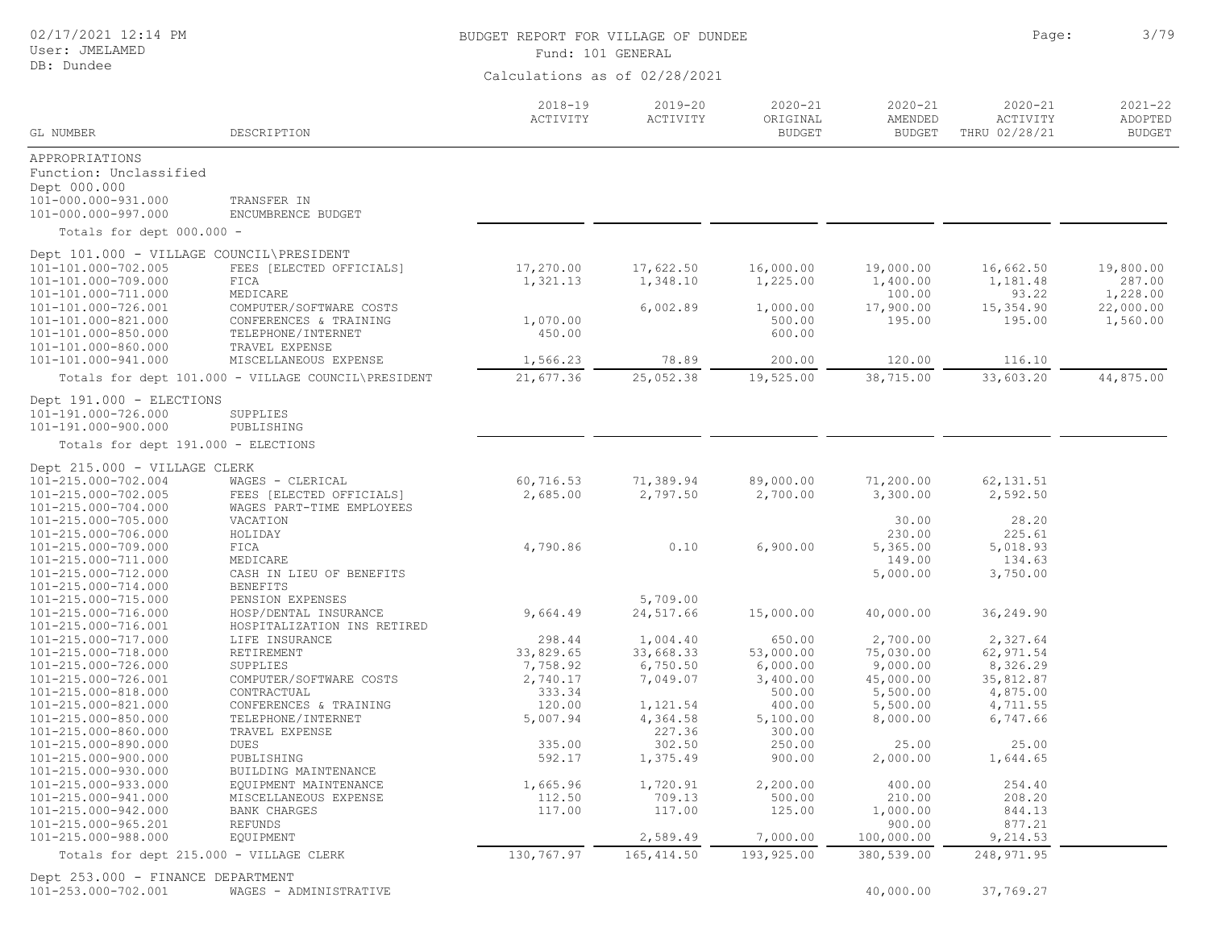# BUDGET REPORT FOR VILLAGE OF DUNDEE

Fund: 101 GENERAL

Calculations as of 02/28/2021

02/17/2021 12:14 PM
User: JMELAMED
DB: Dundee

| GL NUMBER | DESCRIPTION | 2018-19 ACTIVITY | 2019-20 ACTIVITY | 2020-21 ORIGINAL BUDGET | 2020-21 AMENDED BUDGET | 2020-21 ACTIVITY THRU 02/28/21 | 2021-22 ADOPTED BUDGET |
|---|---|---|---|---|---|---|---|
| APPROPRIATIONS | | | | | | | |
| Function: Unclassified | | | | | | | |
| Dept 000.000 | | | | | | | |
| 101-000.000-931.000 | TRANSFER IN | | | | | | |
| 101-000.000-997.000 | ENCUMBRENCE BUDGET | | | | | | |
| Totals for dept 000.000 - | | | | | | | |
| Dept 101.000 - VILLAGE COUNCIL\PRESIDENT | | | | | | | |
| 101-101.000-702.005 | FEES [ELECTED OFFICIALS] | 17,270.00 | 17,622.50 | 16,000.00 | 19,000.00 | 16,662.50 | 19,800.00 |
| 101-101.000-709.000 | FICA | 1,321.13 | 1,348.10 | 1,225.00 | 1,400.00 | 1,181.48 | 287.00 |
| 101-101.000-711.000 | MEDICARE | | | | 100.00 | 93.22 | 1,228.00 |
| 101-101.000-726.001 | COMPUTER/SOFTWARE COSTS | | 6,002.89 | 1,000.00 | 17,900.00 | 15,354.90 | 22,000.00 |
| 101-101.000-821.000 | CONFERENCES & TRAINING | 1,070.00 | | 500.00 | 195.00 | 195.00 | 1,560.00 |
| 101-101.000-850.000 | TELEPHONE/INTERNET | 450.00 | | 600.00 | | | |
| 101-101.000-860.000 | TRAVEL EXPENSE | | | | | | |
| 101-101.000-941.000 | MISCELLANEOUS EXPENSE | 1,566.23 | 78.89 | 200.00 | 120.00 | 116.10 | |
| Totals for dept 101.000 - VILLAGE COUNCIL\PRESIDENT | | 21,677.36 | 25,052.38 | 19,525.00 | 38,715.00 | 33,603.20 | 44,875.00 |
| Dept 191.000 - ELECTIONS | | | | | | | |
| 101-191.000-726.000 | SUPPLIES | | | | | | |
| 101-191.000-900.000 | PUBLISHING | | | | | | |
| Totals for dept 191.000 - ELECTIONS | | | | | | | |
| Dept 215.000 - VILLAGE CLERK | | | | | | | |
| 101-215.000-702.004 | WAGES - CLERICAL | 60,716.53 | 71,389.94 | 89,000.00 | 71,200.00 | 62,131.51 | |
| 101-215.000-702.005 | FEES [ELECTED OFFICIALS] | 2,685.00 | 2,797.50 | 2,700.00 | 3,300.00 | 2,592.50 | |
| 101-215.000-704.000 | WAGES PART-TIME EMPLOYEES | | | | | | |
| 101-215.000-705.000 | VACATION | | | | 30.00 | 28.20 | |
| 101-215.000-706.000 | HOLIDAY | | | | 230.00 | 225.61 | |
| 101-215.000-709.000 | FICA | 4,790.86 | 0.10 | 6,900.00 | 5,365.00 | 5,018.93 | |
| 101-215.000-711.000 | MEDICARE | | | | 149.00 | 134.63 | |
| 101-215.000-712.000 | CASH IN LIEU OF BENEFITS | | | | 5,000.00 | 3,750.00 | |
| 101-215.000-714.000 | BENEFITS | | | | | | |
| 101-215.000-715.000 | PENSION EXPENSES | | 5,709.00 | | | | |
| 101-215.000-716.000 | HOSP/DENTAL INSURANCE | 9,664.49 | 24,517.66 | 15,000.00 | 40,000.00 | 36,249.90 | |
| 101-215.000-716.001 | HOSPITALIZATION INS RETIRED | | | | | | |
| 101-215.000-717.000 | LIFE INSURANCE | 298.44 | 1,004.40 | 650.00 | 2,700.00 | 2,327.64 | |
| 101-215.000-718.000 | RETIREMENT | 33,829.65 | 33,668.33 | 53,000.00 | 75,030.00 | 62,971.54 | |
| 101-215.000-726.000 | SUPPLIES | 7,758.92 | 6,750.50 | 6,000.00 | 9,000.00 | 8,326.29 | |
| 101-215.000-726.001 | COMPUTER/SOFTWARE COSTS | 2,740.17 | 7,049.07 | 3,400.00 | 45,000.00 | 35,812.87 | |
| 101-215.000-818.000 | CONTRACTUAL | 333.34 | | 500.00 | 5,500.00 | 4,875.00 | |
| 101-215.000-821.000 | CONFERENCES & TRAINING | 120.00 | 1,121.54 | 400.00 | 5,500.00 | 4,711.55 | |
| 101-215.000-850.000 | TELEPHONE/INTERNET | 5,007.94 | 4,364.58 | 5,100.00 | 8,000.00 | 6,747.66 | |
| 101-215.000-860.000 | TRAVEL EXPENSE | | 227.36 | 300.00 | | | |
| 101-215.000-890.000 | DUES | 335.00 | 302.50 | 250.00 | 25.00 | 25.00 | |
| 101-215.000-900.000 | PUBLISHING | 592.17 | 1,375.49 | 900.00 | 2,000.00 | 1,644.65 | |
| 101-215.000-930.000 | BUILDING MAINTENANCE | | | | | | |
| 101-215.000-933.000 | EQUIPMENT MAINTENANCE | 1,665.96 | 1,720.91 | 2,200.00 | 400.00 | 254.40 | |
| 101-215.000-941.000 | MISCELLANEOUS EXPENSE | 112.50 | 709.13 | 500.00 | 210.00 | 208.20 | |
| 101-215.000-942.000 | BANK CHARGES | 117.00 | 117.00 | 125.00 | 1,000.00 | 844.13 | |
| 101-215.000-965.201 | REFUNDS | | | | 900.00 | 877.21 | |
| 101-215.000-988.000 | EQUIPMENT | | 2,589.49 | 7,000.00 | 100,000.00 | 9,214.53 | |
| Totals for dept 215.000 - VILLAGE CLERK | | 130,767.97 | 165,414.50 | 193,925.00 | 380,539.00 | 248,971.95 | |
| Dept 253.000 - FINANCE DEPARTMENT | | | | | | | |
| 101-253.000-702.001 | WAGES - ADMINISTRATIVE | | | | 40,000.00 | 37,769.27 | |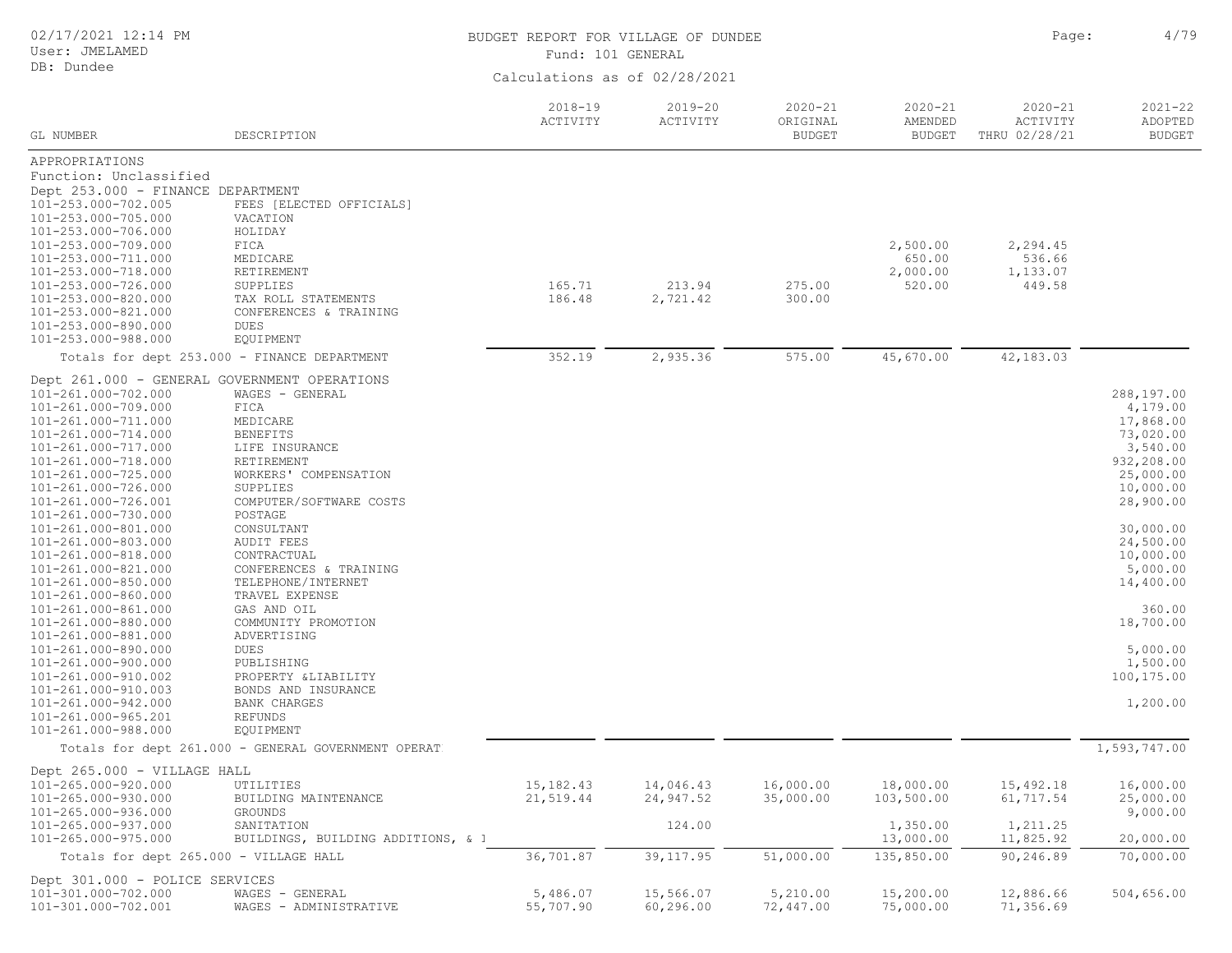# BUDGET REPORT FOR VILLAGE OF DUNDEE

Fund: 101 GENERAL

Calculations as of 02/28/2021

| GL NUMBER | DESCRIPTION | 2018-19 ACTIVITY | 2019-20 ACTIVITY | 2020-21 ORIGINAL BUDGET | 2020-21 AMENDED BUDGET | 2020-21 ACTIVITY THRU 02/28/21 | 2021-22 ADOPTED BUDGET |
|---|---|---|---|---|---|---|---|
| APPROPRIATIONS | | | | | | | |
| Function: Unclassified | | | | | | | |
| Dept 253.000 - FINANCE DEPARTMENT | | | | | | | |
| 101-253.000-702.005 | FEES [ELECTED OFFICIALS] | | | | | | |
| 101-253.000-705.000 | VACATION | | | | | | |
| 101-253.000-706.000 | HOLIDAY | | | | | | |
| 101-253.000-709.000 | FICA | | | | 2,500.00 | 2,294.45 | |
| 101-253.000-711.000 | MEDICARE | | | | 650.00 | 536.66 | |
| 101-253.000-718.000 | RETIREMENT | | | | 2,000.00 | 1,133.07 | |
| 101-253.000-726.000 | SUPPLIES | 165.71 | 213.94 | 275.00 | 520.00 | 449.58 | |
| 101-253.000-820.000 | TAX ROLL STATEMENTS | 186.48 | 2,721.42 | 300.00 | | | |
| 101-253.000-821.000 | CONFERENCES & TRAINING | | | | | | |
| 101-253.000-890.000 | DUES | | | | | | |
| 101-253.000-988.000 | EQUIPMENT | | | | | | |
| Totals for dept 253.000 - FINANCE DEPARTMENT | | 352.19 | 2,935.36 | 575.00 | 45,670.00 | 42,183.03 | |
| Dept 261.000 - GENERAL GOVERNMENT OPERATIONS | | | | | | | |
| 101-261.000-702.000 | WAGES - GENERAL | | | | | | 288,197.00 |
| 101-261.000-709.000 | FICA | | | | | | 4,179.00 |
| 101-261.000-711.000 | MEDICARE | | | | | | 17,868.00 |
| 101-261.000-714.000 | BENEFITS | | | | | | 73,020.00 |
| 101-261.000-717.000 | LIFE INSURANCE | | | | | | 3,540.00 |
| 101-261.000-718.000 | RETIREMENT | | | | | | 932,208.00 |
| 101-261.000-725.000 | WORKERS' COMPENSATION | | | | | | 25,000.00 |
| 101-261.000-726.000 | SUPPLIES | | | | | | 10,000.00 |
| 101-261.000-726.001 | COMPUTER/SOFTWARE COSTS | | | | | | 28,900.00 |
| 101-261.000-730.000 | POSTAGE | | | | | | |
| 101-261.000-801.000 | CONSULTANT | | | | | | 30,000.00 |
| 101-261.000-803.000 | AUDIT FEES | | | | | | 24,500.00 |
| 101-261.000-818.000 | CONTRACTUAL | | | | | | 10,000.00 |
| 101-261.000-821.000 | CONFERENCES & TRAINING | | | | | | 5,000.00 |
| 101-261.000-850.000 | TELEPHONE/INTERNET | | | | | | 14,400.00 |
| 101-261.000-860.000 | TRAVEL EXPENSE | | | | | | |
| 101-261.000-861.000 | GAS AND OIL | | | | | | 360.00 |
| 101-261.000-880.000 | COMMUNITY PROMOTION | | | | | | 18,700.00 |
| 101-261.000-881.000 | ADVERTISING | | | | | | |
| 101-261.000-890.000 | DUES | | | | | | 5,000.00 |
| 101-261.000-900.000 | PUBLISHING | | | | | | 1,500.00 |
| 101-261.000-910.002 | PROPERTY &LIABILITY | | | | | | 100,175.00 |
| 101-261.000-910.003 | BONDS AND INSURANCE | | | | | | |
| 101-261.000-942.000 | BANK CHARGES | | | | | | 1,200.00 |
| 101-261.000-965.201 | REFUNDS | | | | | | |
| 101-261.000-988.000 | EQUIPMENT | | | | | | |
| Totals for dept 261.000 - GENERAL GOVERNMENT OPERAT | | | | | | | 1,593,747.00 |
| Dept 265.000 - VILLAGE HALL | | | | | | | |
| 101-265.000-920.000 | UTILITIES | 15,182.43 | 14,046.43 | 16,000.00 | 18,000.00 | 15,492.18 | 16,000.00 |
| 101-265.000-930.000 | BUILDING MAINTENANCE | 21,519.44 | 24,947.52 | 35,000.00 | 103,500.00 | 61,717.54 | 25,000.00 |
| 101-265.000-936.000 | GROUNDS | | | | | | 9,000.00 |
| 101-265.000-937.000 | SANITATION | | 124.00 | | 1,350.00 | 1,211.25 | |
| 101-265.000-975.000 | BUILDINGS, BUILDING ADDITIONS, & I | | | | 13,000.00 | 11,825.92 | 20,000.00 |
| Totals for dept 265.000 - VILLAGE HALL | | 36,701.87 | 39,117.95 | 51,000.00 | 135,850.00 | 90,246.89 | 70,000.00 |
| Dept 301.000 - POLICE SERVICES | | | | | | | |
| 101-301.000-702.000 | WAGES - GENERAL | 5,486.07 | 15,566.07 | 5,210.00 | 15,200.00 | 12,886.66 | 504,656.00 |
| 101-301.000-702.001 | WAGES - ADMINISTRATIVE | 55,707.90 | 60,296.00 | 72,447.00 | 75,000.00 | 71,356.69 | |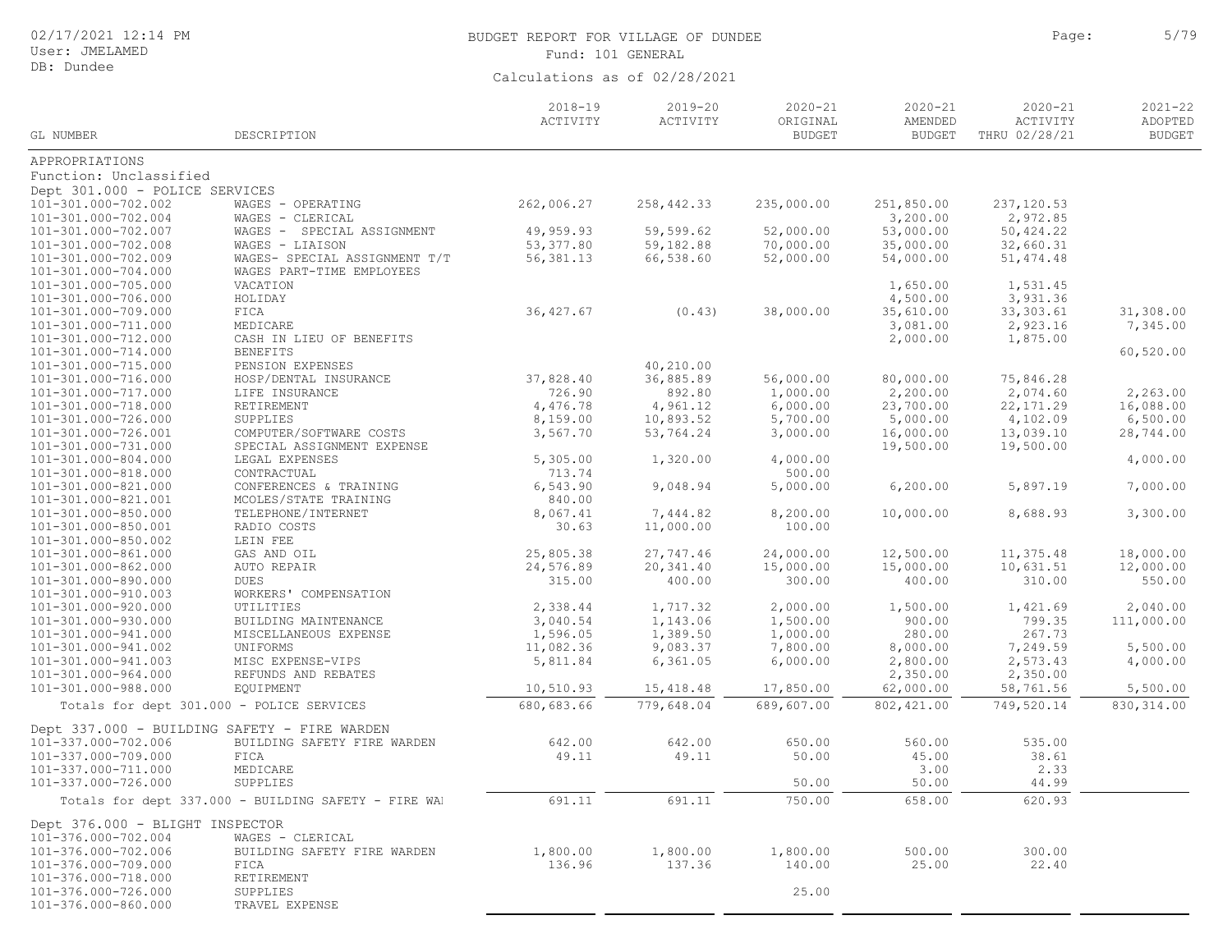BUDGET REPORT FOR VILLAGE OF DUNDEE

Fund: 101 GENERAL

Calculations as of 02/28/2021

| GL NUMBER | DESCRIPTION | 2018-19 ACTIVITY | 2019-20 ACTIVITY | 2020-21 ORIGINAL BUDGET | 2020-21 AMENDED BUDGET | 2020-21 ACTIVITY THRU 02/28/21 | 2021-22 ADOPTED BUDGET |
|---|---|---|---|---|---|---|---|
| APPROPRIATIONS | | | | | | | |
| Function: Unclassified | | | | | | | |
| Dept 301.000 - POLICE SERVICES | | | | | | | |
| 101-301.000-702.002 | WAGES - OPERATING | 262,006.27 | 258,442.33 | 235,000.00 | 251,850.00 | 237,120.53 | |
| 101-301.000-702.004 | WAGES - CLERICAL | | | | 3,200.00 | 2,972.85 | |
| 101-301.000-702.007 | WAGES - SPECIAL ASSIGNMENT | 49,959.93 | 59,599.62 | 52,000.00 | 53,000.00 | 50,424.22 | |
| 101-301.000-702.008 | WAGES - LIAISON | 53,377.80 | 59,182.88 | 70,000.00 | 35,000.00 | 32,660.31 | |
| 101-301.000-702.009 | WAGES- SPECIAL ASSIGNMENT T/T | 56,381.13 | 66,538.60 | 52,000.00 | 54,000.00 | 51,474.48 | |
| 101-301.000-704.000 | WAGES PART-TIME EMPLOYEES | | | | | | |
| 101-301.000-705.000 | VACATION | | | | 1,650.00 | 1,531.45 | |
| 101-301.000-706.000 | HOLIDAY | | | | 4,500.00 | 3,931.36 | |
| 101-301.000-709.000 | FICA | 36,427.67 | (0.43) | 38,000.00 | 35,610.00 | 33,303.61 | 31,308.00 |
| 101-301.000-711.000 | MEDICARE | | | | 3,081.00 | 2,923.16 | 7,345.00 |
| 101-301.000-712.000 | CASH IN LIEU OF BENEFITS | | | | 2,000.00 | 1,875.00 | |
| 101-301.000-714.000 | BENEFITS | | | | | | 60,520.00 |
| 101-301.000-715.000 | PENSION EXPENSES | | 40,210.00 | | | | |
| 101-301.000-716.000 | HOSP/DENTAL INSURANCE | 37,828.40 | 36,885.89 | 56,000.00 | 80,000.00 | 75,846.28 | |
| 101-301.000-717.000 | LIFE INSURANCE | 726.90 | 892.80 | 1,000.00 | 2,200.00 | 2,074.60 | 2,263.00 |
| 101-301.000-718.000 | RETIREMENT | 4,476.78 | 4,961.12 | 6,000.00 | 23,700.00 | 22,171.29 | 16,088.00 |
| 101-301.000-726.000 | SUPPLIES | 8,159.00 | 10,893.52 | 5,700.00 | 5,000.00 | 4,102.09 | 6,500.00 |
| 101-301.000-726.001 | COMPUTER/SOFTWARE COSTS | 3,567.70 | 53,764.24 | 3,000.00 | 16,000.00 | 13,039.10 | 28,744.00 |
| 101-301.000-731.000 | SPECIAL ASSIGNMENT EXPENSE | | | | 19,500.00 | 19,500.00 | |
| 101-301.000-804.000 | LEGAL EXPENSES | 5,305.00 | 1,320.00 | 4,000.00 | | | 4,000.00 |
| 101-301.000-818.000 | CONTRACTUAL | 713.74 | | 500.00 | | | |
| 101-301.000-821.000 | CONFERENCES & TRAINING | 6,543.90 | 9,048.94 | 5,000.00 | 6,200.00 | 5,897.19 | 7,000.00 |
| 101-301.000-821.001 | MCOLES/STATE TRAINING | 840.00 | | | | | |
| 101-301.000-850.000 | TELEPHONE/INTERNET | 8,067.41 | 7,444.82 | 8,200.00 | 10,000.00 | 8,688.93 | 3,300.00 |
| 101-301.000-850.001 | RADIO COSTS | 30.63 | 11,000.00 | 100.00 | | | |
| 101-301.000-850.002 | LEIN FEE | | | | | | |
| 101-301.000-861.000 | GAS AND OIL | 25,805.38 | 27,747.46 | 24,000.00 | 12,500.00 | 11,375.48 | 18,000.00 |
| 101-301.000-862.000 | AUTO REPAIR | 24,576.89 | 20,341.40 | 15,000.00 | 15,000.00 | 10,631.51 | 12,000.00 |
| 101-301.000-890.000 | DUES | 315.00 | 400.00 | 300.00 | 400.00 | 310.00 | 550.00 |
| 101-301.000-910.003 | WORKERS' COMPENSATION | | | | | | |
| 101-301.000-920.000 | UTILITIES | 2,338.44 | 1,717.32 | 2,000.00 | 1,500.00 | 1,421.69 | 2,040.00 |
| 101-301.000-930.000 | BUILDING MAINTENANCE | 3,040.54 | 1,143.06 | 1,500.00 | 900.00 | 799.35 | 111,000.00 |
| 101-301.000-941.000 | MISCELLANEOUS EXPENSE | 1,596.05 | 1,389.50 | 1,000.00 | 280.00 | 267.73 | |
| 101-301.000-941.002 | UNIFORMS | 11,082.36 | 9,083.37 | 7,800.00 | 8,000.00 | 7,249.59 | 5,500.00 |
| 101-301.000-941.003 | MISC EXPENSE-VIPS | 5,811.84 | 6,361.05 | 6,000.00 | 2,800.00 | 2,573.43 | 4,000.00 |
| 101-301.000-964.000 | REFUNDS AND REBATES | | | | 2,350.00 | 2,350.00 | |
| 101-301.000-988.000 | EQUIPMENT | 10,510.93 | 15,418.48 | 17,850.00 | 62,000.00 | 58,761.56 | 5,500.00 |
| Totals for dept 301.000 - POLICE SERVICES | | 680,683.66 | 779,648.04 | 689,607.00 | 802,421.00 | 749,520.14 | 830,314.00 |
| Dept 337.000 - BUILDING SAFETY - FIRE WARDEN | | | | | | | |
| 101-337.000-702.006 | BUILDING SAFETY FIRE WARDEN | 642.00 | 642.00 | 650.00 | 560.00 | 535.00 | |
| 101-337.000-709.000 | FICA | 49.11 | 49.11 | 50.00 | 45.00 | 38.61 | |
| 101-337.000-711.000 | MEDICARE | | | | 3.00 | 2.33 | |
| 101-337.000-726.000 | SUPPLIES | | | 50.00 | 50.00 | 44.99 | |
| Totals for dept 337.000 - BUILDING SAFETY - FIRE WAI | | 691.11 | 691.11 | 750.00 | 658.00 | 620.93 | |
| Dept 376.000 - BLIGHT INSPECTOR | | | | | | | |
| 101-376.000-702.004 | WAGES - CLERICAL | | | | | | |
| 101-376.000-702.006 | BUILDING SAFETY FIRE WARDEN | 1,800.00 | 1,800.00 | 1,800.00 | 500.00 | 300.00 | |
| 101-376.000-709.000 | FICA | 136.96 | 137.36 | 140.00 | 25.00 | 22.40 | |
| 101-376.000-718.000 | RETIREMENT | | | | | | |
| 101-376.000-726.000 | SUPPLIES | | | 25.00 | | | |
| 101-376.000-860.000 | TRAVEL EXPENSE | | | | | | |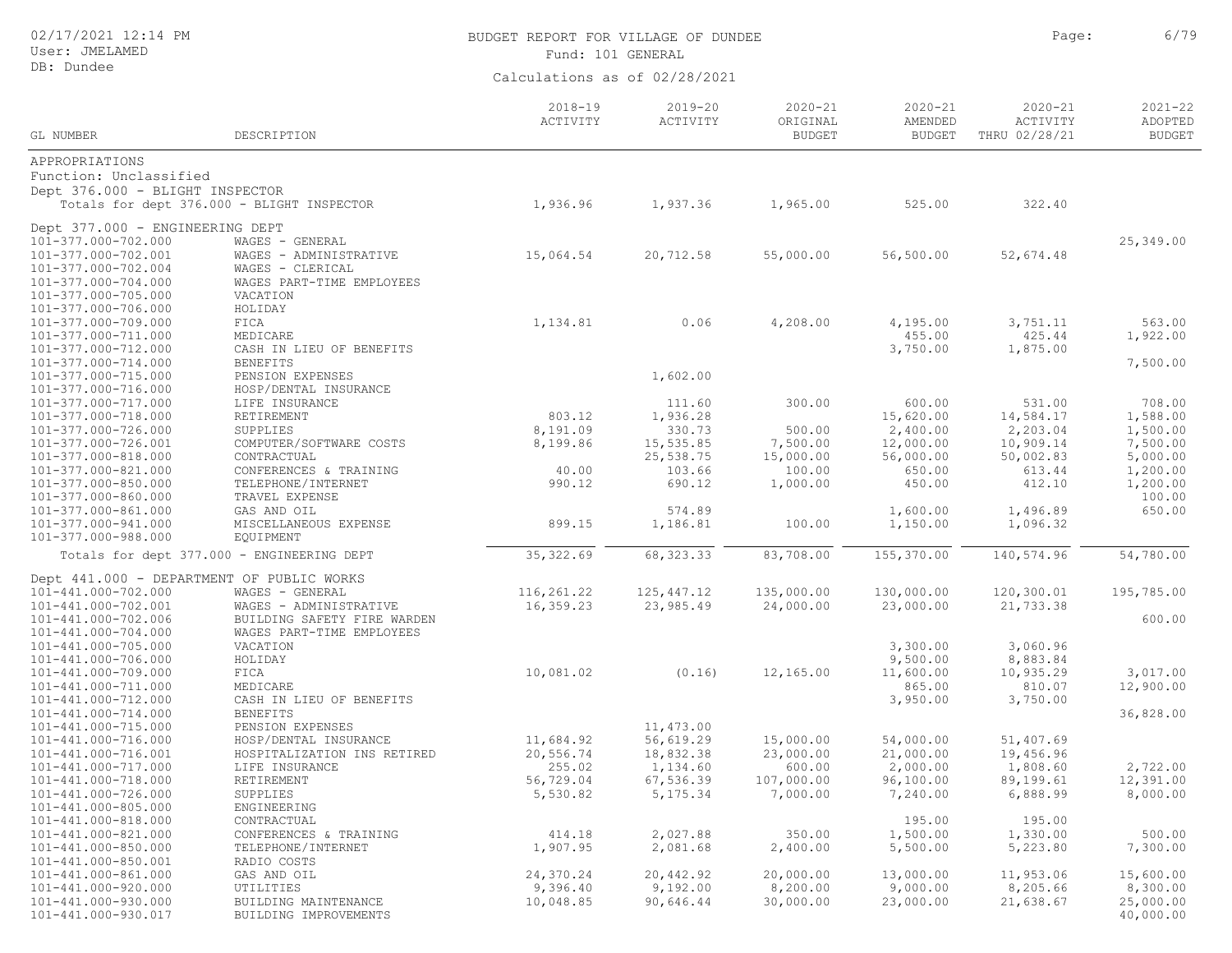BUDGET REPORT FOR VILLAGE OF DUNDEE

Fund: 101 GENERAL

Calculations as of 02/28/2021

| GL NUMBER | DESCRIPTION | 2018-19 ACTIVITY | 2019-20 ACTIVITY | 2020-21 ORIGINAL BUDGET | 2020-21 AMENDED BUDGET | 2020-21 ACTIVITY THRU 02/28/21 | 2021-22 ADOPTED BUDGET |
|---|---|---|---|---|---|---|---|
| APPROPRIATIONS | | | | | | | |
| Function: Unclassified | | | | | | | |
| Dept 376.000 - BLIGHT INSPECTOR | | | | | | | |
| Totals for dept 376.000 - BLIGHT INSPECTOR | | 1,936.96 | 1,937.36 | 1,965.00 | 525.00 | 322.40 | |
| Dept 377.000 - ENGINEERING DEPT | | | | | | | |
| 101-377.000-702.000 | WAGES - GENERAL | | | | | | 25,349.00 |
| 101-377.000-702.001 | WAGES - ADMINISTRATIVE | 15,064.54 | 20,712.58 | 55,000.00 | 56,500.00 | 52,674.48 | |
| 101-377.000-702.004 | WAGES - CLERICAL | | | | | | |
| 101-377.000-704.000 | WAGES PART-TIME EMPLOYEES | | | | | | |
| 101-377.000-705.000 | VACATION | | | | | | |
| 101-377.000-706.000 | HOLIDAY | | | | | | |
| 101-377.000-709.000 | FICA | 1,134.81 | 0.06 | 4,208.00 | 4,195.00 | 3,751.11 | 563.00 |
| 101-377.000-711.000 | MEDICARE | | | | 455.00 | 425.44 | 1,922.00 |
| 101-377.000-712.000 | CASH IN LIEU OF BENEFITS | | | | 3,750.00 | 1,875.00 | |
| 101-377.000-714.000 | BENEFITS | | | | | | 7,500.00 |
| 101-377.000-715.000 | PENSION EXPENSES | | 1,602.00 | | | | |
| 101-377.000-716.000 | HOSP/DENTAL INSURANCE | | | | | | |
| 101-377.000-717.000 | LIFE INSURANCE | | 111.60 | 300.00 | 600.00 | 531.00 | 708.00 |
| 101-377.000-718.000 | RETIREMENT | 803.12 | 1,936.28 | | 15,620.00 | 14,584.17 | 1,588.00 |
| 101-377.000-726.000 | SUPPLIES | 8,191.09 | 330.73 | 500.00 | 2,400.00 | 2,203.04 | 1,500.00 |
| 101-377.000-726.001 | COMPUTER/SOFTWARE COSTS | 8,199.86 | 15,535.85 | 7,500.00 | 12,000.00 | 10,909.14 | 7,500.00 |
| 101-377.000-818.000 | CONTRACTUAL | | 25,538.75 | 15,000.00 | 56,000.00 | 50,002.83 | 5,000.00 |
| 101-377.000-821.000 | CONFERENCES & TRAINING | 40.00 | 103.66 | 100.00 | 650.00 | 613.44 | 1,200.00 |
| 101-377.000-850.000 | TELEPHONE/INTERNET | 990.12 | 690.12 | 1,000.00 | 450.00 | 412.10 | 1,200.00 |
| 101-377.000-860.000 | TRAVEL EXPENSE | | | | | | 100.00 |
| 101-377.000-861.000 | GAS AND OIL | | 574.89 | | 1,600.00 | 1,496.89 | 650.00 |
| 101-377.000-941.000 | MISCELLANEOUS EXPENSE | 899.15 | 1,186.81 | 100.00 | 1,150.00 | 1,096.32 | |
| 101-377.000-988.000 | EQUIPMENT | | | | | | |
| Totals for dept 377.000 - ENGINEERING DEPT | | 35,322.69 | 68,323.33 | 83,708.00 | 155,370.00 | 140,574.96 | 54,780.00 |
| Dept 441.000 - DEPARTMENT OF PUBLIC WORKS | | | | | | | |
| 101-441.000-702.000 | WAGES - GENERAL | 116,261.22 | 125,447.12 | 135,000.00 | 130,000.00 | 120,300.01 | 195,785.00 |
| 101-441.000-702.001 | WAGES - ADMINISTRATIVE | 16,359.23 | 23,985.49 | 24,000.00 | 23,000.00 | 21,733.38 | |
| 101-441.000-702.006 | BUILDING SAFETY FIRE WARDEN | | | | | | 600.00 |
| 101-441.000-704.000 | WAGES PART-TIME EMPLOYEES | | | | | | |
| 101-441.000-705.000 | VACATION | | | | 3,300.00 | 3,060.96 | |
| 101-441.000-706.000 | HOLIDAY | | | | 9,500.00 | 8,883.84 | |
| 101-441.000-709.000 | FICA | 10,081.02 | (0.16) | 12,165.00 | 11,600.00 | 10,935.29 | 3,017.00 |
| 101-441.000-711.000 | MEDICARE | | | | 865.00 | 810.07 | 12,900.00 |
| 101-441.000-712.000 | CASH IN LIEU OF BENEFITS | | | | 3,950.00 | 3,750.00 | |
| 101-441.000-714.000 | BENEFITS | | | | | | 36,828.00 |
| 101-441.000-715.000 | PENSION EXPENSES | | 11,473.00 | | | | |
| 101-441.000-716.000 | HOSP/DENTAL INSURANCE | 11,684.92 | 56,619.29 | 15,000.00 | 54,000.00 | 51,407.69 | |
| 101-441.000-716.001 | HOSPITALIZATION INS RETIRED | 20,556.74 | 18,832.38 | 23,000.00 | 21,000.00 | 19,456.96 | |
| 101-441.000-717.000 | LIFE INSURANCE | 255.02 | 1,134.60 | 600.00 | 2,000.00 | 1,808.60 | 2,722.00 |
| 101-441.000-718.000 | RETIREMENT | 56,729.04 | 67,536.39 | 107,000.00 | 96,100.00 | 89,199.61 | 12,391.00 |
| 101-441.000-726.000 | SUPPLIES | 5,530.82 | 5,175.34 | 7,000.00 | 7,240.00 | 6,888.99 | 8,000.00 |
| 101-441.000-805.000 | ENGINEERING | | | | | | |
| 101-441.000-818.000 | CONTRACTUAL | | | | 195.00 | 195.00 | |
| 101-441.000-821.000 | CONFERENCES & TRAINING | 414.18 | 2,027.88 | 350.00 | 1,500.00 | 1,330.00 | 500.00 |
| 101-441.000-850.000 | TELEPHONE/INTERNET | 1,907.95 | 2,081.68 | 2,400.00 | 5,500.00 | 5,223.80 | 7,300.00 |
| 101-441.000-850.001 | RADIO COSTS | | | | | | |
| 101-441.000-861.000 | GAS AND OIL | 24,370.24 | 20,442.92 | 20,000.00 | 13,000.00 | 11,953.06 | 15,600.00 |
| 101-441.000-920.000 | UTILITIES | 9,396.40 | 9,192.00 | 8,200.00 | 9,000.00 | 8,205.66 | 8,300.00 |
| 101-441.000-930.000 | BUILDING MAINTENANCE | 10,048.85 | 90,646.44 | 30,000.00 | 23,000.00 | 21,638.67 | 25,000.00 |
| 101-441.000-930.017 | BUILDING IMPROVEMENTS | | | | | | 40,000.00 |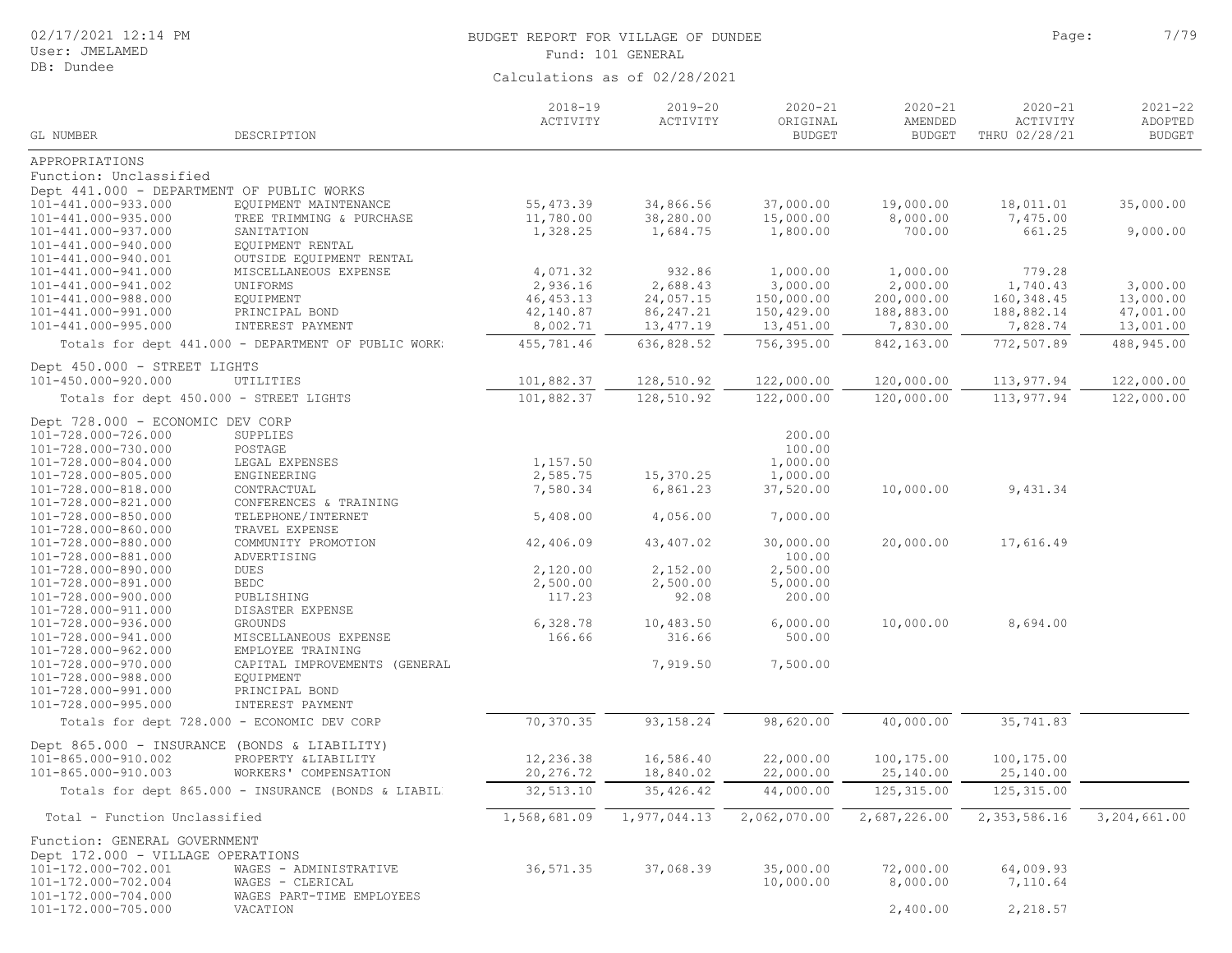# BUDGET REPORT FOR VILLAGE OF DUNDEE

Fund: 101 GENERAL

Calculations as of 02/28/2021

02/17/2021 12:14 PM
User: JMELAMED
DB: Dundee

| GL NUMBER | DESCRIPTION | 2018-19 ACTIVITY | 2019-20 ACTIVITY | 2020-21 ORIGINAL BUDGET | 2020-21 AMENDED BUDGET | 2020-21 ACTIVITY THRU 02/28/21 | 2021-22 ADOPTED BUDGET |
|---|---|---|---|---|---|---|---|
| APPROPRIATIONS | | | | | | | |
| Function: Unclassified | | | | | | | |
| Dept 441.000 - DEPARTMENT OF PUBLIC WORKS | | | | | | | |
| 101-441.000-933.000 | EQUIPMENT MAINTENANCE | 55,473.39 | 34,866.56 | 37,000.00 | 19,000.00 | 18,011.01 | 35,000.00 |
| 101-441.000-935.000 | TREE TRIMMING & PURCHASE | 11,780.00 | 38,280.00 | 15,000.00 | 8,000.00 | 7,475.00 | |
| 101-441.000-937.000 | SANITATION | 1,328.25 | 1,684.75 | 1,800.00 | 700.00 | 661.25 | 9,000.00 |
| 101-441.000-940.000 | EQUIPMENT RENTAL | | | | | | |
| 101-441.000-940.001 | OUTSIDE EQUIPMENT RENTAL | | | | | | |
| 101-441.000-941.000 | MISCELLANEOUS EXPENSE | 4,071.32 | 932.86 | 1,000.00 | 1,000.00 | 779.28 | |
| 101-441.000-941.002 | UNIFORMS | 2,936.16 | 2,688.43 | 3,000.00 | 2,000.00 | 1,740.43 | 3,000.00 |
| 101-441.000-988.000 | EQUIPMENT | 46,453.13 | 24,057.15 | 150,000.00 | 200,000.00 | 160,348.45 | 13,000.00 |
| 101-441.000-991.000 | PRINCIPAL BOND | 42,140.87 | 86,247.21 | 150,429.00 | 188,883.00 | 188,882.14 | 47,001.00 |
| 101-441.000-995.000 | INTEREST PAYMENT | 8,002.71 | 13,477.19 | 13,451.00 | 7,830.00 | 7,828.74 | 13,001.00 |
| Totals for dept 441.000 - DEPARTMENT OF PUBLIC WORK: | | 455,781.46 | 636,828.52 | 756,395.00 | 842,163.00 | 772,507.89 | 488,945.00 |
| Dept 450.000 - STREET LIGHTS | | | | | | | |
| 101-450.000-920.000 | UTILITIES | 101,882.37 | 128,510.92 | 122,000.00 | 120,000.00 | 113,977.94 | 122,000.00 |
| Totals for dept 450.000 - STREET LIGHTS | | 101,882.37 | 128,510.92 | 122,000.00 | 120,000.00 | 113,977.94 | 122,000.00 |
| Dept 728.000 - ECONOMIC DEV CORP | | | | | | | |
| 101-728.000-726.000 | SUPPLIES | | | 200.00 | | | |
| 101-728.000-730.000 | POSTAGE | | | 100.00 | | | |
| 101-728.000-804.000 | LEGAL EXPENSES | 1,157.50 | | 1,000.00 | | | |
| 101-728.000-805.000 | ENGINEERING | 2,585.75 | 15,370.25 | 1,000.00 | | | |
| 101-728.000-818.000 | CONTRACTUAL | 7,580.34 | 6,861.23 | 37,520.00 | 10,000.00 | 9,431.34 | |
| 101-728.000-821.000 | CONFERENCES & TRAINING | | | | | | |
| 101-728.000-850.000 | TELEPHONE/INTERNET | 5,408.00 | 4,056.00 | 7,000.00 | | | |
| 101-728.000-860.000 | TRAVEL EXPENSE | | | | | | |
| 101-728.000-880.000 | COMMUNITY PROMOTION | 42,406.09 | 43,407.02 | 30,000.00 | 20,000.00 | 17,616.49 | |
| 101-728.000-881.000 | ADVERTISING | | | 100.00 | | | |
| 101-728.000-890.000 | DUES | 2,120.00 | 2,152.00 | 2,500.00 | | | |
| 101-728.000-891.000 | BEDC | 2,500.00 | 2,500.00 | 5,000.00 | | | |
| 101-728.000-900.000 | PUBLISHING | 117.23 | 92.08 | 200.00 | | | |
| 101-728.000-911.000 | DISASTER EXPENSE | | | | | | |
| 101-728.000-936.000 | GROUNDS | 6,328.78 | 10,483.50 | 6,000.00 | 10,000.00 | 8,694.00 | |
| 101-728.000-941.000 | MISCELLANEOUS EXPENSE | 166.66 | 316.66 | 500.00 | | | |
| 101-728.000-962.000 | EMPLOYEE TRAINING | | | | | | |
| 101-728.000-970.000 | CAPITAL IMPROVEMENTS (GENERAL | | 7,919.50 | 7,500.00 | | | |
| 101-728.000-988.000 | EQUIPMENT | | | | | | |
| 101-728.000-991.000 | PRINCIPAL BOND | | | | | | |
| 101-728.000-995.000 | INTEREST PAYMENT | | | | | | |
| Totals for dept 728.000 - ECONOMIC DEV CORP | | 70,370.35 | 93,158.24 | 98,620.00 | 40,000.00 | 35,741.83 | |
| Dept 865.000 - INSURANCE (BONDS & LIABILITY) | | | | | | | |
| 101-865.000-910.002 | PROPERTY &LIABILITY | 12,236.38 | 16,586.40 | 22,000.00 | 100,175.00 | 100,175.00 | |
| 101-865.000-910.003 | WORKERS' COMPENSATION | 20,276.72 | 18,840.02 | 22,000.00 | 25,140.00 | 25,140.00 | |
| Totals for dept 865.000 - INSURANCE (BONDS & LIABIL | | 32,513.10 | 35,426.42 | 44,000.00 | 125,315.00 | 125,315.00 | |
| Total - Function Unclassified | | 1,568,681.09 | 1,977,044.13 | 2,062,070.00 | 2,687,226.00 | 2,353,586.16 | 3,204,661.00 |
| Function: GENERAL GOVERNMENT | | | | | | | |
| Dept 172.000 - VILLAGE OPERATIONS | | | | | | | |
| 101-172.000-702.001 | WAGES - ADMINISTRATIVE | 36,571.35 | 37,068.39 | 35,000.00 | 72,000.00 | 64,009.93 | |
| 101-172.000-702.004 | WAGES - CLERICAL | | | 10,000.00 | 8,000.00 | 7,110.64 | |
| 101-172.000-704.000 | WAGES PART-TIME EMPLOYEES | | | | | | |
| 101-172.000-705.000 | VACATION | | | | 2,400.00 | 2,218.57 | |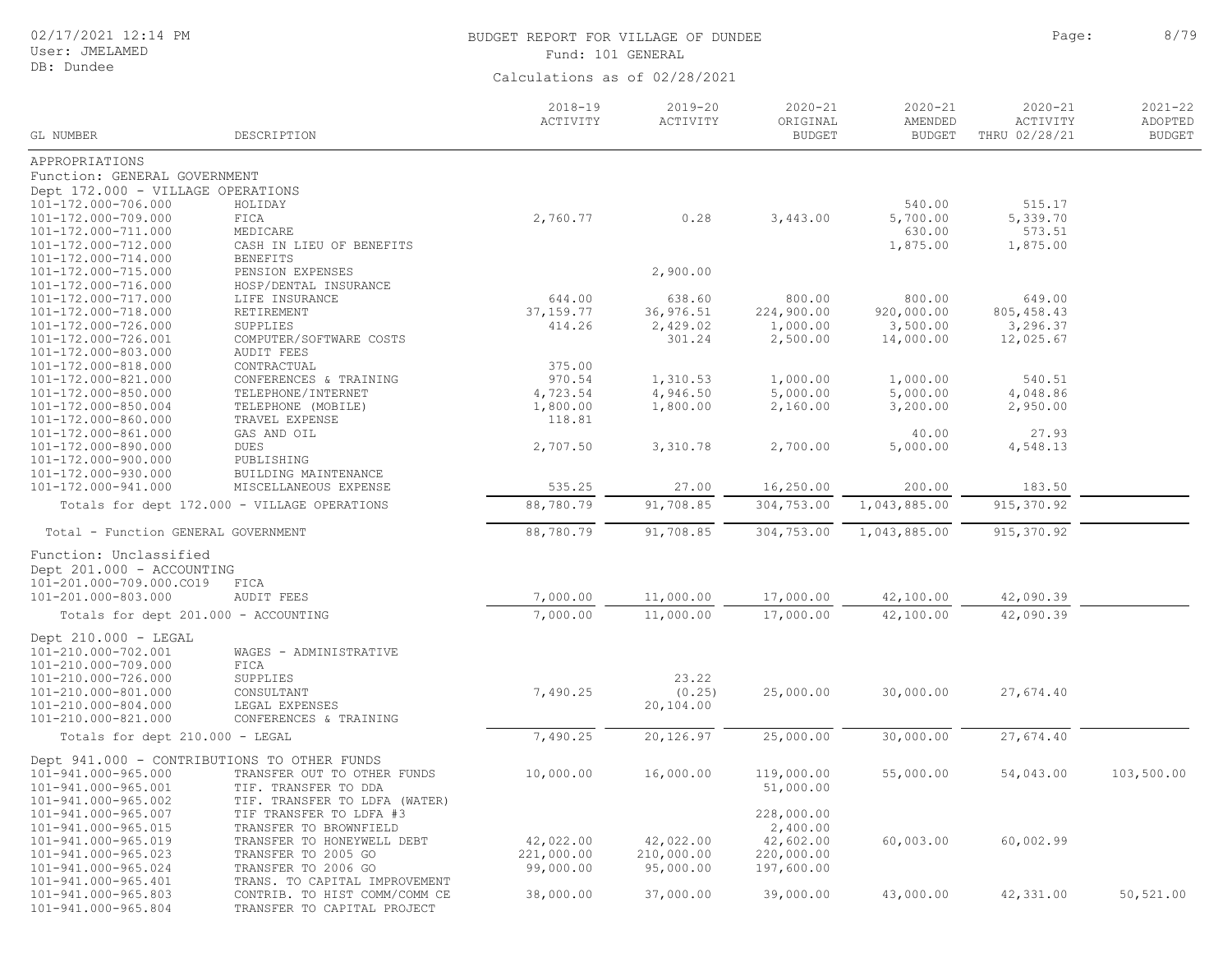# BUDGET REPORT FOR VILLAGE OF DUNDEE

Fund: 101 GENERAL

Calculations as of 02/28/2021

| GL NUMBER | DESCRIPTION | 2018-19 ACTIVITY | 2019-20 ACTIVITY | 2020-21 ORIGINAL BUDGET | 2020-21 AMENDED BUDGET | 2020-21 ACTIVITY THRU 02/28/21 | 2021-22 ADOPTED BUDGET |
|---|---|---|---|---|---|---|---|
| APPROPRIATIONS | | | | | | | |
| Function: GENERAL GOVERNMENT | | | | | | | |
| Dept 172.000 - VILLAGE OPERATIONS | | | | | | | |
| 101-172.000-706.000 | HOLIDAY | | | | 540.00 | 515.17 | |
| 101-172.000-709.000 | FICA | 2,760.77 | 0.28 | 3,443.00 | 5,700.00 | 5,339.70 | |
| 101-172.000-711.000 | MEDICARE | | | | 630.00 | 573.51 | |
| 101-172.000-712.000 | CASH IN LIEU OF BENEFITS | | | | 1,875.00 | 1,875.00 | |
| 101-172.000-714.000 | BENEFITS | | | | | | |
| 101-172.000-715.000 | PENSION EXPENSES | | 2,900.00 | | | | |
| 101-172.000-716.000 | HOSP/DENTAL INSURANCE | | | | | | |
| 101-172.000-717.000 | LIFE INSURANCE | 644.00 | 638.60 | 800.00 | 800.00 | 649.00 | |
| 101-172.000-718.000 | RETIREMENT | 37,159.77 | 36,976.51 | 224,900.00 | 920,000.00 | 805,458.43 | |
| 101-172.000-726.000 | SUPPLIES | 414.26 | 2,429.02 | 1,000.00 | 3,500.00 | 3,296.37 | |
| 101-172.000-726.001 | COMPUTER/SOFTWARE COSTS | | 301.24 | 2,500.00 | 14,000.00 | 12,025.67 | |
| 101-172.000-803.000 | AUDIT FEES | | | | | | |
| 101-172.000-818.000 | CONTRACTUAL | 375.00 | | | | | |
| 101-172.000-821.000 | CONFERENCES & TRAINING | 970.54 | 1,310.53 | 1,000.00 | 1,000.00 | 540.51 | |
| 101-172.000-850.000 | TELEPHONE/INTERNET | 4,723.54 | 4,946.50 | 5,000.00 | 5,000.00 | 4,048.86 | |
| 101-172.000-850.004 | TELEPHONE (MOBILE) | 1,800.00 | 1,800.00 | 2,160.00 | 3,200.00 | 2,950.00 | |
| 101-172.000-860.000 | TRAVEL EXPENSE | 118.81 | | | | | |
| 101-172.000-861.000 | GAS AND OIL | | | | 40.00 | 27.93 | |
| 101-172.000-890.000 | DUES | 2,707.50 | 3,310.78 | 2,700.00 | 5,000.00 | 4,548.13 | |
| 101-172.000-900.000 | PUBLISHING | | | | | | |
| 101-172.000-930.000 | BUILDING MAINTENANCE | | | | | | |
| 101-172.000-941.000 | MISCELLANEOUS EXPENSE | 535.25 | 27.00 | 16,250.00 | 200.00 | 183.50 | |
| Totals for dept 172.000 - VILLAGE OPERATIONS | | 88,780.79 | 91,708.85 | 304,753.00 | 1,043,885.00 | 915,370.92 | |
| Total - Function GENERAL GOVERNMENT | | 88,780.79 | 91,708.85 | 304,753.00 | 1,043,885.00 | 915,370.92 | |
| Function: Unclassified | | | | | | | |
| Dept 201.000 - ACCOUNTING | | | | | | | |
| 101-201.000-709.000.CO19 | FICA | | | | | | |
| 101-201.000-803.000 | AUDIT FEES | 7,000.00 | 11,000.00 | 17,000.00 | 42,100.00 | 42,090.39 | |
| Totals for dept 201.000 - ACCOUNTING | | 7,000.00 | 11,000.00 | 17,000.00 | 42,100.00 | 42,090.39 | |
| Dept 210.000 - LEGAL | | | | | | | |
| 101-210.000-702.001 | WAGES - ADMINISTRATIVE | | | | | | |
| 101-210.000-709.000 | FICA | | | | | | |
| 101-210.000-726.000 | SUPPLIES | | 23.22 | | | | |
| 101-210.000-801.000 | CONSULTANT | 7,490.25 | (0.25) | 25,000.00 | 30,000.00 | 27,674.40 | |
| 101-210.000-804.000 | LEGAL EXPENSES | | 20,104.00 | | | | |
| 101-210.000-821.000 | CONFERENCES & TRAINING | | | | | | |
| Totals for dept 210.000 - LEGAL | | 7,490.25 | 20,126.97 | 25,000.00 | 30,000.00 | 27,674.40 | |
| Dept 941.000 - CONTRIBUTIONS TO OTHER FUNDS | | | | | | | |
| 101-941.000-965.000 | TRANSFER OUT TO OTHER FUNDS | 10,000.00 | 16,000.00 | 119,000.00 | 55,000.00 | 54,043.00 | 103,500.00 |
| 101-941.000-965.001 | TIF. TRANSFER TO DDA | | | 51,000.00 | | | |
| 101-941.000-965.002 | TIF. TRANSFER TO LDFA (WATER) | | | | | | |
| 101-941.000-965.007 | TIF TRANSFER TO LDFA #3 | | | 228,000.00 | | | |
| 101-941.000-965.015 | TRANSFER TO BROWNFIELD | | | 2,400.00 | | | |
| 101-941.000-965.019 | TRANSFER TO HONEYWELL DEBT | 42,022.00 | 42,022.00 | 42,602.00 | 60,003.00 | 60,002.99 | |
| 101-941.000-965.023 | TRANSFER TO 2005 GO | 221,000.00 | 210,000.00 | 220,000.00 | | | |
| 101-941.000-965.024 | TRANSFER TO 2006 GO | 99,000.00 | 95,000.00 | 197,600.00 | | | |
| 101-941.000-965.401 | TRANS. TO CAPITAL IMPROVEMENT | | | | | | |
| 101-941.000-965.803 | CONTRIB. TO HIST COMM/COMM CE | 38,000.00 | 37,000.00 | 39,000.00 | 43,000.00 | 42,331.00 | 50,521.00 |
| 101-941.000-965.804 | TRANSFER TO CAPITAL PROJECT | | | | | | |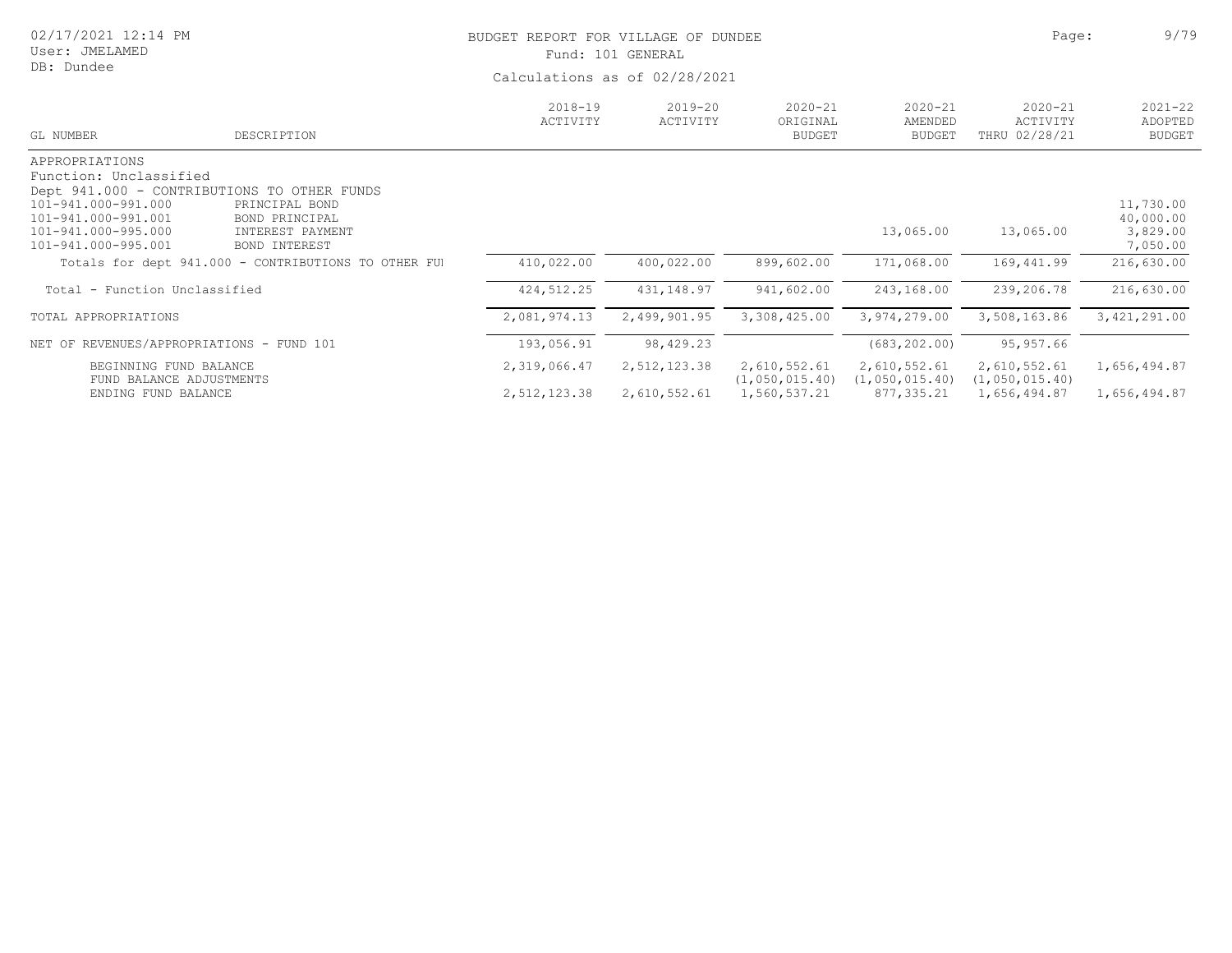# BUDGET REPORT FOR VILLAGE OF DUNDEE

Fund: 101 GENERAL

Calculations as of 02/28/2021

| GL NUMBER | DESCRIPTION | 2018-19 ACTIVITY | 2019-20 ACTIVITY | 2020-21 ORIGINAL BUDGET | 2020-21 AMENDED BUDGET | 2020-21 ACTIVITY THRU 02/28/21 | 2021-22 ADOPTED BUDGET |
|---|---|---|---|---|---|---|---|
| APPROPRIATIONS | | | | | | | |
| Function: Unclassified | | | | | | | |
| Dept 941.000 - CONTRIBUTIONS TO OTHER FUNDS | | | | | | | |
| 101-941.000-991.000 | PRINCIPAL BOND | | | | | | 11,730.00 |
| 101-941.000-991.001 | BOND PRINCIPAL | | | | | | 40,000.00 |
| 101-941.000-995.000 | INTEREST PAYMENT | | | | 13,065.00 | 13,065.00 | 3,829.00 |
| 101-941.000-995.001 | BOND INTEREST | | | | | | 7,050.00 |
| Totals for dept 941.000 - CONTRIBUTIONS TO OTHER FUI | | 410,022.00 | 400,022.00 | 899,602.00 | 171,068.00 | 169,441.99 | 216,630.00 |
| Total - Function Unclassified | | 424,512.25 | 431,148.97 | 941,602.00 | 243,168.00 | 239,206.78 | 216,630.00 |
| TOTAL APPROPRIATIONS | | 2,081,974.13 | 2,499,901.95 | 3,308,425.00 | 3,974,279.00 | 3,508,163.86 | 3,421,291.00 |
| NET OF REVENUES/APPROPRIATIONS - FUND 101 | | 193,056.91 | 98,429.23 | | (683,202.00) | 95,957.66 | |
| BEGINNING FUND BALANCE | | 2,319,066.47 | 2,512,123.38 | 2,610,552.61 | 2,610,552.61 | 2,610,552.61 | 1,656,494.87 |
| FUND BALANCE ADJUSTMENTS | | | | (1,050,015.40) | (1,050,015.40) | (1,050,015.40) | |
| ENDING FUND BALANCE | | 2,512,123.38 | 2,610,552.61 | 1,560,537.21 | 877,335.21 | 1,656,494.87 | 1,656,494.87 |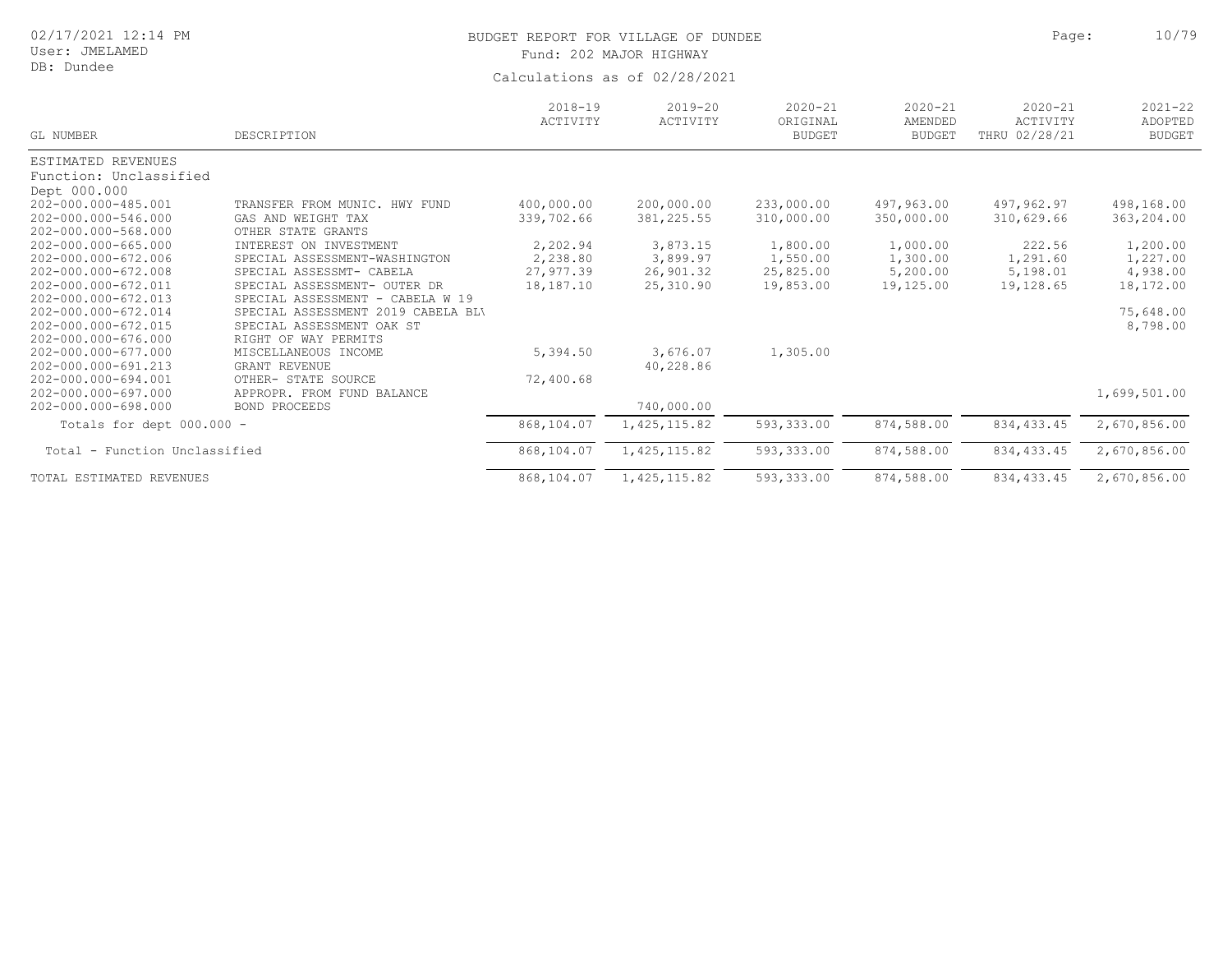BUDGET REPORT FOR VILLAGE OF DUNDEE

Fund: 202 MAJOR HIGHWAY

Calculations as of 02/28/2021

| GL NUMBER | DESCRIPTION | 2018-19 ACTIVITY | 2019-20 ACTIVITY | 2020-21 ORIGINAL BUDGET | 2020-21 AMENDED BUDGET | 2020-21 ACTIVITY THRU 02/28/21 | 2021-22 ADOPTED BUDGET |
|---|---|---|---|---|---|---|---|
| ESTIMATED REVENUES | | | | | | | |
| Function: Unclassified | | | | | | | |
| Dept 000.000 | | | | | | | |
| 202-000.000-485.001 | TRANSFER FROM MUNIC. HWY FUND | 400,000.00 | 200,000.00 | 233,000.00 | 497,963.00 | 497,962.97 | 498,168.00 |
| 202-000.000-546.000 | GAS AND WEIGHT TAX | 339,702.66 | 381,225.55 | 310,000.00 | 350,000.00 | 310,629.66 | 363,204.00 |
| 202-000.000-568.000 | OTHER STATE GRANTS | | | | | | |
| 202-000.000-665.000 | INTEREST ON INVESTMENT | 2,202.94 | 3,873.15 | 1,800.00 | 1,000.00 | 222.56 | 1,200.00 |
| 202-000.000-672.006 | SPECIAL ASSESSMENT-WASHINGTON | 2,238.80 | 3,899.97 | 1,550.00 | 1,300.00 | 1,291.60 | 1,227.00 |
| 202-000.000-672.008 | SPECIAL ASSESSMT- CABELA | 27,977.39 | 26,901.32 | 25,825.00 | 5,200.00 | 5,198.01 | 4,938.00 |
| 202-000.000-672.011 | SPECIAL ASSESSMENT- OUTER DR | 18,187.10 | 25,310.90 | 19,853.00 | 19,125.00 | 19,128.65 | 18,172.00 |
| 202-000.000-672.013 | SPECIAL ASSESSMENT - CABELA W 19 | | | | | | |
| 202-000.000-672.014 | SPECIAL ASSESSMENT 2019 CABELA BL\ | | | | | | 75,648.00 |
| 202-000.000-672.015 | SPECIAL ASSESSMENT OAK ST | | | | | | 8,798.00 |
| 202-000.000-676.000 | RIGHT OF WAY PERMITS | | | | | | |
| 202-000.000-677.000 | MISCELLANEOUS INCOME | 5,394.50 | 3,676.07 | 1,305.00 | | | |
| 202-000.000-691.213 | GRANT REVENUE | | 40,228.86 | | | | |
| 202-000.000-694.001 | OTHER- STATE SOURCE | 72,400.68 | | | | | |
| 202-000.000-697.000 | APPROPR. FROM FUND BALANCE | | | | | | 1,699,501.00 |
| 202-000.000-698.000 | BOND PROCEEDS | | 740,000.00 | | | | |
| Totals for dept 000.000 - | | 868,104.07 | 1,425,115.82 | 593,333.00 | 874,588.00 | 834,433.45 | 2,670,856.00 |
| Total - Function Unclassified | | 868,104.07 | 1,425,115.82 | 593,333.00 | 874,588.00 | 834,433.45 | 2,670,856.00 |
| TOTAL ESTIMATED REVENUES | | 868,104.07 | 1,425,115.82 | 593,333.00 | 874,588.00 | 834,433.45 | 2,670,856.00 |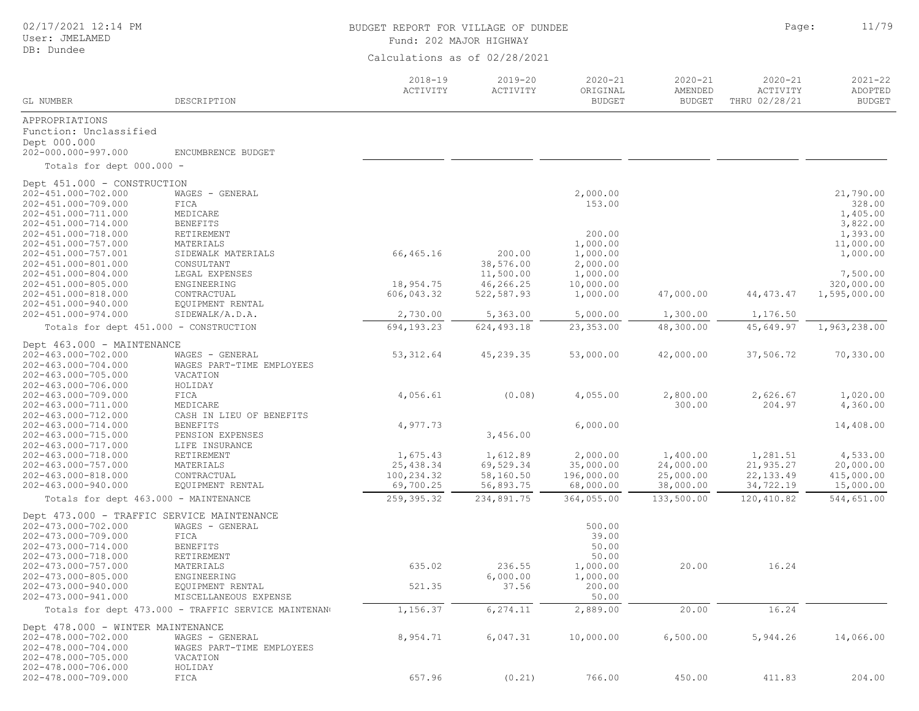# BUDGET REPORT FOR VILLAGE OF DUNDEE

Fund: 202 MAJOR HIGHWAY

Calculations as of 02/28/2021

| GL NUMBER | DESCRIPTION | 2018-19 ACTIVITY | 2019-20 ACTIVITY | 2020-21 ORIGINAL BUDGET | 2020-21 AMENDED BUDGET | 2020-21 ACTIVITY THRU 02/28/21 | 2021-22 ADOPTED BUDGET |
|---|---|---|---|---|---|---|---|
| APPROPRIATIONS | | | | | | | |
| Function: Unclassified | | | | | | | |
| Dept 000.000 | | | | | | | |
| 202-000.000-997.000 | ENCUMBRENCE BUDGET | | | | | | |
| Totals for dept 000.000 - | | | | | | | |
| Dept 451.000 - CONSTRUCTION | | | | | | | |
| 202-451.000-702.000 | WAGES - GENERAL | | | 2,000.00 | | | 21,790.00 |
| 202-451.000-709.000 | FICA | | | 153.00 | | | 328.00 |
| 202-451.000-711.000 | MEDICARE | | | | | | 1,405.00 |
| 202-451.000-714.000 | BENEFITS | | | | | | 3,822.00 |
| 202-451.000-718.000 | RETIREMENT | | | 200.00 | | | 1,393.00 |
| 202-451.000-757.000 | MATERIALS | | | 1,000.00 | | | 11,000.00 |
| 202-451.000-757.001 | SIDEWALK MATERIALS | 66,465.16 | 200.00 | 1,000.00 | | | 1,000.00 |
| 202-451.000-801.000 | CONSULTANT | | 38,576.00 | 2,000.00 | | | |
| 202-451.000-804.000 | LEGAL EXPENSES | | 11,500.00 | 1,000.00 | | | 7,500.00 |
| 202-451.000-805.000 | ENGINEERING | 18,954.75 | 46,266.25 | 10,000.00 | | | 320,000.00 |
| 202-451.000-818.000 | CONTRACTUAL | 606,043.32 | 522,587.93 | 1,000.00 | 47,000.00 | 44,473.47 | 1,595,000.00 |
| 202-451.000-940.000 | EQUIPMENT RENTAL | | | | | | |
| 202-451.000-974.000 | SIDEWALK/A.D.A. | 2,730.00 | 5,363.00 | 5,000.00 | 1,300.00 | 1,176.50 | |
| Totals for dept 451.000 - CONSTRUCTION | | 694,193.23 | 624,493.18 | 23,353.00 | 48,300.00 | 45,649.97 | 1,963,238.00 |
| Dept 463.000 - MAINTENANCE | | | | | | | |
| 202-463.000-702.000 | WAGES - GENERAL | 53,312.64 | 45,239.35 | 53,000.00 | 42,000.00 | 37,506.72 | 70,330.00 |
| 202-463.000-704.000 | WAGES PART-TIME EMPLOYEES | | | | | | |
| 202-463.000-705.000 | VACATION | | | | | | |
| 202-463.000-706.000 | HOLIDAY | | | | | | |
| 202-463.000-709.000 | FICA | 4,056.61 | (0.08) | 4,055.00 | 2,800.00 | 2,626.67 | 1,020.00 |
| 202-463.000-711.000 | MEDICARE | | | | 300.00 | 204.97 | 4,360.00 |
| 202-463.000-712.000 | CASH IN LIEU OF BENEFITS | | | | | | |
| 202-463.000-714.000 | BENEFITS | 4,977.73 | | 6,000.00 | | | 14,408.00 |
| 202-463.000-715.000 | PENSION EXPENSES | | 3,456.00 | | | | |
| 202-463.000-717.000 | LIFE INSURANCE | | | | | | |
| 202-463.000-718.000 | RETIREMENT | 1,675.43 | 1,612.89 | 2,000.00 | 1,400.00 | 1,281.51 | 4,533.00 |
| 202-463.000-757.000 | MATERIALS | 25,438.34 | 69,529.34 | 35,000.00 | 24,000.00 | 21,935.27 | 20,000.00 |
| 202-463.000-818.000 | CONTRACTUAL | 100,234.32 | 58,160.50 | 196,000.00 | 25,000.00 | 22,133.49 | 415,000.00 |
| 202-463.000-940.000 | EQUIPMENT RENTAL | 69,700.25 | 56,893.75 | 68,000.00 | 38,000.00 | 34,722.19 | 15,000.00 |
| Totals for dept 463.000 - MAINTENANCE | | 259,395.32 | 234,891.75 | 364,055.00 | 133,500.00 | 120,410.82 | 544,651.00 |
| Dept 473.000 - TRAFFIC SERVICE MAINTENANCE | | | | | | | |
| 202-473.000-702.000 | WAGES - GENERAL | | | 500.00 | | | |
| 202-473.000-709.000 | FICA | | | 39.00 | | | |
| 202-473.000-714.000 | BENEFITS | | | 50.00 | | | |
| 202-473.000-718.000 | RETIREMENT | | | 50.00 | | | |
| 202-473.000-757.000 | MATERIALS | 635.02 | 236.55 | 1,000.00 | 20.00 | 16.24 | |
| 202-473.000-805.000 | ENGINEERING | | 6,000.00 | 1,000.00 | | | |
| 202-473.000-940.000 | EQUIPMENT RENTAL | 521.35 | 37.56 | 200.00 | | | |
| 202-473.000-941.000 | MISCELLANEOUS EXPENSE | | | 50.00 | | | |
| Totals for dept 473.000 - TRAFFIC SERVICE MAINTENAN | | 1,156.37 | 6,274.11 | 2,889.00 | 20.00 | 16.24 | |
| Dept 478.000 - WINTER MAINTENANCE | | | | | | | |
| 202-478.000-702.000 | WAGES - GENERAL | 8,954.71 | 6,047.31 | 10,000.00 | 6,500.00 | 5,944.26 | 14,066.00 |
| 202-478.000-704.000 | WAGES PART-TIME EMPLOYEES | | | | | | |
| 202-478.000-705.000 | VACATION | | | | | | |
| 202-478.000-706.000 | HOLIDAY | | | | | | |
| 202-478.000-709.000 | FICA | 657.96 | (0.21) | 766.00 | 450.00 | 411.83 | 204.00 |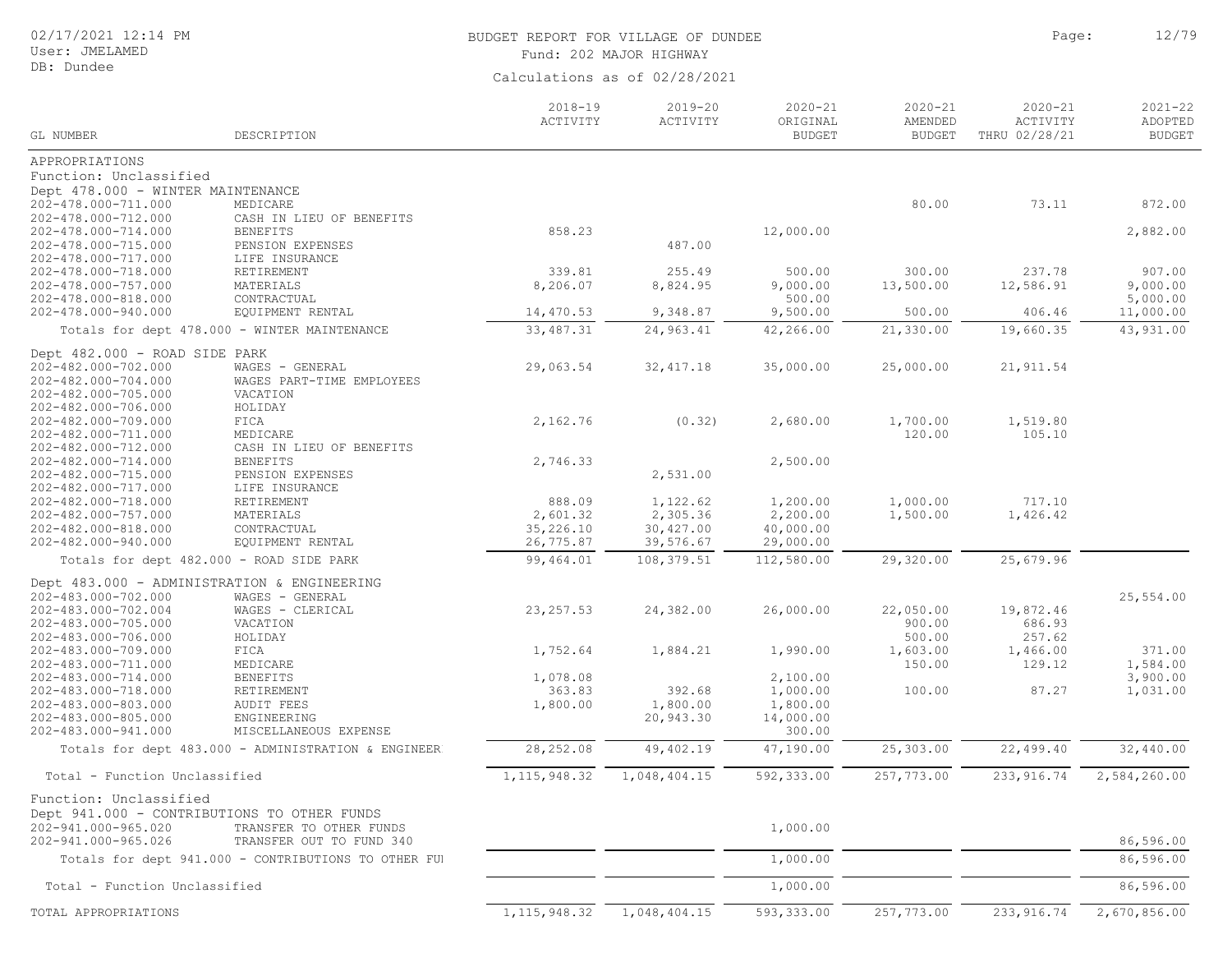BUDGET REPORT FOR VILLAGE OF DUNDEE

Fund: 202 MAJOR HIGHWAY

Calculations as of 02/28/2021

| GL NUMBER | DESCRIPTION | 2018-19 ACTIVITY | 2019-20 ACTIVITY | 2020-21 ORIGINAL BUDGET | 2020-21 AMENDED BUDGET | 2020-21 ACTIVITY THRU 02/28/21 | 2021-22 ADOPTED BUDGET |
|---|---|---|---|---|---|---|---|
| APPROPRIATIONS | | | | | | | |
| Function: Unclassified | | | | | | | |
| Dept 478.000 - WINTER MAINTENANCE | | | | | | | |
| 202-478.000-711.000 | MEDICARE | | | | 80.00 | 73.11 | 872.00 |
| 202-478.000-712.000 | CASH IN LIEU OF BENEFITS | | | | | | |
| 202-478.000-714.000 | BENEFITS | 858.23 | | 12,000.00 | | | 2,882.00 |
| 202-478.000-715.000 | PENSION EXPENSES | | 487.00 | | | | |
| 202-478.000-717.000 | LIFE INSURANCE | | | | | | |
| 202-478.000-718.000 | RETIREMENT | 339.81 | 255.49 | 500.00 | 300.00 | 237.78 | 907.00 |
| 202-478.000-757.000 | MATERIALS | 8,206.07 | 8,824.95 | 9,000.00 | 13,500.00 | 12,586.91 | 9,000.00 |
| 202-478.000-818.000 | CONTRACTUAL | | | 500.00 | | | 5,000.00 |
| 202-478.000-940.000 | EQUIPMENT RENTAL | 14,470.53 | 9,348.87 | 9,500.00 | 500.00 | 406.46 | 11,000.00 |
| Totals for dept 478.000 - WINTER MAINTENANCE | | 33,487.31 | 24,963.41 | 42,266.00 | 21,330.00 | 19,660.35 | 43,931.00 |
| Dept 482.000 - ROAD SIDE PARK | | | | | | | |
| 202-482.000-702.000 | WAGES - GENERAL | 29,063.54 | 32,417.18 | 35,000.00 | 25,000.00 | 21,911.54 | |
| 202-482.000-704.000 | WAGES PART-TIME EMPLOYEES | | | | | | |
| 202-482.000-705.000 | VACATION | | | | | | |
| 202-482.000-706.000 | HOLIDAY | | | | | | |
| 202-482.000-709.000 | FICA | 2,162.76 | (0.32) | 2,680.00 | 1,700.00 | 1,519.80 | |
| 202-482.000-711.000 | MEDICARE | | | | 120.00 | 105.10 | |
| 202-482.000-712.000 | CASH IN LIEU OF BENEFITS | | | | | | |
| 202-482.000-714.000 | BENEFITS | 2,746.33 | | 2,500.00 | | | |
| 202-482.000-715.000 | PENSION EXPENSES | | 2,531.00 | | | | |
| 202-482.000-717.000 | LIFE INSURANCE | | | | | | |
| 202-482.000-718.000 | RETIREMENT | 888.09 | 1,122.62 | 1,200.00 | 1,000.00 | 717.10 | |
| 202-482.000-757.000 | MATERIALS | 2,601.32 | 2,305.36 | 2,200.00 | 1,500.00 | 1,426.42 | |
| 202-482.000-818.000 | CONTRACTUAL | 35,226.10 | 30,427.00 | 40,000.00 | | | |
| 202-482.000-940.000 | EQUIPMENT RENTAL | 26,775.87 | 39,576.67 | 29,000.00 | | | |
| Totals for dept 482.000 - ROAD SIDE PARK | | 99,464.01 | 108,379.51 | 112,580.00 | 29,320.00 | 25,679.96 | |
| Dept 483.000 - ADMINISTRATION & ENGINEERING | | | | | | | |
| 202-483.000-702.000 | WAGES - GENERAL | | | | | | 25,554.00 |
| 202-483.000-702.004 | WAGES - CLERICAL | 23,257.53 | 24,382.00 | 26,000.00 | 22,050.00 | 19,872.46 | |
| 202-483.000-705.000 | VACATION | | | | 900.00 | 686.93 | |
| 202-483.000-706.000 | HOLIDAY | | | | 500.00 | 257.62 | |
| 202-483.000-709.000 | FICA | 1,752.64 | 1,884.21 | 1,990.00 | 1,603.00 | 1,466.00 | 371.00 |
| 202-483.000-711.000 | MEDICARE | | | | 150.00 | 129.12 | 1,584.00 |
| 202-483.000-714.000 | BENEFITS | 1,078.08 | | 2,100.00 | | | 3,900.00 |
| 202-483.000-718.000 | RETIREMENT | 363.83 | 392.68 | 1,000.00 | 100.00 | 87.27 | 1,031.00 |
| 202-483.000-803.000 | AUDIT FEES | 1,800.00 | 1,800.00 | 1,800.00 | | | |
| 202-483.000-805.000 | ENGINEERING | | 20,943.30 | 14,000.00 | | | |
| 202-483.000-941.000 | MISCELLANEOUS EXPENSE | | | 300.00 | | | |
| Totals for dept 483.000 - ADMINISTRATION & ENGINEER | | 28,252.08 | 49,402.19 | 47,190.00 | 25,303.00 | 22,499.40 | 32,440.00 |
| Total - Function Unclassified | | 1,115,948.32 | 1,048,404.15 | 592,333.00 | 257,773.00 | 233,916.74 | 2,584,260.00 |
| Function: Unclassified | | | | | | | |
| Dept 941.000 - CONTRIBUTIONS TO OTHER FUNDS | | | | | | | |
| 202-941.000-965.020 | TRANSFER TO OTHER FUNDS | | | 1,000.00 | | | |
| 202-941.000-965.026 | TRANSFER OUT TO FUND 340 | | | | | | 86,596.00 |
| Totals for dept 941.000 - CONTRIBUTIONS TO OTHER FUI | | | | 1,000.00 | | | 86,596.00 |
| Total - Function Unclassified | | | | 1,000.00 | | | 86,596.00 |
| TOTAL APPROPRIATIONS | | 1,115,948.32 | 1,048,404.15 | 593,333.00 | 257,773.00 | 233,916.74 | 2,670,856.00 |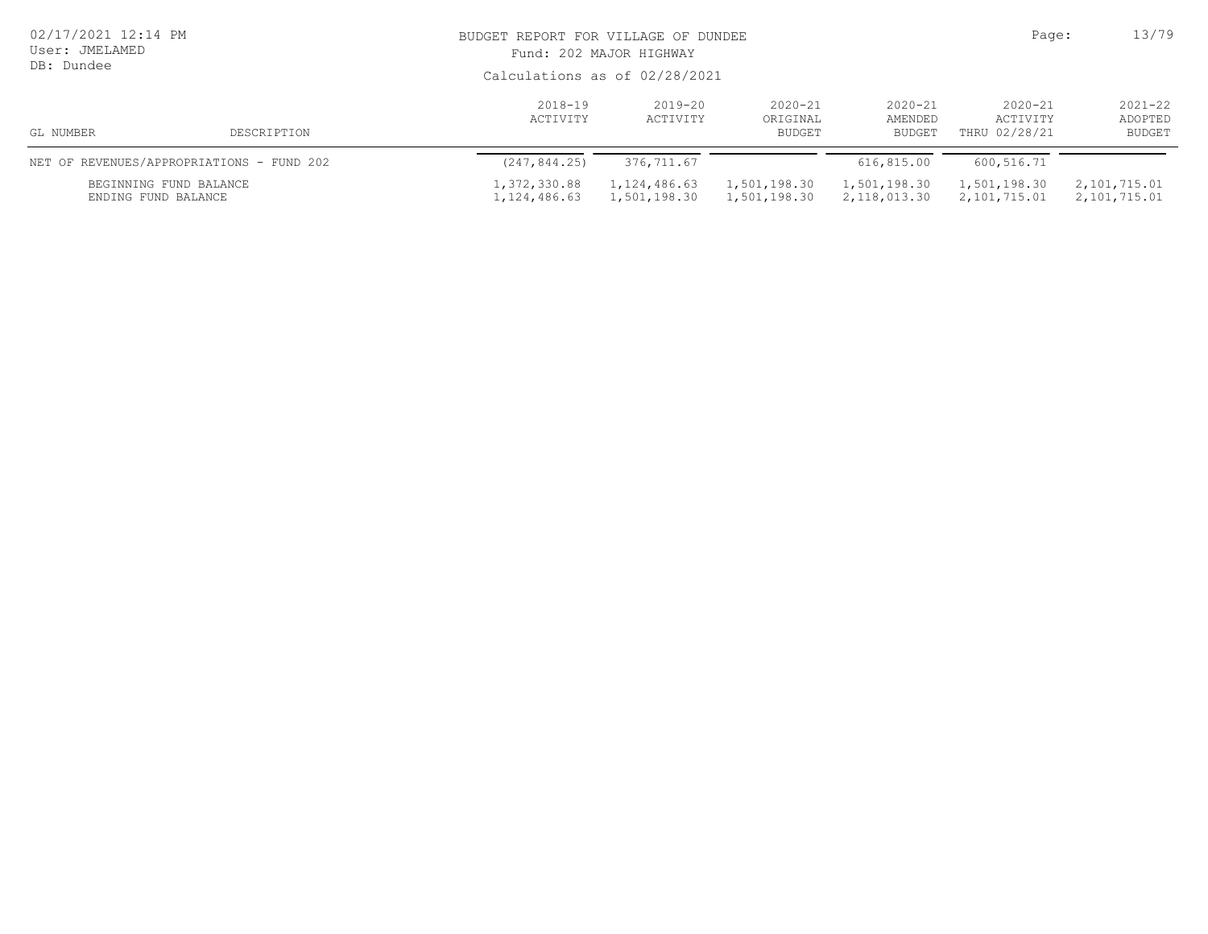BUDGET REPORT FOR VILLAGE OF DUNDEE

Fund: 202 MAJOR HIGHWAY

Calculations as of 02/28/2021

| GL NUMBER | DESCRIPTION | 2018-19 ACTIVITY | 2019-20 ACTIVITY | 2020-21 ORIGINAL BUDGET | 2020-21 AMENDED BUDGET | 2020-21 ACTIVITY THRU 02/28/21 | 2021-22 ADOPTED BUDGET |
|---|---|---|---|---|---|---|---|
| NET OF REVENUES/APPROPRIATIONS - FUND 202 | | (247,844.25) | 376,711.67 | | 616,815.00 | 600,516.71 | |
| BEGINNING FUND BALANCE | | 1,372,330.88 | 1,124,486.63 | 1,501,198.30 | 1,501,198.30 | 1,501,198.30 | 2,101,715.01 |
| ENDING FUND BALANCE | | 1,124,486.63 | 1,501,198.30 | 1,501,198.30 | 2,118,013.30 | 2,101,715.01 | 2,101,715.01 |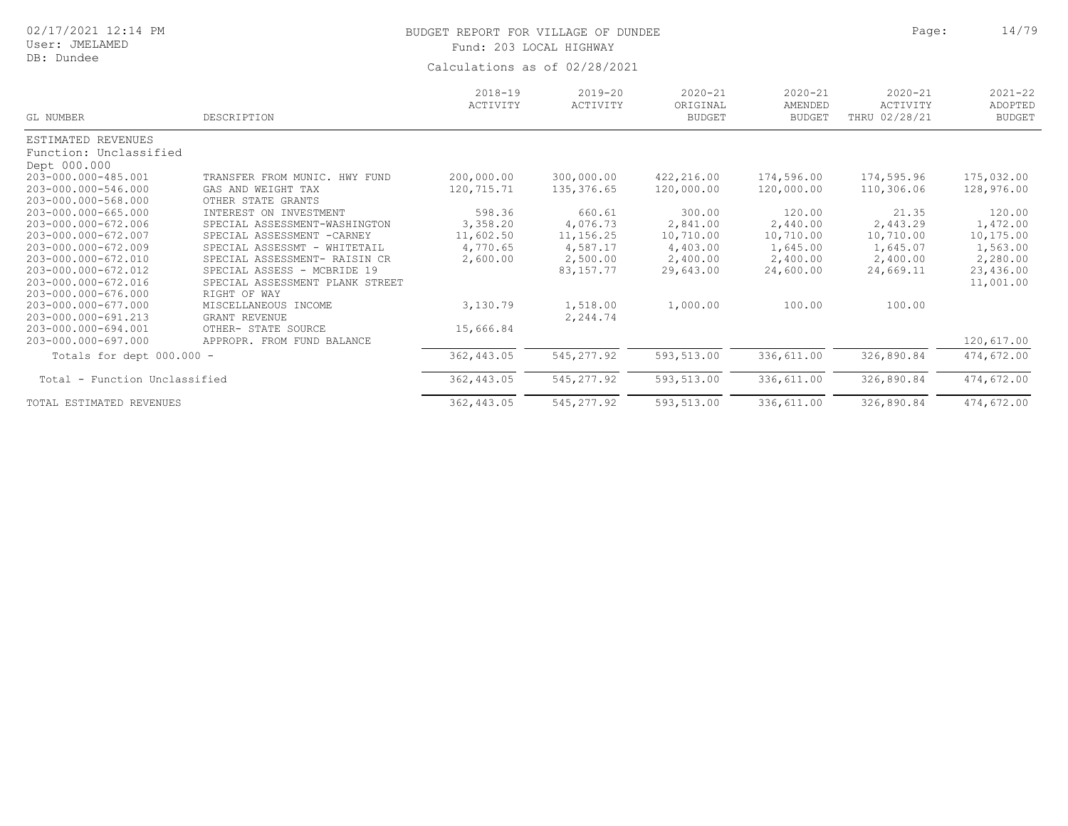BUDGET REPORT FOR VILLAGE OF DUNDEE

Fund: 203 LOCAL HIGHWAY

Calculations as of 02/28/2021

02/17/2021 12:14 PM
User: JMELAMED
DB: Dundee

| GL NUMBER | DESCRIPTION | 2018-19 ACTIVITY | 2019-20 ACTIVITY | 2020-21 ORIGINAL BUDGET | 2020-21 AMENDED BUDGET | 2020-21 ACTIVITY THRU 02/28/21 | 2021-22 ADOPTED BUDGET |
|---|---|---|---|---|---|---|---|
| ESTIMATED REVENUES | | | | | | | |
| Function: Unclassified | | | | | | | |
| Dept 000.000 | | | | | | | |
| 203-000.000-485.001 | TRANSFER FROM MUNIC. HWY FUND | 200,000.00 | 300,000.00 | 422,216.00 | 174,596.00 | 174,595.96 | 175,032.00 |
| 203-000.000-546.000 | GAS AND WEIGHT TAX | 120,715.71 | 135,376.65 | 120,000.00 | 120,000.00 | 110,306.06 | 128,976.00 |
| 203-000.000-568.000 | OTHER STATE GRANTS | | | | | | |
| 203-000.000-665.000 | INTEREST ON INVESTMENT | 598.36 | 660.61 | 300.00 | 120.00 | 21.35 | 120.00 |
| 203-000.000-672.006 | SPECIAL ASSESSMENT-WASHINGTON | 3,358.20 | 4,076.73 | 2,841.00 | 2,440.00 | 2,443.29 | 1,472.00 |
| 203-000.000-672.007 | SPECIAL ASSESSMENT -CARNEY | 11,602.50 | 11,156.25 | 10,710.00 | 10,710.00 | 10,710.00 | 10,175.00 |
| 203-000.000-672.009 | SPECIAL ASSESSMT - WHITETAIL | 4,770.65 | 4,587.17 | 4,403.00 | 1,645.00 | 1,645.07 | 1,563.00 |
| 203-000.000-672.010 | SPECIAL ASSESSMENT- RAISIN CR | 2,600.00 | 2,500.00 | 2,400.00 | 2,400.00 | 2,400.00 | 2,280.00 |
| 203-000.000-672.012 | SPECIAL ASSESS - MCBRIDE 19 | | 83,157.77 | 29,643.00 | 24,600.00 | 24,669.11 | 23,436.00 |
| 203-000.000-672.016 | SPECIAL ASSESSMENT PLANK STREET | | | | | | 11,001.00 |
| 203-000.000-676.000 | RIGHT OF WAY | | | | | | |
| 203-000.000-677.000 | MISCELLANEOUS INCOME | 3,130.79 | 1,518.00 | 1,000.00 | 100.00 | 100.00 | |
| 203-000.000-691.213 | GRANT REVENUE | | 2,244.74 | | | | |
| 203-000.000-694.001 | OTHER- STATE SOURCE | 15,666.84 | | | | | |
| 203-000.000-697.000 | APPROPR. FROM FUND BALANCE | | | | | | 120,617.00 |
| Totals for dept 000.000 - | | 362,443.05 | 545,277.92 | 593,513.00 | 336,611.00 | 326,890.84 | 474,672.00 |
| Total - Function Unclassified | | 362,443.05 | 545,277.92 | 593,513.00 | 336,611.00 | 326,890.84 | 474,672.00 |
| TOTAL ESTIMATED REVENUES | | 362,443.05 | 545,277.92 | 593,513.00 | 336,611.00 | 326,890.84 | 474,672.00 |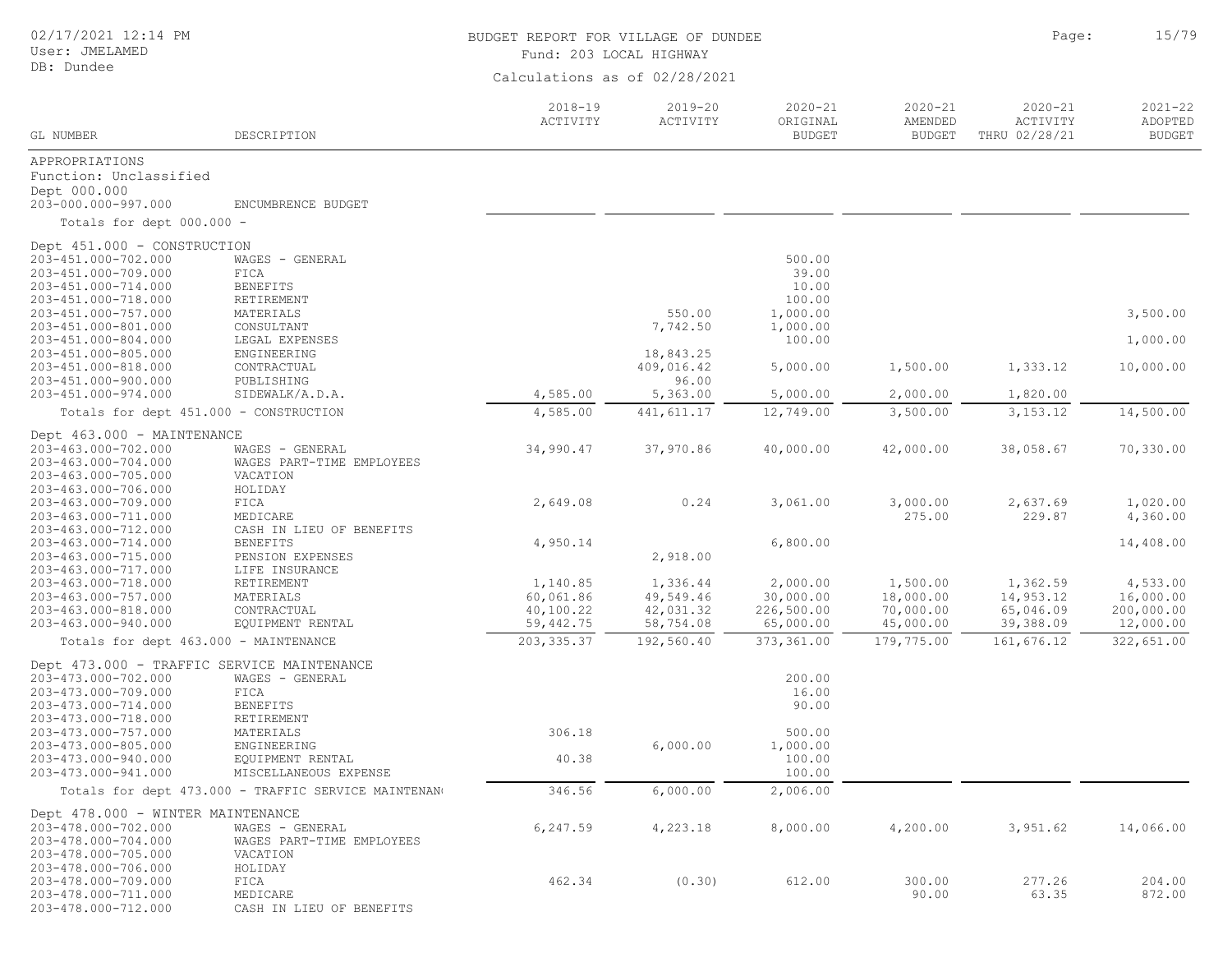BUDGET REPORT FOR VILLAGE OF DUNDEE

Fund: 203 LOCAL HIGHWAY

Calculations as of 02/28/2021

| GL NUMBER | DESCRIPTION | 2018-19 ACTIVITY | 2019-20 ACTIVITY | 2020-21 ORIGINAL BUDGET | 2020-21 AMENDED BUDGET | 2020-21 ACTIVITY THRU 02/28/21 | 2021-22 ADOPTED BUDGET |
|---|---|---|---|---|---|---|---|
| APPROPRIATIONS | | | | | | | |
| Function: Unclassified | | | | | | | |
| Dept 000.000 | | | | | | | |
| 203-000.000-997.000 | ENCUMBRENCE BUDGET | | | | | | |
| Totals for dept 000.000 - | | | | | | | |
| Dept 451.000 - CONSTRUCTION | | | | | | | |
| 203-451.000-702.000 | WAGES - GENERAL | | | 500.00 | | | |
| 203-451.000-709.000 | FICA | | | 39.00 | | | |
| 203-451.000-714.000 | BENEFITS | | | 10.00 | | | |
| 203-451.000-718.000 | RETIREMENT | | | 100.00 | | | |
| 203-451.000-757.000 | MATERIALS | | 550.00 | 1,000.00 | | | 3,500.00 |
| 203-451.000-801.000 | CONSULTANT | | 7,742.50 | 1,000.00 | | | |
| 203-451.000-804.000 | LEGAL EXPENSES | | | 100.00 | | | 1,000.00 |
| 203-451.000-805.000 | ENGINEERING | | 18,843.25 | | | | |
| 203-451.000-818.000 | CONTRACTUAL | | 409,016.42 | 5,000.00 | 1,500.00 | 1,333.12 | 10,000.00 |
| 203-451.000-900.000 | PUBLISHING | | 96.00 | | | | |
| 203-451.000-974.000 | SIDEWALK/A.D.A. | 4,585.00 | 5,363.00 | 5,000.00 | 2,000.00 | 1,820.00 | |
| Totals for dept 451.000 - CONSTRUCTION | | 4,585.00 | 441,611.17 | 12,749.00 | 3,500.00 | 3,153.12 | 14,500.00 |
| Dept 463.000 - MAINTENANCE | | | | | | | |
| 203-463.000-702.000 | WAGES - GENERAL | 34,990.47 | 37,970.86 | 40,000.00 | 42,000.00 | 38,058.67 | 70,330.00 |
| 203-463.000-704.000 | WAGES PART-TIME EMPLOYEES | | | | | | |
| 203-463.000-705.000 | VACATION | | | | | | |
| 203-463.000-706.000 | HOLIDAY | | | | | | |
| 203-463.000-709.000 | FICA | 2,649.08 | 0.24 | 3,061.00 | 3,000.00 | 2,637.69 | 1,020.00 |
| 203-463.000-711.000 | MEDICARE | | | | 275.00 | 229.87 | 4,360.00 |
| 203-463.000-712.000 | CASH IN LIEU OF BENEFITS | | | | | | |
| 203-463.000-714.000 | BENEFITS | 4,950.14 | | 6,800.00 | | | 14,408.00 |
| 203-463.000-715.000 | PENSION EXPENSES | | 2,918.00 | | | | |
| 203-463.000-717.000 | LIFE INSURANCE | | | | | | |
| 203-463.000-718.000 | RETIREMENT | 1,140.85 | 1,336.44 | 2,000.00 | 1,500.00 | 1,362.59 | 4,533.00 |
| 203-463.000-757.000 | MATERIALS | 60,061.86 | 49,549.46 | 30,000.00 | 18,000.00 | 14,953.12 | 16,000.00 |
| 203-463.000-818.000 | CONTRACTUAL | 40,100.22 | 42,031.32 | 226,500.00 | 70,000.00 | 65,046.09 | 200,000.00 |
| 203-463.000-940.000 | EQUIPMENT RENTAL | 59,442.75 | 58,754.08 | 65,000.00 | 45,000.00 | 39,388.09 | 12,000.00 |
| Totals for dept 463.000 - MAINTENANCE | | 203,335.37 | 192,560.40 | 373,361.00 | 179,775.00 | 161,676.12 | 322,651.00 |
| Dept 473.000 - TRAFFIC SERVICE MAINTENANCE | | | | | | | |
| 203-473.000-702.000 | WAGES - GENERAL | | | 200.00 | | | |
| 203-473.000-709.000 | FICA | | | 16.00 | | | |
| 203-473.000-714.000 | BENEFITS | | | 90.00 | | | |
| 203-473.000-718.000 | RETIREMENT | | | | | | |
| 203-473.000-757.000 | MATERIALS | 306.18 | | 500.00 | | | |
| 203-473.000-805.000 | ENGINEERING | | 6,000.00 | 1,000.00 | | | |
| 203-473.000-940.000 | EQUIPMENT RENTAL | 40.38 | | 100.00 | | | |
| 203-473.000-941.000 | MISCELLANEOUS EXPENSE | | | 100.00 | | | |
| Totals for dept 473.000 - TRAFFIC SERVICE MAINTENAN | | 346.56 | 6,000.00 | 2,006.00 | | | |
| Dept 478.000 - WINTER MAINTENANCE | | | | | | | |
| 203-478.000-702.000 | WAGES - GENERAL | 6,247.59 | 4,223.18 | 8,000.00 | 4,200.00 | 3,951.62 | 14,066.00 |
| 203-478.000-704.000 | WAGES PART-TIME EMPLOYEES | | | | | | |
| 203-478.000-705.000 | VACATION | | | | | | |
| 203-478.000-706.000 | HOLIDAY | | | | | | |
| 203-478.000-709.000 | FICA | 462.34 | (0.30) | 612.00 | 300.00 | 277.26 | 204.00 |
| 203-478.000-711.000 | MEDICARE | | | | 90.00 | 63.35 | 872.00 |
| 203-478.000-712.000 | CASH IN LIEU OF BENEFITS | | | | | | |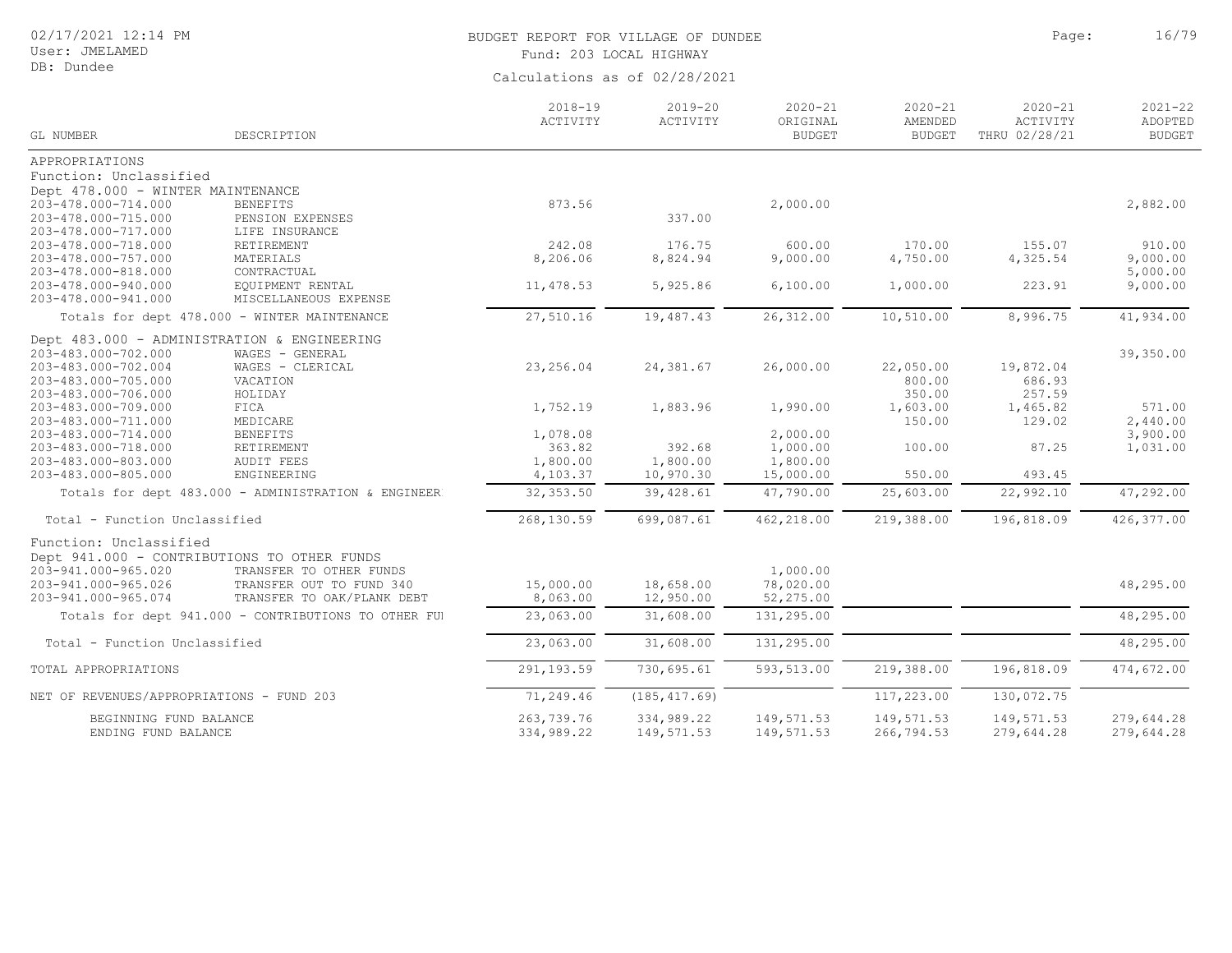BUDGET REPORT FOR VILLAGE OF DUNDEE

Fund: 203 LOCAL HIGHWAY

Calculations as of 02/28/2021

| GL NUMBER | DESCRIPTION | 2018-19 ACTIVITY | 2019-20 ACTIVITY | 2020-21 ORIGINAL BUDGET | 2020-21 AMENDED BUDGET | 2020-21 ACTIVITY THRU 02/28/21 | 2021-22 ADOPTED BUDGET |
|---|---|---|---|---|---|---|---|
| APPROPRIATIONS | | | | | | | |
| Function: Unclassified | | | | | | | |
| Dept 478.000 - WINTER MAINTENANCE | | | | | | | |
| 203-478.000-714.000 | BENEFITS | 873.56 | | 2,000.00 | | | 2,882.00 |
| 203-478.000-715.000 | PENSION EXPENSES | | 337.00 | | | | |
| 203-478.000-717.000 | LIFE INSURANCE | | | | | | |
| 203-478.000-718.000 | RETIREMENT | 242.08 | 176.75 | 600.00 | 170.00 | 155.07 | 910.00 |
| 203-478.000-757.000 | MATERIALS | 8,206.06 | 8,824.94 | 9,000.00 | 4,750.00 | 4,325.54 | 9,000.00 |
| 203-478.000-818.000 | CONTRACTUAL | | | | | | 5,000.00 |
| 203-478.000-940.000 | EQUIPMENT RENTAL | 11,478.53 | 5,925.86 | 6,100.00 | 1,000.00 | 223.91 | 9,000.00 |
| 203-478.000-941.000 | MISCELLANEOUS EXPENSE | | | | | | |
| Totals for dept 478.000 - WINTER MAINTENANCE | | 27,510.16 | 19,487.43 | 26,312.00 | 10,510.00 | 8,996.75 | 41,934.00 |
| Dept 483.000 - ADMINISTRATION & ENGINEERING | | | | | | | |
| 203-483.000-702.000 | WAGES - GENERAL | | | | | | 39,350.00 |
| 203-483.000-702.004 | WAGES - CLERICAL | 23,256.04 | 24,381.67 | 26,000.00 | 22,050.00 | 19,872.04 | |
| 203-483.000-705.000 | VACATION | | | | 800.00 | 686.93 | |
| 203-483.000-706.000 | HOLIDAY | | | | 350.00 | 257.59 | |
| 203-483.000-709.000 | FICA | 1,752.19 | 1,883.96 | 1,990.00 | 1,603.00 | 1,465.82 | 571.00 |
| 203-483.000-711.000 | MEDICARE | | | | 150.00 | 129.02 | 2,440.00 |
| 203-483.000-714.000 | BENEFITS | 1,078.08 | | 2,000.00 | | | 3,900.00 |
| 203-483.000-718.000 | RETIREMENT | 363.82 | 392.68 | 1,000.00 | 100.00 | 87.25 | 1,031.00 |
| 203-483.000-803.000 | AUDIT FEES | 1,800.00 | 1,800.00 | 1,800.00 | | | |
| 203-483.000-805.000 | ENGINEERING | 4,103.37 | 10,970.30 | 15,000.00 | 550.00 | 493.45 | |
| Totals for dept 483.000 - ADMINISTRATION & ENGINEER | | 32,353.50 | 39,428.61 | 47,790.00 | 25,603.00 | 22,992.10 | 47,292.00 |
| Total - Function Unclassified | | 268,130.59 | 699,087.61 | 462,218.00 | 219,388.00 | 196,818.09 | 426,377.00 |
| Function: Unclassified | | | | | | | |
| Dept 941.000 - CONTRIBUTIONS TO OTHER FUNDS | | | | | | | |
| 203-941.000-965.020 | TRANSFER TO OTHER FUNDS | | | 1,000.00 | | | |
| 203-941.000-965.026 | TRANSFER OUT TO FUND 340 | 15,000.00 | 18,658.00 | 78,020.00 | | | 48,295.00 |
| 203-941.000-965.074 | TRANSFER TO OAK/PLANK DEBT | 8,063.00 | 12,950.00 | 52,275.00 | | | |
| Totals for dept 941.000 - CONTRIBUTIONS TO OTHER FUI | | 23,063.00 | 31,608.00 | 131,295.00 | | | 48,295.00 |
| Total - Function Unclassified | | 23,063.00 | 31,608.00 | 131,295.00 | | | 48,295.00 |
| TOTAL APPROPRIATIONS | | 291,193.59 | 730,695.61 | 593,513.00 | 219,388.00 | 196,818.09 | 474,672.00 |
| NET OF REVENUES/APPROPRIATIONS - FUND 203 | | 71,249.46 | (185,417.69) | | 117,223.00 | 130,072.75 | |
| BEGINNING FUND BALANCE | | 263,739.76 | 334,989.22 | 149,571.53 | 149,571.53 | 149,571.53 | 279,644.28 |
| ENDING FUND BALANCE | | 334,989.22 | 149,571.53 | 149,571.53 | 266,794.53 | 279,644.28 | 279,644.28 |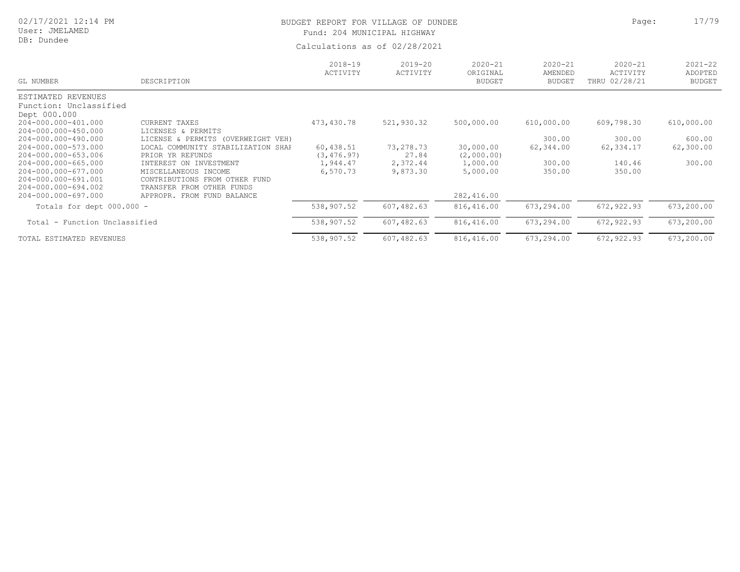# BUDGET REPORT FOR VILLAGE OF DUNDEE

Fund: 204 MUNICIPAL HIGHWAY

Calculations as of 02/28/2021

| GL NUMBER | DESCRIPTION | 2018-19 ACTIVITY | 2019-20 ACTIVITY | 2020-21 ORIGINAL BUDGET | 2020-21 AMENDED BUDGET | 2020-21 ACTIVITY THRU 02/28/21 | 2021-22 ADOPTED BUDGET |
|---|---|---|---|---|---|---|---|
| ESTIMATED REVENUES | | | | | | | |
| Function: Unclassified | | | | | | | |
| Dept 000.000 | | | | | | | |
| 204-000.000-401.000 | CURRENT TAXES | 473,430.78 | 521,930.32 | 500,000.00 | 610,000.00 | 609,798.30 | 610,000.00 |
| 204-000.000-450.000 | LICENSES & PERMITS | | | | | | |
| 204-000.000-490.000 | LICENSE & PERMITS (OVERWEIGHT VEH) | | | | 300.00 | 300.00 | 600.00 |
| 204-000.000-573.000 | LOCAL COMMUNITY STABILIZATION SHAI | 60,438.51 | 73,278.73 | 30,000.00 | 62,344.00 | 62,334.17 | 62,300.00 |
| 204-000.000-653.006 | PRIOR YR REFUNDS | (3,476.97) | 27.84 | (2,000.00) | | | |
| 204-000.000-665.000 | INTEREST ON INVESTMENT | 1,944.47 | 2,372.44 | 1,000.00 | 300.00 | 140.46 | 300.00 |
| 204-000.000-677.000 | MISCELLANEOUS INCOME | 6,570.73 | 9,873.30 | 5,000.00 | 350.00 | 350.00 | |
| 204-000.000-691.001 | CONTRIBUTIONS FROM OTHER FUND | | | | | | |
| 204-000.000-694.002 | TRANSFER FROM OTHER FUNDS | | | | | | |
| 204-000.000-697.000 | APPROPR. FROM FUND BALANCE | | | 282,416.00 | | | |
| Totals for dept 000.000 - | | 538,907.52 | 607,482.63 | 816,416.00 | 673,294.00 | 672,922.93 | 673,200.00 |
| Total - Function Unclassified | | 538,907.52 | 607,482.63 | 816,416.00 | 673,294.00 | 672,922.93 | 673,200.00 |
| TOTAL ESTIMATED REVENUES | | 538,907.52 | 607,482.63 | 816,416.00 | 673,294.00 | 672,922.93 | 673,200.00 |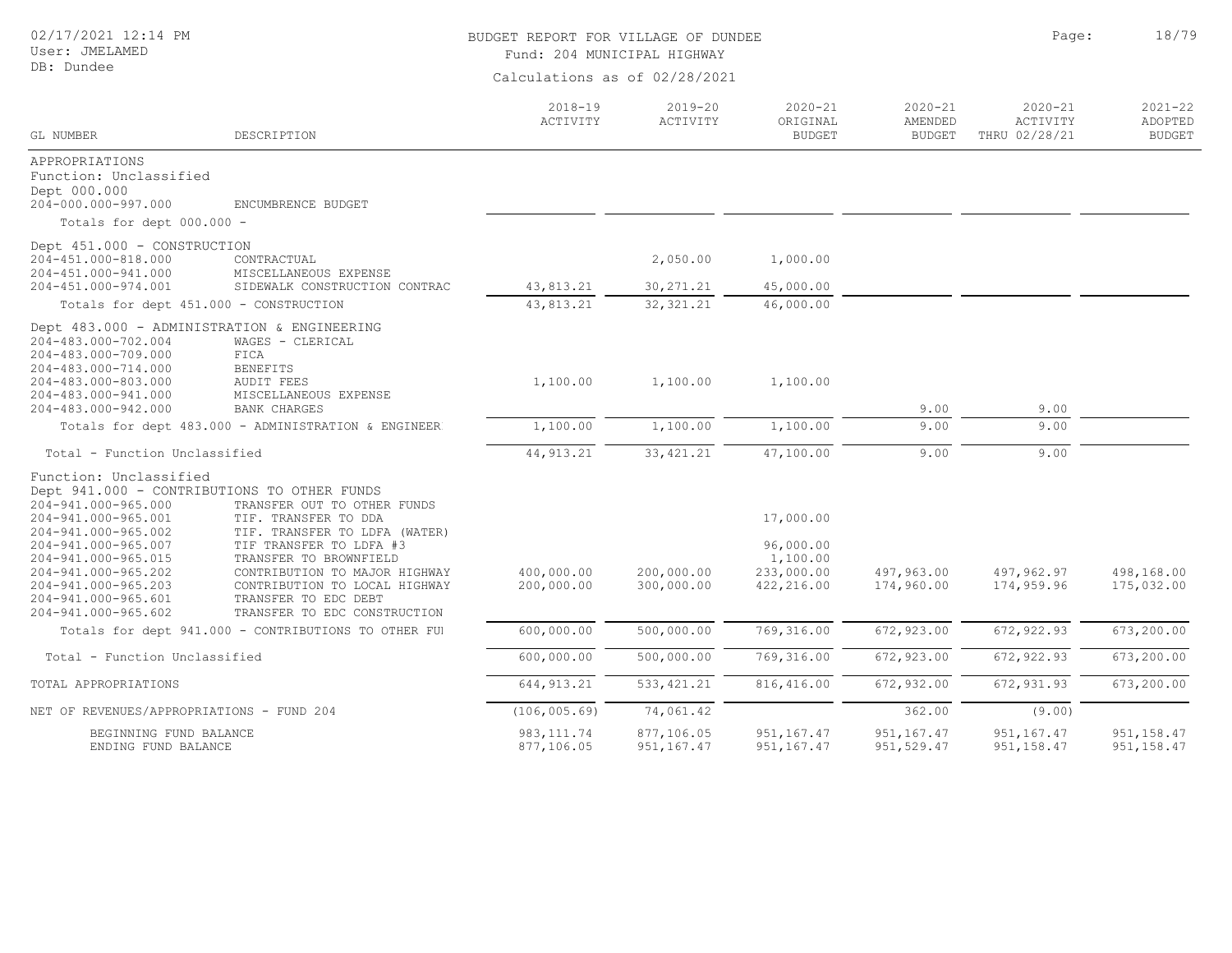BUDGET REPORT FOR VILLAGE OF DUNDEE
Fund: 204 MUNICIPAL HIGHWAY
Calculations as of 02/28/2021

| GL NUMBER | DESCRIPTION | 2018-19 ACTIVITY | 2019-20 ACTIVITY | 2020-21 ORIGINAL BUDGET | 2020-21 AMENDED BUDGET | 2020-21 ACTIVITY THRU 02/28/21 | 2021-22 ADOPTED BUDGET |
|---|---|---|---|---|---|---|---|
| APPROPRIATIONS | | | | | | | |
| Function: Unclassified | | | | | | | |
| Dept 000.000 | | | | | | | |
| 204-000.000-997.000 | ENCUMBRENCE BUDGET | | | | | | |
| Totals for dept 000.000 - | | | | | | | |
| Dept 451.000 - CONSTRUCTION | | | | | | | |
| 204-451.000-818.000 | CONTRACTUAL | | 2,050.00 | 1,000.00 | | | |
| 204-451.000-941.000 | MISCELLANEOUS EXPENSE | | | | | | |
| 204-451.000-974.001 | SIDEWALK CONSTRUCTION CONTRAC | 43,813.21 | 30,271.21 | 45,000.00 | | | |
| Totals for dept 451.000 - CONSTRUCTION | | 43,813.21 | 32,321.21 | 46,000.00 | | | |
| Dept 483.000 - ADMINISTRATION & ENGINEERING | | | | | | | |
| 204-483.000-702.004 | WAGES - CLERICAL | | | | | | |
| 204-483.000-709.000 | FICA | | | | | | |
| 204-483.000-714.000 | BENEFITS | | | | | | |
| 204-483.000-803.000 | AUDIT FEES | 1,100.00 | 1,100.00 | 1,100.00 | | | |
| 204-483.000-941.000 | MISCELLANEOUS EXPENSE | | | | | | |
| 204-483.000-942.000 | BANK CHARGES | | | | 9.00 | 9.00 | |
| Totals for dept 483.000 - ADMINISTRATION & ENGINEER | | 1,100.00 | 1,100.00 | 1,100.00 | 9.00 | 9.00 | |
| Total - Function Unclassified | | 44,913.21 | 33,421.21 | 47,100.00 | 9.00 | 9.00 | |
| Function: Unclassified | | | | | | | |
| Dept 941.000 - CONTRIBUTIONS TO OTHER FUNDS | | | | | | | |
| 204-941.000-965.000 | TRANSFER OUT TO OTHER FUNDS | | | | | | |
| 204-941.000-965.001 | TIF. TRANSFER TO DDA | | | 17,000.00 | | | |
| 204-941.000-965.002 | TIF. TRANSFER TO LDFA (WATER) | | | | | | |
| 204-941.000-965.007 | TIF TRANSFER TO LDFA #3 | | | 96,000.00 | | | |
| 204-941.000-965.015 | TRANSFER TO BROWNFIELD | | | 1,100.00 | | | |
| 204-941.000-965.202 | CONTRIBUTION TO MAJOR HIGHWAY | 400,000.00 | 200,000.00 | 233,000.00 | 497,963.00 | 497,962.97 | 498,168.00 |
| 204-941.000-965.203 | CONTRIBUTION TO LOCAL HIGHWAY | 200,000.00 | 300,000.00 | 422,216.00 | 174,960.00 | 174,959.96 | 175,032.00 |
| 204-941.000-965.601 | TRANSFER TO EDC DEBT | | | | | | |
| 204-941.000-965.602 | TRANSFER TO EDC CONSTRUCTION | | | | | | |
| Totals for dept 941.000 - CONTRIBUTIONS TO OTHER FU | | 600,000.00 | 500,000.00 | 769,316.00 | 672,923.00 | 672,922.93 | 673,200.00 |
| Total - Function Unclassified | | 600,000.00 | 500,000.00 | 769,316.00 | 672,923.00 | 672,922.93 | 673,200.00 |
| TOTAL APPROPRIATIONS | | 644,913.21 | 533,421.21 | 816,416.00 | 672,932.00 | 672,931.93 | 673,200.00 |
| NET OF REVENUES/APPROPRIATIONS - FUND 204 | | (106,005.69) | 74,061.42 | | 362.00 | (9.00) | |
| BEGINNING FUND BALANCE | | 983,111.74 | 877,106.05 | 951,167.47 | 951,167.47 | 951,167.47 | 951,158.47 |
| ENDING FUND BALANCE | | 877,106.05 | 951,167.47 | 951,167.47 | 951,529.47 | 951,158.47 | 951,158.47 |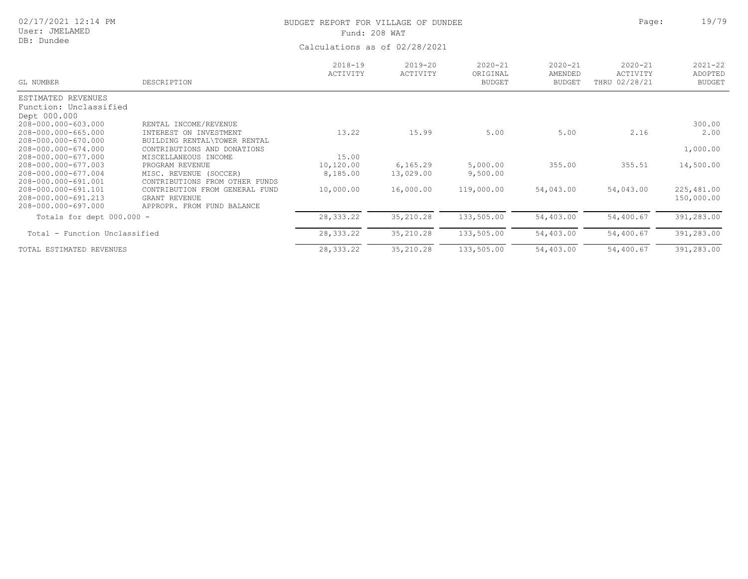# BUDGET REPORT FOR VILLAGE OF DUNDEE

Fund: 208 WAT

Calculations as of 02/28/2021

02/17/2021 12:14 PM
User: JMELAMED
DB: Dundee

| GL NUMBER | DESCRIPTION | 2018-19 ACTIVITY | 2019-20 ACTIVITY | 2020-21 ORIGINAL BUDGET | 2020-21 AMENDED BUDGET | 2020-21 ACTIVITY THRU 02/28/21 | 2021-22 ADOPTED BUDGET |
|---|---|---|---|---|---|---|---|
| ESTIMATED REVENUES | | | | | | | |
| Function: Unclassified | | | | | | | |
| Dept 000.000 | | | | | | | |
| 208-000.000-603.000 | RENTAL INCOME/REVENUE | | | | | | 300.00 |
| 208-000.000-665.000 | INTEREST ON INVESTMENT | 13.22 | 15.99 | 5.00 | 5.00 | 2.16 | 2.00 |
| 208-000.000-670.000 | BUILDING RENTAL\TOWER RENTAL | | | | | | |
| 208-000.000-674.000 | CONTRIBUTIONS AND DONATIONS | | | | | | 1,000.00 |
| 208-000.000-677.000 | MISCELLANEOUS INCOME | 15.00 | | | | | |
| 208-000.000-677.003 | PROGRAM REVENUE | 10,120.00 | 6,165.29 | 5,000.00 | 355.00 | 355.51 | 14,500.00 |
| 208-000.000-677.004 | MISC. REVENUE (SOCCER) | 8,185.00 | 13,029.00 | 9,500.00 | | | |
| 208-000.000-691.001 | CONTRIBUTIONS FROM OTHER FUNDS | | | | | | |
| 208-000.000-691.101 | CONTRIBUTION FROM GENERAL FUND | 10,000.00 | 16,000.00 | 119,000.00 | 54,043.00 | 54,043.00 | 225,481.00 |
| 208-000.000-691.213 | GRANT REVENUE | | | | | | 150,000.00 |
| 208-000.000-697.000 | APPROPR. FROM FUND BALANCE | | | | | | |
| Totals for dept 000.000 - | | 28,333.22 | 35,210.28 | 133,505.00 | 54,403.00 | 54,400.67 | 391,283.00 |
| Total - Function Unclassified | | 28,333.22 | 35,210.28 | 133,505.00 | 54,403.00 | 54,400.67 | 391,283.00 |
| TOTAL ESTIMATED REVENUES | | 28,333.22 | 35,210.28 | 133,505.00 | 54,403.00 | 54,400.67 | 391,283.00 |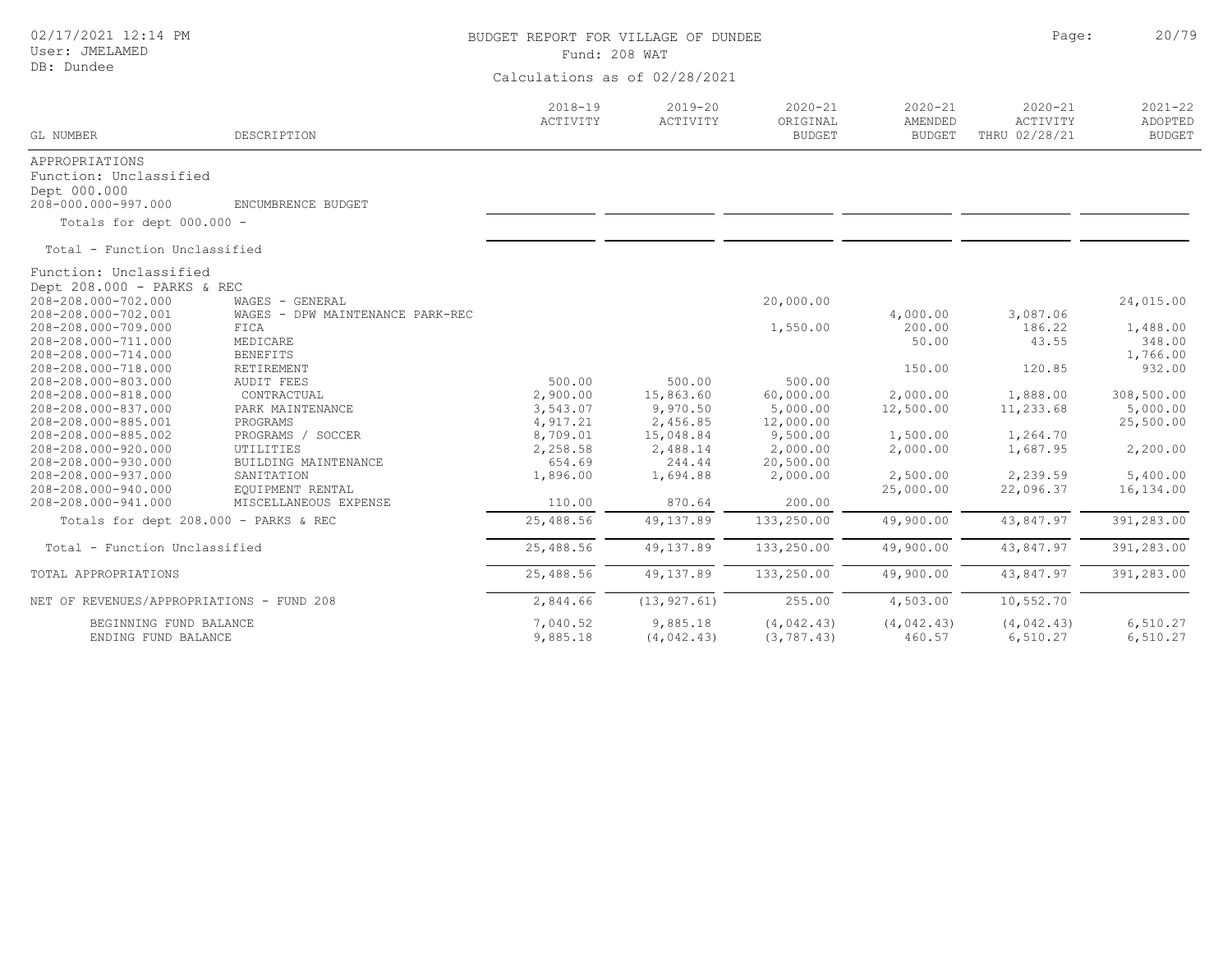BUDGET REPORT FOR VILLAGE OF DUNDEE

Fund: 208 WAT

Calculations as of 02/28/2021

| GL NUMBER | DESCRIPTION | 2018-19 ACTIVITY | 2019-20 ACTIVITY | 2020-21 ORIGINAL BUDGET | 2020-21 AMENDED BUDGET | 2020-21 ACTIVITY THRU 02/28/21 | 2021-22 ADOPTED BUDGET |
|---|---|---|---|---|---|---|---|
| APPROPRIATIONS | | | | | | | |
| Function: Unclassified | | | | | | | |
| Dept 000.000 | | | | | | | |
| 208-000.000-997.000 | ENCUMBRENCE BUDGET | | | | | | |
| Totals for dept 000.000 - | | | | | | | |
| Total - Function Unclassified | | | | | | | |
| Function: Unclassified | | | | | | | |
| Dept 208.000 - PARKS & REC | | | | | | | |
| 208-208.000-702.000 | WAGES - GENERAL | | | 20,000.00 | | | 24,015.00 |
| 208-208.000-702.001 | WAGES - DPW MAINTENANCE PARK-REC | | | | 4,000.00 | 3,087.06 | |
| 208-208.000-709.000 | FICA | | | 1,550.00 | 200.00 | 186.22 | 1,488.00 |
| 208-208.000-711.000 | MEDICARE | | | | 50.00 | 43.55 | 348.00 |
| 208-208.000-714.000 | BENEFITS | | | | | | 1,766.00 |
| 208-208.000-718.000 | RETIREMENT | | | | 150.00 | 120.85 | 932.00 |
| 208-208.000-803.000 | AUDIT FEES | 500.00 | 500.00 | 500.00 | | | |
| 208-208.000-818.000 | CONTRACTUAL | 2,900.00 | 15,863.60 | 60,000.00 | 2,000.00 | 1,888.00 | 308,500.00 |
| 208-208.000-837.000 | PARK MAINTENANCE | 3,543.07 | 9,970.50 | 5,000.00 | 12,500.00 | 11,233.68 | 5,000.00 |
| 208-208.000-885.001 | PROGRAMS | 4,917.21 | 2,456.85 | 12,000.00 | | | 25,500.00 |
| 208-208.000-885.002 | PROGRAMS / SOCCER | 8,709.01 | 15,048.84 | 9,500.00 | 1,500.00 | 1,264.70 | |
| 208-208.000-920.000 | UTILITIES | 2,258.58 | 2,488.14 | 2,000.00 | 2,000.00 | 1,687.95 | 2,200.00 |
| 208-208.000-930.000 | BUILDING MAINTENANCE | 654.69 | 244.44 | 20,500.00 | | | |
| 208-208.000-937.000 | SANITATION | 1,896.00 | 1,694.88 | 2,000.00 | 2,500.00 | 2,239.59 | 5,400.00 |
| 208-208.000-940.000 | EQUIPMENT RENTAL | | | | 25,000.00 | 22,096.37 | 16,134.00 |
| 208-208.000-941.000 | MISCELLANEOUS EXPENSE | 110.00 | 870.64 | 200.00 | | | |
| Totals for dept 208.000 - PARKS & REC | | 25,488.56 | 49,137.89 | 133,250.00 | 49,900.00 | 43,847.97 | 391,283.00 |
| Total - Function Unclassified | | 25,488.56 | 49,137.89 | 133,250.00 | 49,900.00 | 43,847.97 | 391,283.00 |
| TOTAL APPROPRIATIONS | | 25,488.56 | 49,137.89 | 133,250.00 | 49,900.00 | 43,847.97 | 391,283.00 |
| NET OF REVENUES/APPROPRIATIONS - FUND 208 | | 2,844.66 | (13,927.61) | 255.00 | 4,503.00 | 10,552.70 | |
| BEGINNING FUND BALANCE | | 7,040.52 | 9,885.18 | (4,042.43) | (4,042.43) | (4,042.43) | 6,510.27 |
| ENDING FUND BALANCE | | 9,885.18 | (4,042.43) | (3,787.43) | 460.57 | 6,510.27 | 6,510.27 |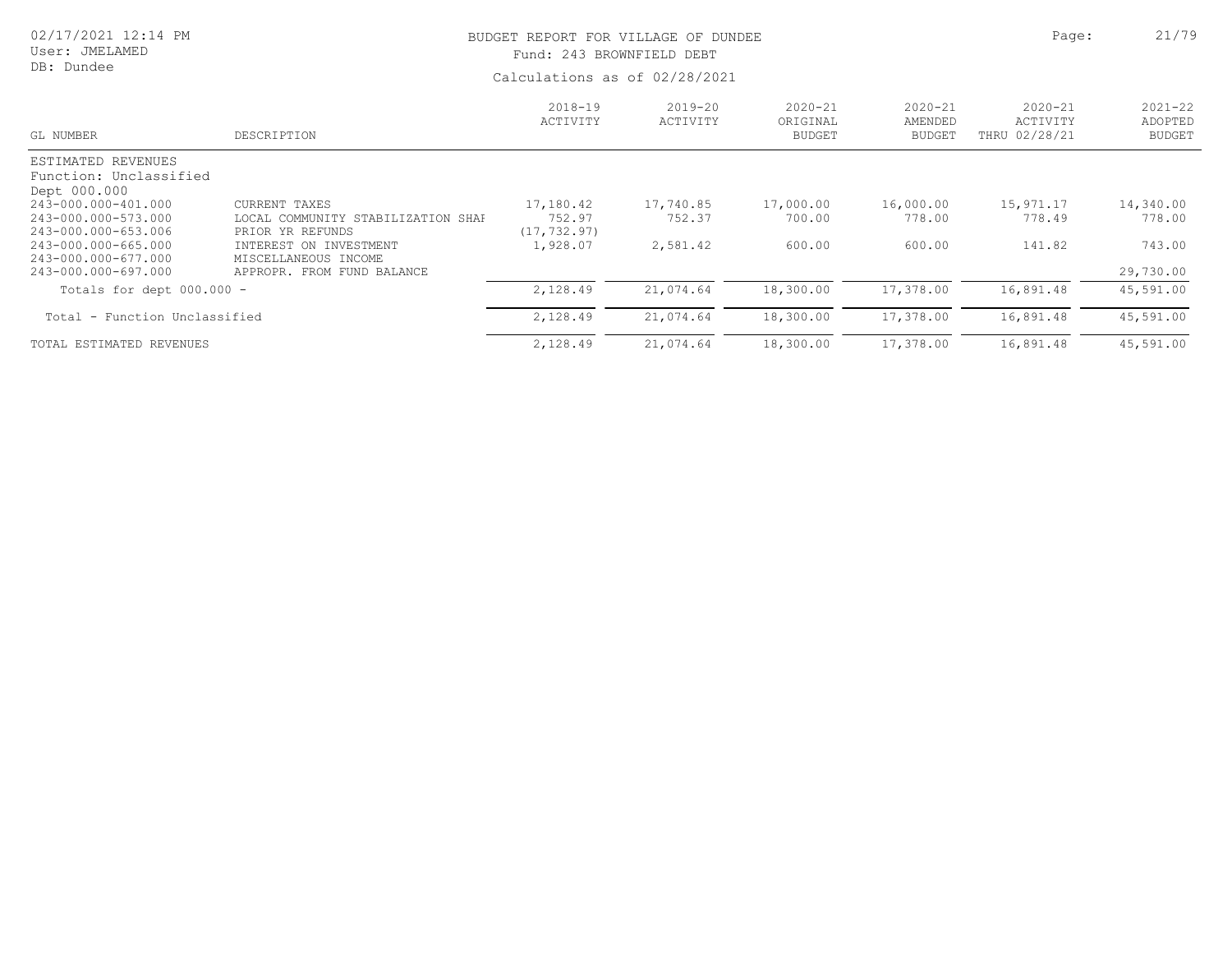# BUDGET REPORT FOR VILLAGE OF DUNDEE

Fund: 243 BROWNFIELD DEBT

Calculations as of 02/28/2021

02/17/2021 12:14 PM
User: JMELAMED
DB: Dundee

| GL NUMBER | DESCRIPTION | 2018-19 ACTIVITY | 2019-20 ACTIVITY | 2020-21 ORIGINAL BUDGET | 2020-21 AMENDED BUDGET | 2020-21 ACTIVITY THRU 02/28/21 | 2021-22 ADOPTED BUDGET |
|---|---|---|---|---|---|---|---|
| ESTIMATED REVENUES | | | | | | | |
| Function: Unclassified | | | | | | | |
| Dept 000.000 | | | | | | | |
| 243-000.000-401.000 | CURRENT TAXES | 17,180.42 | 17,740.85 | 17,000.00 | 16,000.00 | 15,971.17 | 14,340.00 |
| 243-000.000-573.000 | LOCAL COMMUNITY STABILIZATION SHAI | 752.97 | 752.37 | 700.00 | 778.00 | 778.49 | 778.00 |
| 243-000.000-653.006 | PRIOR YR REFUNDS | (17,732.97) | | | | | |
| 243-000.000-665.000 | INTEREST ON INVESTMENT | 1,928.07 | 2,581.42 | 600.00 | 600.00 | 141.82 | 743.00 |
| 243-000.000-677.000 | MISCELLANEOUS INCOME | | | | | | |
| 243-000.000-697.000 | APPROPR. FROM FUND BALANCE | | | | | | 29,730.00 |
| Totals for dept 000.000 - | | 2,128.49 | 21,074.64 | 18,300.00 | 17,378.00 | 16,891.48 | 45,591.00 |
| Total - Function Unclassified | | 2,128.49 | 21,074.64 | 18,300.00 | 17,378.00 | 16,891.48 | 45,591.00 |
| TOTAL ESTIMATED REVENUES | | 2,128.49 | 21,074.64 | 18,300.00 | 17,378.00 | 16,891.48 | 45,591.00 |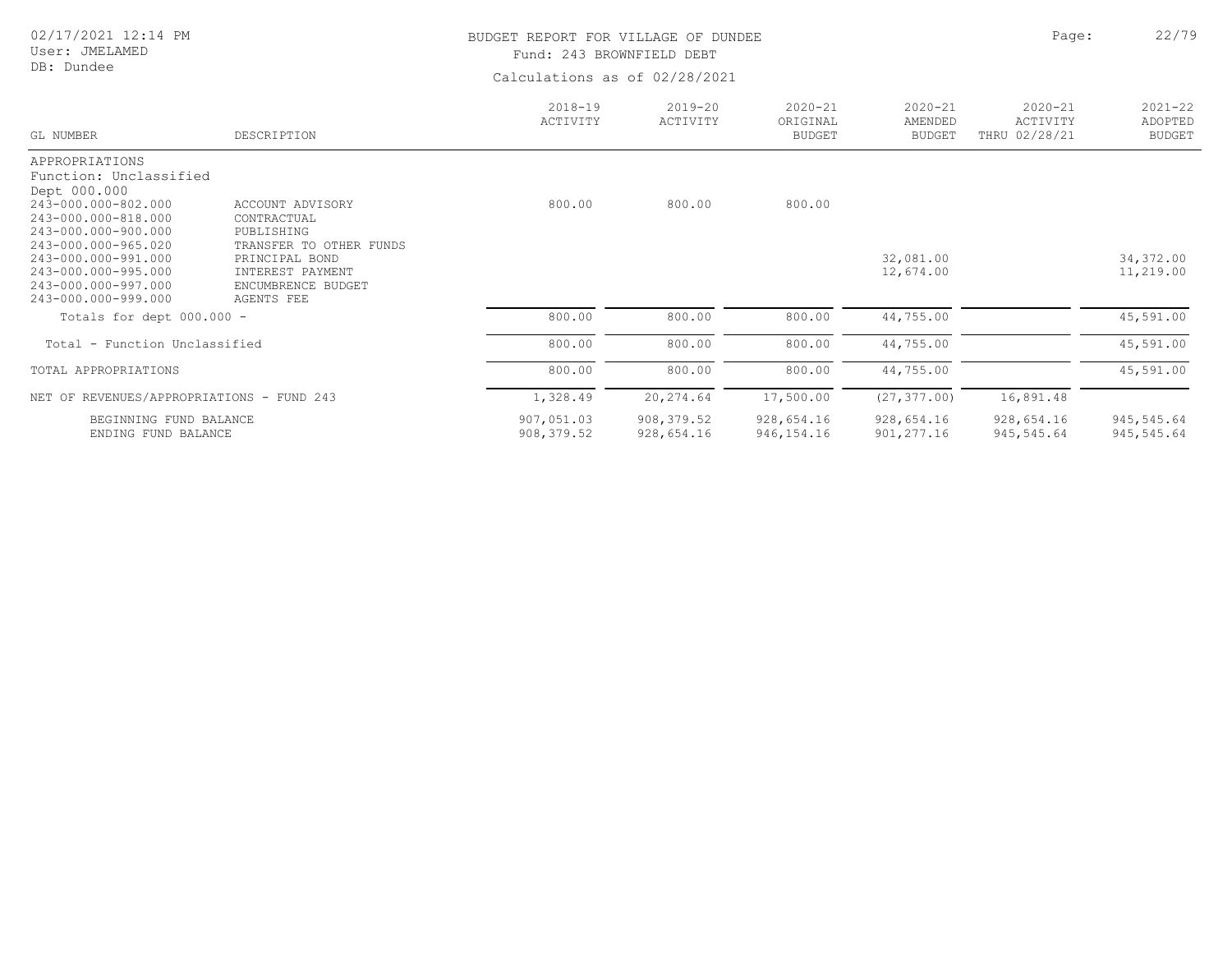BUDGET REPORT FOR VILLAGE OF DUNDEE

Fund: 243 BROWNFIELD DEBT

Calculations as of 02/28/2021

| GL NUMBER | DESCRIPTION | 2018-19 ACTIVITY | 2019-20 ACTIVITY | 2020-21 ORIGINAL BUDGET | 2020-21 AMENDED BUDGET | 2020-21 ACTIVITY THRU 02/28/21 | 2021-22 ADOPTED BUDGET |
|---|---|---|---|---|---|---|---|
| APPROPRIATIONS | | | | | | | |
| Function: Unclassified | | | | | | | |
| Dept 000.000 | | | | | | | |
| 243-000.000-802.000 | ACCOUNT ADVISORY | 800.00 | 800.00 | 800.00 | | | |
| 243-000.000-818.000 | CONTRACTUAL | | | | | | |
| 243-000.000-900.000 | PUBLISHING | | | | | | |
| 243-000.000-965.020 | TRANSFER TO OTHER FUNDS | | | | | | |
| 243-000.000-991.000 | PRINCIPAL BOND | | | | 32,081.00 | | 34,372.00 |
| 243-000.000-995.000 | INTEREST PAYMENT | | | | 12,674.00 | | 11,219.00 |
| 243-000.000-997.000 | ENCUMBRENCE BUDGET | | | | | | |
| 243-000.000-999.000 | AGENTS FEE | | | | | | |
| Totals for dept 000.000 - | | 800.00 | 800.00 | 800.00 | 44,755.00 | | 45,591.00 |
| Total - Function Unclassified | | 800.00 | 800.00 | 800.00 | 44,755.00 | | 45,591.00 |
| TOTAL APPROPRIATIONS | | 800.00 | 800.00 | 800.00 | 44,755.00 | | 45,591.00 |
| NET OF REVENUES/APPROPRIATIONS - FUND 243 | | 1,328.49 | 20,274.64 | 17,500.00 | (27,377.00) | 16,891.48 | |
| BEGINNING FUND BALANCE | | 907,051.03 | 908,379.52 | 928,654.16 | 928,654.16 | 928,654.16 | 945,545.64 |
| ENDING FUND BALANCE | | 908,379.52 | 928,654.16 | 946,154.16 | 901,277.16 | 945,545.64 | 945,545.64 |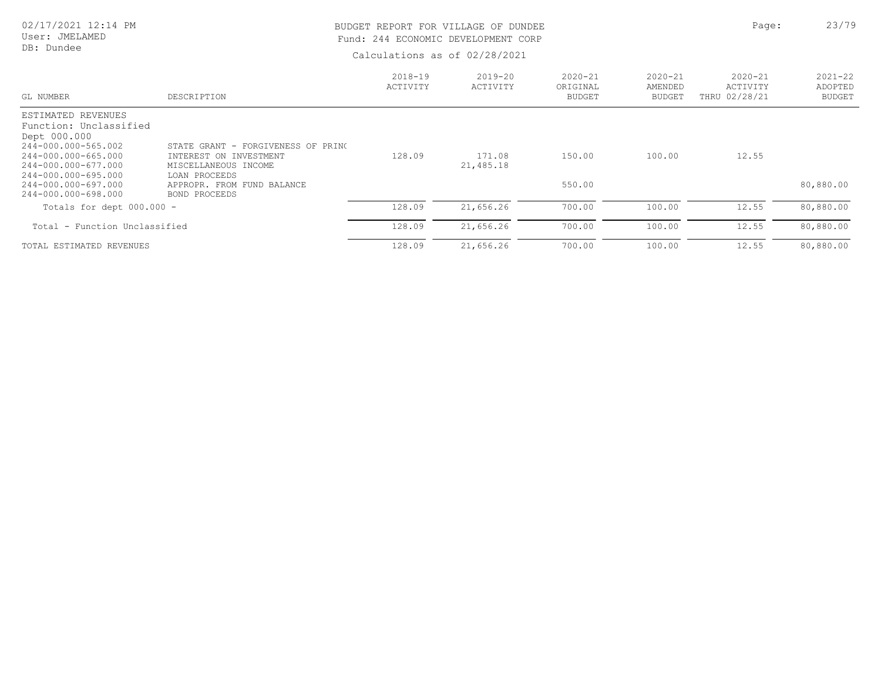BUDGET REPORT FOR VILLAGE OF DUNDEE
Fund: 244 ECONOMIC DEVELOPMENT CORP
Calculations as of 02/28/2021

02/17/2021 12:14 PM
User: JMELAMED
DB: Dundee

| GL NUMBER | DESCRIPTION | 2018-19 ACTIVITY | 2019-20 ACTIVITY | 2020-21 ORIGINAL BUDGET | 2020-21 AMENDED BUDGET | 2020-21 ACTIVITY THRU 02/28/21 | 2021-22 ADOPTED BUDGET |
|---|---|---|---|---|---|---|---|
| ESTIMATED REVENUES | | | | | | | |
| Function: Unclassified | | | | | | | |
| Dept 000.000 | | | | | | | |
| 244-000.000-565.002 | STATE GRANT - FORGIVENESS OF PRINC | | | | | | |
| 244-000.000-665.000 | INTEREST ON INVESTMENT | 128.09 | 171.08 | 150.00 | 100.00 | 12.55 | |
| 244-000.000-677.000 | MISCELLANEOUS INCOME | | 21,485.18 | | | | |
| 244-000.000-695.000 | LOAN PROCEEDS | | | | | | |
| 244-000.000-697.000 | APPROPR. FROM FUND BALANCE | | | 550.00 | | | 80,880.00 |
| 244-000.000-698.000 | BOND PROCEEDS | | | | | | |
| Totals for dept 000.000 - | | 128.09 | 21,656.26 | 700.00 | 100.00 | 12.55 | 80,880.00 |
| Total - Function Unclassified | | 128.09 | 21,656.26 | 700.00 | 100.00 | 12.55 | 80,880.00 |
| TOTAL ESTIMATED REVENUES | | 128.09 | 21,656.26 | 700.00 | 100.00 | 12.55 | 80,880.00 |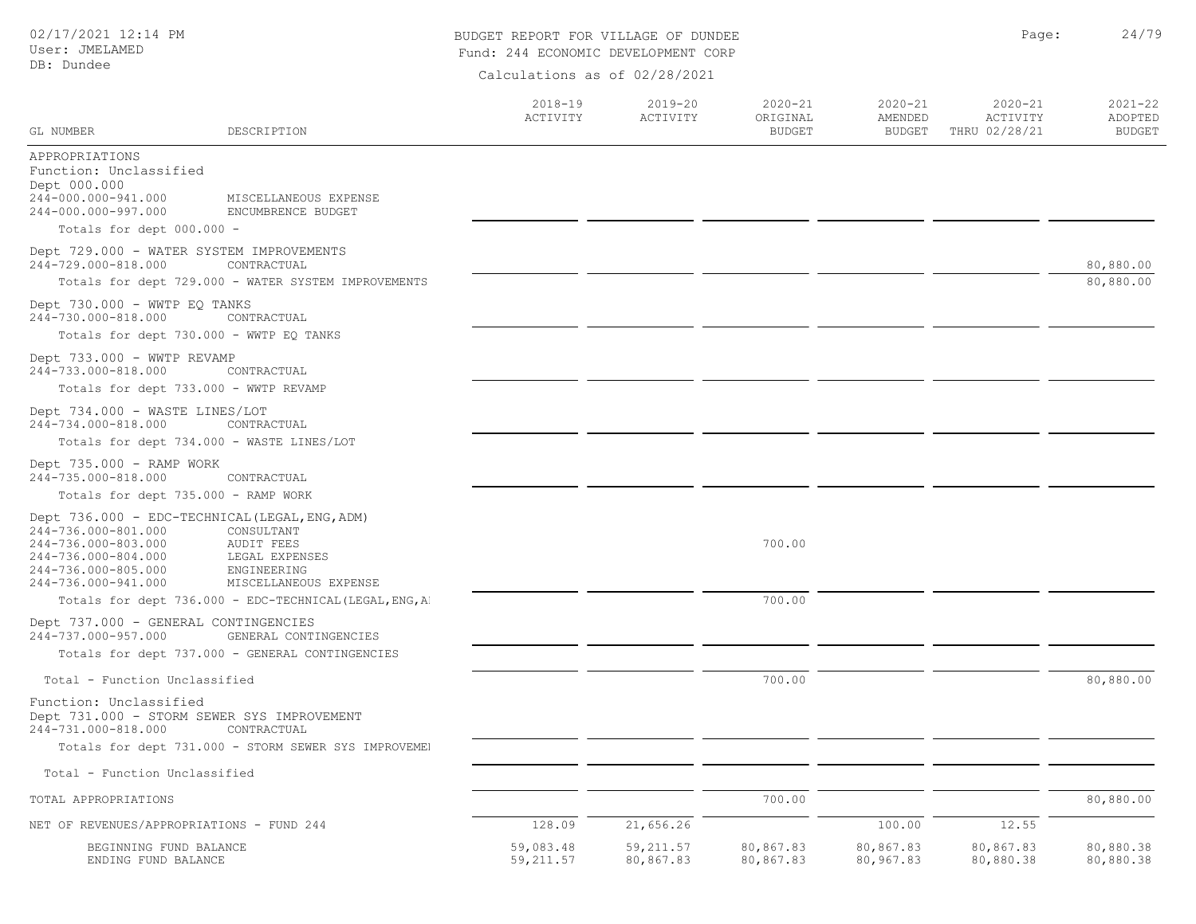BUDGET REPORT FOR VILLAGE OF DUNDEE

Fund: 244 ECONOMIC DEVELOPMENT CORP

Calculations as of 02/28/2021

| GL NUMBER | DESCRIPTION | 2018-19 ACTIVITY | 2019-20 ACTIVITY | 2020-21 ORIGINAL BUDGET | 2020-21 AMENDED BUDGET | 2020-21 ACTIVITY THRU 02/28/21 | 2021-22 ADOPTED BUDGET |
|---|---|---|---|---|---|---|---|
| APPROPRIATIONS | | | | | | | |
| Function: Unclassified | | | | | | | |
| Dept 000.000 | | | | | | | |
| 244-000.000-941.000 | MISCELLANEOUS EXPENSE | | | | | | |
| 244-000.000-997.000 | ENCUMBRENCE BUDGET | | | | | | |
| Totals for dept 000.000 - | | | | | | | |
| Dept 729.000 - WATER SYSTEM IMPROVEMENTS | | | | | | | |
| 244-729.000-818.000 | CONTRACTUAL | | | | | | 80,880.00 |
| Totals for dept 729.000 - WATER SYSTEM IMPROVEMENTS | | | | | | | 80,880.00 |
| Dept 730.000 - WWTP EQ TANKS | | | | | | | |
| 244-730.000-818.000 | CONTRACTUAL | | | | | | |
| Totals for dept 730.000 - WWTP EQ TANKS | | | | | | | |
| Dept 733.000 - WWTP REVAMP | | | | | | | |
| 244-733.000-818.000 | CONTRACTUAL | | | | | | |
| Totals for dept 733.000 - WWTP REVAMP | | | | | | | |
| Dept 734.000 - WASTE LINES/LOT | | | | | | | |
| 244-734.000-818.000 | CONTRACTUAL | | | | | | |
| Totals for dept 734.000 - WASTE LINES/LOT | | | | | | | |
| Dept 735.000 - RAMP WORK | | | | | | | |
| 244-735.000-818.000 | CONTRACTUAL | | | | | | |
| Totals for dept 735.000 - RAMP WORK | | | | | | | |
| Dept 736.000 - EDC-TECHNICAL(LEGAL,ENG,ADM) | | | | | | | |
| 244-736.000-801.000 | CONSULTANT | | | | | | |
| 244-736.000-803.000 | AUDIT FEES | | | 700.00 | | | |
| 244-736.000-804.000 | LEGAL EXPENSES | | | | | | |
| 244-736.000-805.000 | ENGINEERING | | | | | | |
| 244-736.000-941.000 | MISCELLANEOUS EXPENSE | | | | | | |
| Totals for dept 736.000 - EDC-TECHNICAL(LEGAL,ENG,A | | | | 700.00 | | | |
| Dept 737.000 - GENERAL CONTINGENCIES | | | | | | | |
| 244-737.000-957.000 | GENERAL CONTINGENCIES | | | | | | |
| Totals for dept 737.000 - GENERAL CONTINGENCIES | | | | | | | |
| Total - Function Unclassified | | | | 700.00 | | | 80,880.00 |
| Function: Unclassified | | | | | | | |
| Dept 731.000 - STORM SEWER SYS IMPROVEMENT | | | | | | | |
| 244-731.000-818.000 | CONTRACTUAL | | | | | | |
| Totals for dept 731.000 - STORM SEWER SYS IMPROVEME | | | | | | | |
| Total - Function Unclassified | | | | | | | |
| TOTAL APPROPRIATIONS | | | | 700.00 | | | 80,880.00 |
| NET OF REVENUES/APPROPRIATIONS - FUND 244 | | 128.09 | 21,656.26 | | 100.00 | 12.55 | |
| BEGINNING FUND BALANCE | | 59,083.48 | 59,211.57 | 80,867.83 | 80,867.83 | 80,867.83 | 80,880.38 |
| ENDING FUND BALANCE | | 59,211.57 | 80,867.83 | 80,867.83 | 80,967.83 | 80,880.38 | 80,880.38 |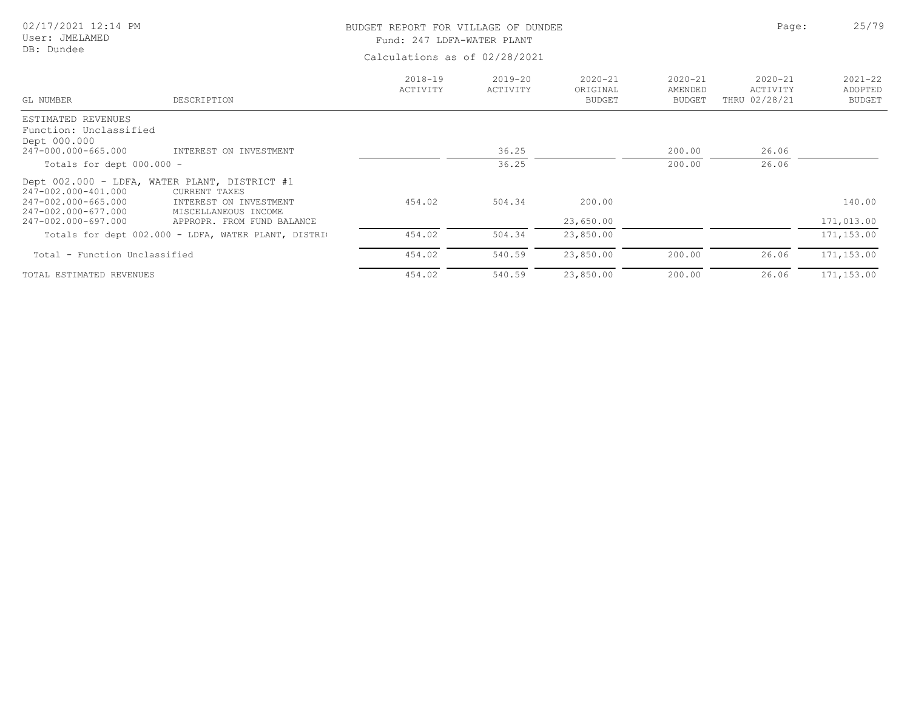BUDGET REPORT FOR VILLAGE OF DUNDEE
Fund: 247 LDFA-WATER PLANT
Calculations as of 02/28/2021

02/17/2021 12:14 PM
User: JMELAMED
DB: Dundee

| GL NUMBER | DESCRIPTION | 2018-19 ACTIVITY | 2019-20 ACTIVITY | 2020-21 ORIGINAL BUDGET | 2020-21 AMENDED BUDGET | 2020-21 ACTIVITY THRU 02/28/21 | 2021-22 ADOPTED BUDGET |
|---|---|---|---|---|---|---|---|
| ESTIMATED REVENUES | | | | | | | |
| Function: Unclassified | | | | | | | |
| Dept 000.000 | | | | | | | |
| 247-000.000-665.000 | INTEREST ON INVESTMENT | | 36.25 | | 200.00 | 26.06 | |
| Totals for dept 000.000 - | | | 36.25 | | 200.00 | 26.06 | |
| Dept 002.000 - LDFA, WATER PLANT, DISTRICT #1 | | | | | | | |
| 247-002.000-401.000 | CURRENT TAXES | | | | | | |
| 247-002.000-665.000 | INTEREST ON INVESTMENT | 454.02 | 504.34 | 200.00 | | | 140.00 |
| 247-002.000-677.000 | MISCELLANEOUS INCOME | | | | | | |
| 247-002.000-697.000 | APPROPR. FROM FUND BALANCE | | | 23,650.00 | | | 171,013.00 |
| Totals for dept 002.000 - LDFA, WATER PLANT, DISTRI( | | 454.02 | 504.34 | 23,850.00 | | | 171,153.00 |
| Total - Function Unclassified | | 454.02 | 540.59 | 23,850.00 | 200.00 | 26.06 | 171,153.00 |
| TOTAL ESTIMATED REVENUES | | 454.02 | 540.59 | 23,850.00 | 200.00 | 26.06 | 171,153.00 |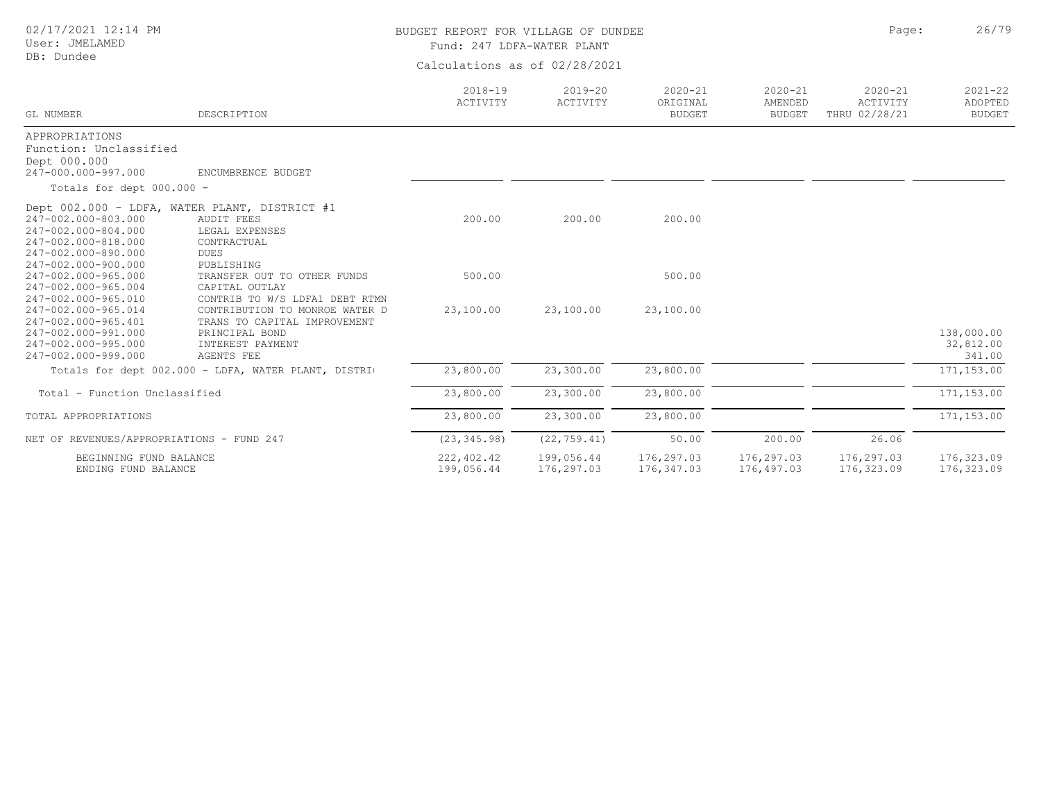02/17/2021 12:14 PM
User: JMELAMED
DB: Dundee

# BUDGET REPORT FOR VILLAGE OF DUNDEE

Fund: 247 LDFA-WATER PLANT

Calculations as of 02/28/2021

| GL NUMBER | DESCRIPTION | 2018-19 ACTIVITY | 2019-20 ACTIVITY | 2020-21 ORIGINAL BUDGET | 2020-21 AMENDED BUDGET | 2020-21 ACTIVITY THRU 02/28/21 | 2021-22 ADOPTED BUDGET |
|---|---|---|---|---|---|---|---|
| APPROPRIATIONS | | | | | | | |
| Function: Unclassified | | | | | | | |
| Dept 000.000 | | | | | | | |
| 247-000.000-997.000 | ENCUMBRENCE BUDGET | | | | | | |
| Totals for dept 000.000 - | | | | | | | |
| Dept 002.000 - LDFA, WATER PLANT, DISTRICT #1 | | | | | | | |
| 247-002.000-803.000 | AUDIT FEES | 200.00 | 200.00 | 200.00 | | | |
| 247-002.000-804.000 | LEGAL EXPENSES | | | | | | |
| 247-002.000-818.000 | CONTRACTUAL | | | | | | |
| 247-002.000-890.000 | DUES | | | | | | |
| 247-002.000-900.000 | PUBLISHING | | | | | | |
| 247-002.000-965.000 | TRANSFER OUT TO OTHER FUNDS | 500.00 | | 500.00 | | | |
| 247-002.000-965.004 | CAPITAL OUTLAY | | | | | | |
| 247-002.000-965.010 | CONTRIB TO W/S LDFA1 DEBT RTMN | | | | | | |
| 247-002.000-965.014 | CONTRIBUTION TO MONROE WATER D | 23,100.00 | 23,100.00 | 23,100.00 | | | |
| 247-002.000-965.401 | TRANS TO CAPITAL IMPROVEMENT | | | | | | |
| 247-002.000-991.000 | PRINCIPAL BOND | | | | | | 138,000.00 |
| 247-002.000-995.000 | INTEREST PAYMENT | | | | | | 32,812.00 |
| 247-002.000-999.000 | AGENTS FEE | | | | | | 341.00 |
| Totals for dept 002.000 - LDFA, WATER PLANT, DISTRI | | 23,800.00 | 23,300.00 | 23,800.00 | | | 171,153.00 |
| Total - Function Unclassified | | 23,800.00 | 23,300.00 | 23,800.00 | | | 171,153.00 |
| TOTAL APPROPRIATIONS | | 23,800.00 | 23,300.00 | 23,800.00 | | | 171,153.00 |
| NET OF REVENUES/APPROPRIATIONS - FUND 247 | | (23,345.98) | (22,759.41) | 50.00 | 200.00 | 26.06 | |
| BEGINNING FUND BALANCE | | 222,402.42 | 199,056.44 | 176,297.03 | 176,297.03 | 176,297.03 | 176,323.09 |
| ENDING FUND BALANCE | | 199,056.44 | 176,297.03 | 176,347.03 | 176,497.03 | 176,323.09 | 176,323.09 |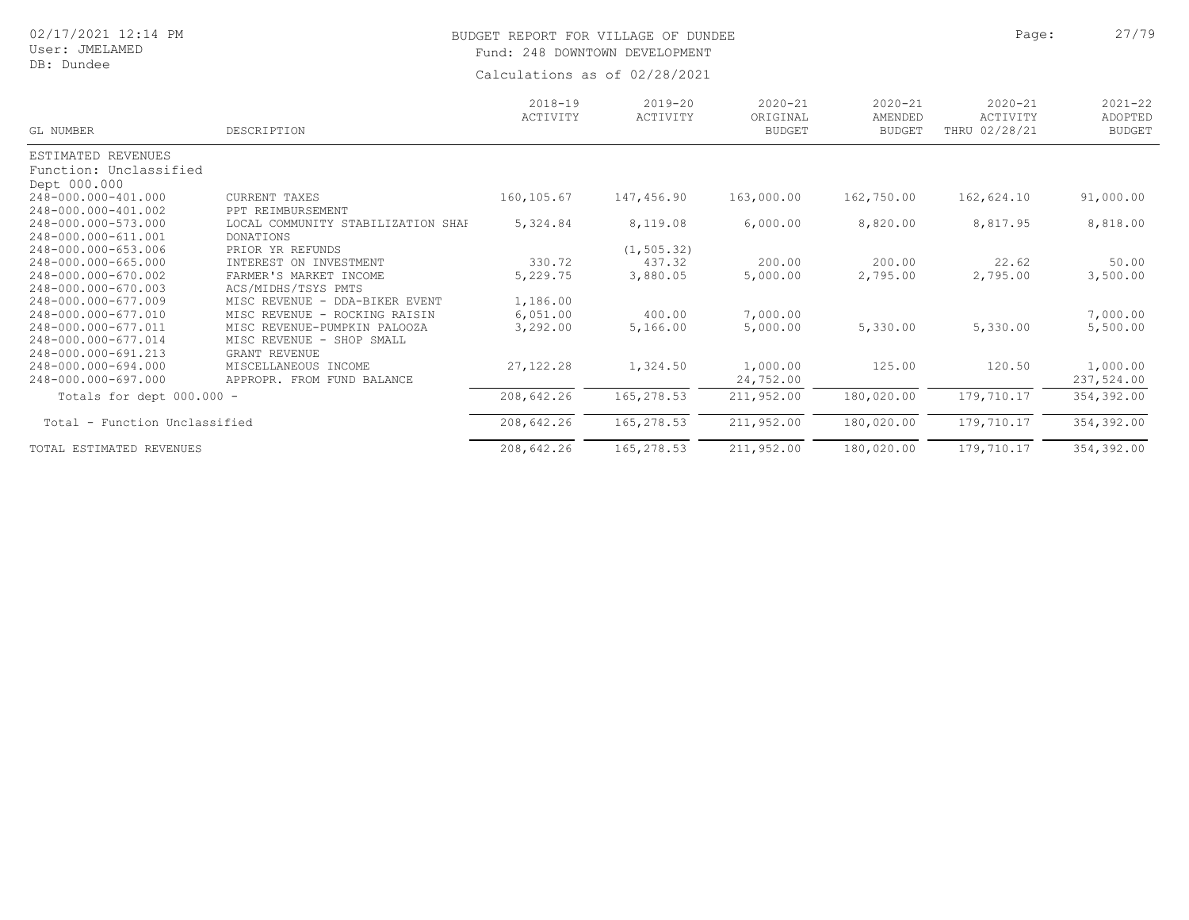# BUDGET REPORT FOR VILLAGE OF DUNDEE

Fund: 248 DOWNTOWN DEVELOPMENT

Calculations as of 02/28/2021

02/17/2021 12:14 PM
User: JMELAMED
DB: Dundee

| GL NUMBER | DESCRIPTION | 2018-19 ACTIVITY | 2019-20 ACTIVITY | 2020-21 ORIGINAL BUDGET | 2020-21 AMENDED BUDGET | 2020-21 ACTIVITY THRU 02/28/21 | 2021-22 ADOPTED BUDGET |
|---|---|---|---|---|---|---|---|
| ESTIMATED REVENUES | | | | | | | |
| Function: Unclassified | | | | | | | |
| Dept 000.000 | | | | | | | |
| 248-000.000-401.000 | CURRENT TAXES | 160,105.67 | 147,456.90 | 163,000.00 | 162,750.00 | 162,624.10 | 91,000.00 |
| 248-000.000-401.002 | PPT REIMBURSEMENT | | | | | | |
| 248-000.000-573.000 | LOCAL COMMUNITY STABILIZATION SHAI | 5,324.84 | 8,119.08 | 6,000.00 | 8,820.00 | 8,817.95 | 8,818.00 |
| 248-000.000-611.001 | DONATIONS | | | | | | |
| 248-000.000-653.006 | PRIOR YR REFUNDS | | (1,505.32) | | | | |
| 248-000.000-665.000 | INTEREST ON INVESTMENT | 330.72 | 437.32 | 200.00 | 200.00 | 22.62 | 50.00 |
| 248-000.000-670.002 | FARMER'S MARKET INCOME | 5,229.75 | 3,880.05 | 5,000.00 | 2,795.00 | 2,795.00 | 3,500.00 |
| 248-000.000-670.003 | ACS/MIDHS/TSYS PMTS | | | | | | |
| 248-000.000-677.009 | MISC REVENUE - DDA-BIKER EVENT | 1,186.00 | | | | | |
| 248-000.000-677.010 | MISC REVENUE - ROCKING RAISIN | 6,051.00 | 400.00 | 7,000.00 | | | 7,000.00 |
| 248-000.000-677.011 | MISC REVENUE-PUMPKIN PALOOZA | 3,292.00 | 5,166.00 | 5,000.00 | 5,330.00 | 5,330.00 | 5,500.00 |
| 248-000.000-677.014 | MISC REVENUE - SHOP SMALL | | | | | | |
| 248-000.000-691.213 | GRANT REVENUE | | | | | | |
| 248-000.000-694.000 | MISCELLANEOUS INCOME | 27,122.28 | 1,324.50 | 1,000.00 | 125.00 | 120.50 | 1,000.00 |
| 248-000.000-697.000 | APPROPR. FROM FUND BALANCE | | | 24,752.00 | | | 237,524.00 |
| Totals for dept 000.000 - | | 208,642.26 | 165,278.53 | 211,952.00 | 180,020.00 | 179,710.17 | 354,392.00 |
| Total - Function Unclassified | | 208,642.26 | 165,278.53 | 211,952.00 | 180,020.00 | 179,710.17 | 354,392.00 |
| TOTAL ESTIMATED REVENUES | | 208,642.26 | 165,278.53 | 211,952.00 | 180,020.00 | 179,710.17 | 354,392.00 |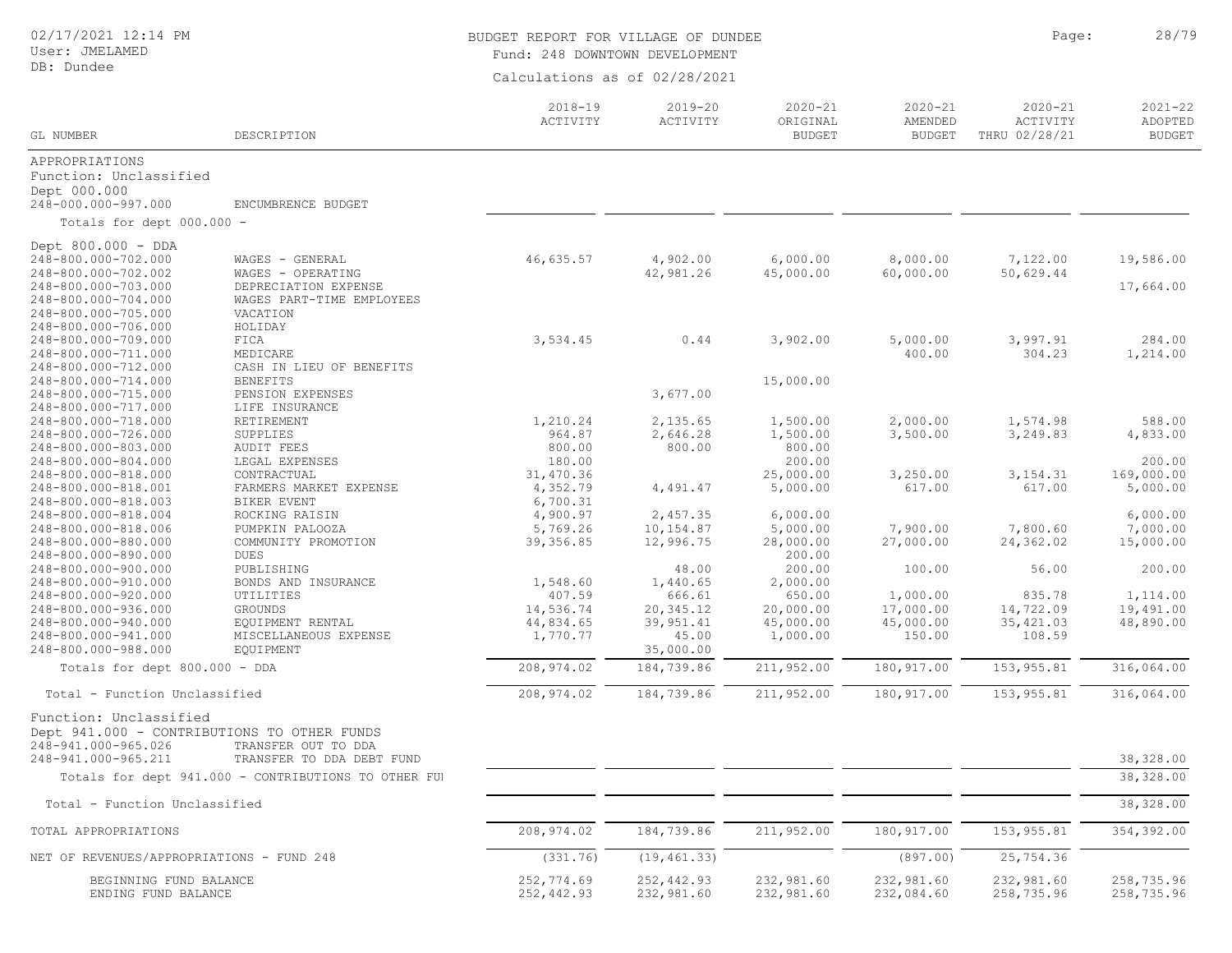BUDGET REPORT FOR VILLAGE OF DUNDEE

Fund: 248 DOWNTOWN DEVELOPMENT

Calculations as of 02/28/2021

02/17/2021 12:14 PM
User: JMELAMED
DB: Dundee

| GL NUMBER | DESCRIPTION | 2018-19 ACTIVITY | 2019-20 ACTIVITY | 2020-21 ORIGINAL BUDGET | 2020-21 AMENDED BUDGET | 2020-21 ACTIVITY THRU 02/28/21 | 2021-22 ADOPTED BUDGET |
|---|---|---|---|---|---|---|---|
| APPROPRIATIONS | | | | | | | |
| Function: Unclassified | | | | | | | |
| Dept 000.000 | | | | | | | |
| 248-000.000-997.000 | ENCUMBRENCE BUDGET | | | | | | |
| Totals for dept 000.000 - | | | | | | | |
| Dept 800.000 - DDA | | | | | | | |
| 248-800.000-702.000 | WAGES - GENERAL | 46,635.57 | 4,902.00 | 6,000.00 | 8,000.00 | 7,122.00 | 19,586.00 |
| 248-800.000-702.002 | WAGES - OPERATING | | 42,981.26 | 45,000.00 | 60,000.00 | 50,629.44 | |
| 248-800.000-703.000 | DEPRECIATION EXPENSE | | | | | | 17,664.00 |
| 248-800.000-704.000 | WAGES PART-TIME EMPLOYEES | | | | | | |
| 248-800.000-705.000 | VACATION | | | | | | |
| 248-800.000-706.000 | HOLIDAY | | | | | | |
| 248-800.000-709.000 | FICA | 3,534.45 | 0.44 | 3,902.00 | 5,000.00 | 3,997.91 | 284.00 |
| 248-800.000-711.000 | MEDICARE | | | | 400.00 | 304.23 | 1,214.00 |
| 248-800.000-712.000 | CASH IN LIEU OF BENEFITS | | | | | | |
| 248-800.000-714.000 | BENEFITS | | | 15,000.00 | | | |
| 248-800.000-715.000 | PENSION EXPENSES | | 3,677.00 | | | | |
| 248-800.000-717.000 | LIFE INSURANCE | | | | | | |
| 248-800.000-718.000 | RETIREMENT | 1,210.24 | 2,135.65 | 1,500.00 | 2,000.00 | 1,574.98 | 588.00 |
| 248-800.000-726.000 | SUPPLIES | 964.87 | 2,646.28 | 1,500.00 | 3,500.00 | 3,249.83 | 4,833.00 |
| 248-800.000-803.000 | AUDIT FEES | 800.00 | 800.00 | 800.00 | | | |
| 248-800.000-804.000 | LEGAL EXPENSES | 180.00 | | 200.00 | | | 200.00 |
| 248-800.000-818.000 | CONTRACTUAL | 31,470.36 | | 25,000.00 | 3,250.00 | 3,154.31 | 169,000.00 |
| 248-800.000-818.001 | FARMERS MARKET EXPENSE | 4,352.79 | 4,491.47 | 5,000.00 | 617.00 | 617.00 | 5,000.00 |
| 248-800.000-818.003 | BIKER EVENT | 6,700.31 | | | | | |
| 248-800.000-818.004 | ROCKING RAISIN | 4,900.97 | 2,457.35 | 6,000.00 | | | 6,000.00 |
| 248-800.000-818.006 | PUMPKIN PALOOZA | 5,769.26 | 10,154.87 | 5,000.00 | 7,900.00 | 7,800.60 | 7,000.00 |
| 248-800.000-880.000 | COMMUNITY PROMOTION | 39,356.85 | 12,996.75 | 28,000.00 | 27,000.00 | 24,362.02 | 15,000.00 |
| 248-800.000-890.000 | DUES | | | 200.00 | | | |
| 248-800.000-900.000 | PUBLISHING | | 48.00 | 200.00 | 100.00 | 56.00 | 200.00 |
| 248-800.000-910.000 | BONDS AND INSURANCE | 1,548.60 | 1,440.65 | 2,000.00 | | | |
| 248-800.000-920.000 | UTILITIES | 407.59 | 666.61 | 650.00 | 1,000.00 | 835.78 | 1,114.00 |
| 248-800.000-936.000 | GROUNDS | 14,536.74 | 20,345.12 | 20,000.00 | 17,000.00 | 14,722.09 | 19,491.00 |
| 248-800.000-940.000 | EQUIPMENT RENTAL | 44,834.65 | 39,951.41 | 45,000.00 | 45,000.00 | 35,421.03 | 48,890.00 |
| 248-800.000-941.000 | MISCELLANEOUS EXPENSE | 1,770.77 | 45.00 | 1,000.00 | 150.00 | 108.59 | |
| 248-800.000-988.000 | EQUIPMENT | | 35,000.00 | | | | |
| Totals for dept 800.000 - DDA | | 208,974.02 | 184,739.86 | 211,952.00 | 180,917.00 | 153,955.81 | 316,064.00 |
| Total - Function Unclassified | | 208,974.02 | 184,739.86 | 211,952.00 | 180,917.00 | 153,955.81 | 316,064.00 |
| Function: Unclassified | | | | | | | |
| Dept 941.000 - CONTRIBUTIONS TO OTHER FUNDS | | | | | | | |
| 248-941.000-965.026 | TRANSFER OUT TO DDA | | | | | | |
| 248-941.000-965.211 | TRANSFER TO DDA DEBT FUND | | | | | | 38,328.00 |
| Totals for dept 941.000 - CONTRIBUTIONS TO OTHER FU | | | | | | | 38,328.00 |
| Total - Function Unclassified | | | | | | | 38,328.00 |
| TOTAL APPROPRIATIONS | | 208,974.02 | 184,739.86 | 211,952.00 | 180,917.00 | 153,955.81 | 354,392.00 |
| NET OF REVENUES/APPROPRIATIONS - FUND 248 | | (331.76) | (19,461.33) | | (897.00) | 25,754.36 | |
| BEGINNING FUND BALANCE | | 252,774.69 | 252,442.93 | 232,981.60 | 232,981.60 | 232,981.60 | 258,735.96 |
| ENDING FUND BALANCE | | 252,442.93 | 232,981.60 | 232,981.60 | 232,084.60 | 258,735.96 | 258,735.96 |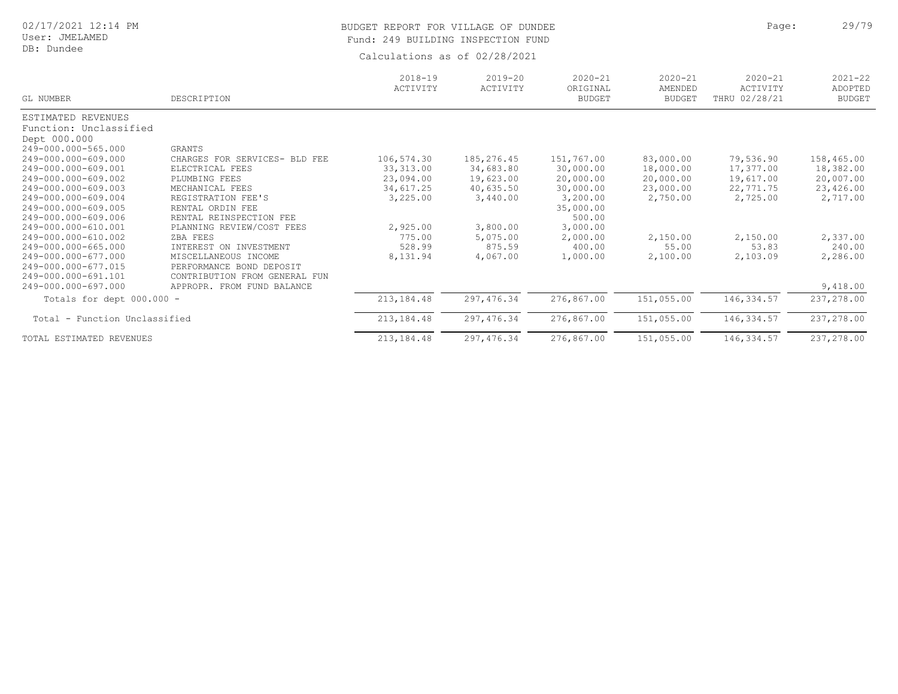# BUDGET REPORT FOR VILLAGE OF DUNDEE

Fund: 249 BUILDING INSPECTION FUND

Calculations as of 02/28/2021

| GL NUMBER | DESCRIPTION | 2018-19 ACTIVITY | 2019-20 ACTIVITY | 2020-21 ORIGINAL BUDGET | 2020-21 AMENDED BUDGET | 2020-21 ACTIVITY THRU 02/28/21 | 2021-22 ADOPTED BUDGET |
|---|---|---|---|---|---|---|---|
| ESTIMATED REVENUES | | | | | | | |
| Function: Unclassified | | | | | | | |
| Dept 000.000 | | | | | | | |
| 249-000.000-565.000 | GRANTS | | | | | | |
| 249-000.000-609.000 | CHARGES FOR SERVICES- BLD FEE | 106,574.30 | 185,276.45 | 151,767.00 | 83,000.00 | 79,536.90 | 158,465.00 |
| 249-000.000-609.001 | ELECTRICAL FEES | 33,313.00 | 34,683.80 | 30,000.00 | 18,000.00 | 17,377.00 | 18,382.00 |
| 249-000.000-609.002 | PLUMBING FEES | 23,094.00 | 19,623.00 | 20,000.00 | 20,000.00 | 19,617.00 | 20,007.00 |
| 249-000.000-609.003 | MECHANICAL FEES | 34,617.25 | 40,635.50 | 30,000.00 | 23,000.00 | 22,771.75 | 23,426.00 |
| 249-000.000-609.004 | REGISTRATION FEE'S | 3,225.00 | 3,440.00 | 3,200.00 | 2,750.00 | 2,725.00 | 2,717.00 |
| 249-000.000-609.005 | RENTAL ORDIN FEE | | | 35,000.00 | | | |
| 249-000.000-609.006 | RENTAL REINSPECTION FEE | | | 500.00 | | | |
| 249-000.000-610.001 | PLANNING REVIEW/COST FEES | 2,925.00 | 3,800.00 | 3,000.00 | | | |
| 249-000.000-610.002 | ZBA FEES | 775.00 | 5,075.00 | 2,000.00 | 2,150.00 | 2,150.00 | 2,337.00 |
| 249-000.000-665.000 | INTEREST ON INVESTMENT | 528.99 | 875.59 | 400.00 | 55.00 | 53.83 | 240.00 |
| 249-000.000-677.000 | MISCELLANEOUS INCOME | 8,131.94 | 4,067.00 | 1,000.00 | 2,100.00 | 2,103.09 | 2,286.00 |
| 249-000.000-677.015 | PERFORMANCE BOND DEPOSIT | | | | | | |
| 249-000.000-691.101 | CONTRIBUTION FROM GENERAL FUN | | | | | | |
| 249-000.000-697.000 | APPROPR. FROM FUND BALANCE | | | | | | 9,418.00 |
| Totals for dept 000.000 - | | 213,184.48 | 297,476.34 | 276,867.00 | 151,055.00 | 146,334.57 | 237,278.00 |
| Total - Function Unclassified | | 213,184.48 | 297,476.34 | 276,867.00 | 151,055.00 | 146,334.57 | 237,278.00 |
| TOTAL ESTIMATED REVENUES | | 213,184.48 | 297,476.34 | 276,867.00 | 151,055.00 | 146,334.57 | 237,278.00 |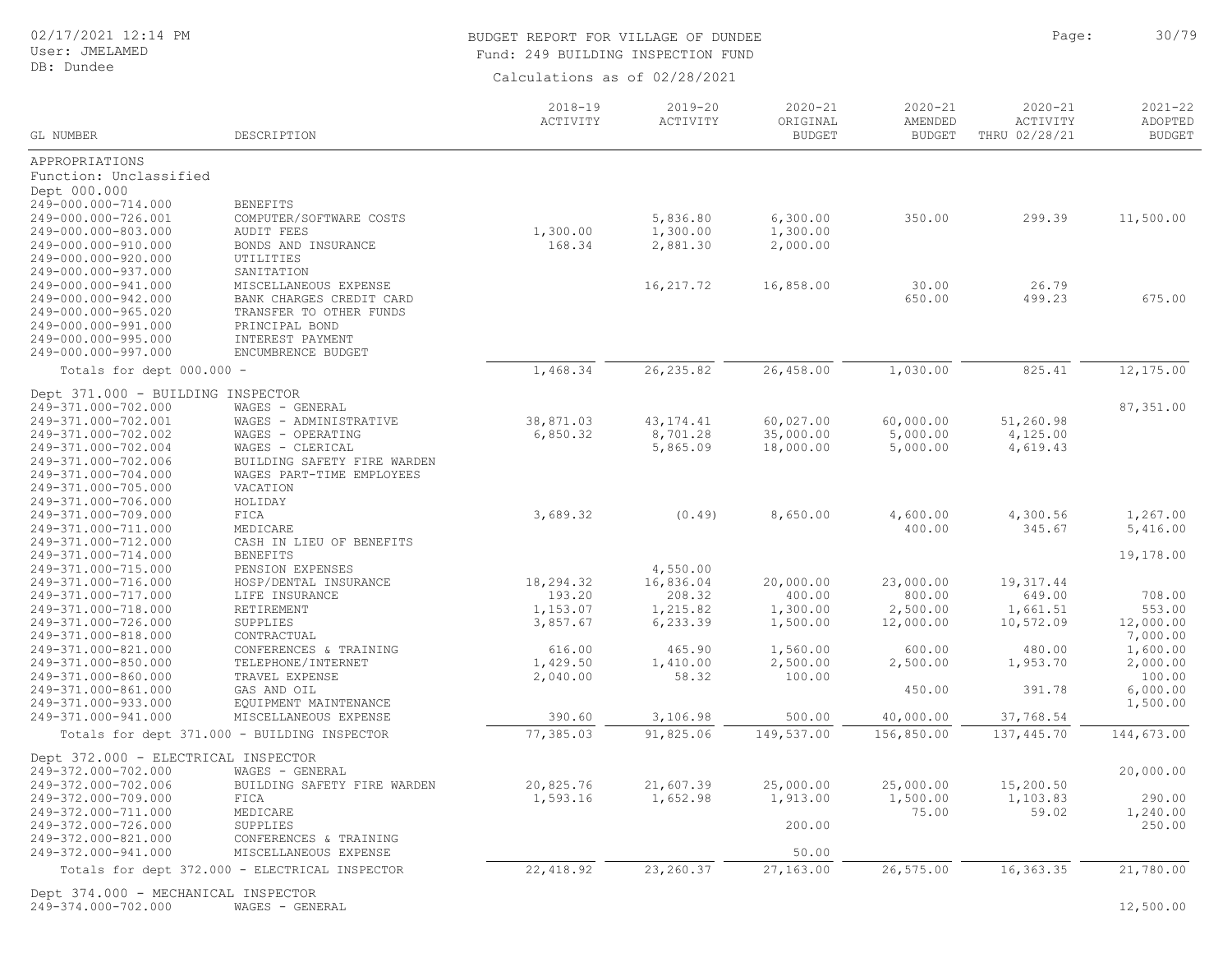BUDGET REPORT FOR VILLAGE OF DUNDEE

Fund: 249 BUILDING INSPECTION FUND

Calculations as of 02/28/2021

| GL NUMBER | DESCRIPTION | 2018-19 ACTIVITY | 2019-20 ACTIVITY | 2020-21 ORIGINAL BUDGET | 2020-21 AMENDED BUDGET | 2020-21 ACTIVITY THRU 02/28/21 | 2021-22 ADOPTED BUDGET |
|---|---|---|---|---|---|---|---|
| APPROPRIATIONS | | | | | | | |
| Function: Unclassified | | | | | | | |
| Dept 000.000 | | | | | | | |
| 249-000.000-714.000 | BENEFITS | | | | | | |
| 249-000.000-726.001 | COMPUTER/SOFTWARE COSTS | | 5,836.80 | 6,300.00 | 350.00 | 299.39 | 11,500.00 |
| 249-000.000-803.000 | AUDIT FEES | 1,300.00 | 1,300.00 | 1,300.00 | | | |
| 249-000.000-910.000 | BONDS AND INSURANCE | 168.34 | 2,881.30 | 2,000.00 | | | |
| 249-000.000-920.000 | UTILITIES | | | | | | |
| 249-000.000-937.000 | SANITATION | | | | | | |
| 249-000.000-941.000 | MISCELLANEOUS EXPENSE | | 16,217.72 | 16,858.00 | 30.00 | 26.79 | |
| 249-000.000-942.000 | BANK CHARGES CREDIT CARD | | | | 650.00 | 499.23 | 675.00 |
| 249-000.000-965.020 | TRANSFER TO OTHER FUNDS | | | | | | |
| 249-000.000-991.000 | PRINCIPAL BOND | | | | | | |
| 249-000.000-995.000 | INTEREST PAYMENT | | | | | | |
| 249-000.000-997.000 | ENCUMBRENCE BUDGET | | | | | | |
| Totals for dept 000.000 - | | 1,468.34 | 26,235.82 | 26,458.00 | 1,030.00 | 825.41 | 12,175.00 |
| Dept 371.000 - BUILDING INSPECTOR | | | | | | | |
| 249-371.000-702.000 | WAGES - GENERAL | | | | | | 87,351.00 |
| 249-371.000-702.001 | WAGES - ADMINISTRATIVE | 38,871.03 | 43,174.41 | 60,027.00 | 60,000.00 | 51,260.98 | |
| 249-371.000-702.002 | WAGES - OPERATING | 6,850.32 | 8,701.28 | 35,000.00 | 5,000.00 | 4,125.00 | |
| 249-371.000-702.004 | WAGES - CLERICAL | | 5,865.09 | 18,000.00 | 5,000.00 | 4,619.43 | |
| 249-371.000-702.006 | BUILDING SAFETY FIRE WARDEN | | | | | | |
| 249-371.000-704.000 | WAGES PART-TIME EMPLOYEES | | | | | | |
| 249-371.000-705.000 | VACATION | | | | | | |
| 249-371.000-706.000 | HOLIDAY | | | | | | |
| 249-371.000-709.000 | FICA | 3,689.32 | (0.49) | 8,650.00 | 4,600.00 | 4,300.56 | 1,267.00 |
| 249-371.000-711.000 | MEDICARE | | | | 400.00 | 345.67 | 5,416.00 |
| 249-371.000-712.000 | CASH IN LIEU OF BENEFITS | | | | | | |
| 249-371.000-714.000 | BENEFITS | | | | | | 19,178.00 |
| 249-371.000-715.000 | PENSION EXPENSES | | 4,550.00 | | | | |
| 249-371.000-716.000 | HOSP/DENTAL INSURANCE | 18,294.32 | 16,836.04 | 20,000.00 | 23,000.00 | 19,317.44 | |
| 249-371.000-717.000 | LIFE INSURANCE | 193.20 | 208.32 | 400.00 | 800.00 | 649.00 | 708.00 |
| 249-371.000-718.000 | RETIREMENT | 1,153.07 | 1,215.82 | 1,300.00 | 2,500.00 | 1,661.51 | 553.00 |
| 249-371.000-726.000 | SUPPLIES | 3,857.67 | 6,233.39 | 1,500.00 | 12,000.00 | 10,572.09 | 12,000.00 |
| 249-371.000-818.000 | CONTRACTUAL | | | | | | 7,000.00 |
| 249-371.000-821.000 | CONFERENCES & TRAINING | 616.00 | 465.90 | 1,560.00 | 600.00 | 480.00 | 1,600.00 |
| 249-371.000-850.000 | TELEPHONE/INTERNET | 1,429.50 | 1,410.00 | 2,500.00 | 2,500.00 | 1,953.70 | 2,000.00 |
| 249-371.000-860.000 | TRAVEL EXPENSE | 2,040.00 | 58.32 | 100.00 | | | 100.00 |
| 249-371.000-861.000 | GAS AND OIL | | | | 450.00 | 391.78 | 6,000.00 |
| 249-371.000-933.000 | EQUIPMENT MAINTENANCE | | | | | | 1,500.00 |
| 249-371.000-941.000 | MISCELLANEOUS EXPENSE | 390.60 | 3,106.98 | 500.00 | 40,000.00 | 37,768.54 | |
| Totals for dept 371.000 - BUILDING INSPECTOR | | 77,385.03 | 91,825.06 | 149,537.00 | 156,850.00 | 137,445.70 | 144,673.00 |
| Dept 372.000 - ELECTRICAL INSPECTOR | | | | | | | |
| 249-372.000-702.000 | WAGES - GENERAL | | | | | | 20,000.00 |
| 249-372.000-702.006 | BUILDING SAFETY FIRE WARDEN | 20,825.76 | 21,607.39 | 25,000.00 | 25,000.00 | 15,200.50 | |
| 249-372.000-709.000 | FICA | 1,593.16 | 1,652.98 | 1,913.00 | 1,500.00 | 1,103.83 | 290.00 |
| 249-372.000-711.000 | MEDICARE | | | | 75.00 | 59.02 | 1,240.00 |
| 249-372.000-726.000 | SUPPLIES | | | 200.00 | | | 250.00 |
| 249-372.000-821.000 | CONFERENCES & TRAINING | | | | | | |
| 249-372.000-941.000 | MISCELLANEOUS EXPENSE | | | 50.00 | | | |
| Totals for dept 372.000 - ELECTRICAL INSPECTOR | | 22,418.92 | 23,260.37 | 27,163.00 | 26,575.00 | 16,363.35 | 21,780.00 |
| Dept 374.000 - MECHANICAL INSPECTOR | | | | | | | |
| 249-374.000-702.000 | WAGES - GENERAL | | | | | | 12,500.00 |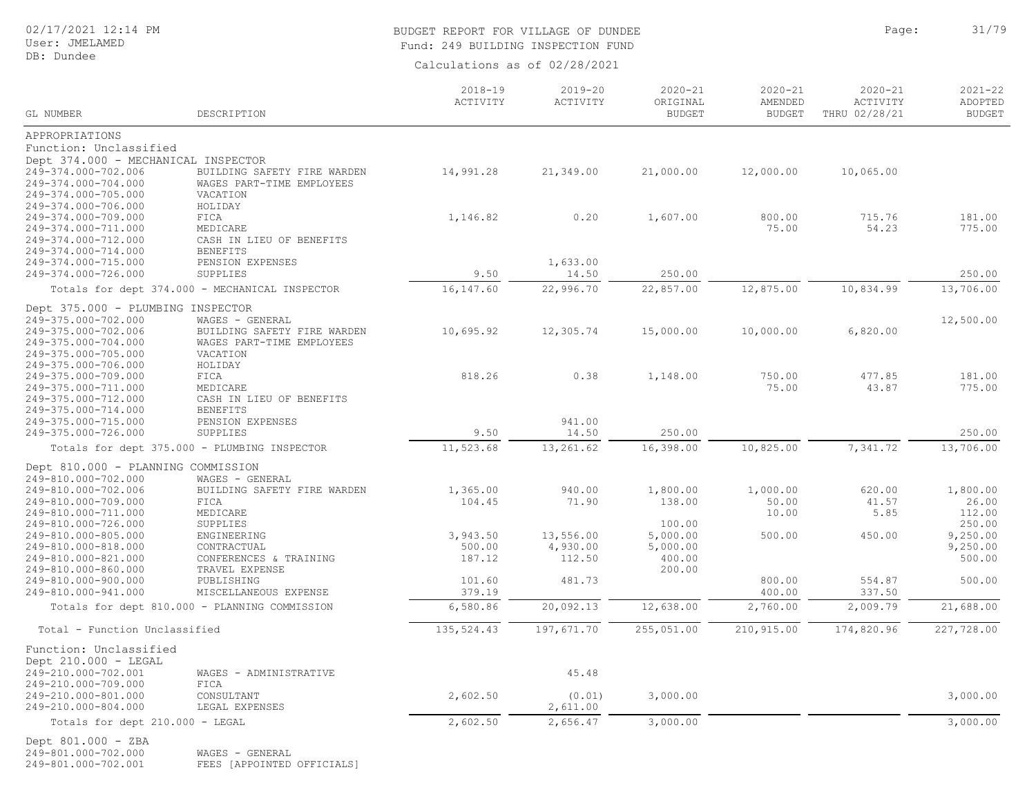BUDGET REPORT FOR VILLAGE OF DUNDEE
Fund: 249 BUILDING INSPECTION FUND

Calculations as of 02/28/2021

| GL NUMBER | DESCRIPTION | 2018-19 ACTIVITY | 2019-20 ACTIVITY | 2020-21 ORIGINAL BUDGET | 2020-21 AMENDED BUDGET | 2020-21 ACTIVITY THRU 02/28/21 | 2021-22 ADOPTED BUDGET |
|---|---|---|---|---|---|---|---|
| APPROPRIATIONS | | | | | | | |
| Function: Unclassified | | | | | | | |
| Dept 374.000 - MECHANICAL INSPECTOR | | | | | | | |
| 249-374.000-702.006 | BUILDING SAFETY FIRE WARDEN | 14,991.28 | 21,349.00 | 21,000.00 | 12,000.00 | 10,065.00 | |
| 249-374.000-704.000 | WAGES PART-TIME EMPLOYEES | | | | | | |
| 249-374.000-705.000 | VACATION | | | | | | |
| 249-374.000-706.000 | HOLIDAY | | | | | | |
| 249-374.000-709.000 | FICA | 1,146.82 | 0.20 | 1,607.00 | 800.00 | 715.76 | 181.00 |
| 249-374.000-711.000 | MEDICARE | | | | 75.00 | 54.23 | 775.00 |
| 249-374.000-712.000 | CASH IN LIEU OF BENEFITS | | | | | | |
| 249-374.000-714.000 | BENEFITS | | | | | | |
| 249-374.000-715.000 | PENSION EXPENSES | | 1,633.00 | | | | |
| 249-374.000-726.000 | SUPPLIES | 9.50 | 14.50 | 250.00 | | | 250.00 |
| | Totals for dept 374.000 - MECHANICAL INSPECTOR | 16,147.60 | 22,996.70 | 22,857.00 | 12,875.00 | 10,834.99 | 13,706.00 |
| Dept 375.000 - PLUMBING INSPECTOR | | | | | | | |
| 249-375.000-702.000 | WAGES - GENERAL | | | | | | 12,500.00 |
| 249-375.000-702.006 | BUILDING SAFETY FIRE WARDEN | 10,695.92 | 12,305.74 | 15,000.00 | 10,000.00 | 6,820.00 | |
| 249-375.000-704.000 | WAGES PART-TIME EMPLOYEES | | | | | | |
| 249-375.000-705.000 | VACATION | | | | | | |
| 249-375.000-706.000 | HOLIDAY | | | | | | |
| 249-375.000-709.000 | FICA | 818.26 | 0.38 | 1,148.00 | 750.00 | 477.85 | 181.00 |
| 249-375.000-711.000 | MEDICARE | | | | 75.00 | 43.87 | 775.00 |
| 249-375.000-712.000 | CASH IN LIEU OF BENEFITS | | | | | | |
| 249-375.000-714.000 | BENEFITS | | | | | | |
| 249-375.000-715.000 | PENSION EXPENSES | | 941.00 | | | | |
| 249-375.000-726.000 | SUPPLIES | 9.50 | 14.50 | 250.00 | | | 250.00 |
| | Totals for dept 375.000 - PLUMBING INSPECTOR | 11,523.68 | 13,261.62 | 16,398.00 | 10,825.00 | 7,341.72 | 13,706.00 |
| Dept 810.000 - PLANNING COMMISSION | | | | | | | |
| 249-810.000-702.000 | WAGES - GENERAL | | | | | | |
| 249-810.000-702.006 | BUILDING SAFETY FIRE WARDEN | 1,365.00 | 940.00 | 1,800.00 | 1,000.00 | 620.00 | 1,800.00 |
| 249-810.000-709.000 | FICA | 104.45 | 71.90 | 138.00 | 50.00 | 41.57 | 26.00 |
| 249-810.000-711.000 | MEDICARE | | | | 10.00 | 5.85 | 112.00 |
| 249-810.000-726.000 | SUPPLIES | | | 100.00 | | | 250.00 |
| 249-810.000-805.000 | ENGINEERING | 3,943.50 | 13,556.00 | 5,000.00 | 500.00 | 450.00 | 9,250.00 |
| 249-810.000-818.000 | CONTRACTUAL | 500.00 | 4,930.00 | 5,000.00 | | | 9,250.00 |
| 249-810.000-821.000 | CONFERENCES & TRAINING | 187.12 | 112.50 | 400.00 | | | 500.00 |
| 249-810.000-860.000 | TRAVEL EXPENSE | | | 200.00 | | | |
| 249-810.000-900.000 | PUBLISHING | 101.60 | 481.73 | | 800.00 | 554.87 | 500.00 |
| 249-810.000-941.000 | MISCELLANEOUS EXPENSE | 379.19 | | | 400.00 | 337.50 | |
| | Totals for dept 810.000 - PLANNING COMMISSION | 6,580.86 | 20,092.13 | 12,638.00 | 2,760.00 | 2,009.79 | 21,688.00 |
| Total - Function Unclassified | | 135,524.43 | 197,671.70 | 255,051.00 | 210,915.00 | 174,820.96 | 227,728.00 |
| Function: Unclassified | | | | | | | |
| Dept 210.000 - LEGAL | | | | | | | |
| 249-210.000-702.001 | WAGES - ADMINISTRATIVE | | 45.48 | | | | |
| 249-210.000-709.000 | FICA | | | | | | |
| 249-210.000-801.000 | CONSULTANT | 2,602.50 | (0.01) | 3,000.00 | | | 3,000.00 |
| 249-210.000-804.000 | LEGAL EXPENSES | | 2,611.00 | | | | |
| | Totals for dept 210.000 - LEGAL | 2,602.50 | 2,656.47 | 3,000.00 | | | 3,000.00 |
| Dept 801.000 - ZBA | | | | | | | |
| 249-801.000-702.000 | WAGES - GENERAL | | | | | | |
| 249-801.000-702.001 | FEES [APPOINTED OFFICIALS] | | | | | | |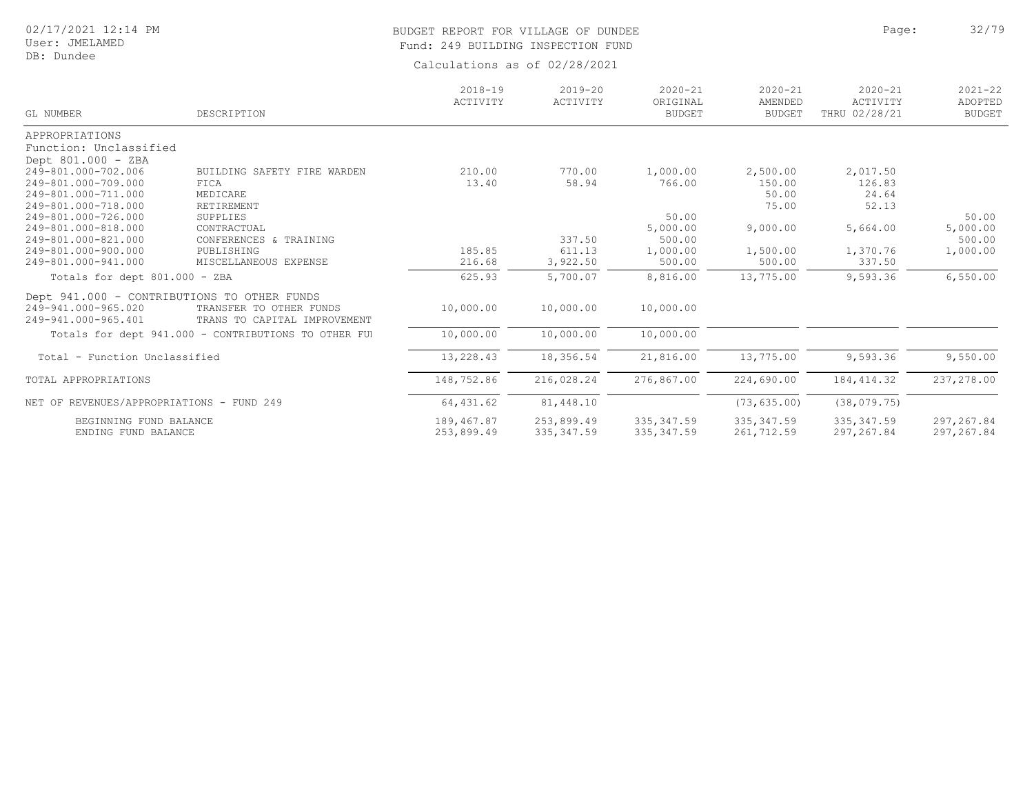BUDGET REPORT FOR VILLAGE OF DUNDEE
Fund: 249 BUILDING INSPECTION FUND

Calculations as of 02/28/2021

| GL NUMBER | DESCRIPTION | 2018-19 ACTIVITY | 2019-20 ACTIVITY | 2020-21 ORIGINAL BUDGET | 2020-21 AMENDED BUDGET | 2020-21 ACTIVITY THRU 02/28/21 | 2021-22 ADOPTED BUDGET |
|---|---|---|---|---|---|---|---|
| APPROPRIATIONS | | | | | | | |
| Function: Unclassified | | | | | | | |
| Dept 801.000 - ZBA | | | | | | | |
| 249-801.000-702.006 | BUILDING SAFETY FIRE WARDEN | 210.00 | 770.00 | 1,000.00 | 2,500.00 | 2,017.50 | |
| 249-801.000-709.000 | FICA | 13.40 | 58.94 | 766.00 | 150.00 | 126.83 | |
| 249-801.000-711.000 | MEDICARE | | | | 50.00 | 24.64 | |
| 249-801.000-718.000 | RETIREMENT | | | | 75.00 | 52.13 | |
| 249-801.000-726.000 | SUPPLIES | | | 50.00 | | | 50.00 |
| 249-801.000-818.000 | CONTRACTUAL | | | 5,000.00 | 9,000.00 | 5,664.00 | 5,000.00 |
| 249-801.000-821.000 | CONFERENCES & TRAINING | | 337.50 | 500.00 | | | 500.00 |
| 249-801.000-900.000 | PUBLISHING | 185.85 | 611.13 | 1,000.00 | 1,500.00 | 1,370.76 | 1,000.00 |
| 249-801.000-941.000 | MISCELLANEOUS EXPENSE | 216.68 | 3,922.50 | 500.00 | 500.00 | 337.50 | |
| Totals for dept 801.000 - ZBA | | 625.93 | 5,700.07 | 8,816.00 | 13,775.00 | 9,593.36 | 6,550.00 |
| Dept 941.000 - CONTRIBUTIONS TO OTHER FUNDS | | | | | | | |
| 249-941.000-965.020 | TRANSFER TO OTHER FUNDS | 10,000.00 | 10,000.00 | 10,000.00 | | | |
| 249-941.000-965.401 | TRANS TO CAPITAL IMPROVEMENT | | | | | | |
| Totals for dept 941.000 - CONTRIBUTIONS TO OTHER FU | | 10,000.00 | 10,000.00 | 10,000.00 | | | |
| Total - Function Unclassified | | 13,228.43 | 18,356.54 | 21,816.00 | 13,775.00 | 9,593.36 | 9,550.00 |
| TOTAL APPROPRIATIONS | | 148,752.86 | 216,028.24 | 276,867.00 | 224,690.00 | 184,414.32 | 237,278.00 |
| NET OF REVENUES/APPROPRIATIONS - FUND 249 | | 64,431.62 | 81,448.10 | | (73,635.00) | (38,079.75) | |
| BEGINNING FUND BALANCE | | 189,467.87 | 253,899.49 | 335,347.59 | 335,347.59 | 335,347.59 | 297,267.84 |
| ENDING FUND BALANCE | | 253,899.49 | 335,347.59 | 335,347.59 | 261,712.59 | 297,267.84 | 297,267.84 |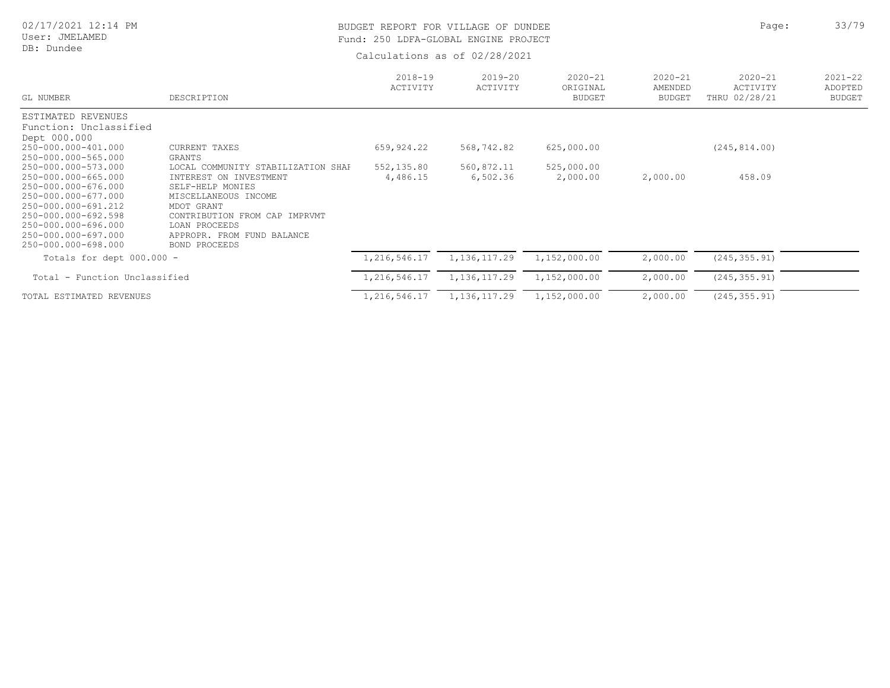BUDGET REPORT FOR VILLAGE OF DUNDEE
Fund: 250 LDFA-GLOBAL ENGINE PROJECT

Calculations as of 02/28/2021

| GL NUMBER | DESCRIPTION | 2018-19 ACTIVITY | 2019-20 ACTIVITY | 2020-21 ORIGINAL BUDGET | 2020-21 AMENDED BUDGET | 2020-21 ACTIVITY THRU 02/28/21 | 2021-22 ADOPTED BUDGET |
|---|---|---|---|---|---|---|---|
| ESTIMATED REVENUES | | | | | | | |
| Function: Unclassified | | | | | | | |
| Dept 000.000 | | | | | | | |
| 250-000.000-401.000 | CURRENT TAXES | 659,924.22 | 568,742.82 | 625,000.00 | | (245,814.00) | |
| 250-000.000-565.000 | GRANTS | | | | | | |
| 250-000.000-573.000 | LOCAL COMMUNITY STABILIZATION SHAI | 552,135.80 | 560,872.11 | 525,000.00 | | | |
| 250-000.000-665.000 | INTEREST ON INVESTMENT | 4,486.15 | 6,502.36 | 2,000.00 | 2,000.00 | 458.09 | |
| 250-000.000-676.000 | SELF-HELP MONIES | | | | | | |
| 250-000.000-677.000 | MISCELLANEOUS INCOME | | | | | | |
| 250-000.000-691.212 | MDOT GRANT | | | | | | |
| 250-000.000-692.598 | CONTRIBUTION FROM CAP IMPRVMT | | | | | | |
| 250-000.000-696.000 | LOAN PROCEEDS | | | | | | |
| 250-000.000-697.000 | APPROPR. FROM FUND BALANCE | | | | | | |
| 250-000.000-698.000 | BOND PROCEEDS | | | | | | |
| Totals for dept 000.000 - | | 1,216,546.17 | 1,136,117.29 | 1,152,000.00 | 2,000.00 | (245,355.91) | |
| Total - Function Unclassified | | 1,216,546.17 | 1,136,117.29 | 1,152,000.00 | 2,000.00 | (245,355.91) | |
| TOTAL ESTIMATED REVENUES | | 1,216,546.17 | 1,136,117.29 | 1,152,000.00 | 2,000.00 | (245,355.91) | |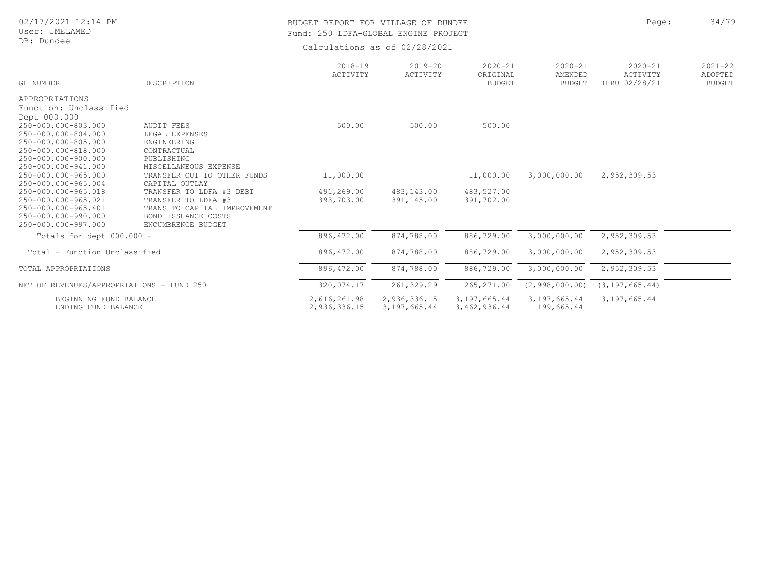BUDGET REPORT FOR VILLAGE OF DUNDEE
Fund: 250 LDFA-GLOBAL ENGINE PROJECT

Calculations as of 02/28/2021

02/17/2021 12:14 PM
User: JMELAMED
DB: Dundee

| GL NUMBER | DESCRIPTION | 2018-19 ACTIVITY | 2019-20 ACTIVITY | 2020-21 ORIGINAL BUDGET | 2020-21 AMENDED BUDGET | 2020-21 ACTIVITY THRU 02/28/21 | 2021-22 ADOPTED BUDGET |
|---|---|---|---|---|---|---|---|
| APPROPRIATIONS | | | | | | | |
| Function: Unclassified | | | | | | | |
| Dept 000.000 | | | | | | | |
| 250-000.000-803.000 | AUDIT FEES | 500.00 | 500.00 | 500.00 | | | |
| 250-000.000-804.000 | LEGAL EXPENSES | | | | | | |
| 250-000.000-805.000 | ENGINEERING | | | | | | |
| 250-000.000-818.000 | CONTRACTUAL | | | | | | |
| 250-000.000-900.000 | PUBLISHING | | | | | | |
| 250-000.000-941.000 | MISCELLANEOUS EXPENSE | | | | | | |
| 250-000.000-965.000 | TRANSFER OUT TO OTHER FUNDS | 11,000.00 | | 11,000.00 | 3,000,000.00 | 2,952,309.53 | |
| 250-000.000-965.004 | CAPITAL OUTLAY | | | | | | |
| 250-000.000-965.018 | TRANSFER TO LDFA #3 DEBT | 491,269.00 | 483,143.00 | 483,527.00 | | | |
| 250-000.000-965.021 | TRANSFER TO LDFA #3 | 393,703.00 | 391,145.00 | 391,702.00 | | | |
| 250-000.000-965.401 | TRANS TO CAPITAL IMPROVEMENT | | | | | | |
| 250-000.000-990.000 | BOND ISSUANCE COSTS | | | | | | |
| 250-000.000-997.000 | ENCUMBRENCE BUDGET | | | | | | |
| Totals for dept 000.000 - | | 896,472.00 | 874,788.00 | 886,729.00 | 3,000,000.00 | 2,952,309.53 | |
| Total - Function Unclassified | | 896,472.00 | 874,788.00 | 886,729.00 | 3,000,000.00 | 2,952,309.53 | |
| TOTAL APPROPRIATIONS | | 896,472.00 | 874,788.00 | 886,729.00 | 3,000,000.00 | 2,952,309.53 | |
| NET OF REVENUES/APPROPRIATIONS - FUND 250 | | 320,074.17 | 261,329.29 | 265,271.00 | (2,998,000.00) | (3,197,665.44) | |
| BEGINNING FUND BALANCE | | 2,616,261.98 | 2,936,336.15 | 3,197,665.44 | 3,197,665.44 | 3,197,665.44 | |
| ENDING FUND BALANCE | | 2,936,336.15 | 3,197,665.44 | 3,462,936.44 | 199,665.44 | | |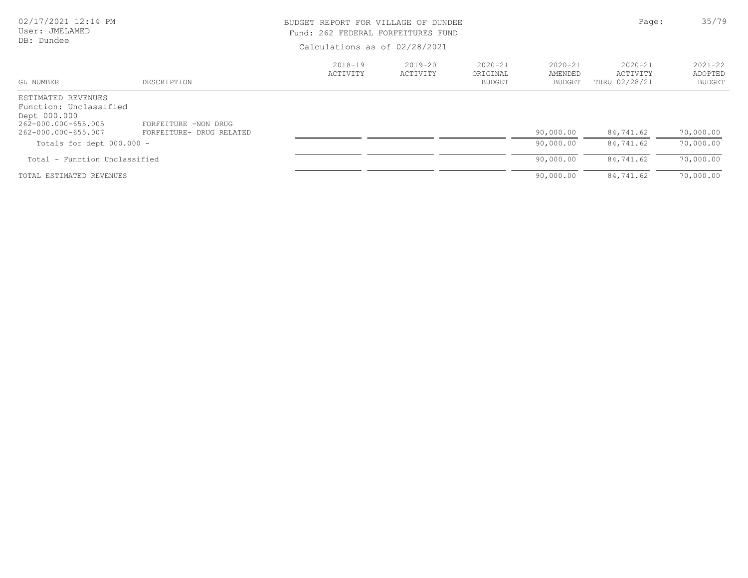BUDGET REPORT FOR VILLAGE OF DUNDEE
Fund: 262 FEDERAL FORFEITURES FUND

Calculations as of 02/28/2021

02/17/2021 12:14 PM
User: JMELAMED
DB: Dundee

| GL NUMBER | DESCRIPTION | 2018-19 ACTIVITY | 2019-20 ACTIVITY | 2020-21 ORIGINAL BUDGET | 2020-21 AMENDED BUDGET | 2020-21 ACTIVITY THRU 02/28/21 | 2021-22 ADOPTED BUDGET |
|---|---|---|---|---|---|---|---|
| ESTIMATED REVENUES | | | | | | | |
| Function: Unclassified | | | | | | | |
| Dept 000.000 | | | | | | | |
| 262-000.000-655.005 | FORFEITURE -NON DRUG | | | | | | |
| 262-000.000-655.007 | FORFEITURE- DRUG RELATED | | | | 90,000.00 | 84,741.62 | 70,000.00 |
| Totals for dept 000.000 - | | | | | 90,000.00 | 84,741.62 | 70,000.00 |
| Total - Function Unclassified | | | | | 90,000.00 | 84,741.62 | 70,000.00 |
| TOTAL ESTIMATED REVENUES | | | | | 90,000.00 | 84,741.62 | 70,000.00 |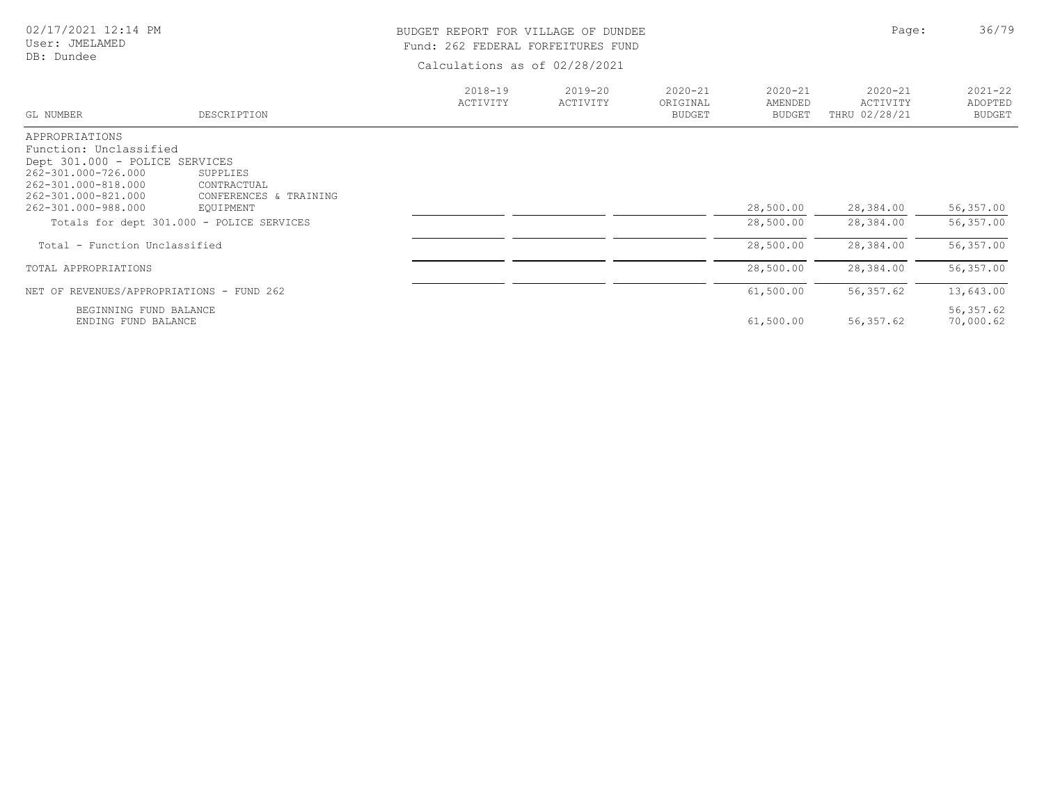BUDGET REPORT FOR VILLAGE OF DUNDEE

Fund: 262 FEDERAL FORFEITURES FUND

Calculations as of 02/28/2021

02/17/2021 12:14 PM
User: JMELAMED
DB: Dundee

| GL NUMBER | DESCRIPTION | 2018-19 ACTIVITY | 2019-20 ACTIVITY | 2020-21 ORIGINAL BUDGET | 2020-21 AMENDED BUDGET | 2020-21 ACTIVITY THRU 02/28/21 | 2021-22 ADOPTED BUDGET |
|---|---|---|---|---|---|---|---|
| APPROPRIATIONS | | | | | | | |
| Function: Unclassified | | | | | | | |
| Dept 301.000 - POLICE SERVICES | | | | | | | |
| 262-301.000-726.000 | SUPPLIES | | | | | | |
| 262-301.000-818.000 | CONTRACTUAL | | | | | | |
| 262-301.000-821.000 | CONFERENCES & TRAINING | | | | | | |
| 262-301.000-988.000 | EQUIPMENT | | | | 28,500.00 | 28,384.00 | 56,357.00 |
| Totals for dept 301.000 - POLICE SERVICES | | | | | 28,500.00 | 28,384.00 | 56,357.00 |
| Total - Function Unclassified | | | | | 28,500.00 | 28,384.00 | 56,357.00 |
| TOTAL APPROPRIATIONS | | | | | 28,500.00 | 28,384.00 | 56,357.00 |
| NET OF REVENUES/APPROPRIATIONS - FUND 262 | | | | | 61,500.00 | 56,357.62 | 13,643.00 |
| BEGINNING FUND BALANCE | | | | | | | 56,357.62 |
| ENDING FUND BALANCE | | | | | 61,500.00 | 56,357.62 | 70,000.62 |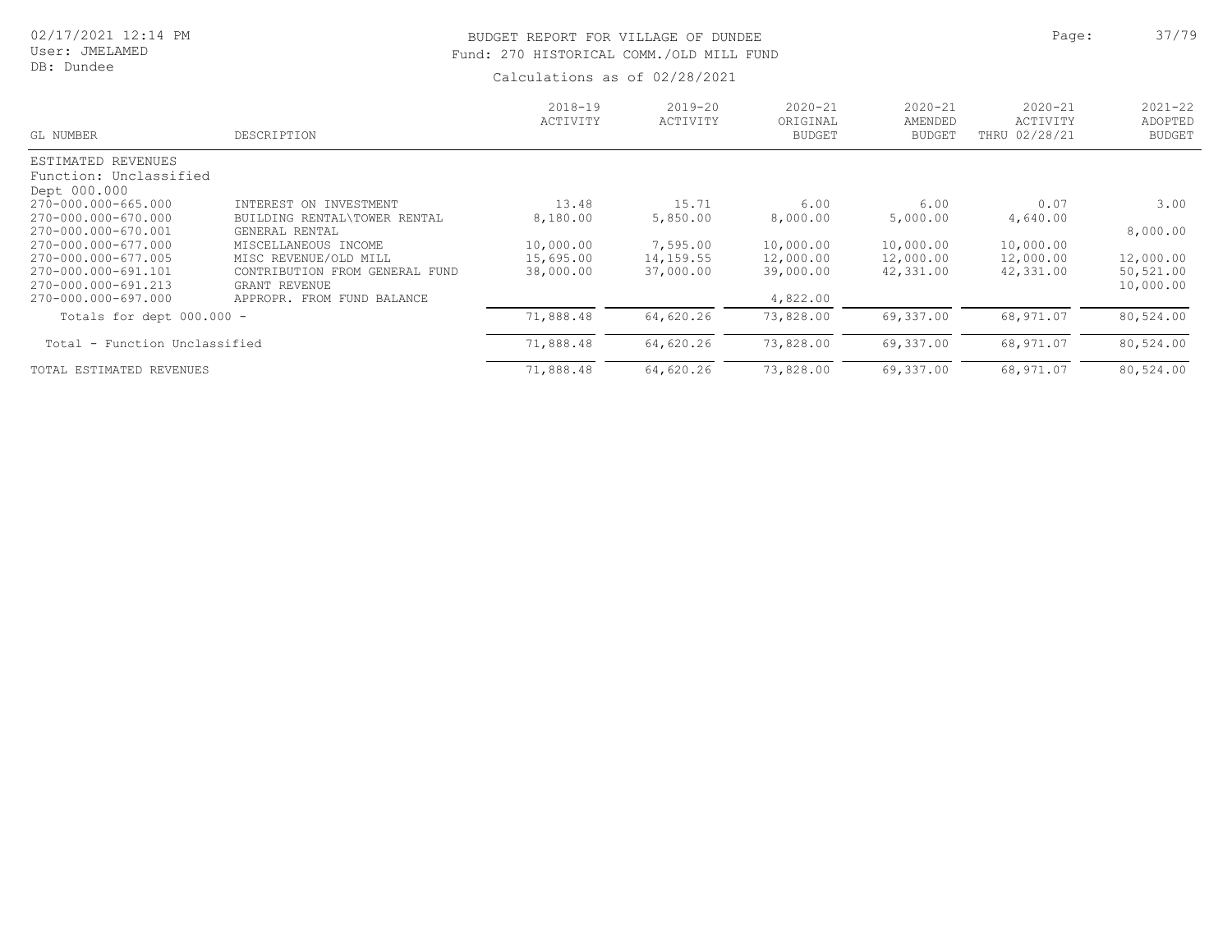# BUDGET REPORT FOR VILLAGE OF DUNDEE

## Fund: 270 HISTORICAL COMM./OLD MILL FUND

Calculations as of 02/28/2021

| GL NUMBER | DESCRIPTION | 2018-19 ACTIVITY | 2019-20 ACTIVITY | 2020-21 ORIGINAL BUDGET | 2020-21 AMENDED BUDGET | 2020-21 ACTIVITY THRU 02/28/21 | 2021-22 ADOPTED BUDGET |
|---|---|---|---|---|---|---|---|
| ESTIMATED REVENUES | | | | | | | |
| Function: Unclassified | | | | | | | |
| Dept 000.000 | | | | | | | |
| 270-000.000-665.000 | INTEREST ON INVESTMENT | 13.48 | 15.71 | 6.00 | 6.00 | 0.07 | 3.00 |
| 270-000.000-670.000 | BUILDING RENTAL\TOWER RENTAL | 8,180.00 | 5,850.00 | 8,000.00 | 5,000.00 | 4,640.00 | |
| 270-000.000-670.001 | GENERAL RENTAL | | | | | | 8,000.00 |
| 270-000.000-677.000 | MISCELLANEOUS INCOME | 10,000.00 | 7,595.00 | 10,000.00 | 10,000.00 | 10,000.00 | |
| 270-000.000-677.005 | MISC REVENUE/OLD MILL | 15,695.00 | 14,159.55 | 12,000.00 | 12,000.00 | 12,000.00 | 12,000.00 |
| 270-000.000-691.101 | CONTRIBUTION FROM GENERAL FUND | 38,000.00 | 37,000.00 | 39,000.00 | 42,331.00 | 42,331.00 | 50,521.00 |
| 270-000.000-691.213 | GRANT REVENUE | | | | | | 10,000.00 |
| 270-000.000-697.000 | APPROPR. FROM FUND BALANCE | | | 4,822.00 | | | |
| Totals for dept 000.000 - | | 71,888.48 | 64,620.26 | 73,828.00 | 69,337.00 | 68,971.07 | 80,524.00 |
| Total - Function Unclassified | | 71,888.48 | 64,620.26 | 73,828.00 | 69,337.00 | 68,971.07 | 80,524.00 |
| TOTAL ESTIMATED REVENUES | | 71,888.48 | 64,620.26 | 73,828.00 | 69,337.00 | 68,971.07 | 80,524.00 |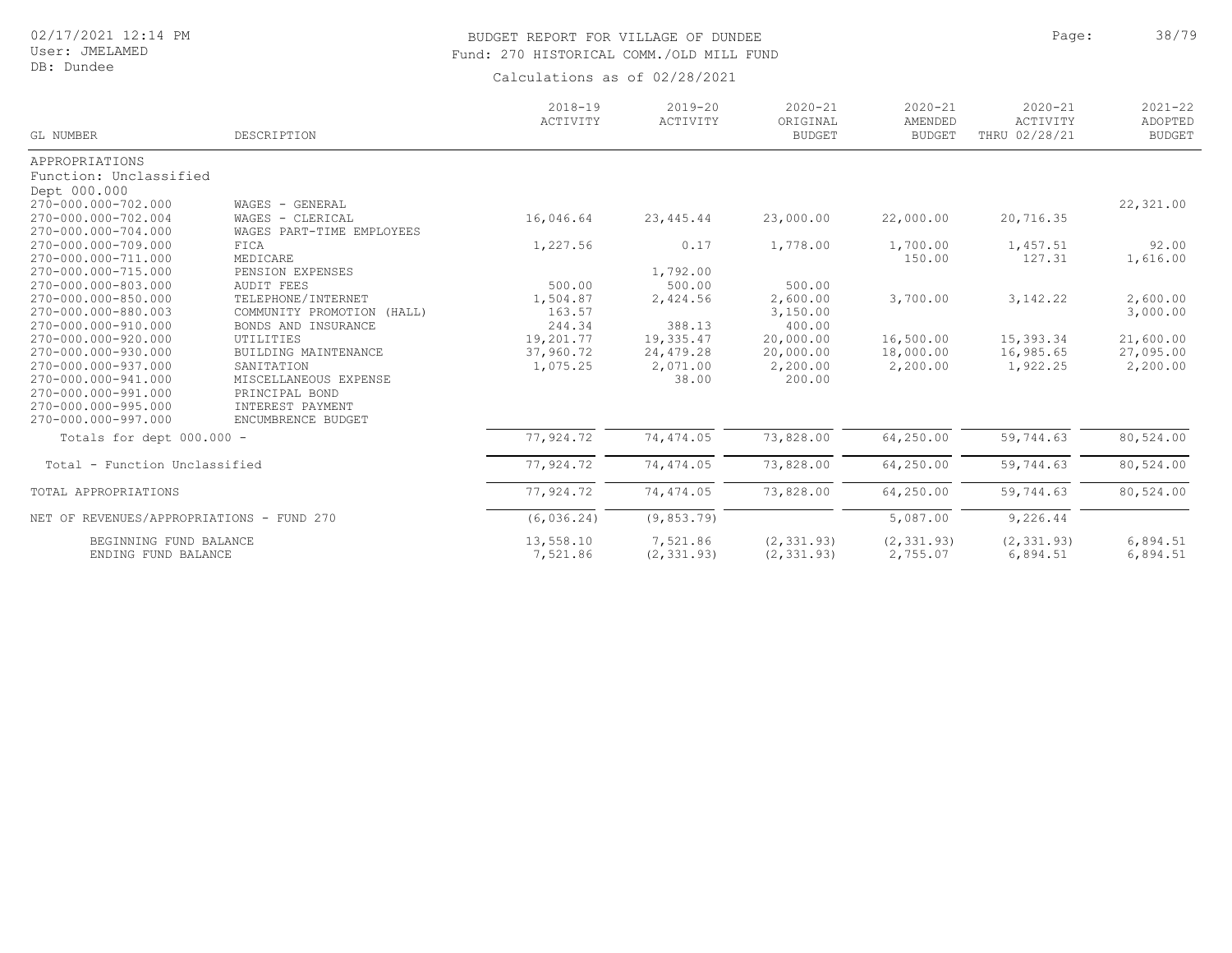BUDGET REPORT FOR VILLAGE OF DUNDEE

Fund: 270 HISTORICAL COMM./OLD MILL FUND

Calculations as of 02/28/2021

02/17/2021 12:14 PM
User: JMELAMED
DB: Dundee

| GL NUMBER | DESCRIPTION | 2018-19 ACTIVITY | 2019-20 ACTIVITY | 2020-21 ORIGINAL BUDGET | 2020-21 AMENDED BUDGET | 2020-21 ACTIVITY THRU 02/28/21 | 2021-22 ADOPTED BUDGET |
|---|---|---|---|---|---|---|---|
| APPROPRIATIONS | | | | | | | |
| Function: Unclassified | | | | | | | |
| Dept 000.000 | | | | | | | |
| 270-000.000-702.000 | WAGES - GENERAL | | | | | | 22,321.00 |
| 270-000.000-702.004 | WAGES - CLERICAL | 16,046.64 | 23,445.44 | 23,000.00 | 22,000.00 | 20,716.35 | |
| 270-000.000-704.000 | WAGES PART-TIME EMPLOYEES | | | | | | |
| 270-000.000-709.000 | FICA | 1,227.56 | 0.17 | 1,778.00 | 1,700.00 | 1,457.51 | 92.00 |
| 270-000.000-711.000 | MEDICARE | | | | 150.00 | 127.31 | 1,616.00 |
| 270-000.000-715.000 | PENSION EXPENSES | | 1,792.00 | | | | |
| 270-000.000-803.000 | AUDIT FEES | 500.00 | 500.00 | 500.00 | | | |
| 270-000.000-850.000 | TELEPHONE/INTERNET | 1,504.87 | 2,424.56 | 2,600.00 | 3,700.00 | 3,142.22 | 2,600.00 |
| 270-000.000-880.003 | COMMUNITY PROMOTION (HALL) | 163.57 | | 3,150.00 | | | 3,000.00 |
| 270-000.000-910.000 | BONDS AND INSURANCE | 244.34 | 388.13 | 400.00 | | | |
| 270-000.000-920.000 | UTILITIES | 19,201.77 | 19,335.47 | 20,000.00 | 16,500.00 | 15,393.34 | 21,600.00 |
| 270-000.000-930.000 | BUILDING MAINTENANCE | 37,960.72 | 24,479.28 | 20,000.00 | 18,000.00 | 16,985.65 | 27,095.00 |
| 270-000.000-937.000 | SANITATION | 1,075.25 | 2,071.00 | 2,200.00 | 2,200.00 | 1,922.25 | 2,200.00 |
| 270-000.000-941.000 | MISCELLANEOUS EXPENSE | | 38.00 | 200.00 | | | |
| 270-000.000-991.000 | PRINCIPAL BOND | | | | | | |
| 270-000.000-995.000 | INTEREST PAYMENT | | | | | | |
| 270-000.000-997.000 | ENCUMBRENCE BUDGET | | | | | | |
| Totals for dept 000.000 - | | 77,924.72 | 74,474.05 | 73,828.00 | 64,250.00 | 59,744.63 | 80,524.00 |
| Total - Function Unclassified | | 77,924.72 | 74,474.05 | 73,828.00 | 64,250.00 | 59,744.63 | 80,524.00 |
| TOTAL APPROPRIATIONS | | 77,924.72 | 74,474.05 | 73,828.00 | 64,250.00 | 59,744.63 | 80,524.00 |
| NET OF REVENUES/APPROPRIATIONS - FUND 270 | | (6,036.24) | (9,853.79) | | 5,087.00 | 9,226.44 | |
| BEGINNING FUND BALANCE | | 13,558.10 | 7,521.86 | (2,331.93) | (2,331.93) | (2,331.93) | 6,894.51 |
| ENDING FUND BALANCE | | 7,521.86 | (2,331.93) | (2,331.93) | 2,755.07 | 6,894.51 | 6,894.51 |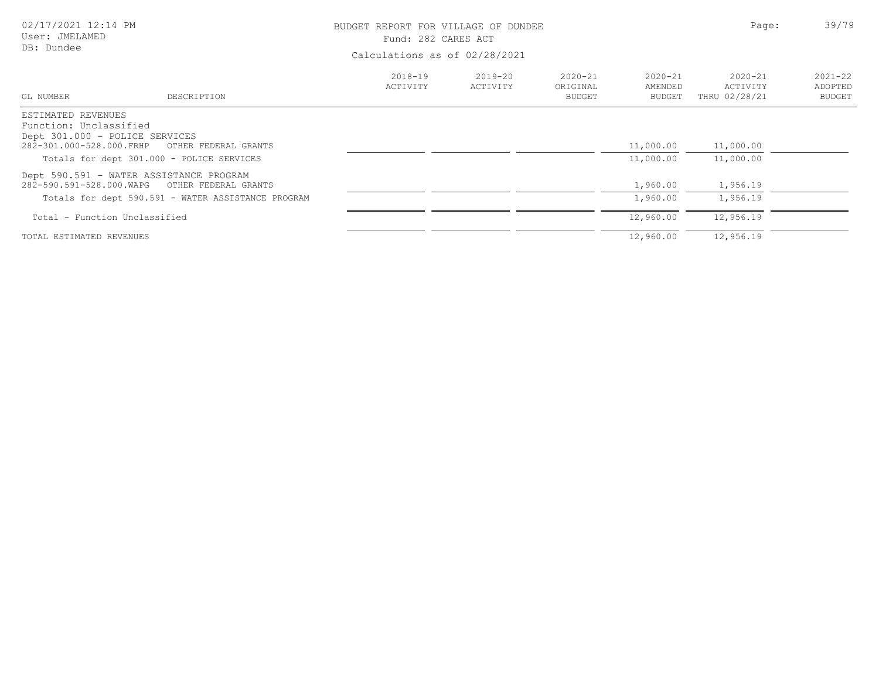BUDGET REPORT FOR VILLAGE OF DUNDEE

Fund: 282 CARES ACT

Calculations as of 02/28/2021

| GL NUMBER | DESCRIPTION | 2018-19 ACTIVITY | 2019-20 ACTIVITY | 2020-21 ORIGINAL BUDGET | 2020-21 AMENDED BUDGET | 2020-21 ACTIVITY THRU 02/28/21 | 2021-22 ADOPTED BUDGET |
|---|---|---|---|---|---|---|---|
| ESTIMATED REVENUES | | | | | | | |
| Function: Unclassified | | | | | | | |
| Dept 301.000 - POLICE SERVICES | | | | | | | |
| 282-301.000-528.000.FRHP | OTHER FEDERAL GRANTS | | | | 11,000.00 | 11,000.00 | |
| Totals for dept 301.000 - POLICE SERVICES | | | | | 11,000.00 | 11,000.00 | |
| Dept 590.591 - WATER ASSISTANCE PROGRAM | | | | | | | |
| 282-590.591-528.000.WAPG | OTHER FEDERAL GRANTS | | | | 1,960.00 | 1,956.19 | |
| Totals for dept 590.591 - WATER ASSISTANCE PROGRAM | | | | | 1,960.00 | 1,956.19 | |
| Total - Function Unclassified | | | | | 12,960.00 | 12,956.19 | |
| TOTAL ESTIMATED REVENUES | | | | | 12,960.00 | 12,956.19 | |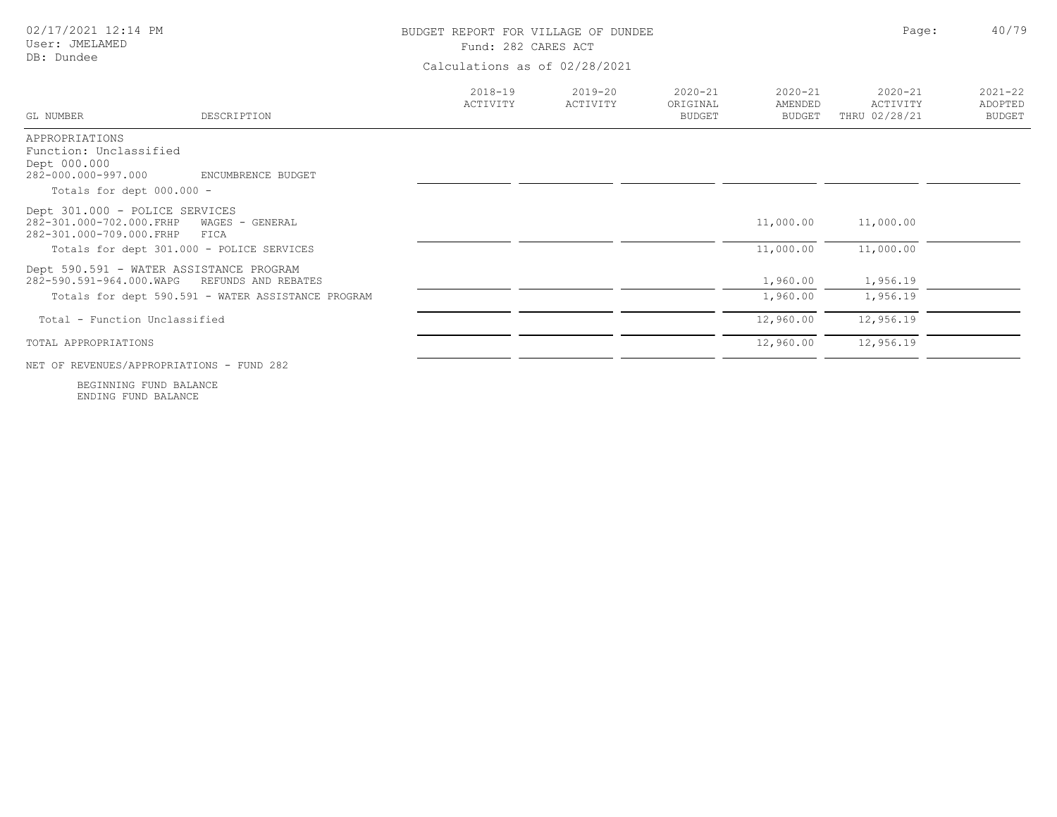# BUDGET REPORT FOR VILLAGE OF DUNDEE

Fund: 282 CARES ACT

Calculations as of 02/28/2021

02/17/2021 12:14 PM
User: JMELAMED
DB: Dundee

| GL NUMBER | DESCRIPTION | 2018-19 ACTIVITY | 2019-20 ACTIVITY | 2020-21 ORIGINAL BUDGET | 2020-21 AMENDED BUDGET | 2020-21 ACTIVITY THRU 02/28/21 | 2021-22 ADOPTED BUDGET |
|---|---|---|---|---|---|---|---|
| APPROPRIATIONS | | | | | | | |
| Function: Unclassified | | | | | | | |
| Dept 000.000 | | | | | | | |
| 282-000.000-997.000 | ENCUMBRENCE BUDGET | | | | | | |
| Totals for dept 000.000 - | | | | | | | |
| Dept 301.000 - POLICE SERVICES | | | | | | | |
| 282-301.000-702.000.FRHP | WAGES - GENERAL | | | | 11,000.00 | 11,000.00 | |
| 282-301.000-709.000.FRHP | FICA | | | | | | |
| Totals for dept 301.000 - POLICE SERVICES | | | | | 11,000.00 | 11,000.00 | |
| Dept 590.591 - WATER ASSISTANCE PROGRAM | | | | | | | |
| 282-590.591-964.000.WAPG | REFUNDS AND REBATES | | | | 1,960.00 | 1,956.19 | |
| Totals for dept 590.591 - WATER ASSISTANCE PROGRAM | | | | | 1,960.00 | 1,956.19 | |
| Total - Function Unclassified | | | | | 12,960.00 | 12,956.19 | |
| TOTAL APPROPRIATIONS | | | | | 12,960.00 | 12,956.19 | |
| NET OF REVENUES/APPROPRIATIONS - FUND 282 | | | | | | | |
| BEGINNING FUND BALANCE | | | | | | | |
| ENDING FUND BALANCE | | | | | | | |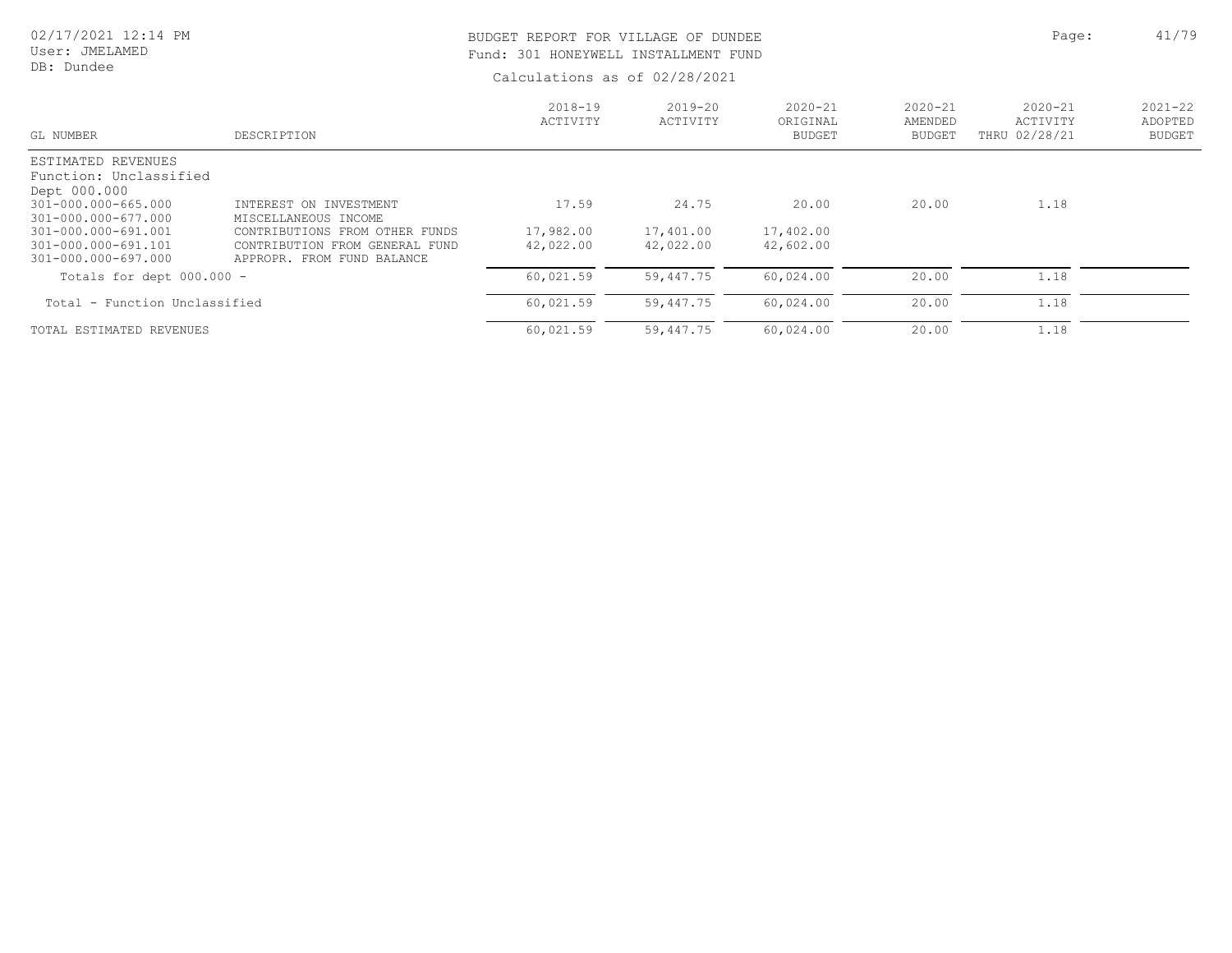BUDGET REPORT FOR VILLAGE OF DUNDEE
Fund: 301 HONEYWELL INSTALLMENT FUND

Calculations as of 02/28/2021

| GL NUMBER | DESCRIPTION | 2018-19 ACTIVITY | 2019-20 ACTIVITY | 2020-21 ORIGINAL BUDGET | 2020-21 AMENDED BUDGET | 2020-21 ACTIVITY THRU 02/28/21 | 2021-22 ADOPTED BUDGET |
|---|---|---|---|---|---|---|---|
| ESTIMATED REVENUES | | | | | | | |
| Function: Unclassified | | | | | | | |
| Dept 000.000 | | | | | | | |
| 301-000.000-665.000 | INTEREST ON INVESTMENT | 17.59 | 24.75 | 20.00 | 20.00 | 1.18 | |
| 301-000.000-677.000 | MISCELLANEOUS INCOME | | | | | | |
| 301-000.000-691.001 | CONTRIBUTIONS FROM OTHER FUNDS | 17,982.00 | 17,401.00 | 17,402.00 | | | |
| 301-000.000-691.101 | CONTRIBUTION FROM GENERAL FUND | 42,022.00 | 42,022.00 | 42,602.00 | | | |
| 301-000.000-697.000 | APPROPR. FROM FUND BALANCE | | | | | | |
| Totals for dept 000.000 - | | 60,021.59 | 59,447.75 | 60,024.00 | 20.00 | 1.18 | |
| Total - Function Unclassified | | 60,021.59 | 59,447.75 | 60,024.00 | 20.00 | 1.18 | |
| TOTAL ESTIMATED REVENUES | | 60,021.59 | 59,447.75 | 60,024.00 | 20.00 | 1.18 | |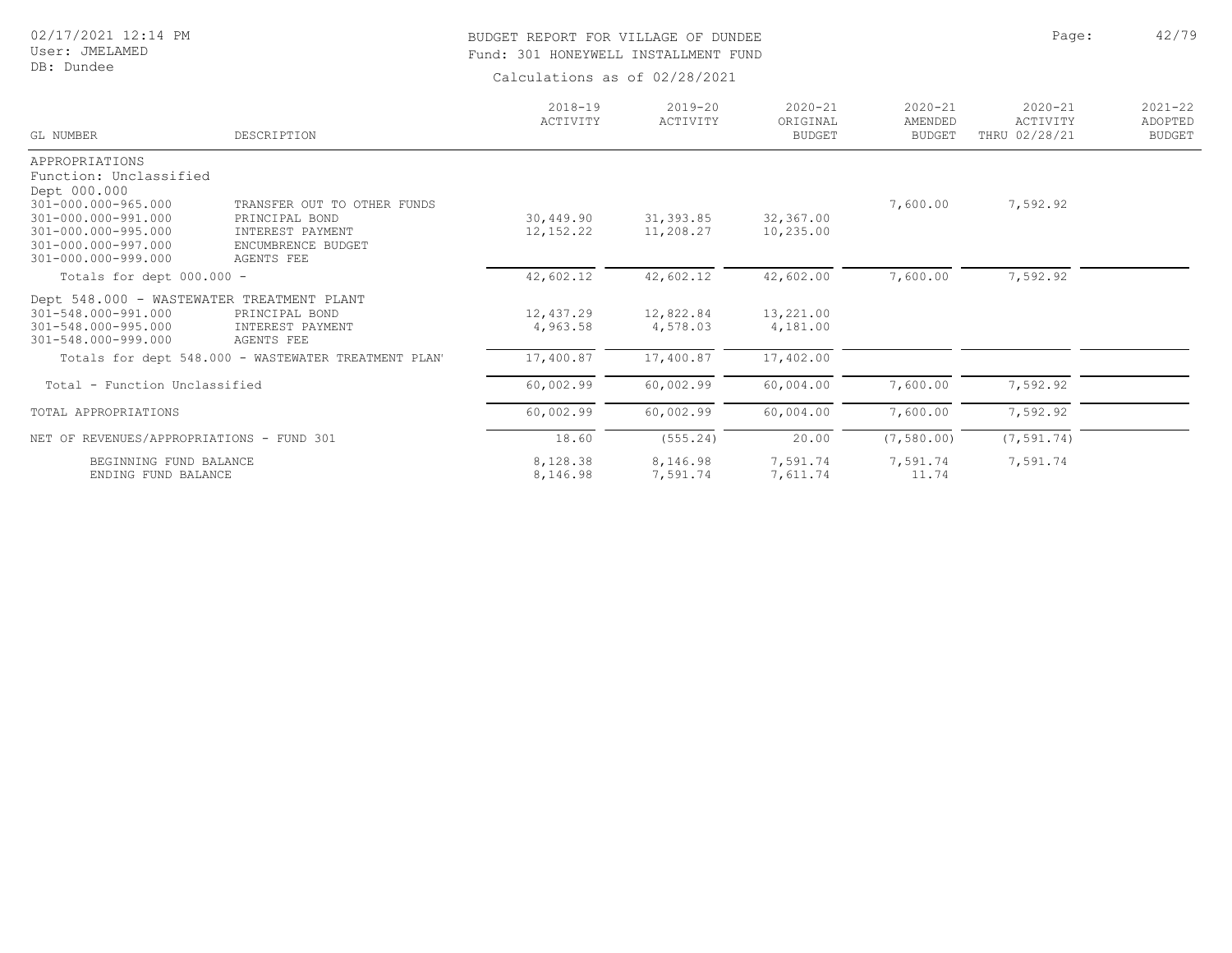BUDGET REPORT FOR VILLAGE OF DUNDEE
Fund: 301 HONEYWELL INSTALLMENT FUND

Calculations as of 02/28/2021

| GL NUMBER | DESCRIPTION | 2018-19 ACTIVITY | 2019-20 ACTIVITY | 2020-21 ORIGINAL BUDGET | 2020-21 AMENDED BUDGET | 2020-21 ACTIVITY THRU 02/28/21 | 2021-22 ADOPTED BUDGET |
|---|---|---|---|---|---|---|---|
| APPROPRIATIONS | | | | | | | |
| Function: Unclassified | | | | | | | |
| Dept 000.000 | | | | | | | |
| 301-000.000-965.000 | TRANSFER OUT TO OTHER FUNDS | | | | 7,600.00 | 7,592.92 | |
| 301-000.000-991.000 | PRINCIPAL BOND | 30,449.90 | 31,393.85 | 32,367.00 | | | |
| 301-000.000-995.000 | INTEREST PAYMENT | 12,152.22 | 11,208.27 | 10,235.00 | | | |
| 301-000.000-997.000 | ENCUMBRENCE BUDGET | | | | | | |
| 301-000.000-999.000 | AGENTS FEE | | | | | | |
| Totals for dept 000.000 - | | 42,602.12 | 42,602.12 | 42,602.00 | 7,600.00 | 7,592.92 | |
| Dept 548.000 - WASTEWATER TREATMENT PLANT | | | | | | | |
| 301-548.000-991.000 | PRINCIPAL BOND | 12,437.29 | 12,822.84 | 13,221.00 | | | |
| 301-548.000-995.000 | INTEREST PAYMENT | 4,963.58 | 4,578.03 | 4,181.00 | | | |
| 301-548.000-999.000 | AGENTS FEE | | | | | | |
| Totals for dept 548.000 - WASTEWATER TREATMENT PLAN' | | 17,400.87 | 17,400.87 | 17,402.00 | | | |
| Total - Function Unclassified | | 60,002.99 | 60,002.99 | 60,004.00 | 7,600.00 | 7,592.92 | |
| TOTAL APPROPRIATIONS | | 60,002.99 | 60,002.99 | 60,004.00 | 7,600.00 | 7,592.92 | |
| NET OF REVENUES/APPROPRIATIONS - FUND 301 | | 18.60 | (555.24) | 20.00 | (7,580.00) | (7,591.74) | |
| BEGINNING FUND BALANCE | | 8,128.38 | 8,146.98 | 7,591.74 | 7,591.74 | 7,591.74 | |
| ENDING FUND BALANCE | | 8,146.98 | 7,591.74 | 7,611.74 | 11.74 | | |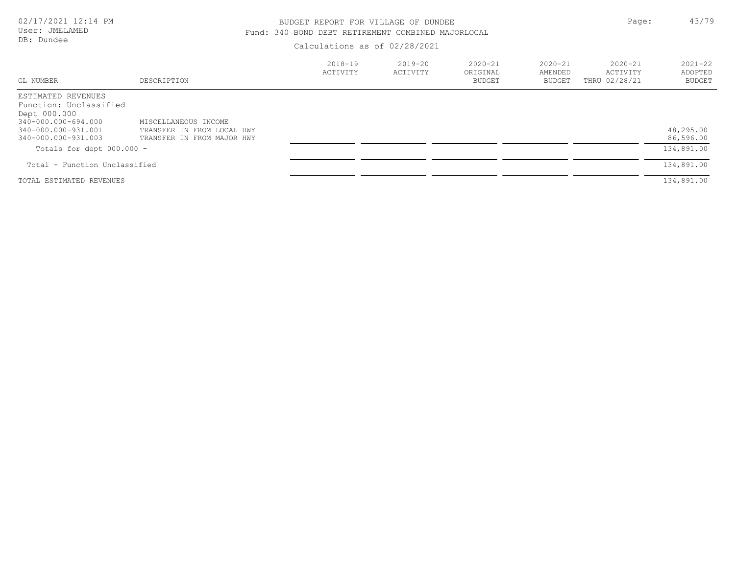BUDGET REPORT FOR VILLAGE OF DUNDEE

Fund: 340 BOND DEBT RETIREMENT COMBINED MAJORLOCAL

Calculations as of 02/28/2021

02/17/2021 12:14 PM
User: JMELAMED
DB: Dundee

| GL NUMBER | DESCRIPTION | 2018-19 ACTIVITY | 2019-20 ACTIVITY | 2020-21 ORIGINAL BUDGET | 2020-21 AMENDED BUDGET | 2020-21 ACTIVITY THRU 02/28/21 | 2021-22 ADOPTED BUDGET |
|---|---|---|---|---|---|---|---|
| ESTIMATED REVENUES | | | | | | | |
| Function: Unclassified | | | | | | | |
| Dept 000.000 | | | | | | | |
| 340-000.000-694.000 | MISCELLANEOUS INCOME | | | | | | |
| 340-000.000-931.001 | TRANSFER IN FROM LOCAL HWY | | | | | | 48,295.00 |
| 340-000.000-931.003 | TRANSFER IN FROM MAJOR HWY | | | | | | 86,596.00 |
| Totals for dept 000.000 - | | | | | | | 134,891.00 |
| Total - Function Unclassified | | | | | | | 134,891.00 |
| TOTAL ESTIMATED REVENUES | | | | | | | 134,891.00 |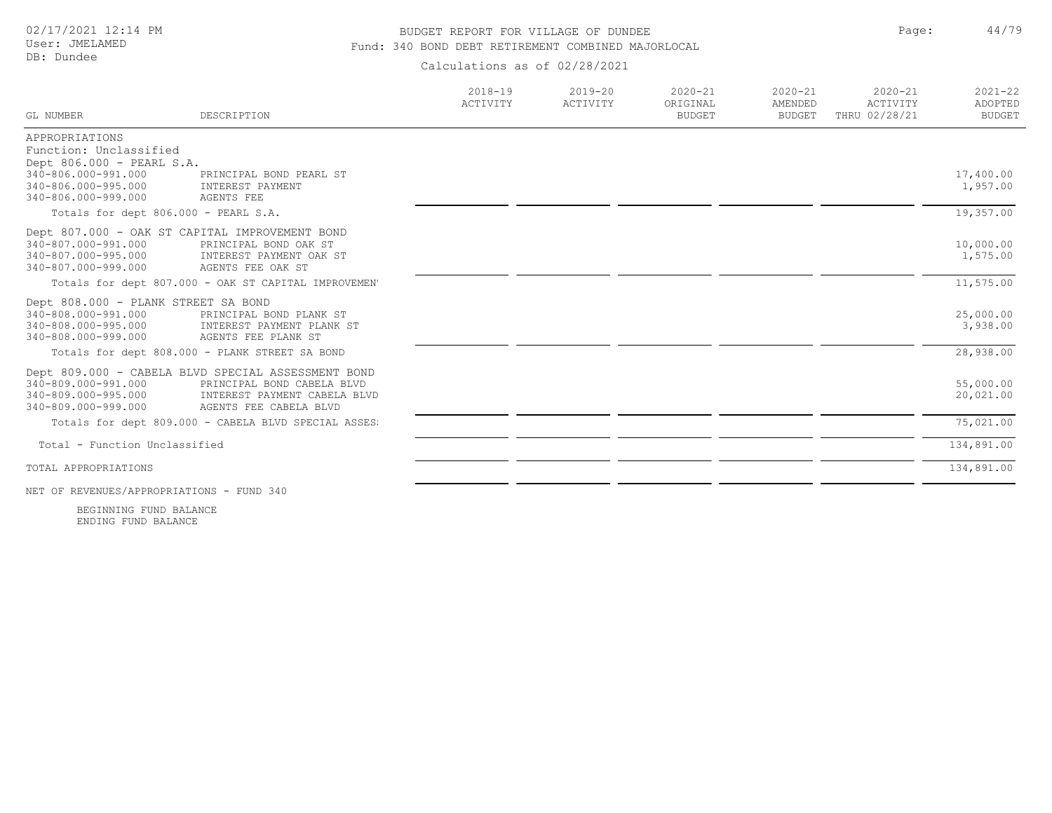BUDGET REPORT FOR VILLAGE OF DUNDEE

Fund: 340 BOND DEBT RETIREMENT COMBINED MAJORLOCAL

Calculations as of 02/28/2021

| GL NUMBER | DESCRIPTION | 2018-19 ACTIVITY | 2019-20 ACTIVITY | 2020-21 ORIGINAL BUDGET | 2020-21 AMENDED BUDGET | 2020-21 ACTIVITY THRU 02/28/21 | 2021-22 ADOPTED BUDGET |
|---|---|---|---|---|---|---|---|
| APPROPRIATIONS | | | | | | | |
| Function: Unclassified | | | | | | | |
| Dept 806.000 - PEARL S.A. | | | | | | | |
| 340-806.000-991.000 | PRINCIPAL BOND PEARL ST | | | | | | 17,400.00 |
| 340-806.000-995.000 | INTEREST PAYMENT | | | | | | 1,957.00 |
| 340-806.000-999.000 | AGENTS FEE | | | | | | |
| Totals for dept 806.000 - PEARL S.A. | | | | | | | 19,357.00 |
| Dept 807.000 - OAK ST CAPITAL IMPROVEMENT BOND | | | | | | | |
| 340-807.000-991.000 | PRINCIPAL BOND OAK ST | | | | | | 10,000.00 |
| 340-807.000-995.000 | INTEREST PAYMENT OAK ST | | | | | | 1,575.00 |
| 340-807.000-999.000 | AGENTS FEE OAK ST | | | | | | |
| Totals for dept 807.000 - OAK ST CAPITAL IMPROVEMEN | | | | | | | 11,575.00 |
| Dept 808.000 - PLANK STREET SA BOND | | | | | | | |
| 340-808.000-991.000 | PRINCIPAL BOND PLANK ST | | | | | | 25,000.00 |
| 340-808.000-995.000 | INTEREST PAYMENT PLANK ST | | | | | | 3,938.00 |
| 340-808.000-999.000 | AGENTS FEE PLANK ST | | | | | | |
| Totals for dept 808.000 - PLANK STREET SA BOND | | | | | | | 28,938.00 |
| Dept 809.000 - CABELA BLVD SPECIAL ASSESSMENT BOND | | | | | | | |
| 340-809.000-991.000 | PRINCIPAL BOND CABELA BLVD | | | | | | 55,000.00 |
| 340-809.000-995.000 | INTEREST PAYMENT CABELA BLVD | | | | | | 20,021.00 |
| 340-809.000-999.000 | AGENTS FEE CABELA BLVD | | | | | | |
| Totals for dept 809.000 - CABELA BLVD SPECIAL ASSES | | | | | | | 75,021.00 |
| Total - Function Unclassified | | | | | | | 134,891.00 |
| TOTAL APPROPRIATIONS | | | | | | | 134,891.00 |
| NET OF REVENUES/APPROPRIATIONS - FUND 340 | | | | | | | |
| BEGINNING FUND BALANCE | | | | | | | |
| ENDING FUND BALANCE | | | | | | | |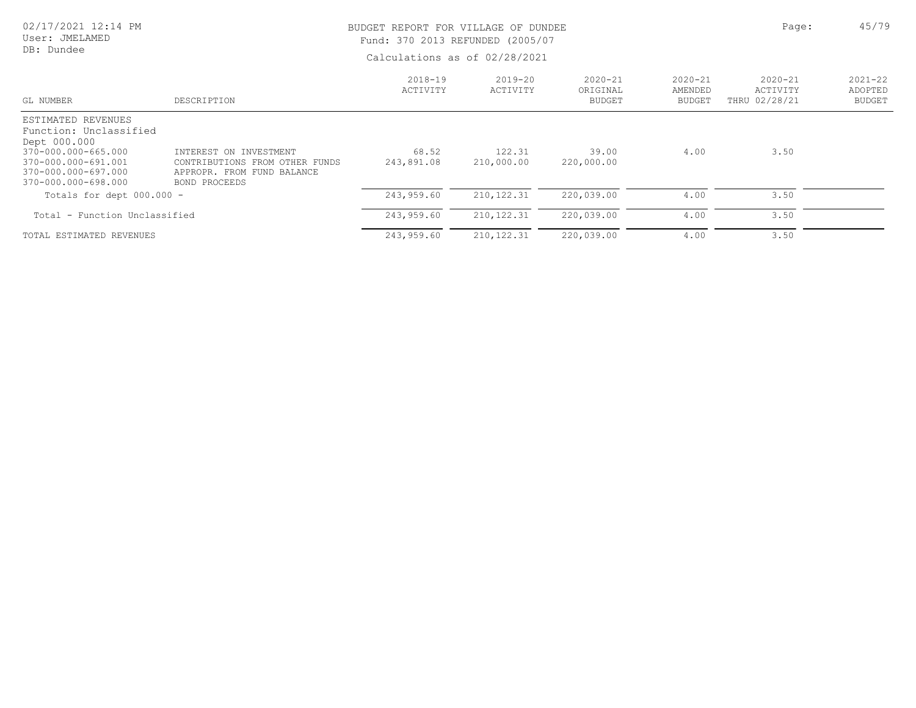BUDGET REPORT FOR VILLAGE OF DUNDEE
Fund: 370 2013 REFUNDED (2005/07

Calculations as of 02/28/2021

| GL NUMBER | DESCRIPTION | 2018-19 ACTIVITY | 2019-20 ACTIVITY | 2020-21 ORIGINAL BUDGET | 2020-21 AMENDED BUDGET | 2020-21 ACTIVITY THRU 02/28/21 | 2021-22 ADOPTED BUDGET |
|---|---|---|---|---|---|---|---|
| ESTIMATED REVENUES | | | | | | | |
| Function: Unclassified | | | | | | | |
| Dept 000.000 | | | | | | | |
| 370-000.000-665.000 | INTEREST ON INVESTMENT | 68.52 | 122.31 | 39.00 | 4.00 | 3.50 | |
| 370-000.000-691.001 | CONTRIBUTIONS FROM OTHER FUNDS | 243,891.08 | 210,000.00 | 220,000.00 | | | |
| 370-000.000-697.000 | APPROPR. FROM FUND BALANCE | | | | | | |
| 370-000.000-698.000 | BOND PROCEEDS | | | | | | |
| Totals for dept 000.000 - | | 243,959.60 | 210,122.31 | 220,039.00 | 4.00 | 3.50 | |
| Total - Function Unclassified | | 243,959.60 | 210,122.31 | 220,039.00 | 4.00 | 3.50 | |
| TOTAL ESTIMATED REVENUES | | 243,959.60 | 210,122.31 | 220,039.00 | 4.00 | 3.50 | |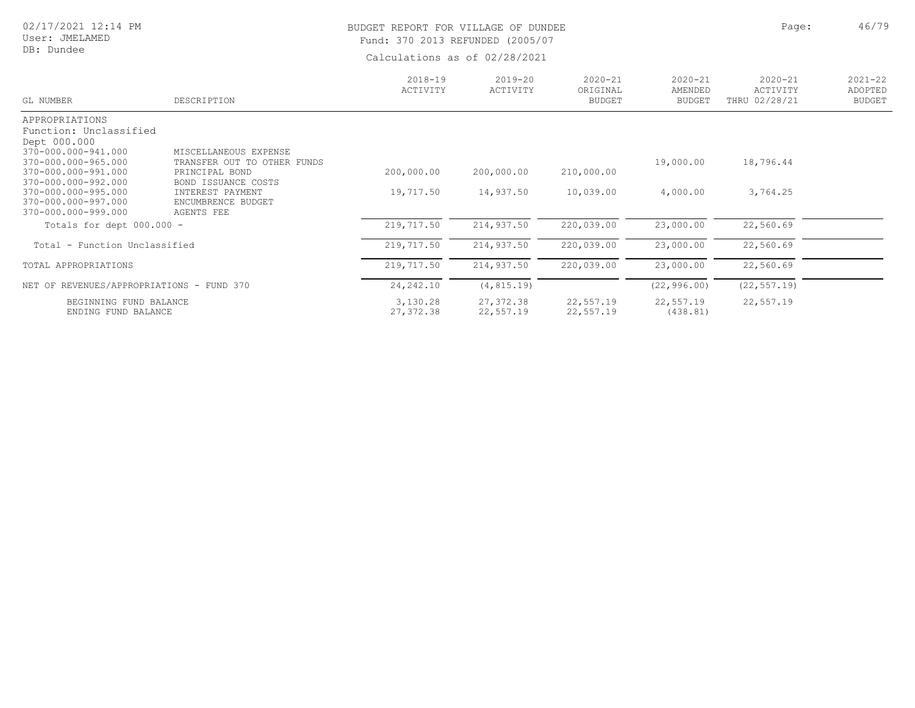BUDGET REPORT FOR VILLAGE OF DUNDEE
Fund: 370 2013 REFUNDED (2005/07
Calculations as of 02/28/2021

02/17/2021 12:14 PM
User: JMELAMED
DB: Dundee

| GL NUMBER | DESCRIPTION | 2018-19 ACTIVITY | 2019-20 ACTIVITY | 2020-21 ORIGINAL BUDGET | 2020-21 AMENDED BUDGET | 2020-21 ACTIVITY THRU 02/28/21 | 2021-22 ADOPTED BUDGET |
|---|---|---|---|---|---|---|---|
| APPROPRIATIONS | | | | | | | |
| Function: Unclassified | | | | | | | |
| Dept 000.000 | | | | | | | |
| 370-000.000-941.000 | MISCELLANEOUS EXPENSE | | | | | | |
| 370-000.000-965.000 | TRANSFER OUT TO OTHER FUNDS | | | | 19,000.00 | 18,796.44 | |
| 370-000.000-991.000 | PRINCIPAL BOND | 200,000.00 | 200,000.00 | 210,000.00 | | | |
| 370-000.000-992.000 | BOND ISSUANCE COSTS | | | | | | |
| 370-000.000-995.000 | INTEREST PAYMENT | 19,717.50 | 14,937.50 | 10,039.00 | 4,000.00 | 3,764.25 | |
| 370-000.000-997.000 | ENCUMBRENCE BUDGET | | | | | | |
| 370-000.000-999.000 | AGENTS FEE | | | | | | |
| Totals for dept 000.000 - | | 219,717.50 | 214,937.50 | 220,039.00 | 23,000.00 | 22,560.69 | |
| Total - Function Unclassified | | 219,717.50 | 214,937.50 | 220,039.00 | 23,000.00 | 22,560.69 | |
| TOTAL APPROPRIATIONS | | 219,717.50 | 214,937.50 | 220,039.00 | 23,000.00 | 22,560.69 | |
| NET OF REVENUES/APPROPRIATIONS - FUND 370 | | 24,242.10 | (4,815.19) | | (22,996.00) | (22,557.19) | |
| BEGINNING FUND BALANCE | | 3,130.28 | 27,372.38 | 22,557.19 | 22,557.19 | 22,557.19 | |
| ENDING FUND BALANCE | | 27,372.38 | 22,557.19 | 22,557.19 | (438.81) | | |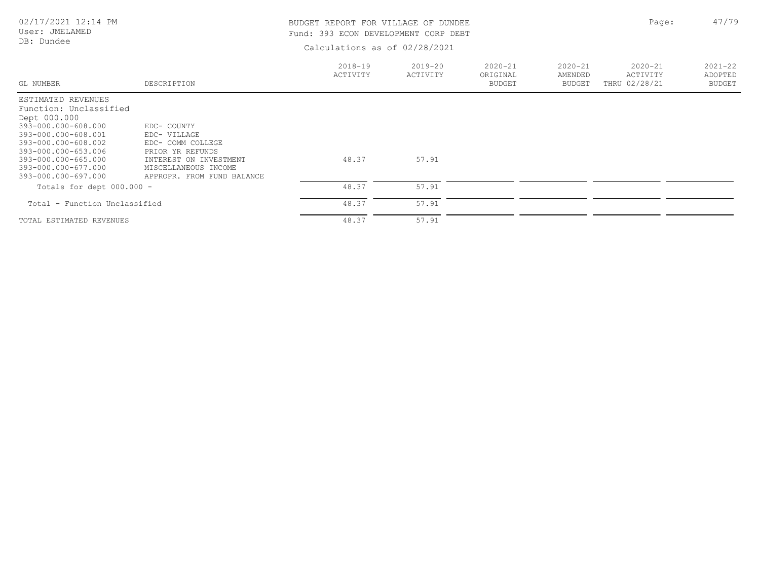BUDGET REPORT FOR VILLAGE OF DUNDEE
Fund: 393 ECON DEVELOPMENT CORP DEBT

Calculations as of 02/28/2021

| GL NUMBER | DESCRIPTION | 2018-19 ACTIVITY | 2019-20 ACTIVITY | 2020-21 ORIGINAL BUDGET | 2020-21 AMENDED BUDGET | 2020-21 ACTIVITY THRU 02/28/21 | 2021-22 ADOPTED BUDGET |
|---|---|---|---|---|---|---|---|
| ESTIMATED REVENUES | | | | | | | |
| Function: Unclassified | | | | | | | |
| Dept 000.000 | | | | | | | |
| 393-000.000-608.000 | EDC- COUNTY | | | | | | |
| 393-000.000-608.001 | EDC- VILLAGE | | | | | | |
| 393-000.000-608.002 | EDC- COMM COLLEGE | | | | | | |
| 393-000.000-653.006 | PRIOR YR REFUNDS | | | | | | |
| 393-000.000-665.000 | INTEREST ON INVESTMENT | 48.37 | 57.91 | | | | |
| 393-000.000-677.000 | MISCELLANEOUS INCOME | | | | | | |
| 393-000.000-697.000 | APPROPR. FROM FUND BALANCE | | | | | | |
| Totals for dept 000.000 - | | 48.37 | 57.91 | | | | |
| Total - Function Unclassified | | 48.37 | 57.91 | | | | |
| TOTAL ESTIMATED REVENUES | | 48.37 | 57.91 | | | | |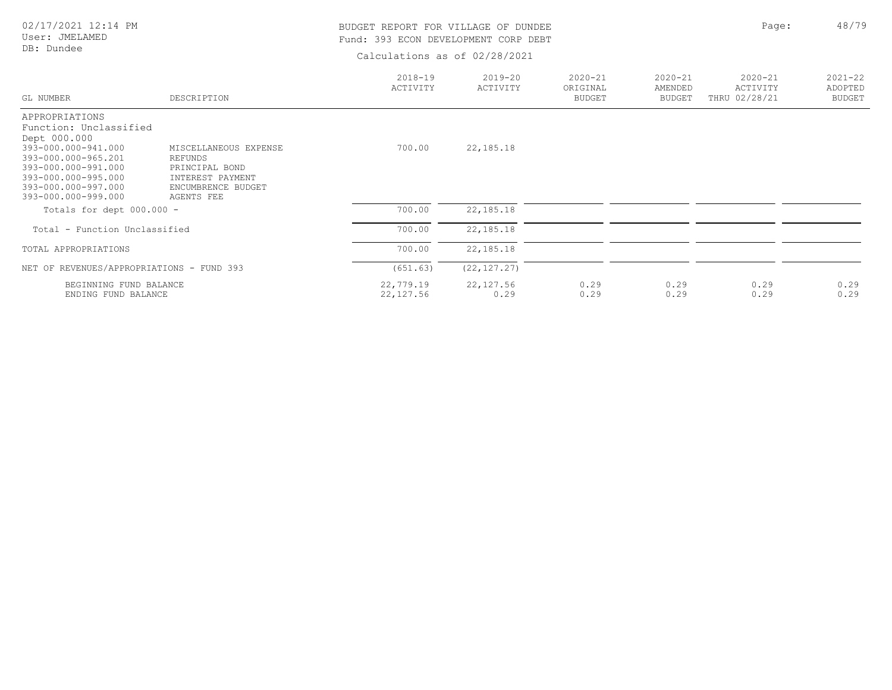BUDGET REPORT FOR VILLAGE OF DUNDEE
Fund: 393 ECON DEVELOPMENT CORP DEBT

Calculations as of 02/28/2021

02/17/2021 12:14 PM
User: JMELAMED
DB: Dundee

| GL NUMBER | DESCRIPTION | 2018-19 ACTIVITY | 2019-20 ACTIVITY | 2020-21 ORIGINAL BUDGET | 2020-21 AMENDED BUDGET | 2020-21 ACTIVITY THRU 02/28/21 | 2021-22 ADOPTED BUDGET |
|---|---|---|---|---|---|---|---|
| APPROPRIATIONS | | | | | | | |
| Function: Unclassified | | | | | | | |
| Dept 000.000 | | | | | | | |
| 393-000.000-941.000 | MISCELLANEOUS EXPENSE | 700.00 | 22,185.18 | | | | |
| 393-000.000-965.201 | REFUNDS | | | | | | |
| 393-000.000-991.000 | PRINCIPAL BOND | | | | | | |
| 393-000.000-995.000 | INTEREST PAYMENT | | | | | | |
| 393-000.000-997.000 | ENCUMBRENCE BUDGET | | | | | | |
| 393-000.000-999.000 | AGENTS FEE | | | | | | |
| Totals for dept 000.000 - | | 700.00 | 22,185.18 | | | | |
| Total - Function Unclassified | | 700.00 | 22,185.18 | | | | |
| TOTAL APPROPRIATIONS | | 700.00 | 22,185.18 | | | | |
| NET OF REVENUES/APPROPRIATIONS - FUND 393 | | (651.63) | (22,127.27) | | | | |
| BEGINNING FUND BALANCE | | 22,779.19 | 22,127.56 | 0.29 | 0.29 | 0.29 | 0.29 |
| ENDING FUND BALANCE | | 22,127.56 | 0.29 | 0.29 | 0.29 | 0.29 | 0.29 |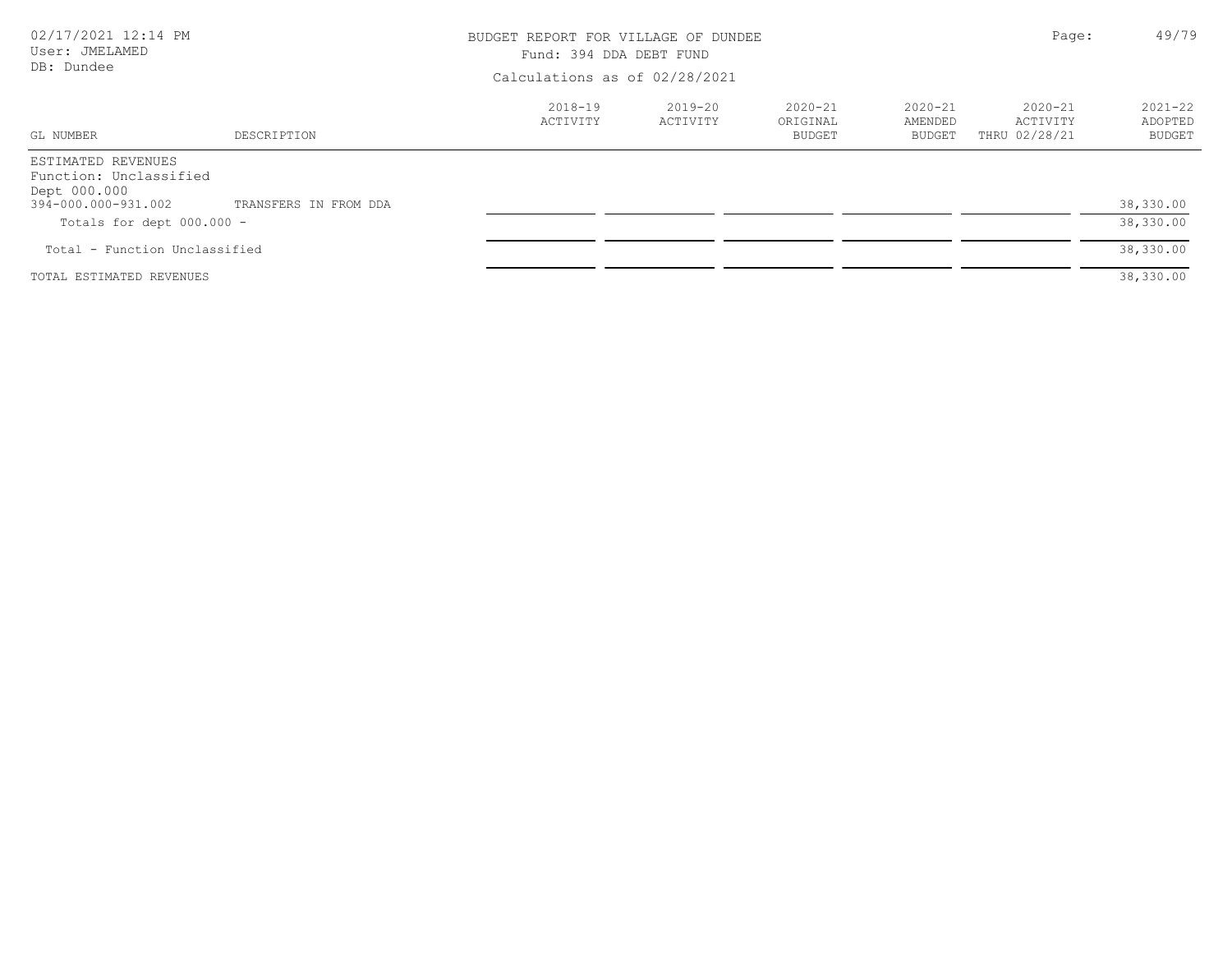BUDGET REPORT FOR VILLAGE OF DUNDEE
Fund: 394 DDA DEBT FUND
Calculations as of 02/28/2021

| GL NUMBER | DESCRIPTION | 2018-19 ACTIVITY | 2019-20 ACTIVITY | 2020-21 ORIGINAL BUDGET | 2020-21 AMENDED BUDGET | 2020-21 ACTIVITY THRU 02/28/21 | 2021-22 ADOPTED BUDGET |
|---|---|---|---|---|---|---|---|
| ESTIMATED REVENUES | | | | | | | |
| Function: Unclassified | | | | | | | |
| Dept 000.000 | | | | | | | |
| 394-000.000-931.002 | TRANSFERS IN FROM DDA | | | | | | 38,330.00 |
| Totals for dept 000.000 - | | | | | | | 38,330.00 |
| Total - Function Unclassified | | | | | | | 38,330.00 |
| TOTAL ESTIMATED REVENUES | | | | | | | 38,330.00 |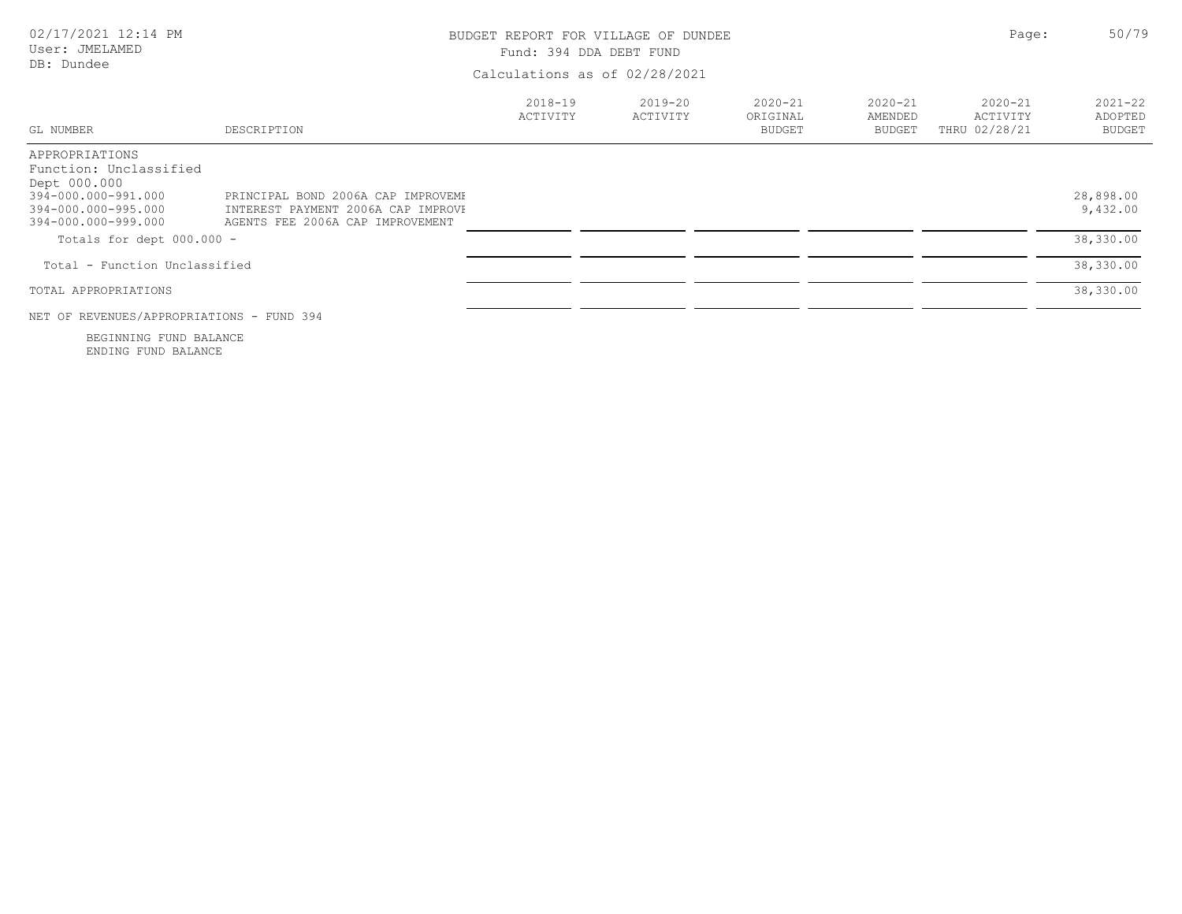BUDGET REPORT FOR VILLAGE OF DUNDEE
Fund: 394 DDA DEBT FUND
Calculations as of 02/28/2021

02/17/2021 12:14 PM
User: JMELAMED
DB: Dundee

| GL NUMBER | DESCRIPTION | 2018-19 ACTIVITY | 2019-20 ACTIVITY | 2020-21 ORIGINAL BUDGET | 2020-21 AMENDED BUDGET | 2020-21 ACTIVITY THRU 02/28/21 | 2021-22 ADOPTED BUDGET |
|---|---|---|---|---|---|---|---|
| APPROPRIATIONS | | | | | | | |
| Function: Unclassified | | | | | | | |
| Dept 000.000 | | | | | | | |
| 394-000.000-991.000 | PRINCIPAL BOND 2006A CAP IMPROVEME | | | | | | 28,898.00 |
| 394-000.000-995.000 | INTEREST PAYMENT 2006A CAP IMPROVE | | | | | | 9,432.00 |
| 394-000.000-999.000 | AGENTS FEE 2006A CAP IMPROVEMENT | | | | | | |
| Totals for dept 000.000 - | | | | | | | 38,330.00 |
| Total - Function Unclassified | | | | | | | 38,330.00 |
| TOTAL APPROPRIATIONS | | | | | | | 38,330.00 |
| NET OF REVENUES/APPROPRIATIONS - FUND 394 | | | | | | | |
| BEGINNING FUND BALANCE | | | | | | | |
| ENDING FUND BALANCE | | | | | | | |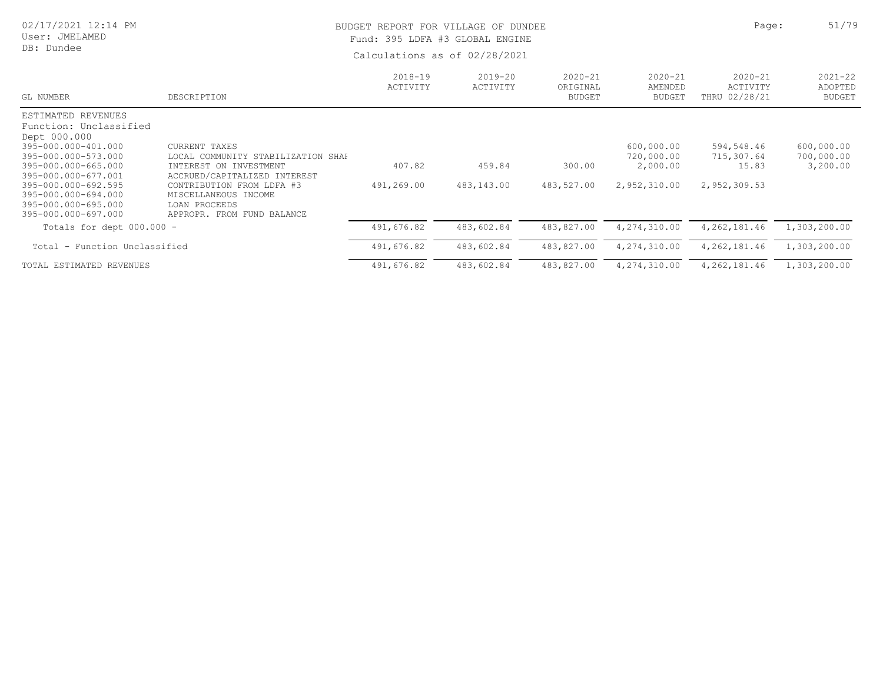# BUDGET REPORT FOR VILLAGE OF DUNDEE

Fund: 395 LDFA #3 GLOBAL ENGINE

Calculations as of 02/28/2021

| GL NUMBER | DESCRIPTION | 2018-19 ACTIVITY | 2019-20 ACTIVITY | 2020-21 ORIGINAL BUDGET | 2020-21 AMENDED BUDGET | 2020-21 ACTIVITY THRU 02/28/21 | 2021-22 ADOPTED BUDGET |
|---|---|---|---|---|---|---|---|
| ESTIMATED REVENUES | | | | | | | |
| Function: Unclassified | | | | | | | |
| Dept 000.000 | | | | | | | |
| 395-000.000-401.000 | CURRENT TAXES | | | | 600,000.00 | 594,548.46 | 600,000.00 |
| 395-000.000-573.000 | LOCAL COMMUNITY STABILIZATION SHAI | | | | 720,000.00 | 715,307.64 | 700,000.00 |
| 395-000.000-665.000 | INTEREST ON INVESTMENT | 407.82 | 459.84 | 300.00 | 2,000.00 | 15.83 | 3,200.00 |
| 395-000.000-677.001 | ACCRUED/CAPITALIZED INTEREST | | | | | | |
| 395-000.000-692.595 | CONTRIBUTION FROM LDFA #3 | 491,269.00 | 483,143.00 | 483,527.00 | 2,952,310.00 | 2,952,309.53 | |
| 395-000.000-694.000 | MISCELLANEOUS INCOME | | | | | | |
| 395-000.000-695.000 | LOAN PROCEEDS | | | | | | |
| 395-000.000-697.000 | APPROPR. FROM FUND BALANCE | | | | | | |
| Totals for dept 000.000 - | | 491,676.82 | 483,602.84 | 483,827.00 | 4,274,310.00 | 4,262,181.46 | 1,303,200.00 |
| Total - Function Unclassified | | 491,676.82 | 483,602.84 | 483,827.00 | 4,274,310.00 | 4,262,181.46 | 1,303,200.00 |
| TOTAL ESTIMATED REVENUES | | 491,676.82 | 483,602.84 | 483,827.00 | 4,274,310.00 | 4,262,181.46 | 1,303,200.00 |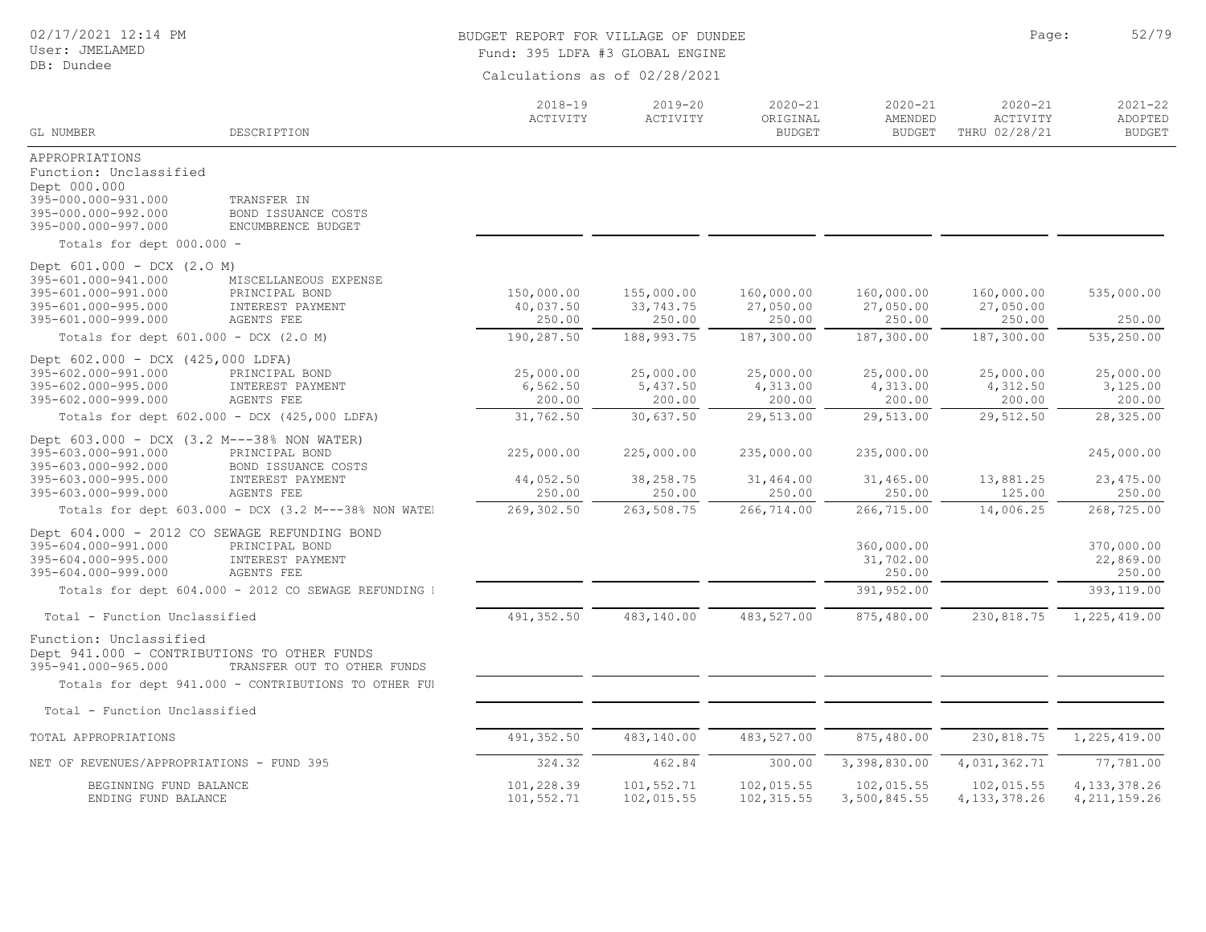# BUDGET REPORT FOR VILLAGE OF DUNDEE

Fund: 395 LDFA #3 GLOBAL ENGINE

Calculations as of 02/28/2021

02/17/2021 12:14 PM
User: JMELAMED
DB: Dundee

| GL NUMBER | DESCRIPTION | 2018-19 ACTIVITY | 2019-20 ACTIVITY | 2020-21 ORIGINAL BUDGET | 2020-21 AMENDED BUDGET | 2020-21 ACTIVITY THRU 02/28/21 | 2021-22 ADOPTED BUDGET |
|---|---|---|---|---|---|---|---|
| APPROPRIATIONS | | | | | | | |
| Function: Unclassified | | | | | | | |
| Dept 000.000 | | | | | | | |
| 395-000.000-931.000 | TRANSFER IN | | | | | | |
| 395-000.000-992.000 | BOND ISSUANCE COSTS | | | | | | |
| 395-000.000-997.000 | ENCUMBRENCE BUDGET | | | | | | |
| Totals for dept 000.000 - | | | | | | | |
| Dept 601.000 - DCX (2.O M) | | | | | | | |
| 395-601.000-941.000 | MISCELLANEOUS EXPENSE | | | | | | |
| 395-601.000-991.000 | PRINCIPAL BOND | 150,000.00 | 155,000.00 | 160,000.00 | 160,000.00 | 160,000.00 | 535,000.00 |
| 395-601.000-995.000 | INTEREST PAYMENT | 40,037.50 | 33,743.75 | 27,050.00 | 27,050.00 | 27,050.00 | |
| 395-601.000-999.000 | AGENTS FEE | 250.00 | 250.00 | 250.00 | 250.00 | 250.00 | 250.00 |
| Totals for dept 601.000 - DCX (2.O M) | | 190,287.50 | 188,993.75 | 187,300.00 | 187,300.00 | 187,300.00 | 535,250.00 |
| Dept 602.000 - DCX (425,000 LDFA) | | | | | | | |
| 395-602.000-991.000 | PRINCIPAL BOND | 25,000.00 | 25,000.00 | 25,000.00 | 25,000.00 | 25,000.00 | 25,000.00 |
| 395-602.000-995.000 | INTEREST PAYMENT | 6,562.50 | 5,437.50 | 4,313.00 | 4,313.00 | 4,312.50 | 3,125.00 |
| 395-602.000-999.000 | AGENTS FEE | 200.00 | 200.00 | 200.00 | 200.00 | 200.00 | 200.00 |
| Totals for dept 602.000 - DCX (425,000 LDFA) | | 31,762.50 | 30,637.50 | 29,513.00 | 29,513.00 | 29,512.50 | 28,325.00 |
| Dept 603.000 - DCX (3.2 M---38% NON WATER) | | | | | | | |
| 395-603.000-991.000 | PRINCIPAL BOND | 225,000.00 | 225,000.00 | 235,000.00 | 235,000.00 | | 245,000.00 |
| 395-603.000-992.000 | BOND ISSUANCE COSTS | | | | | | |
| 395-603.000-995.000 | INTEREST PAYMENT | 44,052.50 | 38,258.75 | 31,464.00 | 31,465.00 | 13,881.25 | 23,475.00 |
| 395-603.000-999.000 | AGENTS FEE | 250.00 | 250.00 | 250.00 | 250.00 | 125.00 | 250.00 |
| Totals for dept 603.000 - DCX (3.2 M---38% NON WATEI | | 269,302.50 | 263,508.75 | 266,714.00 | 266,715.00 | 14,006.25 | 268,725.00 |
| Dept 604.000 - 2012 CO SEWAGE REFUNDING BOND | | | | | | | |
| 395-604.000-991.000 | PRINCIPAL BOND | | | | 360,000.00 | | 370,000.00 |
| 395-604.000-995.000 | INTEREST PAYMENT | | | | 31,702.00 | | 22,869.00 |
| 395-604.000-999.000 | AGENTS FEE | | | | 250.00 | | 250.00 |
| Totals for dept 604.000 - 2012 CO SEWAGE REFUNDING I | | | | | 391,952.00 | | 393,119.00 |
| Total - Function Unclassified | | 491,352.50 | 483,140.00 | 483,527.00 | 875,480.00 | 230,818.75 | 1,225,419.00 |
| Function: Unclassified | | | | | | | |
| Dept 941.000 - CONTRIBUTIONS TO OTHER FUNDS | | | | | | | |
| 395-941.000-965.000 | TRANSFER OUT TO OTHER FUNDS | | | | | | |
| Totals for dept 941.000 - CONTRIBUTIONS TO OTHER FUI | | | | | | | |
| Total - Function Unclassified | | | | | | | |
| TOTAL APPROPRIATIONS | | 491,352.50 | 483,140.00 | 483,527.00 | 875,480.00 | 230,818.75 | 1,225,419.00 |
| NET OF REVENUES/APPROPRIATIONS - FUND 395 | | 324.32 | 462.84 | 300.00 | 3,398,830.00 | 4,031,362.71 | 77,781.00 |
| BEGINNING FUND BALANCE | | 101,228.39 | 101,552.71 | 102,015.55 | 102,015.55 | 102,015.55 | 4,133,378.26 |
| ENDING FUND BALANCE | | 101,552.71 | 102,015.55 | 102,315.55 | 3,500,845.55 | 4,133,378.26 | 4,211,159.26 |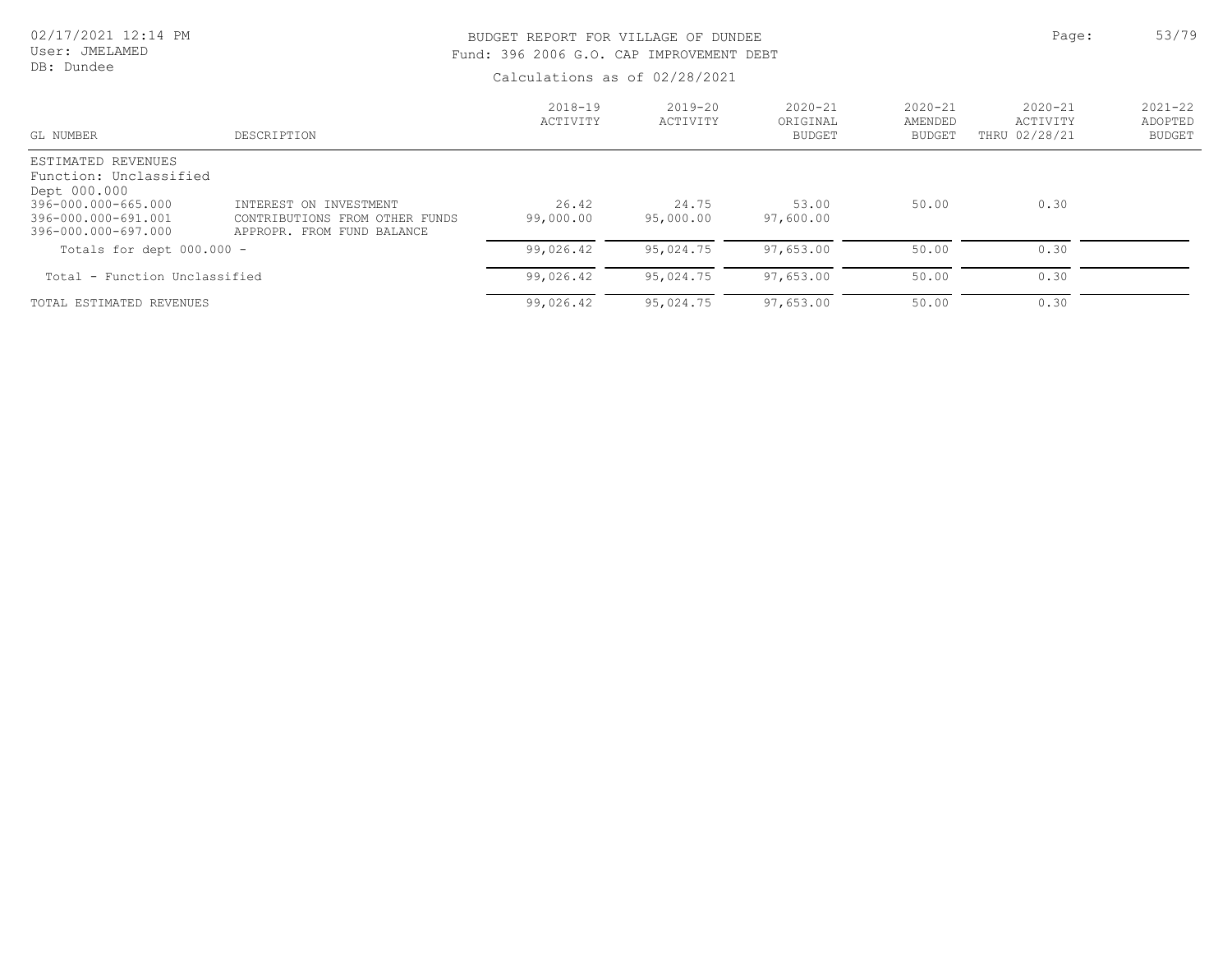BUDGET REPORT FOR VILLAGE OF DUNDEE
Fund: 396 2006 G.O. CAP IMPROVEMENT DEBT

Calculations as of 02/28/2021

| GL NUMBER | DESCRIPTION | 2018-19 ACTIVITY | 2019-20 ACTIVITY | 2020-21 ORIGINAL BUDGET | 2020-21 AMENDED BUDGET | 2020-21 ACTIVITY THRU 02/28/21 | 2021-22 ADOPTED BUDGET |
|---|---|---|---|---|---|---|---|
| ESTIMATED REVENUES | | | | | | | |
| Function: Unclassified | | | | | | | |
| Dept 000.000 | | | | | | | |
| 396-000.000-665.000 | INTEREST ON INVESTMENT | 26.42 | 24.75 | 53.00 | 50.00 | 0.30 | |
| 396-000.000-691.001 | CONTRIBUTIONS FROM OTHER FUNDS | 99,000.00 | 95,000.00 | 97,600.00 | | | |
| 396-000.000-697.000 | APPROPR. FROM FUND BALANCE | | | | | | |
| Totals for dept 000.000 - | | 99,026.42 | 95,024.75 | 97,653.00 | 50.00 | 0.30 | |
| Total - Function Unclassified | | 99,026.42 | 95,024.75 | 97,653.00 | 50.00 | 0.30 | |
| TOTAL ESTIMATED REVENUES | | 99,026.42 | 95,024.75 | 97,653.00 | 50.00 | 0.30 | |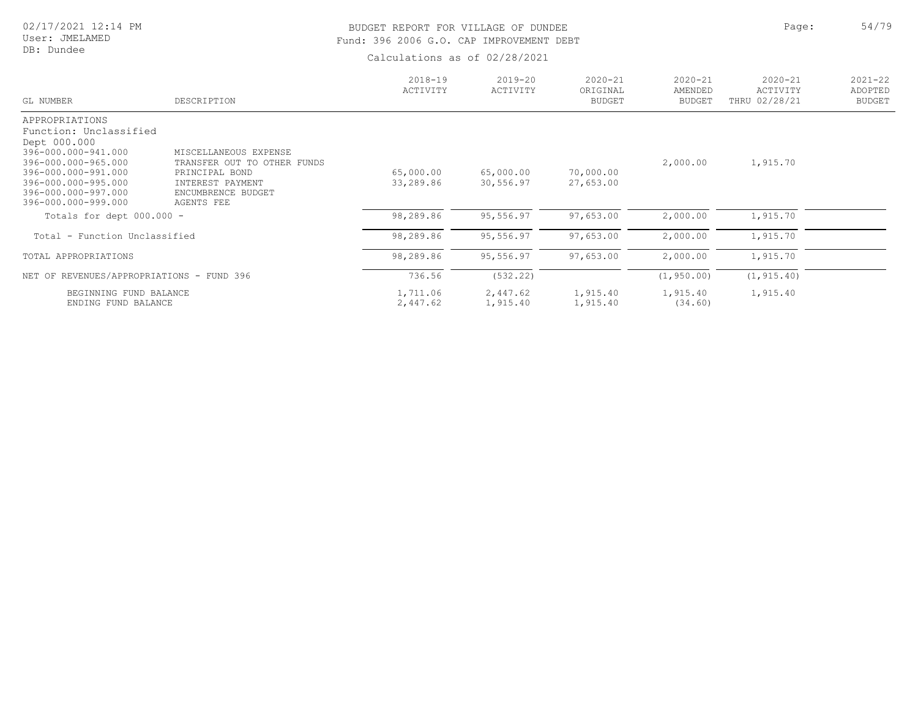BUDGET REPORT FOR VILLAGE OF DUNDEE

Fund: 396 2006 G.O. CAP IMPROVEMENT DEBT

Calculations as of 02/28/2021

| GL NUMBER | DESCRIPTION | 2018-19 ACTIVITY | 2019-20 ACTIVITY | 2020-21 ORIGINAL BUDGET | 2020-21 AMENDED BUDGET | 2020-21 ACTIVITY THRU 02/28/21 | 2021-22 ADOPTED BUDGET |
|---|---|---|---|---|---|---|---|
| APPROPRIATIONS | | | | | | | |
| Function: Unclassified | | | | | | | |
| Dept 000.000 | | | | | | | |
| 396-000.000-941.000 | MISCELLANEOUS EXPENSE | | | | | | |
| 396-000.000-965.000 | TRANSFER OUT TO OTHER FUNDS | | | | 2,000.00 | 1,915.70 | |
| 396-000.000-991.000 | PRINCIPAL BOND | 65,000.00 | 65,000.00 | 70,000.00 | | | |
| 396-000.000-995.000 | INTEREST PAYMENT | 33,289.86 | 30,556.97 | 27,653.00 | | | |
| 396-000.000-997.000 | ENCUMBRENCE BUDGET | | | | | | |
| 396-000.000-999.000 | AGENTS FEE | | | | | | |
| Totals for dept 000.000 - | | 98,289.86 | 95,556.97 | 97,653.00 | 2,000.00 | 1,915.70 | |
| Total - Function Unclassified | | 98,289.86 | 95,556.97 | 97,653.00 | 2,000.00 | 1,915.70 | |
| TOTAL APPROPRIATIONS | | 98,289.86 | 95,556.97 | 97,653.00 | 2,000.00 | 1,915.70 | |
| NET OF REVENUES/APPROPRIATIONS - FUND 396 | | 736.56 | (532.22) | | (1,950.00) | (1,915.40) | |
| BEGINNING FUND BALANCE | | 1,711.06 | 2,447.62 | 1,915.40 | 1,915.40 | 1,915.40 | |
| ENDING FUND BALANCE | | 2,447.62 | 1,915.40 | 1,915.40 | (34.60) | | |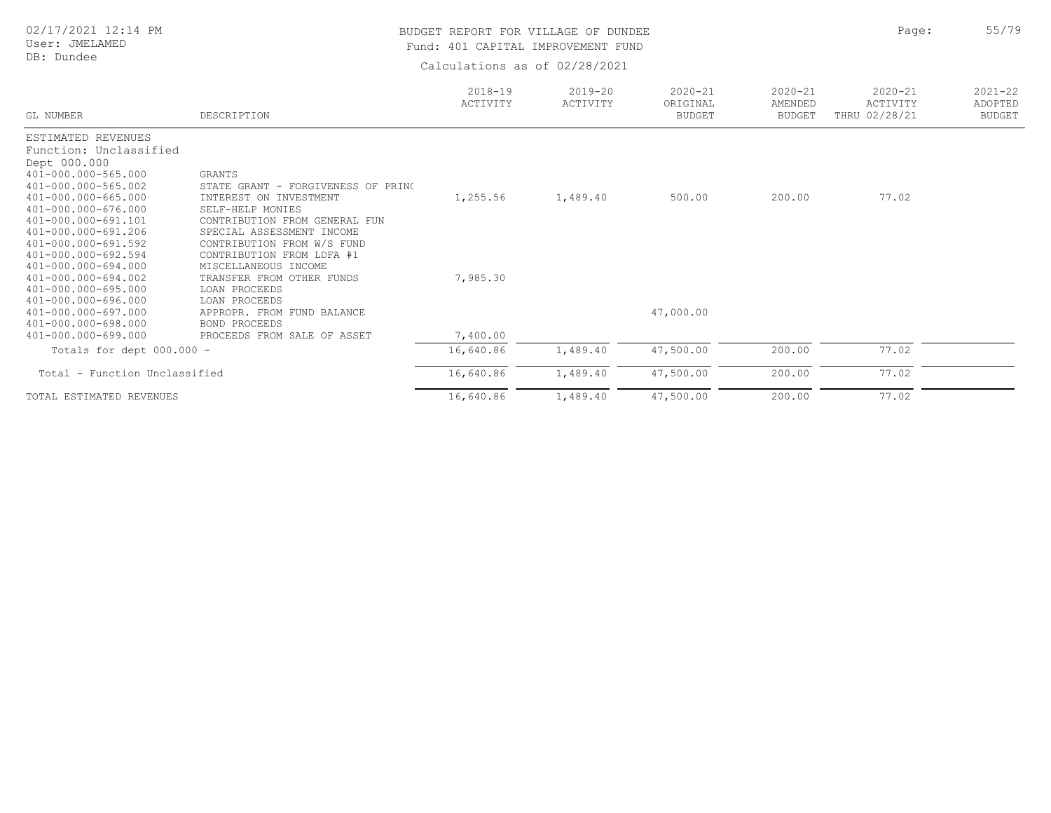BUDGET REPORT FOR VILLAGE OF DUNDEE

Fund: 401 CAPITAL IMPROVEMENT FUND

Calculations as of 02/28/2021

| GL NUMBER | DESCRIPTION | 2018-19 ACTIVITY | 2019-20 ACTIVITY | 2020-21 ORIGINAL BUDGET | 2020-21 AMENDED BUDGET | 2020-21 ACTIVITY THRU 02/28/21 | 2021-22 ADOPTED BUDGET |
|---|---|---|---|---|---|---|---|
| ESTIMATED REVENUES | | | | | | | |
| Function: Unclassified | | | | | | | |
| Dept 000.000 | | | | | | | |
| 401-000.000-565.000 | GRANTS | | | | | | |
| 401-000.000-565.002 | STATE GRANT - FORGIVENESS OF PRINC | | | | | | |
| 401-000.000-665.000 | INTEREST ON INVESTMENT | 1,255.56 | 1,489.40 | 500.00 | 200.00 | 77.02 | |
| 401-000.000-676.000 | SELF-HELP MONIES | | | | | | |
| 401-000.000-691.101 | CONTRIBUTION FROM GENERAL FUN | | | | | | |
| 401-000.000-691.206 | SPECIAL ASSESSMENT INCOME | | | | | | |
| 401-000.000-691.592 | CONTRIBUTION FROM W/S FUND | | | | | | |
| 401-000.000-692.594 | CONTRIBUTION FROM LDFA #1 | | | | | | |
| 401-000.000-694.000 | MISCELLANEOUS INCOME | | | | | | |
| 401-000.000-694.002 | TRANSFER FROM OTHER FUNDS | 7,985.30 | | | | | |
| 401-000.000-695.000 | LOAN PROCEEDS | | | | | | |
| 401-000.000-696.000 | LOAN PROCEEDS | | | | | | |
| 401-000.000-697.000 | APPROPR. FROM FUND BALANCE | | | 47,000.00 | | | |
| 401-000.000-698.000 | BOND PROCEEDS | | | | | | |
| 401-000.000-699.000 | PROCEEDS FROM SALE OF ASSET | 7,400.00 | | | | | |
| Totals for dept 000.000 - | | 16,640.86 | 1,489.40 | 47,500.00 | 200.00 | 77.02 | |
| Total - Function Unclassified | | 16,640.86 | 1,489.40 | 47,500.00 | 200.00 | 77.02 | |
| TOTAL ESTIMATED REVENUES | | 16,640.86 | 1,489.40 | 47,500.00 | 200.00 | 77.02 | |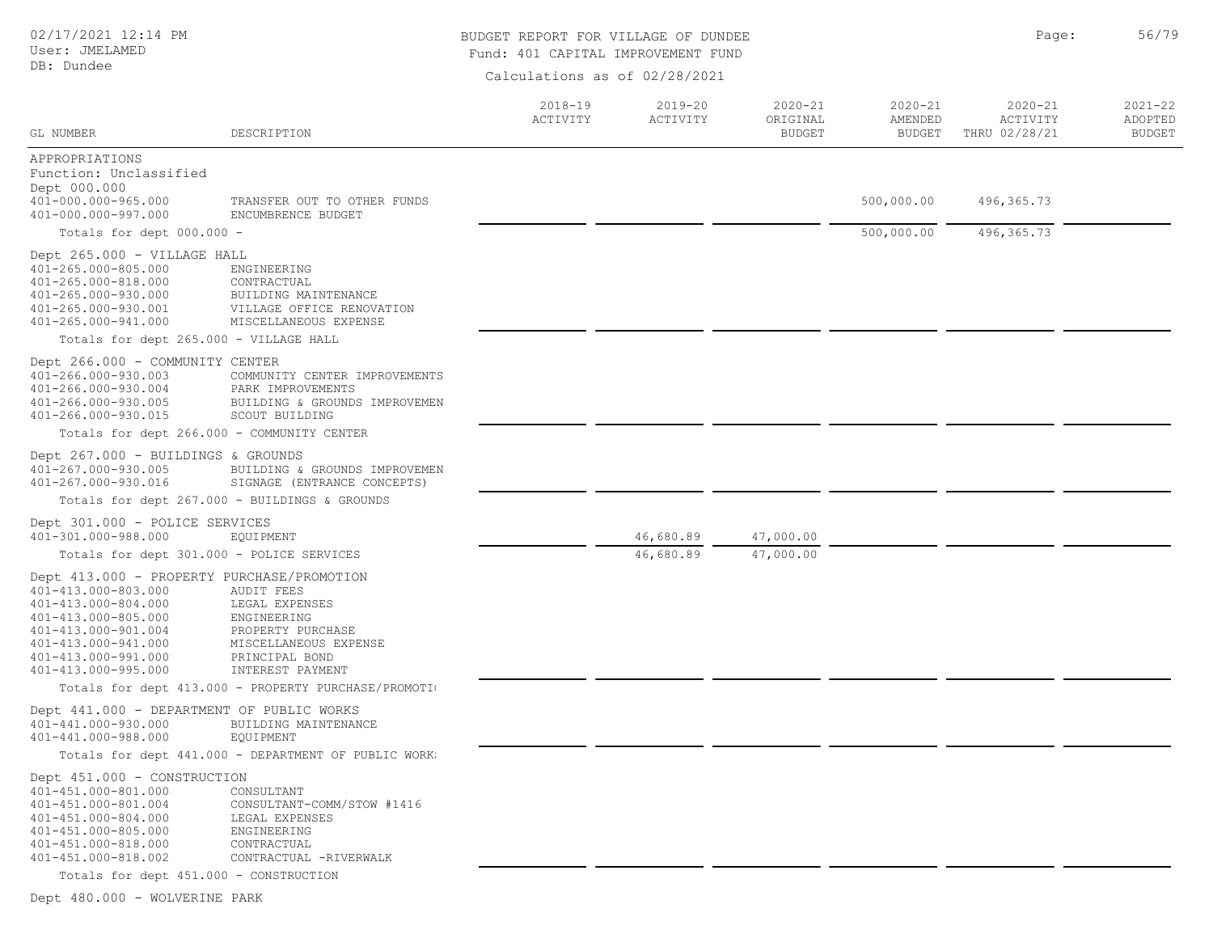# BUDGET REPORT FOR VILLAGE OF DUNDEE

Fund: 401 CAPITAL IMPROVEMENT FUND

Calculations as of 02/28/2021

02/17/2021 12:14 PM
User: JMELAMED
DB: Dundee

| GL NUMBER | DESCRIPTION | 2018-19 ACTIVITY | 2019-20 ACTIVITY | 2020-21 ORIGINAL BUDGET | 2020-21 AMENDED BUDGET | 2020-21 ACTIVITY THRU 02/28/21 | 2021-22 ADOPTED BUDGET |
|---|---|---|---|---|---|---|---|
| APPROPRIATIONS | | | | | | | |
| Function: Unclassified | | | | | | | |
| Dept 000.000 | | | | | | | |
| 401-000.000-965.000 | TRANSFER OUT TO OTHER FUNDS | | | | 500,000.00 | 496,365.73 | |
| 401-000.000-997.000 | ENCUMBRENCE BUDGET | | | | | | |
| Totals for dept 000.000 - | | | | | 500,000.00 | 496,365.73 | |
| Dept 265.000 - VILLAGE HALL | | | | | | | |
| 401-265.000-805.000 | ENGINEERING | | | | | | |
| 401-265.000-818.000 | CONTRACTUAL | | | | | | |
| 401-265.000-930.000 | BUILDING MAINTENANCE | | | | | | |
| 401-265.000-930.001 | VILLAGE OFFICE RENOVATION | | | | | | |
| 401-265.000-941.000 | MISCELLANEOUS EXPENSE | | | | | | |
| Totals for dept 265.000 - VILLAGE HALL | | | | | | | |
| Dept 266.000 - COMMUNITY CENTER | | | | | | | |
| 401-266.000-930.003 | COMMUNITY CENTER IMPROVEMENTS | | | | | | |
| 401-266.000-930.004 | PARK IMPROVEMENTS | | | | | | |
| 401-266.000-930.005 | BUILDING & GROUNDS IMPROVEMEN | | | | | | |
| 401-266.000-930.015 | SCOUT BUILDING | | | | | | |
| Totals for dept 266.000 - COMMUNITY CENTER | | | | | | | |
| Dept 267.000 - BUILDINGS & GROUNDS | | | | | | | |
| 401-267.000-930.005 | BUILDING & GROUNDS IMPROVEMEN | | | | | | |
| 401-267.000-930.016 | SIGNAGE (ENTRANCE CONCEPTS) | | | | | | |
| Totals for dept 267.000 - BUILDINGS & GROUNDS | | | | | | | |
| Dept 301.000 - POLICE SERVICES | | | | | | | |
| 401-301.000-988.000 | EQUIPMENT | | 46,680.89 | 47,000.00 | | | |
| Totals for dept 301.000 - POLICE SERVICES | | | 46,680.89 | 47,000.00 | | | |
| Dept 413.000 - PROPERTY PURCHASE/PROMOTION | | | | | | | |
| 401-413.000-803.000 | AUDIT FEES | | | | | | |
| 401-413.000-804.000 | LEGAL EXPENSES | | | | | | |
| 401-413.000-805.000 | ENGINEERING | | | | | | |
| 401-413.000-901.004 | PROPERTY PURCHASE | | | | | | |
| 401-413.000-941.000 | MISCELLANEOUS EXPENSE | | | | | | |
| 401-413.000-991.000 | PRINCIPAL BOND | | | | | | |
| 401-413.000-995.000 | INTEREST PAYMENT | | | | | | |
| Totals for dept 413.000 - PROPERTY PURCHASE/PROMOTI( | | | | | | | |
| Dept 441.000 - DEPARTMENT OF PUBLIC WORKS | | | | | | | |
| 401-441.000-930.000 | BUILDING MAINTENANCE | | | | | | |
| 401-441.000-988.000 | EQUIPMENT | | | | | | |
| Totals for dept 441.000 - DEPARTMENT OF PUBLIC WORK: | | | | | | | |
| Dept 451.000 - CONSTRUCTION | | | | | | | |
| 401-451.000-801.000 | CONSULTANT | | | | | | |
| 401-451.000-801.004 | CONSULTANT-COMM/STOW #1416 | | | | | | |
| 401-451.000-804.000 | LEGAL EXPENSES | | | | | | |
| 401-451.000-805.000 | ENGINEERING | | | | | | |
| 401-451.000-818.000 | CONTRACTUAL | | | | | | |
| 401-451.000-818.002 | CONTRACTUAL -RIVERWALK | | | | | | |
| Totals for dept 451.000 - CONSTRUCTION | | | | | | | |
| Dept 480.000 - WOLVERINE PARK | | | | | | | |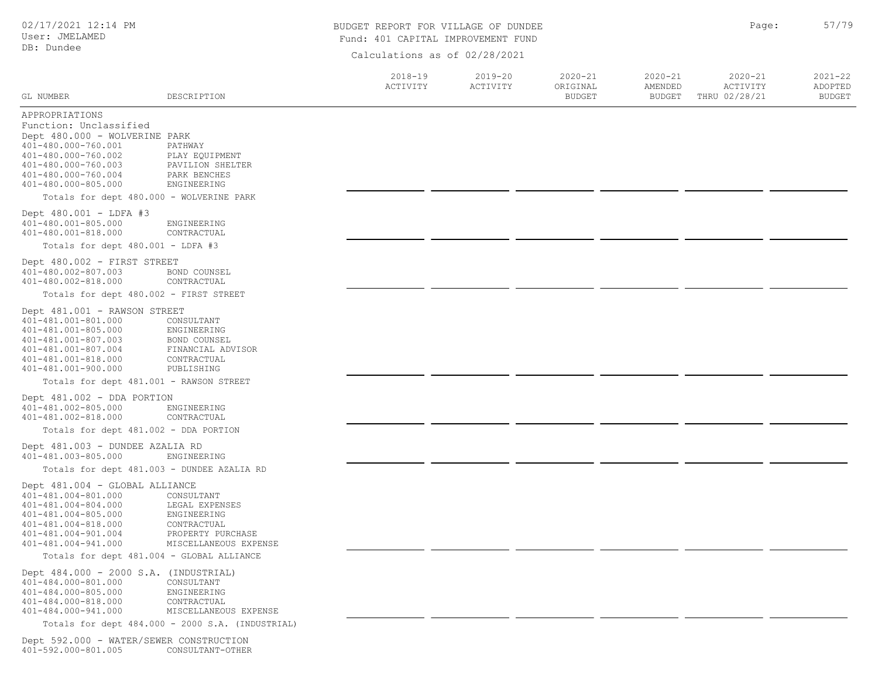BUDGET REPORT FOR VILLAGE OF DUNDEE

Fund: 401 CAPITAL IMPROVEMENT FUND

Calculations as of 02/28/2021

02/17/2021 12:14 PM
User: JMELAMED
DB: Dundee

| GL NUMBER | DESCRIPTION | 2018-19 ACTIVITY | 2019-20 ACTIVITY | 2020-21 ORIGINAL BUDGET | 2020-21 AMENDED BUDGET | 2020-21 ACTIVITY THRU 02/28/21 | 2021-22 ADOPTED BUDGET |
|---|---|---|---|---|---|---|---|
| APPROPRIATIONS | | | | | | | |
| Function: Unclassified | | | | | | | |
| Dept 480.000 - WOLVERINE PARK | | | | | | | |
| 401-480.000-760.001 | PATHWAY | | | | | | |
| 401-480.000-760.002 | PLAY EQUIPMENT | | | | | | |
| 401-480.000-760.003 | PAVILION SHELTER | | | | | | |
| 401-480.000-760.004 | PARK BENCHES | | | | | | |
| 401-480.000-805.000 | ENGINEERING | | | | | | |
| Totals for dept 480.000 - WOLVERINE PARK | | | | | | | |
| Dept 480.001 - LDFA #3 | | | | | | | |
| 401-480.001-805.000 | ENGINEERING | | | | | | |
| 401-480.001-818.000 | CONTRACTUAL | | | | | | |
| Totals for dept 480.001 - LDFA #3 | | | | | | | |
| Dept 480.002 - FIRST STREET | | | | | | | |
| 401-480.002-807.003 | BOND COUNSEL | | | | | | |
| 401-480.002-818.000 | CONTRACTUAL | | | | | | |
| Totals for dept 480.002 - FIRST STREET | | | | | | | |
| Dept 481.001 - RAWSON STREET | | | | | | | |
| 401-481.001-801.000 | CONSULTANT | | | | | | |
| 401-481.001-805.000 | ENGINEERING | | | | | | |
| 401-481.001-807.003 | BOND COUNSEL | | | | | | |
| 401-481.001-807.004 | FINANCIAL ADVISOR | | | | | | |
| 401-481.001-818.000 | CONTRACTUAL | | | | | | |
| 401-481.001-900.000 | PUBLISHING | | | | | | |
| Totals for dept 481.001 - RAWSON STREET | | | | | | | |
| Dept 481.002 - DDA PORTION | | | | | | | |
| 401-481.002-805.000 | ENGINEERING | | | | | | |
| 401-481.002-818.000 | CONTRACTUAL | | | | | | |
| Totals for dept 481.002 - DDA PORTION | | | | | | | |
| Dept 481.003 - DUNDEE AZALIA RD | | | | | | | |
| 401-481.003-805.000 | ENGINEERING | | | | | | |
| Totals for dept 481.003 - DUNDEE AZALIA RD | | | | | | | |
| Dept 481.004 - GLOBAL ALLIANCE | | | | | | | |
| 401-481.004-801.000 | CONSULTANT | | | | | | |
| 401-481.004-804.000 | LEGAL EXPENSES | | | | | | |
| 401-481.004-805.000 | ENGINEERING | | | | | | |
| 401-481.004-818.000 | CONTRACTUAL | | | | | | |
| 401-481.004-901.004 | PROPERTY PURCHASE | | | | | | |
| 401-481.004-941.000 | MISCELLANEOUS EXPENSE | | | | | | |
| Totals for dept 481.004 - GLOBAL ALLIANCE | | | | | | | |
| Dept 484.000 - 2000 S.A. (INDUSTRIAL) | | | | | | | |
| 401-484.000-801.000 | CONSULTANT | | | | | | |
| 401-484.000-805.000 | ENGINEERING | | | | | | |
| 401-484.000-818.000 | CONTRACTUAL | | | | | | |
| 401-484.000-941.000 | MISCELLANEOUS EXPENSE | | | | | | |
| Totals for dept 484.000 - 2000 S.A. (INDUSTRIAL) | | | | | | | |
| Dept 592.000 - WATER/SEWER CONSTRUCTION | | | | | | | |
| 401-592.000-801.005 | CONSULTANT-OTHER | | | | | | |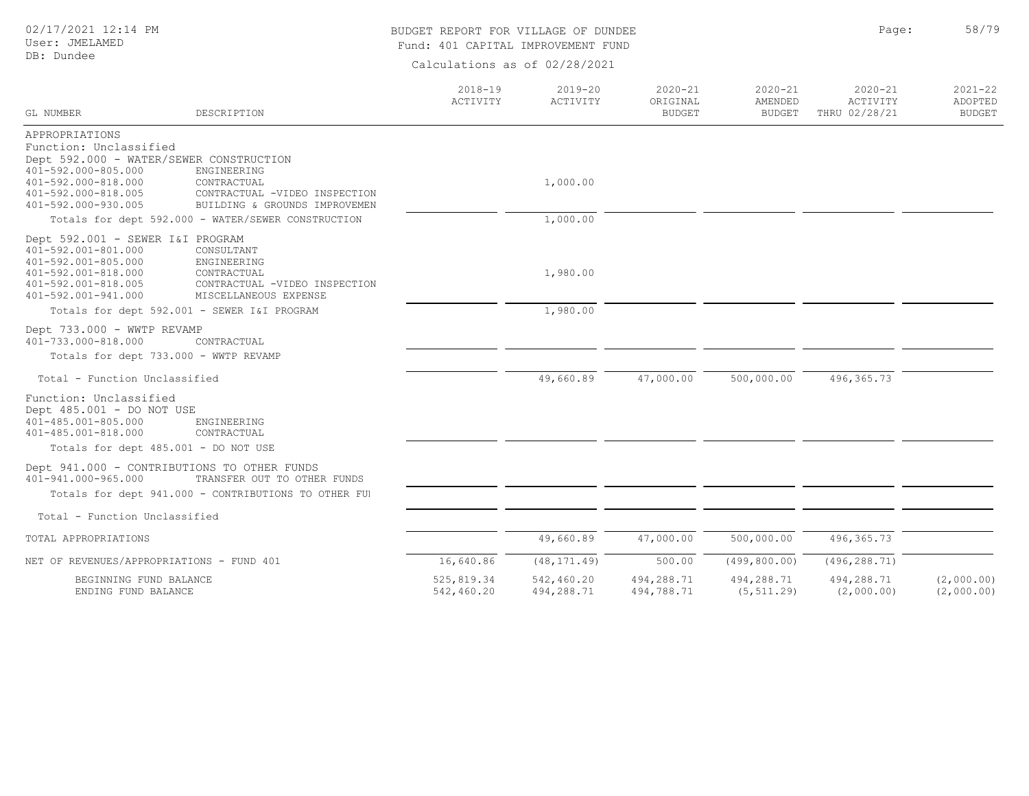# BUDGET REPORT FOR VILLAGE OF DUNDEE

Fund: 401 CAPITAL IMPROVEMENT FUND

Calculations as of 02/28/2021

02/17/2021 12:14 PM
User: JMELAMED
DB: Dundee

| GL NUMBER | DESCRIPTION | 2018-19 ACTIVITY | 2019-20 ACTIVITY | 2020-21 ORIGINAL BUDGET | 2020-21 AMENDED BUDGET | 2020-21 ACTIVITY THRU 02/28/21 | 2021-22 ADOPTED BUDGET |
|---|---|---|---|---|---|---|---|
| APPROPRIATIONS | | | | | | | |
| Function: Unclassified | | | | | | | |
| Dept 592.000 - WATER/SEWER CONSTRUCTION | | | | | | | |
| 401-592.000-805.000 | ENGINEERING | | | | | | |
| 401-592.000-818.000 | CONTRACTUAL | | 1,000.00 | | | | |
| 401-592.000-818.005 | CONTRACTUAL -VIDEO INSPECTION | | | | | | |
| 401-592.000-930.005 | BUILDING & GROUNDS IMPROVEMEN | | | | | | |
| Totals for dept 592.000 - WATER/SEWER CONSTRUCTION | | | 1,000.00 | | | | |
| Dept 592.001 - SEWER I&I PROGRAM | | | | | | | |
| 401-592.001-801.000 | CONSULTANT | | | | | | |
| 401-592.001-805.000 | ENGINEERING | | | | | | |
| 401-592.001-818.000 | CONTRACTUAL | | 1,980.00 | | | | |
| 401-592.001-818.005 | CONTRACTUAL -VIDEO INSPECTION | | | | | | |
| 401-592.001-941.000 | MISCELLANEOUS EXPENSE | | | | | | |
| Totals for dept 592.001 - SEWER I&I PROGRAM | | | 1,980.00 | | | | |
| Dept 733.000 - WWTP REVAMP | | | | | | | |
| 401-733.000-818.000 | CONTRACTUAL | | | | | | |
| Totals for dept 733.000 - WWTP REVAMP | | | | | | | |
| Total - Function Unclassified | | | 49,660.89 | 47,000.00 | 500,000.00 | 496,365.73 | |
| Function: Unclassified | | | | | | | |
| Dept 485.001 - DO NOT USE | | | | | | | |
| 401-485.001-805.000 | ENGINEERING | | | | | | |
| 401-485.001-818.000 | CONTRACTUAL | | | | | | |
| Totals for dept 485.001 - DO NOT USE | | | | | | | |
| Dept 941.000 - CONTRIBUTIONS TO OTHER FUNDS | | | | | | | |
| 401-941.000-965.000 | TRANSFER OUT TO OTHER FUNDS | | | | | | |
| Totals for dept 941.000 - CONTRIBUTIONS TO OTHER FUI | | | | | | | |
| Total - Function Unclassified | | | | | | | |
| TOTAL APPROPRIATIONS | | | 49,660.89 | 47,000.00 | 500,000.00 | 496,365.73 | |
| NET OF REVENUES/APPROPRIATIONS - FUND 401 | | 16,640.86 | (48,171.49) | 500.00 | (499,800.00) | (496,288.71) | |
| BEGINNING FUND BALANCE | | 525,819.34 | 542,460.20 | 494,288.71 | 494,288.71 | 494,288.71 | (2,000.00) |
| ENDING FUND BALANCE | | 542,460.20 | 494,288.71 | 494,788.71 | (5,511.29) | (2,000.00) | (2,000.00) |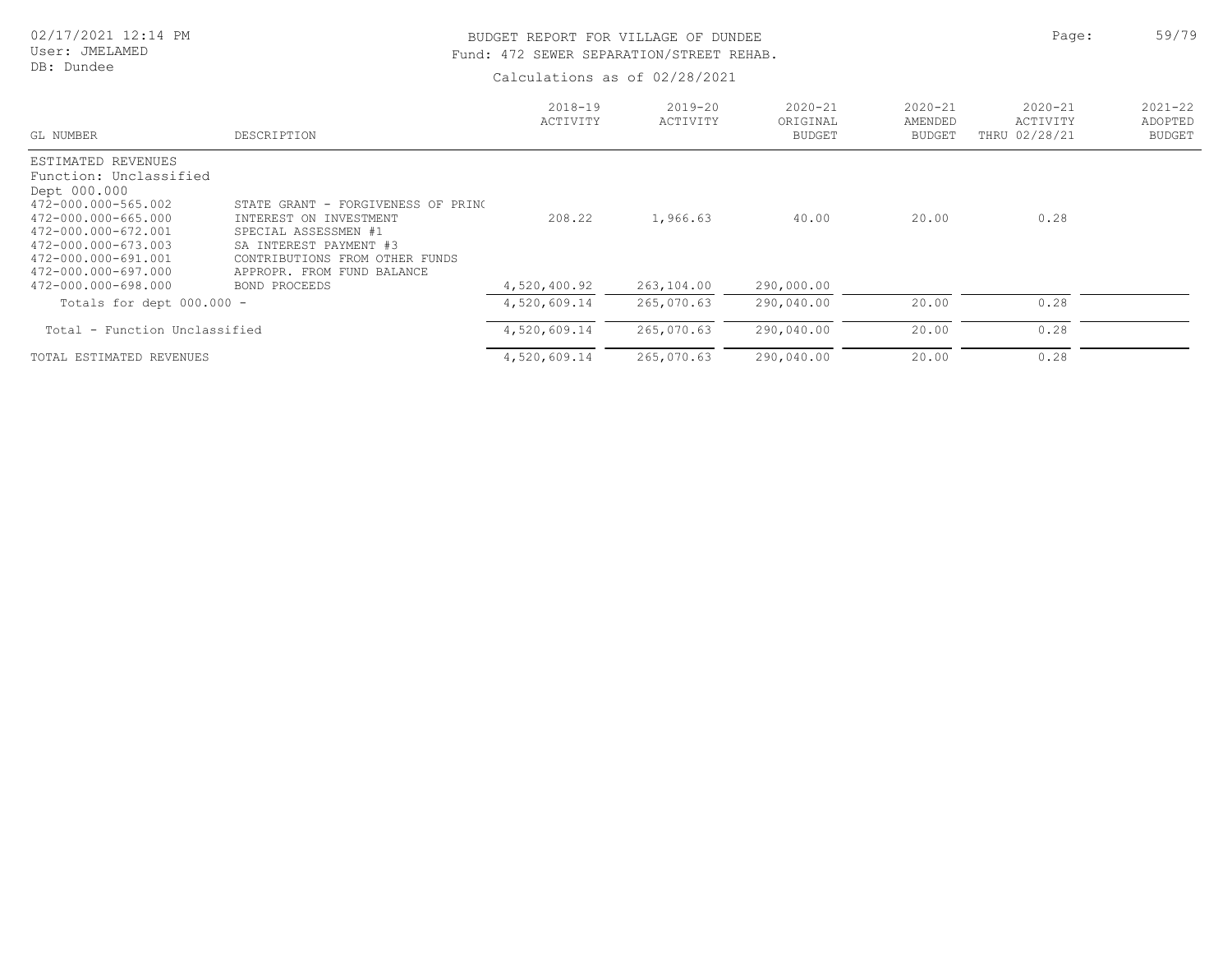BUDGET REPORT FOR VILLAGE OF DUNDEE

Fund: 472 SEWER SEPARATION/STREET REHAB.

Calculations as of 02/28/2021

| GL NUMBER | DESCRIPTION | 2018-19 ACTIVITY | 2019-20 ACTIVITY | 2020-21 ORIGINAL BUDGET | 2020-21 AMENDED BUDGET | 2020-21 ACTIVITY THRU 02/28/21 | 2021-22 ADOPTED BUDGET |
|---|---|---|---|---|---|---|---|
| ESTIMATED REVENUES | | | | | | | |
| Function: Unclassified | | | | | | | |
| Dept 000.000 | | | | | | | |
| 472-000.000-565.002 | STATE GRANT - FORGIVENESS OF PRINC | | | | | | |
| 472-000.000-665.000 | INTEREST ON INVESTMENT | 208.22 | 1,966.63 | 40.00 | 20.00 | 0.28 | |
| 472-000.000-672.001 | SPECIAL ASSESSMEN #1 | | | | | | |
| 472-000.000-673.003 | SA INTEREST PAYMENT #3 | | | | | | |
| 472-000.000-691.001 | CONTRIBUTIONS FROM OTHER FUNDS | | | | | | |
| 472-000.000-697.000 | APPROPR. FROM FUND BALANCE | | | | | | |
| 472-000.000-698.000 | BOND PROCEEDS | 4,520,400.92 | 263,104.00 | 290,000.00 | | | |
| Totals for dept 000.000 - | | 4,520,609.14 | 265,070.63 | 290,040.00 | 20.00 | 0.28 | |
| Total - Function Unclassified | | 4,520,609.14 | 265,070.63 | 290,040.00 | 20.00 | 0.28 | |
| TOTAL ESTIMATED REVENUES | | 4,520,609.14 | 265,070.63 | 290,040.00 | 20.00 | 0.28 | |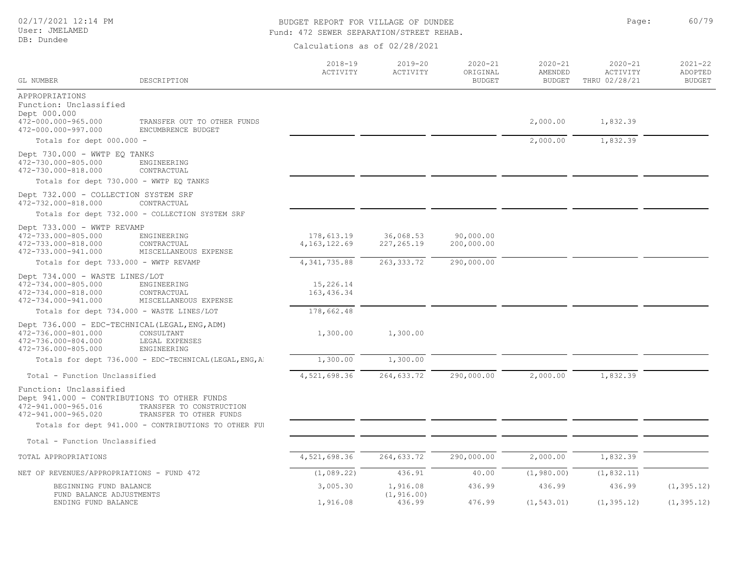# BUDGET REPORT FOR VILLAGE OF DUNDEE

Fund: 472 SEWER SEPARATION/STREET REHAB.

Calculations as of 02/28/2021

02/17/2021 12:14 PM
User: JMELAMED
DB: Dundee

| GL NUMBER | DESCRIPTION | 2018-19 ACTIVITY | 2019-20 ACTIVITY | 2020-21 ORIGINAL BUDGET | 2020-21 AMENDED BUDGET | 2020-21 ACTIVITY THRU 02/28/21 | 2021-22 ADOPTED BUDGET |
|---|---|---|---|---|---|---|---|
| APPROPRIATIONS | | | | | | | |
| Function: Unclassified | | | | | | | |
| Dept 000.000 | | | | | | | |
| 472-000.000-965.000 | TRANSFER OUT TO OTHER FUNDS | | | | 2,000.00 | 1,832.39 | |
| 472-000.000-997.000 | ENCUMBRENCE BUDGET | | | | | | |
| Totals for dept 000.000 - | | | | | 2,000.00 | 1,832.39 | |
| Dept 730.000 - WWTP EQ TANKS | | | | | | | |
| 472-730.000-805.000 | ENGINEERING | | | | | | |
| 472-730.000-818.000 | CONTRACTUAL | | | | | | |
| Totals for dept 730.000 - WWTP EQ TANKS | | | | | | | |
| Dept 732.000 - COLLECTION SYSTEM SRF | | | | | | | |
| 472-732.000-818.000 | CONTRACTUAL | | | | | | |
| Totals for dept 732.000 - COLLECTION SYSTEM SRF | | | | | | | |
| Dept 733.000 - WWTP REVAMP | | | | | | | |
| 472-733.000-805.000 | ENGINEERING | 178,613.19 | 36,068.53 | 90,000.00 | | | |
| 472-733.000-818.000 | CONTRACTUAL | 4,163,122.69 | 227,265.19 | 200,000.00 | | | |
| 472-733.000-941.000 | MISCELLANEOUS EXPENSE | | | | | | |
| Totals for dept 733.000 - WWTP REVAMP | | 4,341,735.88 | 263,333.72 | 290,000.00 | | | |
| Dept 734.000 - WASTE LINES/LOT | | | | | | | |
| 472-734.000-805.000 | ENGINEERING | 15,226.14 | | | | | |
| 472-734.000-818.000 | CONTRACTUAL | 163,436.34 | | | | | |
| 472-734.000-941.000 | MISCELLANEOUS EXPENSE | | | | | | |
| Totals for dept 734.000 - WASTE LINES/LOT | | 178,662.48 | | | | | |
| Dept 736.000 - EDC-TECHNICAL(LEGAL,ENG,ADM) | | | | | | | |
| 472-736.000-801.000 | CONSULTANT | 1,300.00 | 1,300.00 | | | | |
| 472-736.000-804.000 | LEGAL EXPENSES | | | | | | |
| 472-736.000-805.000 | ENGINEERING | | | | | | |
| Totals for dept 736.000 - EDC-TECHNICAL(LEGAL,ENG,A | | 1,300.00 | 1,300.00 | | | | |
| Total - Function Unclassified | | 4,521,698.36 | 264,633.72 | 290,000.00 | 2,000.00 | 1,832.39 | |
| Function: Unclassified | | | | | | | |
| Dept 941.000 - CONTRIBUTIONS TO OTHER FUNDS | | | | | | | |
| 472-941.000-965.016 | TRANSFER TO CONSTRUCTION | | | | | | |
| 472-941.000-965.020 | TRANSFER TO OTHER FUNDS | | | | | | |
| Totals for dept 941.000 - CONTRIBUTIONS TO OTHER FU | | | | | | | |
| Total - Function Unclassified | | | | | | | |
| TOTAL APPROPRIATIONS | | 4,521,698.36 | 264,633.72 | 290,000.00 | 2,000.00 | 1,832.39 | |
| NET OF REVENUES/APPROPRIATIONS - FUND 472 | | (1,089.22) | 436.91 | 40.00 | (1,980.00) | (1,832.11) | |
| BEGINNING FUND BALANCE | | 3,005.30 | 1,916.08 | 436.99 | 436.99 | 436.99 | (1,395.12) |
| FUND BALANCE ADJUSTMENTS | | | (1,916.00) | | | | |
| ENDING FUND BALANCE | | 1,916.08 | 436.99 | 476.99 | (1,543.01) | (1,395.12) | (1,395.12) |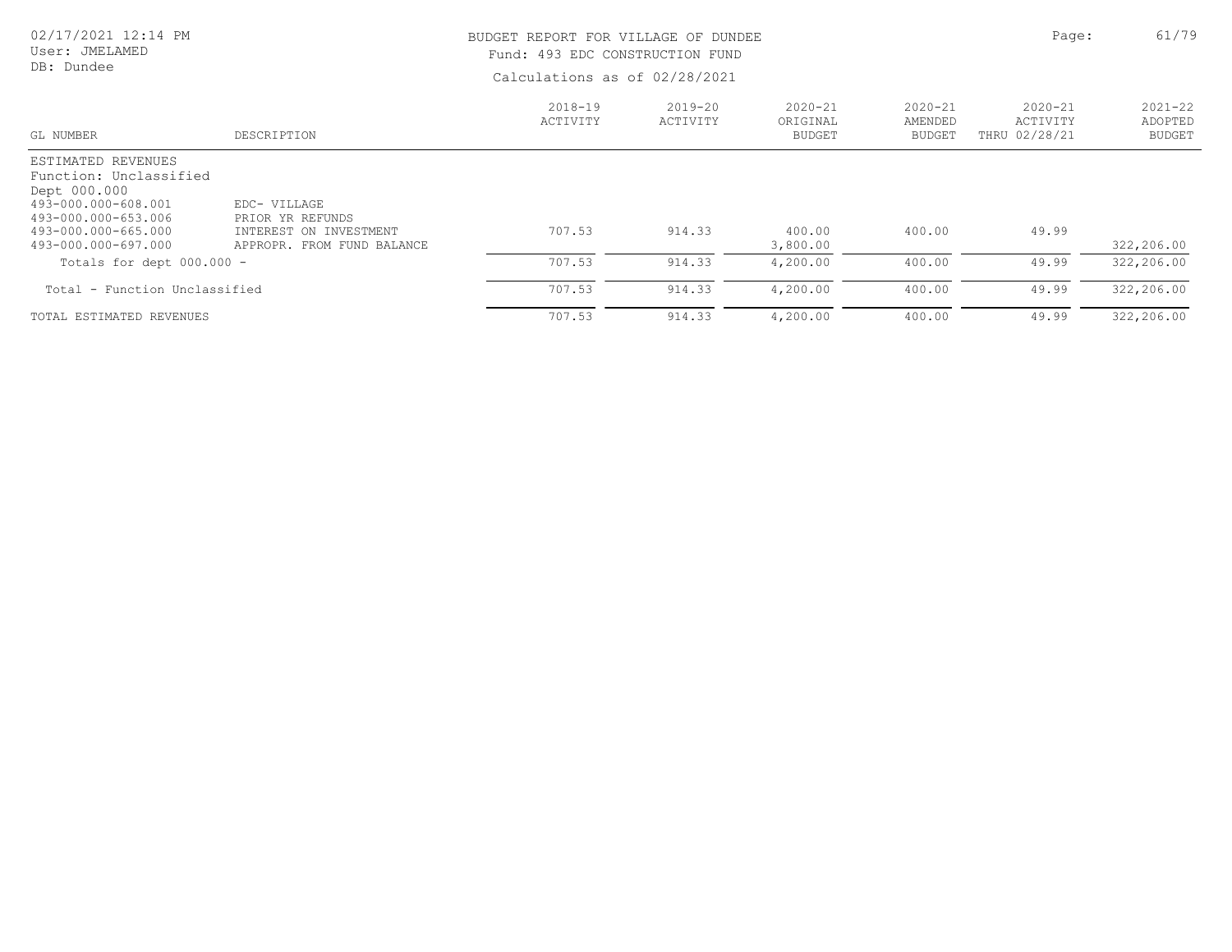BUDGET REPORT FOR VILLAGE OF DUNDEE
Fund: 493 EDC CONSTRUCTION FUND

Calculations as of 02/28/2021

| GL NUMBER | DESCRIPTION | 2018-19 ACTIVITY | 2019-20 ACTIVITY | 2020-21 ORIGINAL BUDGET | 2020-21 AMENDED BUDGET | 2020-21 ACTIVITY THRU 02/28/21 | 2021-22 ADOPTED BUDGET |
|---|---|---|---|---|---|---|---|
| ESTIMATED REVENUES | | | | | | | |
| Function: Unclassified | | | | | | | |
| Dept 000.000 | | | | | | | |
| 493-000.000-608.001 | EDC- VILLAGE | | | | | | |
| 493-000.000-653.006 | PRIOR YR REFUNDS | | | | | | |
| 493-000.000-665.000 | INTEREST ON INVESTMENT | 707.53 | 914.33 | 400.00 | 400.00 | 49.99 | |
| 493-000.000-697.000 | APPROPR. FROM FUND BALANCE | | | 3,800.00 | | | 322,206.00 |
| Totals for dept 000.000 - | | 707.53 | 914.33 | 4,200.00 | 400.00 | 49.99 | 322,206.00 |
| Total - Function Unclassified | | 707.53 | 914.33 | 4,200.00 | 400.00 | 49.99 | 322,206.00 |
| TOTAL ESTIMATED REVENUES | | 707.53 | 914.33 | 4,200.00 | 400.00 | 49.99 | 322,206.00 |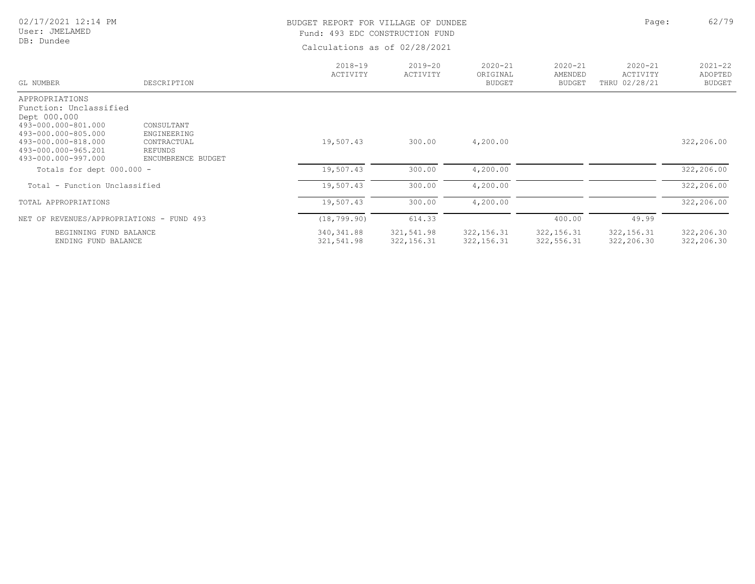BUDGET REPORT FOR VILLAGE OF DUNDEE

Fund: 493 EDC CONSTRUCTION FUND

Calculations as of 02/28/2021

02/17/2021 12:14 PM
User: JMELAMED
DB: Dundee

| GL NUMBER | DESCRIPTION | 2018-19 ACTIVITY | 2019-20 ACTIVITY | 2020-21 ORIGINAL BUDGET | 2020-21 AMENDED BUDGET | 2020-21 ACTIVITY THRU 02/28/21 | 2021-22 ADOPTED BUDGET |
|---|---|---|---|---|---|---|---|
| APPROPRIATIONS | | | | | | | |
| Function: Unclassified | | | | | | | |
| Dept 000.000 | | | | | | | |
| 493-000.000-801.000 | CONSULTANT | | | | | | |
| 493-000.000-805.000 | ENGINEERING | | | | | | |
| 493-000.000-818.000 | CONTRACTUAL | 19,507.43 | 300.00 | 4,200.00 | | | 322,206.00 |
| 493-000.000-965.201 | REFUNDS | | | | | | |
| 493-000.000-997.000 | ENCUMBRENCE BUDGET | | | | | | |
| Totals for dept 000.000 - | | 19,507.43 | 300.00 | 4,200.00 | | | 322,206.00 |
| Total - Function Unclassified | | 19,507.43 | 300.00 | 4,200.00 | | | 322,206.00 |
| TOTAL APPROPRIATIONS | | 19,507.43 | 300.00 | 4,200.00 | | | 322,206.00 |
| NET OF REVENUES/APPROPRIATIONS - FUND 493 | | (18,799.90) | 614.33 | | 400.00 | 49.99 | |
| BEGINNING FUND BALANCE | | 340,341.88 | 321,541.98 | 322,156.31 | 322,156.31 | 322,156.31 | 322,206.30 |
| ENDING FUND BALANCE | | 321,541.98 | 322,156.31 | 322,156.31 | 322,556.31 | 322,206.30 | 322,206.30 |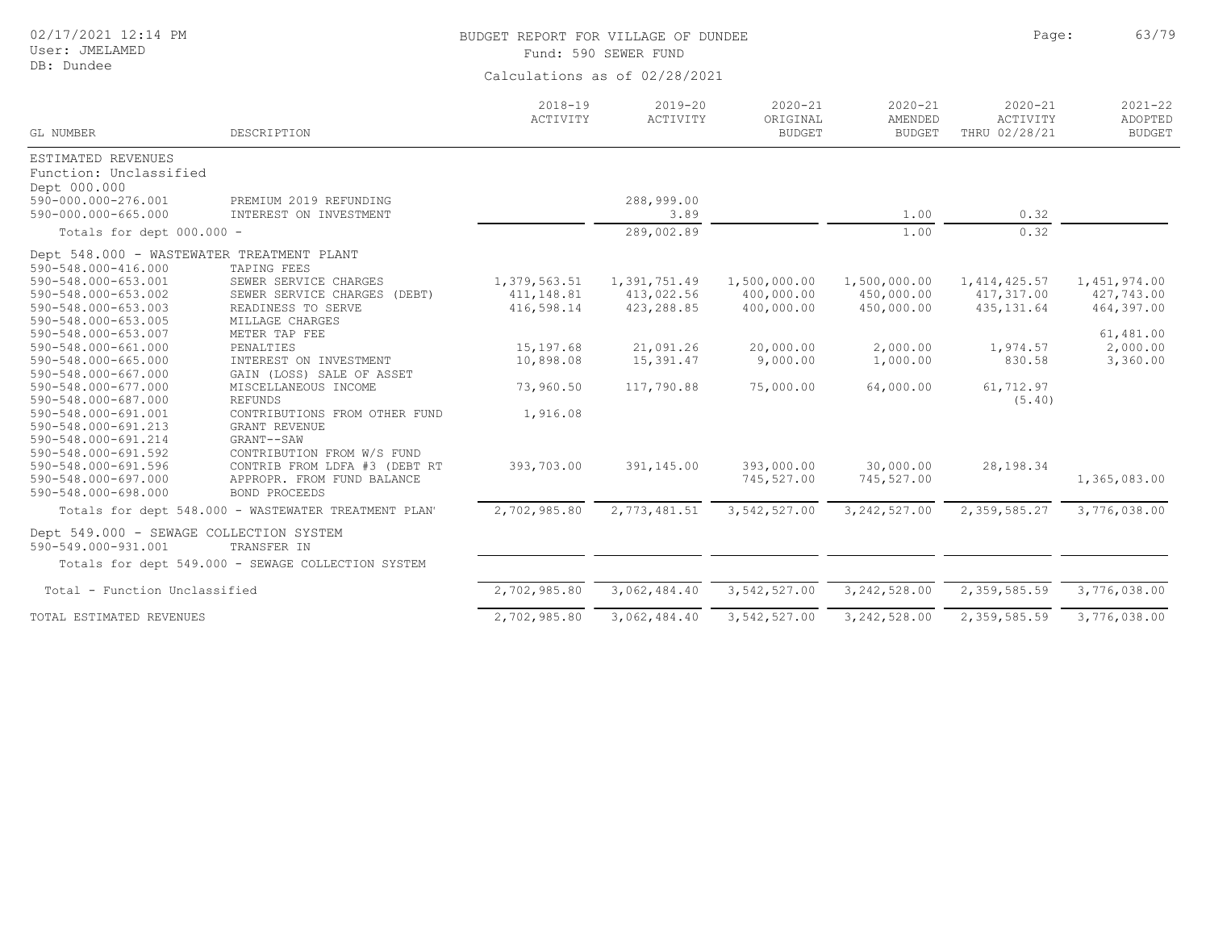BUDGET REPORT FOR VILLAGE OF DUNDEE

Fund: 590 SEWER FUND

Calculations as of 02/28/2021

| GL NUMBER | DESCRIPTION | 2018-19 ACTIVITY | 2019-20 ACTIVITY | 2020-21 ORIGINAL BUDGET | 2020-21 AMENDED BUDGET | 2020-21 ACTIVITY THRU 02/28/21 | 2021-22 ADOPTED BUDGET |
|---|---|---|---|---|---|---|---|
| ESTIMATED REVENUES | | | | | | | |
| Function: Unclassified | | | | | | | |
| Dept 000.000 | | | | | | | |
| 590-000.000-276.001 | PREMIUM 2019 REFUNDING | | 288,999.00 | | | | |
| 590-000.000-665.000 | INTEREST ON INVESTMENT | | 3.89 | | 1.00 | 0.32 | |
| Totals for dept 000.000 - | | | 289,002.89 | | 1.00 | 0.32 | |
| Dept 548.000 - WASTEWATER TREATMENT PLANT | | | | | | | |
| 590-548.000-416.000 | TAPING FEES | | | | | | |
| 590-548.000-653.001 | SEWER SERVICE CHARGES | 1,379,563.51 | 1,391,751.49 | 1,500,000.00 | 1,500,000.00 | 1,414,425.57 | 1,451,974.00 |
| 590-548.000-653.002 | SEWER SERVICE CHARGES (DEBT) | 411,148.81 | 413,022.56 | 400,000.00 | 450,000.00 | 417,317.00 | 427,743.00 |
| 590-548.000-653.003 | READINESS TO SERVE | 416,598.14 | 423,288.85 | 400,000.00 | 450,000.00 | 435,131.64 | 464,397.00 |
| 590-548.000-653.005 | MILLAGE CHARGES | | | | | | |
| 590-548.000-653.007 | METER TAP FEE | | | | | | 61,481.00 |
| 590-548.000-661.000 | PENALTIES | 15,197.68 | 21,091.26 | 20,000.00 | 2,000.00 | 1,974.57 | 2,000.00 |
| 590-548.000-665.000 | INTEREST ON INVESTMENT | 10,898.08 | 15,391.47 | 9,000.00 | 1,000.00 | 830.58 | 3,360.00 |
| 590-548.000-667.000 | GAIN (LOSS) SALE OF ASSET | | | | | | |
| 590-548.000-677.000 | MISCELLANEOUS INCOME | 73,960.50 | 117,790.88 | 75,000.00 | 64,000.00 | 61,712.97 | |
| 590-548.000-687.000 | REFUNDS | | | | | (5.40) | |
| 590-548.000-691.001 | CONTRIBUTIONS FROM OTHER FUND | 1,916.08 | | | | | |
| 590-548.000-691.213 | GRANT REVENUE | | | | | | |
| 590-548.000-691.214 | GRANT--SAW | | | | | | |
| 590-548.000-691.592 | CONTRIBUTION FROM W/S FUND | | | | | | |
| 590-548.000-691.596 | CONTRIB FROM LDFA #3 (DEBT RT | 393,703.00 | 391,145.00 | 393,000.00 | 30,000.00 | 28,198.34 | |
| 590-548.000-697.000 | APPROPR. FROM FUND BALANCE | | | 745,527.00 | 745,527.00 | | 1,365,083.00 |
| 590-548.000-698.000 | BOND PROCEEDS | | | | | | |
| Totals for dept 548.000 - WASTEWATER TREATMENT PLAN' | | 2,702,985.80 | 2,773,481.51 | 3,542,527.00 | 3,242,527.00 | 2,359,585.27 | 3,776,038.00 |
| Dept 549.000 - SEWAGE COLLECTION SYSTEM | | | | | | | |
| 590-549.000-931.001 | TRANSFER IN | | | | | | |
| Totals for dept 549.000 - SEWAGE COLLECTION SYSTEM | | | | | | | |
| Total - Function Unclassified | | 2,702,985.80 | 3,062,484.40 | 3,542,527.00 | 3,242,528.00 | 2,359,585.59 | 3,776,038.00 |
| TOTAL ESTIMATED REVENUES | | 2,702,985.80 | 3,062,484.40 | 3,542,527.00 | 3,242,528.00 | 2,359,585.59 | 3,776,038.00 |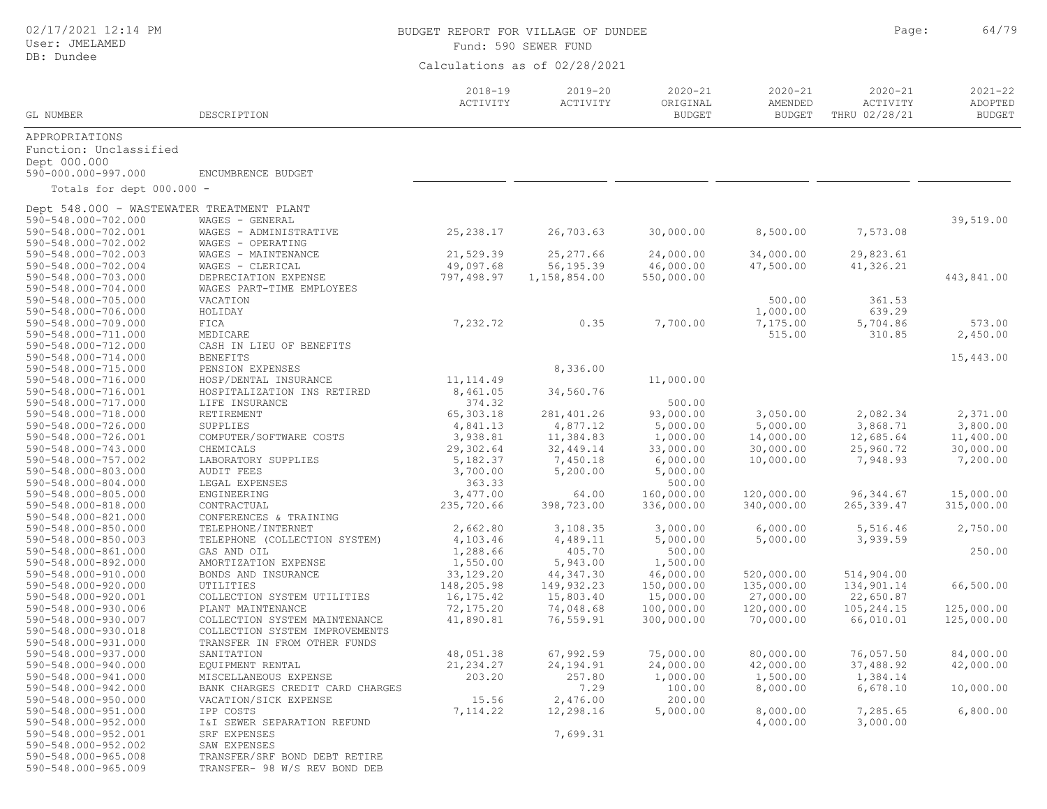# BUDGET REPORT FOR VILLAGE OF DUNDEE

Fund: 590 SEWER FUND

Calculations as of 02/28/2021

02/17/2021 12:14 PM
User: JMELAMED
DB: Dundee

| GL NUMBER | DESCRIPTION | 2018-19 ACTIVITY | 2019-20 ACTIVITY | 2020-21 ORIGINAL BUDGET | 2020-21 AMENDED BUDGET | 2020-21 ACTIVITY THRU 02/28/21 | 2021-22 ADOPTED BUDGET |
|---|---|---|---|---|---|---|---|
| **APPROPRIATIONS** | | | | | | | |
| Function: Unclassified | | | | | | | |
| Dept 000.000 | | | | | | | |
| 590-000.000-997.000 | ENCUMBRENCE BUDGET | | | | | | |
| Totals for dept 000.000 - | | | | | | | |
| **Dept 548.000 - WASTEWATER TREATMENT PLANT** | | | | | | | |
| 590-548.000-702.000 | WAGES - GENERAL | | | | | | 39,519.00 |
| 590-548.000-702.001 | WAGES - ADMINISTRATIVE | 25,238.17 | 26,703.63 | 30,000.00 | 8,500.00 | 7,573.08 | |
| 590-548.000-702.002 | WAGES - OPERATING | | | | | | |
| 590-548.000-702.003 | WAGES - MAINTENANCE | 21,529.39 | 25,277.66 | 24,000.00 | 34,000.00 | 29,823.61 | |
| 590-548.000-702.004 | WAGES - CLERICAL | 49,097.68 | 56,195.39 | 46,000.00 | 47,500.00 | 41,326.21 | |
| 590-548.000-703.000 | DEPRECIATION EXPENSE | 797,498.97 | 1,158,854.00 | 550,000.00 | | | 443,841.00 |
| 590-548.000-704.000 | WAGES PART-TIME EMPLOYEES | | | | | | |
| 590-548.000-705.000 | VACATION | | | | 500.00 | 361.53 | |
| 590-548.000-706.000 | HOLIDAY | | | | 1,000.00 | 639.29 | |
| 590-548.000-709.000 | FICA | 7,232.72 | 0.35 | 7,700.00 | 7,175.00 | 5,704.86 | 573.00 |
| 590-548.000-711.000 | MEDICARE | | | | 515.00 | 310.85 | 2,450.00 |
| 590-548.000-712.000 | CASH IN LIEU OF BENEFITS | | | | | | |
| 590-548.000-714.000 | BENEFITS | | | | | | 15,443.00 |
| 590-548.000-715.000 | PENSION EXPENSES | | 8,336.00 | | | | |
| 590-548.000-716.000 | HOSP/DENTAL INSURANCE | 11,114.49 | | 11,000.00 | | | |
| 590-548.000-716.001 | HOSPITALIZATION INS RETIRED | 8,461.05 | 34,560.76 | | | | |
| 590-548.000-717.000 | LIFE INSURANCE | 374.32 | | 500.00 | | | |
| 590-548.000-718.000 | RETIREMENT | 65,303.18 | 281,401.26 | 93,000.00 | 3,050.00 | 2,082.34 | 2,371.00 |
| 590-548.000-726.000 | SUPPLIES | 4,841.13 | 4,877.12 | 5,000.00 | 5,000.00 | 3,868.71 | 3,800.00 |
| 590-548.000-726.001 | COMPUTER/SOFTWARE COSTS | 3,938.81 | 11,384.83 | 1,000.00 | 14,000.00 | 12,685.64 | 11,400.00 |
| 590-548.000-743.000 | CHEMICALS | 29,302.64 | 32,449.14 | 33,000.00 | 30,000.00 | 25,960.72 | 30,000.00 |
| 590-548.000-757.002 | LABORATORY SUPPLIES | 5,182.37 | 7,450.18 | 6,000.00 | 10,000.00 | 7,948.93 | 7,200.00 |
| 590-548.000-803.000 | AUDIT FEES | 3,700.00 | 5,200.00 | 5,000.00 | | | |
| 590-548.000-804.000 | LEGAL EXPENSES | 363.33 | | 500.00 | | | |
| 590-548.000-805.000 | ENGINEERING | 3,477.00 | 64.00 | 160,000.00 | 120,000.00 | 96,344.67 | 15,000.00 |
| 590-548.000-818.000 | CONTRACTUAL | 235,720.66 | 398,723.00 | 336,000.00 | 340,000.00 | 265,339.47 | 315,000.00 |
| 590-548.000-821.000 | CONFERENCES & TRAINING | | | | | | |
| 590-548.000-850.000 | TELEPHONE/INTERNET | 2,662.80 | 3,108.35 | 3,000.00 | 6,000.00 | 5,516.46 | 2,750.00 |
| 590-548.000-850.003 | TELEPHONE (COLLECTION SYSTEM) | 4,103.46 | 4,489.11 | 5,000.00 | 5,000.00 | 3,939.59 | |
| 590-548.000-861.000 | GAS AND OIL | 1,288.66 | 405.70 | 500.00 | | | 250.00 |
| 590-548.000-892.000 | AMORTIZATION EXPENSE | 1,550.00 | 5,943.00 | 1,500.00 | | | |
| 590-548.000-910.000 | BONDS AND INSURANCE | 33,129.20 | 44,347.30 | 46,000.00 | 520,000.00 | 514,904.00 | |
| 590-548.000-920.000 | UTILITIES | 148,205.98 | 149,932.23 | 150,000.00 | 135,000.00 | 134,901.14 | 66,500.00 |
| 590-548.000-920.001 | COLLECTION SYSTEM UTILITIES | 16,175.42 | 15,803.40 | 15,000.00 | 27,000.00 | 22,650.87 | |
| 590-548.000-930.006 | PLANT MAINTENANCE | 72,175.20 | 74,048.68 | 100,000.00 | 120,000.00 | 105,244.15 | 125,000.00 |
| 590-548.000-930.007 | COLLECTION SYSTEM MAINTENANCE | 41,890.81 | 76,559.91 | 300,000.00 | 70,000.00 | 66,010.01 | 125,000.00 |
| 590-548.000-930.018 | COLLECTION SYSTEM IMPROVEMENTS | | | | | | |
| 590-548.000-931.000 | TRANSFER IN FROM OTHER FUNDS | | | | | | |
| 590-548.000-937.000 | SANITATION | 48,051.38 | 67,992.59 | 75,000.00 | 80,000.00 | 76,057.50 | 84,000.00 |
| 590-548.000-940.000 | EQUIPMENT RENTAL | 21,234.27 | 24,194.91 | 24,000.00 | 42,000.00 | 37,488.92 | 42,000.00 |
| 590-548.000-941.000 | MISCELLANEOUS EXPENSE | 203.20 | 257.80 | 1,000.00 | 1,500.00 | 1,384.14 | |
| 590-548.000-942.000 | BANK CHARGES CREDIT CARD CHARGES | | 7.29 | 100.00 | 8,000.00 | 6,678.10 | 10,000.00 |
| 590-548.000-950.000 | VACATION/SICK EXPENSE | 15.56 | 2,476.00 | 200.00 | | | |
| 590-548.000-951.000 | IPP COSTS | 7,114.22 | 12,298.16 | 5,000.00 | 8,000.00 | 7,285.65 | 6,800.00 |
| 590-548.000-952.000 | I&I SEWER SEPARATION REFUND | | | | 4,000.00 | 3,000.00 | |
| 590-548.000-952.001 | SRF EXPENSES | | 7,699.31 | | | | |
| 590-548.000-952.002 | SAW EXPENSES | | | | | | |
| 590-548.000-965.008 | TRANSFER/SRF BOND DEBT RETIRE | | | | | | |
| 590-548.000-965.009 | TRANSFER- 98 W/S REV BOND DEB | | | | | | |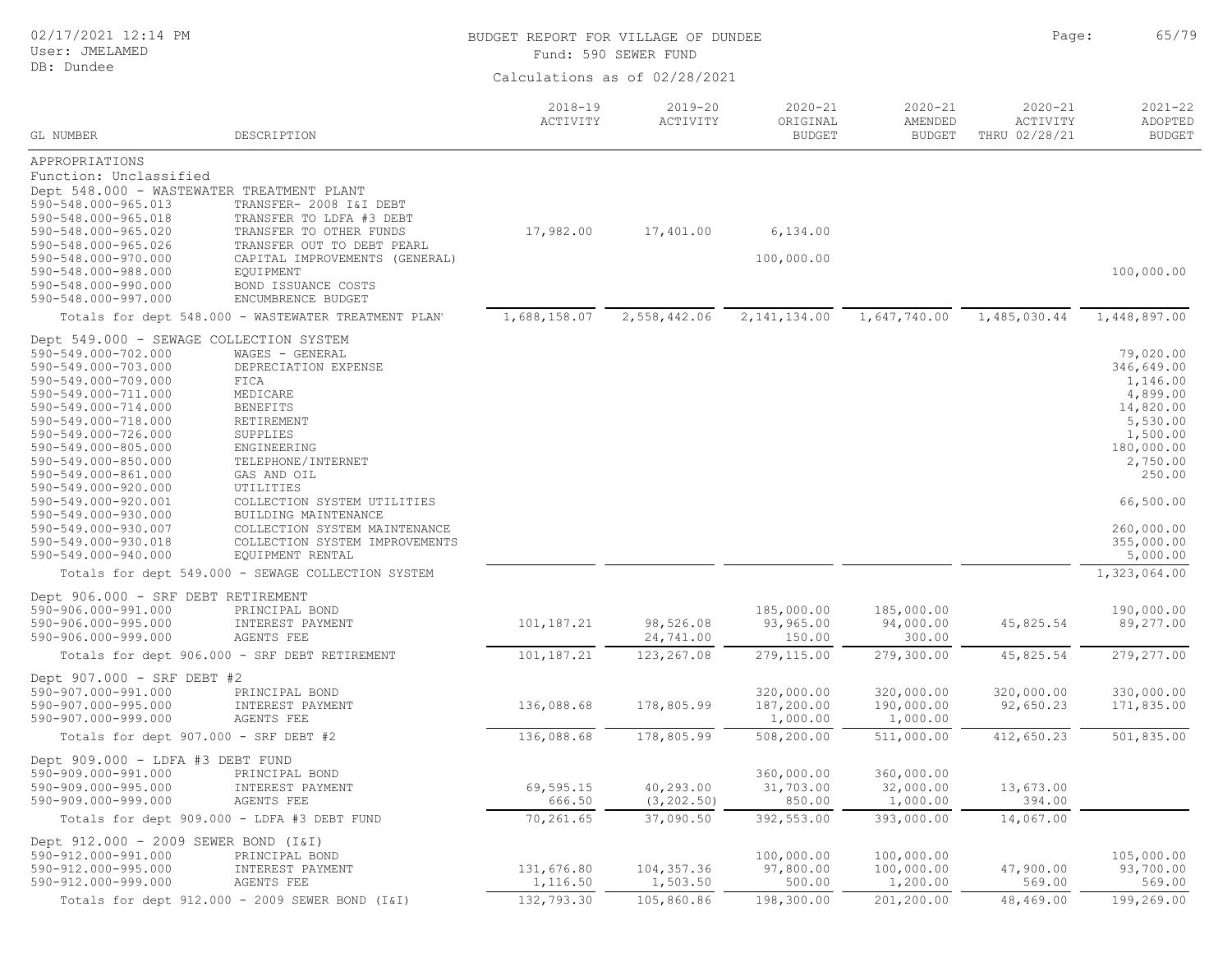# BUDGET REPORT FOR VILLAGE OF DUNDEE

Fund: 590 SEWER FUND

Calculations as of 02/28/2021

| GL NUMBER | DESCRIPTION | 2018-19 ACTIVITY | 2019-20 ACTIVITY | 2020-21 ORIGINAL BUDGET | 2020-21 AMENDED BUDGET | 2020-21 ACTIVITY THRU 02/28/21 | 2021-22 ADOPTED BUDGET |
|---|---|---|---|---|---|---|---|
| APPROPRIATIONS | | | | | | | |
| Function: Unclassified | | | | | | | |
| Dept 548.000 - WASTEWATER TREATMENT PLANT | | | | | | | |
| 590-548.000-965.013 | TRANSFER- 2008 I&I DEBT | | | | | | |
| 590-548.000-965.018 | TRANSFER TO LDFA #3 DEBT | | | | | | |
| 590-548.000-965.020 | TRANSFER TO OTHER FUNDS | 17,982.00 | 17,401.00 | 6,134.00 | | | |
| 590-548.000-965.026 | TRANSFER OUT TO DEBT PEARL | | | | | | |
| 590-548.000-970.000 | CAPITAL IMPROVEMENTS (GENERAL) | | | 100,000.00 | | | |
| 590-548.000-988.000 | EQUIPMENT | | | | | | 100,000.00 |
| 590-548.000-990.000 | BOND ISSUANCE COSTS | | | | | | |
| 590-548.000-997.000 | ENCUMBRENCE BUDGET | | | | | | |
| Totals for dept 548.000 - WASTEWATER TREATMENT PLAN' | | 1,688,158.07 | 2,558,442.06 | 2,141,134.00 | 1,647,740.00 | 1,485,030.44 | 1,448,897.00 |
| Dept 549.000 - SEWAGE COLLECTION SYSTEM | | | | | | | |
| 590-549.000-702.000 | WAGES - GENERAL | | | | | | 79,020.00 |
| 590-549.000-703.000 | DEPRECIATION EXPENSE | | | | | | 346,649.00 |
| 590-549.000-709.000 | FICA | | | | | | 1,146.00 |
| 590-549.000-711.000 | MEDICARE | | | | | | 4,899.00 |
| 590-549.000-714.000 | BENEFITS | | | | | | 14,820.00 |
| 590-549.000-718.000 | RETIREMENT | | | | | | 5,530.00 |
| 590-549.000-726.000 | SUPPLIES | | | | | | 1,500.00 |
| 590-549.000-805.000 | ENGINEERING | | | | | | 180,000.00 |
| 590-549.000-850.000 | TELEPHONE/INTERNET | | | | | | 2,750.00 |
| 590-549.000-861.000 | GAS AND OIL | | | | | | 250.00 |
| 590-549.000-920.000 | UTILITIES | | | | | | |
| 590-549.000-920.001 | COLLECTION SYSTEM UTILITIES | | | | | | 66,500.00 |
| 590-549.000-930.000 | BUILDING MAINTENANCE | | | | | | |
| 590-549.000-930.007 | COLLECTION SYSTEM MAINTENANCE | | | | | | 260,000.00 |
| 590-549.000-930.018 | COLLECTION SYSTEM IMPROVEMENTS | | | | | | 355,000.00 |
| 590-549.000-940.000 | EQUIPMENT RENTAL | | | | | | 5,000.00 |
| Totals for dept 549.000 - SEWAGE COLLECTION SYSTEM | | | | | | | 1,323,064.00 |
| Dept 906.000 - SRF DEBT RETIREMENT | | | | | | | |
| 590-906.000-991.000 | PRINCIPAL BOND | | | 185,000.00 | 185,000.00 | | 190,000.00 |
| 590-906.000-995.000 | INTEREST PAYMENT | 101,187.21 | 98,526.08 | 93,965.00 | 94,000.00 | 45,825.54 | 89,277.00 |
| 590-906.000-999.000 | AGENTS FEE | | 24,741.00 | 150.00 | 300.00 | | |
| Totals for dept 906.000 - SRF DEBT RETIREMENT | | 101,187.21 | 123,267.08 | 279,115.00 | 279,300.00 | 45,825.54 | 279,277.00 |
| Dept 907.000 - SRF DEBT #2 | | | | | | | |
| 590-907.000-991.000 | PRINCIPAL BOND | | | 320,000.00 | 320,000.00 | 320,000.00 | 330,000.00 |
| 590-907.000-995.000 | INTEREST PAYMENT | 136,088.68 | 178,805.99 | 187,200.00 | 190,000.00 | 92,650.23 | 171,835.00 |
| 590-907.000-999.000 | AGENTS FEE | | | 1,000.00 | 1,000.00 | | |
| Totals for dept 907.000 - SRF DEBT #2 | | 136,088.68 | 178,805.99 | 508,200.00 | 511,000.00 | 412,650.23 | 501,835.00 |
| Dept 909.000 - LDFA #3 DEBT FUND | | | | | | | |
| 590-909.000-991.000 | PRINCIPAL BOND | | | 360,000.00 | 360,000.00 | | |
| 590-909.000-995.000 | INTEREST PAYMENT | 69,595.15 | 40,293.00 | 31,703.00 | 32,000.00 | 13,673.00 | |
| 590-909.000-999.000 | AGENTS FEE | 666.50 | (3,202.50) | 850.00 | 1,000.00 | 394.00 | |
| Totals for dept 909.000 - LDFA #3 DEBT FUND | | 70,261.65 | 37,090.50 | 392,553.00 | 393,000.00 | 14,067.00 | |
| Dept 912.000 - 2009 SEWER BOND (I&I) | | | | | | | |
| 590-912.000-991.000 | PRINCIPAL BOND | | | 100,000.00 | 100,000.00 | | 105,000.00 |
| 590-912.000-995.000 | INTEREST PAYMENT | 131,676.80 | 104,357.36 | 97,800.00 | 100,000.00 | 47,900.00 | 93,700.00 |
| 590-912.000-999.000 | AGENTS FEE | 1,116.50 | 1,503.50 | 500.00 | 1,200.00 | 569.00 | 569.00 |
| Totals for dept 912.000 - 2009 SEWER BOND (I&I) | | 132,793.30 | 105,860.86 | 198,300.00 | 201,200.00 | 48,469.00 | 199,269.00 |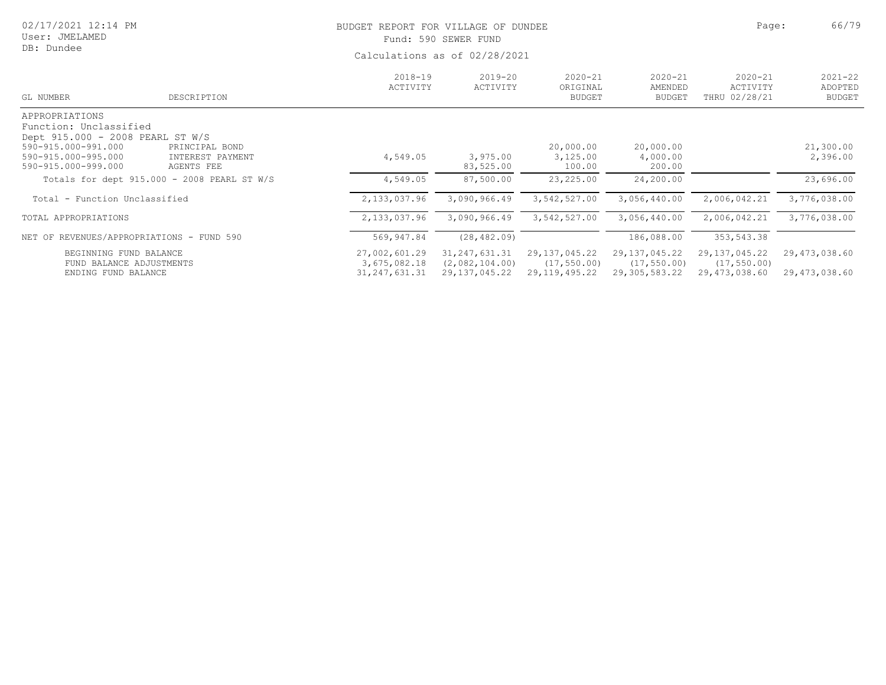BUDGET REPORT FOR VILLAGE OF DUNDEE

Fund: 590 SEWER FUND

Calculations as of 02/28/2021

| GL NUMBER | DESCRIPTION | 2018-19 ACTIVITY | 2019-20 ACTIVITY | 2020-21 ORIGINAL BUDGET | 2020-21 AMENDED BUDGET | 2020-21 ACTIVITY THRU 02/28/21 | 2021-22 ADOPTED BUDGET |
|---|---|---|---|---|---|---|---|
| APPROPRIATIONS | | | | | | | |
| Function: Unclassified | | | | | | | |
| Dept 915.000 - 2008 PEARL ST W/S | | | | | | | |
| 590-915.000-991.000 | PRINCIPAL BOND | | | 20,000.00 | 20,000.00 | | 21,300.00 |
| 590-915.000-995.000 | INTEREST PAYMENT | 4,549.05 | 3,975.00 | 3,125.00 | 4,000.00 | | 2,396.00 |
| 590-915.000-999.000 | AGENTS FEE | | 83,525.00 | 100.00 | 200.00 | | |
| Totals for dept 915.000 - 2008 PEARL ST W/S | | 4,549.05 | 87,500.00 | 23,225.00 | 24,200.00 | | 23,696.00 |
| Total - Function Unclassified | | 2,133,037.96 | 3,090,966.49 | 3,542,527.00 | 3,056,440.00 | 2,006,042.21 | 3,776,038.00 |
| TOTAL APPROPRIATIONS | | 2,133,037.96 | 3,090,966.49 | 3,542,527.00 | 3,056,440.00 | 2,006,042.21 | 3,776,038.00 |
| NET OF REVENUES/APPROPRIATIONS - FUND 590 | | 569,947.84 | (28,482.09) | | 186,088.00 | 353,543.38 | |
| BEGINNING FUND BALANCE | | 27,002,601.29 | 31,247,631.31 | 29,137,045.22 | 29,137,045.22 | 29,137,045.22 | 29,473,038.60 |
| FUND BALANCE ADJUSTMENTS | | 3,675,082.18 | (2,082,104.00) | (17,550.00) | (17,550.00) | (17,550.00) | |
| ENDING FUND BALANCE | | 31,247,631.31 | 29,137,045.22 | 29,119,495.22 | 29,305,583.22 | 29,473,038.60 | 29,473,038.60 |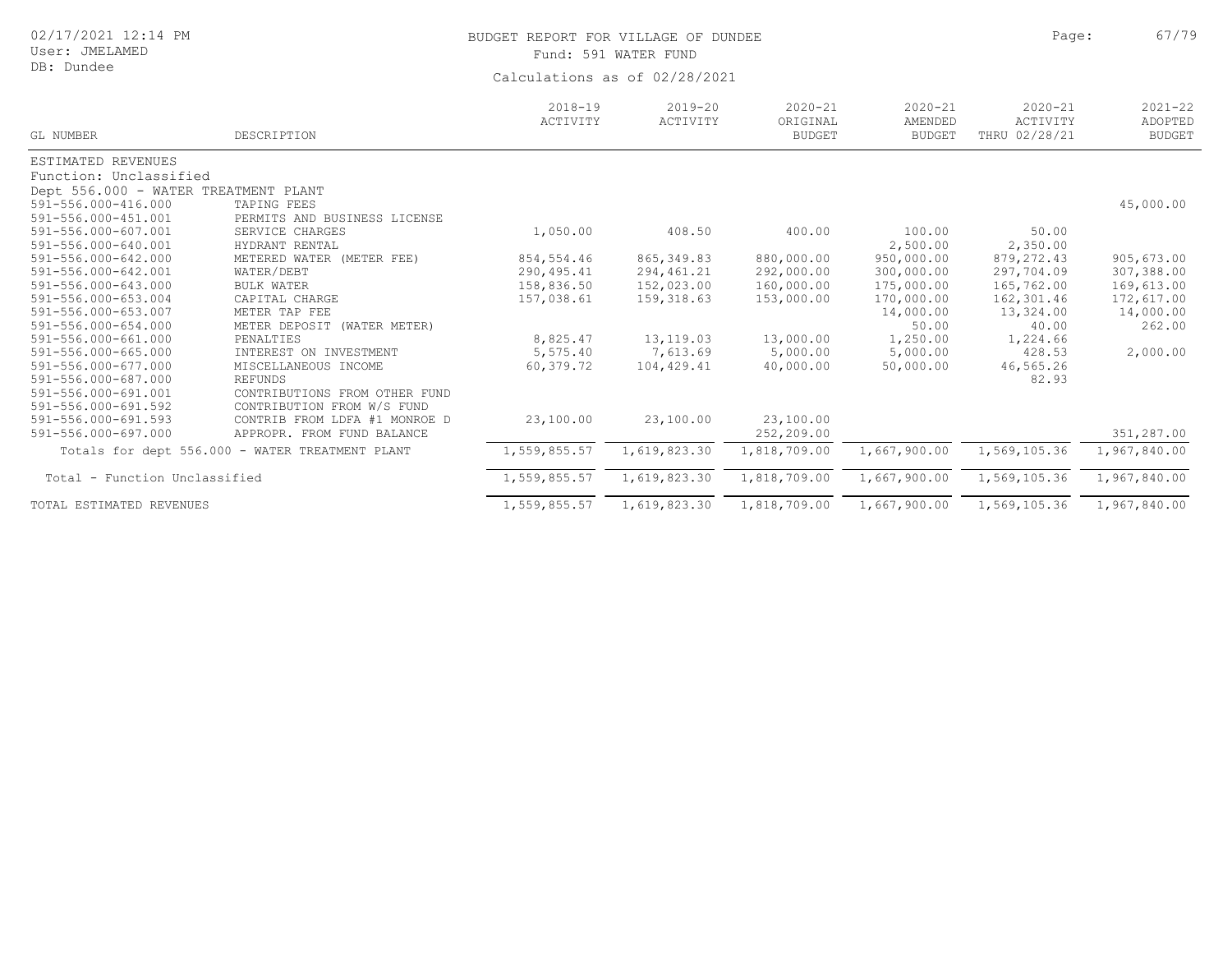# BUDGET REPORT FOR VILLAGE OF DUNDEE

Fund: 591 WATER FUND

Calculations as of 02/28/2021

| GL NUMBER | DESCRIPTION | 2018-19 ACTIVITY | 2019-20 ACTIVITY | 2020-21 ORIGINAL BUDGET | 2020-21 AMENDED BUDGET | 2020-21 ACTIVITY THRU 02/28/21 | 2021-22 ADOPTED BUDGET |
|---|---|---|---|---|---|---|---|
| ESTIMATED REVENUES | | | | | | | |
| Function: Unclassified | | | | | | | |
| Dept 556.000 - WATER TREATMENT PLANT | | | | | | | |
| 591-556.000-416.000 | TAPING FEES | | | | | | 45,000.00 |
| 591-556.000-451.001 | PERMITS AND BUSINESS LICENSE | | | | | | |
| 591-556.000-607.001 | SERVICE CHARGES | 1,050.00 | 408.50 | 400.00 | 100.00 | 50.00 | |
| 591-556.000-640.001 | HYDRANT RENTAL | | | | 2,500.00 | 2,350.00 | |
| 591-556.000-642.000 | METERED WATER (METER FEE) | 854,554.46 | 865,349.83 | 880,000.00 | 950,000.00 | 879,272.43 | 905,673.00 |
| 591-556.000-642.001 | WATER/DEBT | 290,495.41 | 294,461.21 | 292,000.00 | 300,000.00 | 297,704.09 | 307,388.00 |
| 591-556.000-643.000 | BULK WATER | 158,836.50 | 152,023.00 | 160,000.00 | 175,000.00 | 165,762.00 | 169,613.00 |
| 591-556.000-653.004 | CAPITAL CHARGE | 157,038.61 | 159,318.63 | 153,000.00 | 170,000.00 | 162,301.46 | 172,617.00 |
| 591-556.000-653.007 | METER TAP FEE | | | | 14,000.00 | 13,324.00 | 14,000.00 |
| 591-556.000-654.000 | METER DEPOSIT (WATER METER) | | | | 50.00 | 40.00 | 262.00 |
| 591-556.000-661.000 | PENALTIES | 8,825.47 | 13,119.03 | 13,000.00 | 1,250.00 | 1,224.66 | |
| 591-556.000-665.000 | INTEREST ON INVESTMENT | 5,575.40 | 7,613.69 | 5,000.00 | 5,000.00 | 428.53 | 2,000.00 |
| 591-556.000-677.000 | MISCELLANEOUS INCOME | 60,379.72 | 104,429.41 | 40,000.00 | 50,000.00 | 46,565.26 | |
| 591-556.000-687.000 | REFUNDS | | | | | 82.93 | |
| 591-556.000-691.001 | CONTRIBUTIONS FROM OTHER FUND | | | | | | |
| 591-556.000-691.592 | CONTRIBUTION FROM W/S FUND | | | | | | |
| 591-556.000-691.593 | CONTRIB FROM LDFA #1 MONROE D | 23,100.00 | 23,100.00 | 23,100.00 | | | |
| 591-556.000-697.000 | APPROPR. FROM FUND BALANCE | | | 252,209.00 | | | 351,287.00 |
| Totals for dept 556.000 - WATER TREATMENT PLANT | | 1,559,855.57 | 1,619,823.30 | 1,818,709.00 | 1,667,900.00 | 1,569,105.36 | 1,967,840.00 |
| Total - Function Unclassified | | 1,559,855.57 | 1,619,823.30 | 1,818,709.00 | 1,667,900.00 | 1,569,105.36 | 1,967,840.00 |
| TOTAL ESTIMATED REVENUES | | 1,559,855.57 | 1,619,823.30 | 1,818,709.00 | 1,667,900.00 | 1,569,105.36 | 1,967,840.00 |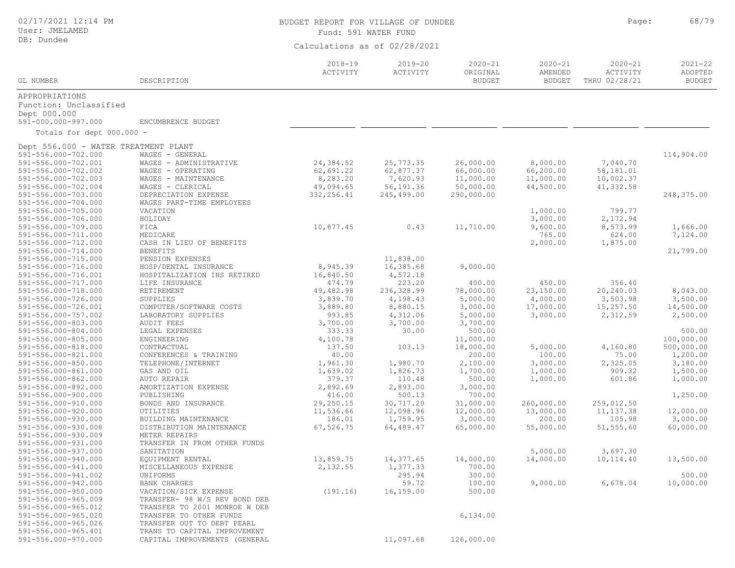BUDGET REPORT FOR VILLAGE OF DUNDEE
Fund: 591 WATER FUND
Calculations as of 02/28/2021

| GL NUMBER | DESCRIPTION | 2018-19 ACTIVITY | 2019-20 ACTIVITY | 2020-21 ORIGINAL BUDGET | 2020-21 AMENDED BUDGET | 2020-21 ACTIVITY THRU 02/28/21 | 2021-22 ADOPTED BUDGET |
|---|---|---|---|---|---|---|---|
| APPROPRIATIONS | | | | | | | |
| Function: Unclassified | | | | | | | |
| Dept 000.000 | | | | | | | |
| 591-000.000-997.000 | ENCUMBRENCE BUDGET | | | | | | |
| Totals for dept 000.000 - | | | | | | | |
| Dept 556.000 - WATER TREATMENT PLANT | | | | | | | |
| 591-556.000-702.000 | WAGES - GENERAL | | | | | | 114,904.00 |
| 591-556.000-702.001 | WAGES - ADMINISTRATIVE | 24,384.52 | 25,773.35 | 26,000.00 | 8,000.00 | 7,040.70 | |
| 591-556.000-702.002 | WAGES - OPERATING | 62,691.22 | 62,877.37 | 66,000.00 | 66,200.00 | 58,181.01 | |
| 591-556.000-702.003 | WAGES - MAINTENANCE | 8,283.20 | 7,620.93 | 11,000.00 | 11,000.00 | 10,002.37 | |
| 591-556.000-702.004 | WAGES - CLERICAL | 49,094.65 | 56,191.36 | 50,000.00 | 44,500.00 | 41,332.58 | |
| 591-556.000-703.000 | DEPRECIATION EXPENSE | 332,256.41 | 245,499.00 | 290,000.00 | | | 248,375.00 |
| 591-556.000-704.000 | WAGES PART-TIME EMPLOYEES | | | | | | |
| 591-556.000-705.000 | VACATION | | | | 1,000.00 | 799.77 | |
| 591-556.000-706.000 | HOLIDAY | | | | 3,000.00 | 2,172.94 | |
| 591-556.000-709.000 | FICA | 10,877.45 | 0.43 | 11,710.00 | 9,600.00 | 8,573.99 | 1,666.00 |
| 591-556.000-711.000 | MEDICARE | | | | 765.00 | 624.00 | 7,124.00 |
| 591-556.000-712.000 | CASH IN LIEU OF BENEFITS | | | | 2,000.00 | 1,875.00 | |
| 591-556.000-714.000 | BENEFITS | | | | | | 21,799.00 |
| 591-556.000-715.000 | PENSION EXPENSES | | 11,838.00 | | | | |
| 591-556.000-716.000 | HOSP/DENTAL INSURANCE | 8,945.39 | 16,385.68 | 9,000.00 | | | |
| 591-556.000-716.001 | HOSPITALIZATION INS RETIRED | 16,840.50 | 4,572.18 | | | | |
| 591-556.000-717.000 | LIFE INSURANCE | 474.79 | 223.20 | 400.00 | 450.00 | 356.40 | |
| 591-556.000-718.000 | RETIREMENT | 49,482.98 | 236,328.99 | 78,000.00 | 23,150.00 | 20,240.03 | 8,043.00 |
| 591-556.000-726.000 | SUPPLIES | 3,839.70 | 4,198.43 | 5,000.00 | 4,000.00 | 3,503.98 | 3,500.00 |
| 591-556.000-726.001 | COMPUTER/SOFTWARE COSTS | 3,889.80 | 8,880.15 | 3,000.00 | 17,000.00 | 15,257.50 | 14,500.00 |
| 591-556.000-757.002 | LABORATORY SUPPLIES | 993.85 | 4,312.06 | 5,000.00 | 3,000.00 | 2,312.59 | 2,500.00 |
| 591-556.000-803.000 | AUDIT FEES | 3,700.00 | 3,700.00 | 3,700.00 | | | |
| 591-556.000-804.000 | LEGAL EXPENSES | 333.33 | 30.00 | 500.00 | | | 500.00 |
| 591-556.000-805.000 | ENGINEERING | 4,100.78 | | 11,000.00 | | | 100,000.00 |
| 591-556.000-818.000 | CONTRACTUAL | 137.50 | 103.13 | 18,000.00 | 5,000.00 | 4,160.80 | 500,000.00 |
| 591-556.000-821.000 | CONFERENCES & TRAINING | 40.00 | | 200.00 | 100.00 | 75.00 | 1,200.00 |
| 591-556.000-850.000 | TELEPHONE/INTERNET | 1,961.30 | 1,980.70 | 2,100.00 | 3,000.00 | 2,325.05 | 3,180.00 |
| 591-556.000-861.000 | GAS AND OIL | 1,639.02 | 1,826.73 | 1,700.00 | 1,000.00 | 909.32 | 1,500.00 |
| 591-556.000-862.000 | AUTO REPAIR | 379.37 | 110.48 | 500.00 | 1,000.00 | 601.86 | 1,000.00 |
| 591-556.000-892.000 | AMORTIZATION EXPENSE | 2,892.69 | 2,893.00 | 3,000.00 | | | |
| 591-556.000-900.000 | PUBLISHING | 416.00 | 500.13 | 700.00 | | | 1,250.00 |
| 591-556.000-910.000 | BONDS AND INSURANCE | 29,250.15 | 30,717.20 | 31,000.00 | 260,000.00 | 259,012.50 | |
| 591-556.000-920.000 | UTILITIES | 11,536.66 | 12,098.96 | 12,000.00 | 13,000.00 | 11,137.38 | 12,000.00 |
| 591-556.000-930.000 | BUILDING MAINTENANCE | 186.01 | 1,759.95 | 3,000.00 | 200.00 | 105.98 | 3,000.00 |
| 591-556.000-930.008 | DISTRIBUTION MAINTENANCE | 67,526.75 | 64,489.47 | 65,000.00 | 55,000.00 | 51,555.60 | 60,000.00 |
| 591-556.000-930.009 | METER REPAIRS | | | | | | |
| 591-556.000-931.000 | TRANSFER IN FROM OTHER FUNDS | | | | | | |
| 591-556.000-937.000 | SANITATION | | | | 5,000.00 | 3,697.30 | |
| 591-556.000-940.000 | EQUIPMENT RENTAL | 13,859.75 | 14,377.65 | 14,000.00 | 14,000.00 | 10,114.40 | 13,500.00 |
| 591-556.000-941.000 | MISCELLANEOUS EXPENSE | 2,132.55 | 1,377.33 | 700.00 | | | |
| 591-556.000-941.002 | UNIFORMS | | 295.94 | 300.00 | | | 500.00 |
| 591-556.000-942.000 | BANK CHARGES | | 59.72 | 100.00 | 9,000.00 | 6,678.04 | 10,000.00 |
| 591-556.000-950.000 | VACATION/SICK EXPENSE | (191.16) | 16,159.00 | 500.00 | | | |
| 591-556.000-965.009 | TRANSFER- 98 W/S REV BOND DEB | | | | | | |
| 591-556.000-965.012 | TRANSFER TO 2001 MONROE W DEB | | | | | | |
| 591-556.000-965.020 | TRANSFER TO OTHER FUNDS | | | 6,134.00 | | | |
| 591-556.000-965.026 | TRANSFER OUT TO DEBT PEARL | | | | | | |
| 591-556.000-965.401 | TRANS TO CAPITAL IMPROVEMENT | | | | | | |
| 591-556.000-970.000 | CAPITAL IMPROVEMENTS (GENERAL | | 11,097.68 | 126,000.00 | | | |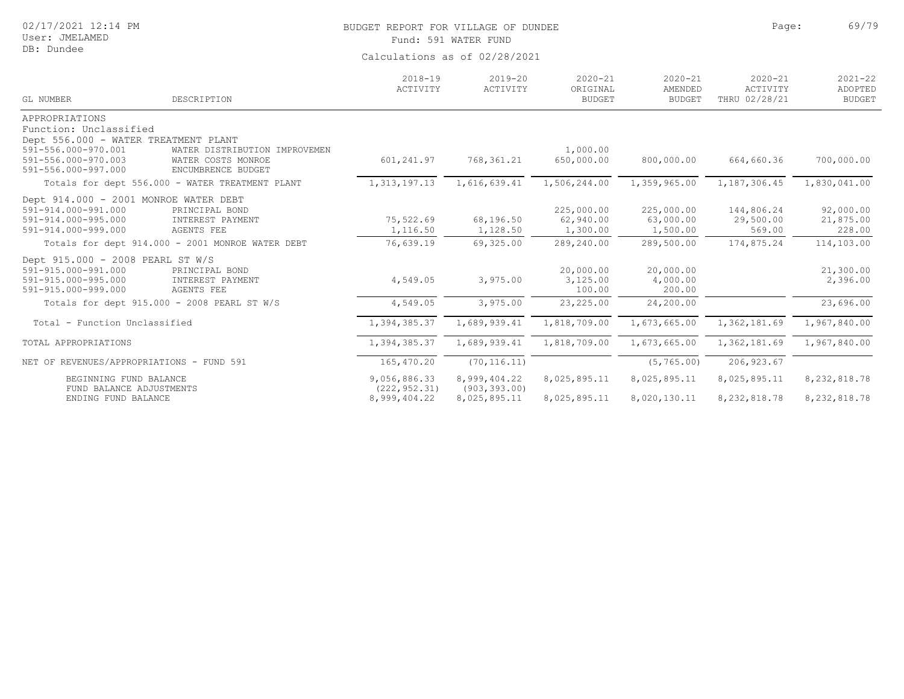BUDGET REPORT FOR VILLAGE OF DUNDEE
Fund: 591 WATER FUND
Calculations as of 02/28/2021

02/17/2021 12:14 PM
User: JMELAMED
DB: Dundee

| GL NUMBER | DESCRIPTION | 2018-19 ACTIVITY | 2019-20 ACTIVITY | 2020-21 ORIGINAL BUDGET | 2020-21 AMENDED BUDGET | 2020-21 ACTIVITY THRU 02/28/21 | 2021-22 ADOPTED BUDGET |
|---|---|---|---|---|---|---|---|
| APPROPRIATIONS | | | | | | | |
| Function: Unclassified | | | | | | | |
| Dept 556.000 - WATER TREATMENT PLANT | | | | | | | |
| 591-556.000-970.001 | WATER DISTRIBUTION IMPROVEMEN | | | 1,000.00 | | | |
| 591-556.000-970.003 | WATER COSTS MONROE | 601,241.97 | 768,361.21 | 650,000.00 | 800,000.00 | 664,660.36 | 700,000.00 |
| 591-556.000-997.000 | ENCUMBRENCE BUDGET | | | | | | |
| Totals for dept 556.000 - WATER TREATMENT PLANT | | 1,313,197.13 | 1,616,639.41 | 1,506,244.00 | 1,359,965.00 | 1,187,306.45 | 1,830,041.00 |
| Dept 914.000 - 2001 MONROE WATER DEBT | | | | | | | |
| 591-914.000-991.000 | PRINCIPAL BOND | | | 225,000.00 | 225,000.00 | 144,806.24 | 92,000.00 |
| 591-914.000-995.000 | INTEREST PAYMENT | 75,522.69 | 68,196.50 | 62,940.00 | 63,000.00 | 29,500.00 | 21,875.00 |
| 591-914.000-999.000 | AGENTS FEE | 1,116.50 | 1,128.50 | 1,300.00 | 1,500.00 | 569.00 | 228.00 |
| Totals for dept 914.000 - 2001 MONROE WATER DEBT | | 76,639.19 | 69,325.00 | 289,240.00 | 289,500.00 | 174,875.24 | 114,103.00 |
| Dept 915.000 - 2008 PEARL ST W/S | | | | | | | |
| 591-915.000-991.000 | PRINCIPAL BOND | | | 20,000.00 | 20,000.00 | | 21,300.00 |
| 591-915.000-995.000 | INTEREST PAYMENT | 4,549.05 | 3,975.00 | 3,125.00 | 4,000.00 | | 2,396.00 |
| 591-915.000-999.000 | AGENTS FEE | | | 100.00 | 200.00 | | |
| Totals for dept 915.000 - 2008 PEARL ST W/S | | 4,549.05 | 3,975.00 | 23,225.00 | 24,200.00 | | 23,696.00 |
| Total - Function Unclassified | | 1,394,385.37 | 1,689,939.41 | 1,818,709.00 | 1,673,665.00 | 1,362,181.69 | 1,967,840.00 |
| TOTAL APPROPRIATIONS | | 1,394,385.37 | 1,689,939.41 | 1,818,709.00 | 1,673,665.00 | 1,362,181.69 | 1,967,840.00 |
| NET OF REVENUES/APPROPRIATIONS - FUND 591 | | 165,470.20 | (70,116.11) | | (5,765.00) | 206,923.67 | |
| BEGINNING FUND BALANCE | | 9,056,886.33 | 8,999,404.22 | 8,025,895.11 | 8,025,895.11 | 8,025,895.11 | 8,232,818.78 |
| FUND BALANCE ADJUSTMENTS | | (222,952.31) | (903,393.00) | | | | |
| ENDING FUND BALANCE | | 8,999,404.22 | 8,025,895.11 | 8,025,895.11 | 8,020,130.11 | 8,232,818.78 | 8,232,818.78 |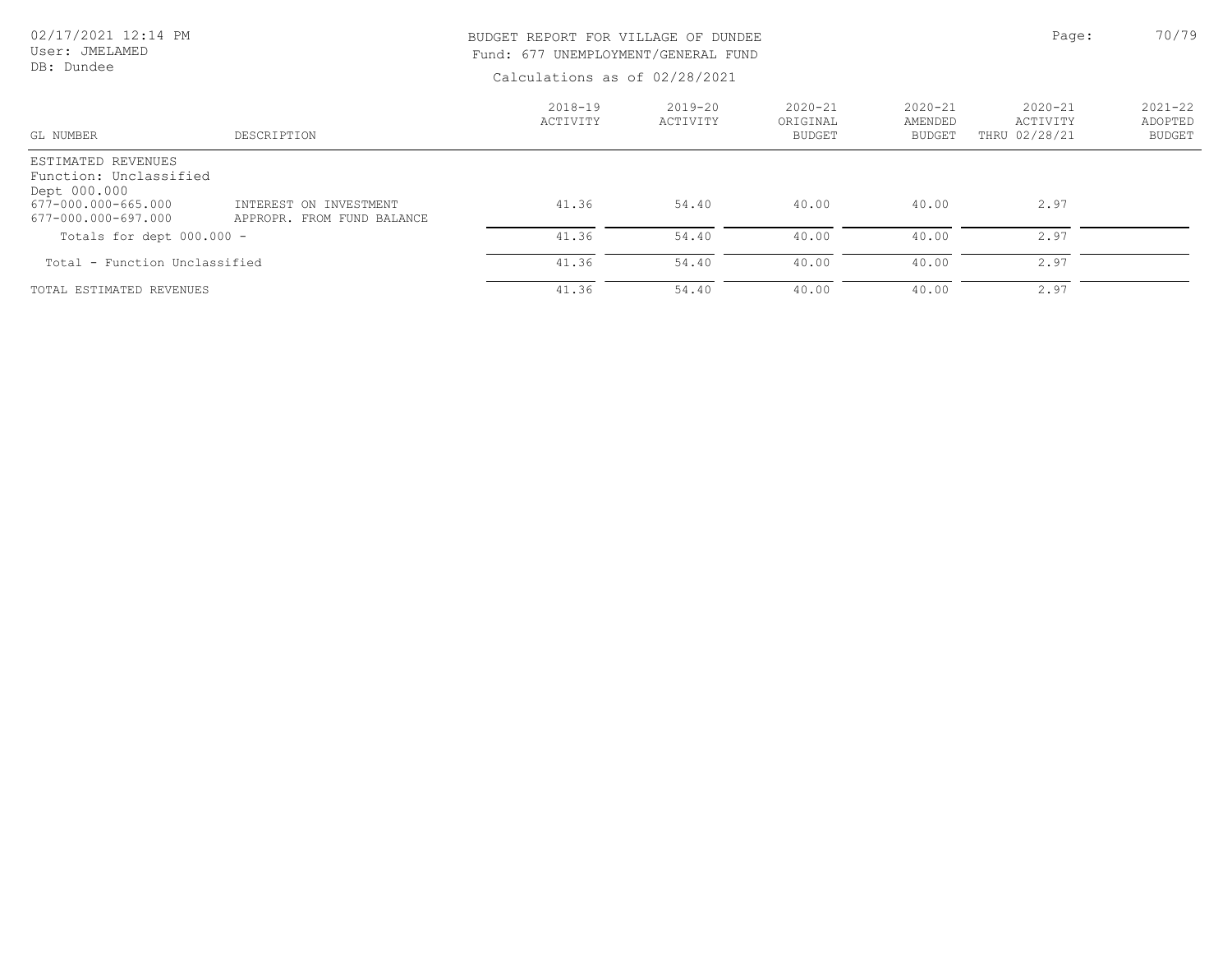BUDGET REPORT FOR VILLAGE OF DUNDEE

Fund: 677 UNEMPLOYMENT/GENERAL FUND

Calculations as of 02/28/2021

02/17/2021 12:14 PM
User: JMELAMED
DB: Dundee

| GL NUMBER | DESCRIPTION | 2018-19 ACTIVITY | 2019-20 ACTIVITY | 2020-21 ORIGINAL BUDGET | 2020-21 AMENDED BUDGET | 2020-21 ACTIVITY THRU 02/28/21 | 2021-22 ADOPTED BUDGET |
|---|---|---|---|---|---|---|---|
| ESTIMATED REVENUES | | | | | | | |
| Function: Unclassified | | | | | | | |
| Dept 000.000 | | | | | | | |
| 677-000.000-665.000 | INTEREST ON INVESTMENT | 41.36 | 54.40 | 40.00 | 40.00 | 2.97 | |
| 677-000.000-697.000 | APPROPR. FROM FUND BALANCE | | | | | | |
| Totals for dept 000.000 - | | 41.36 | 54.40 | 40.00 | 40.00 | 2.97 | |
| Total - Function Unclassified | | 41.36 | 54.40 | 40.00 | 40.00 | 2.97 | |
| TOTAL ESTIMATED REVENUES | | 41.36 | 54.40 | 40.00 | 40.00 | 2.97 | |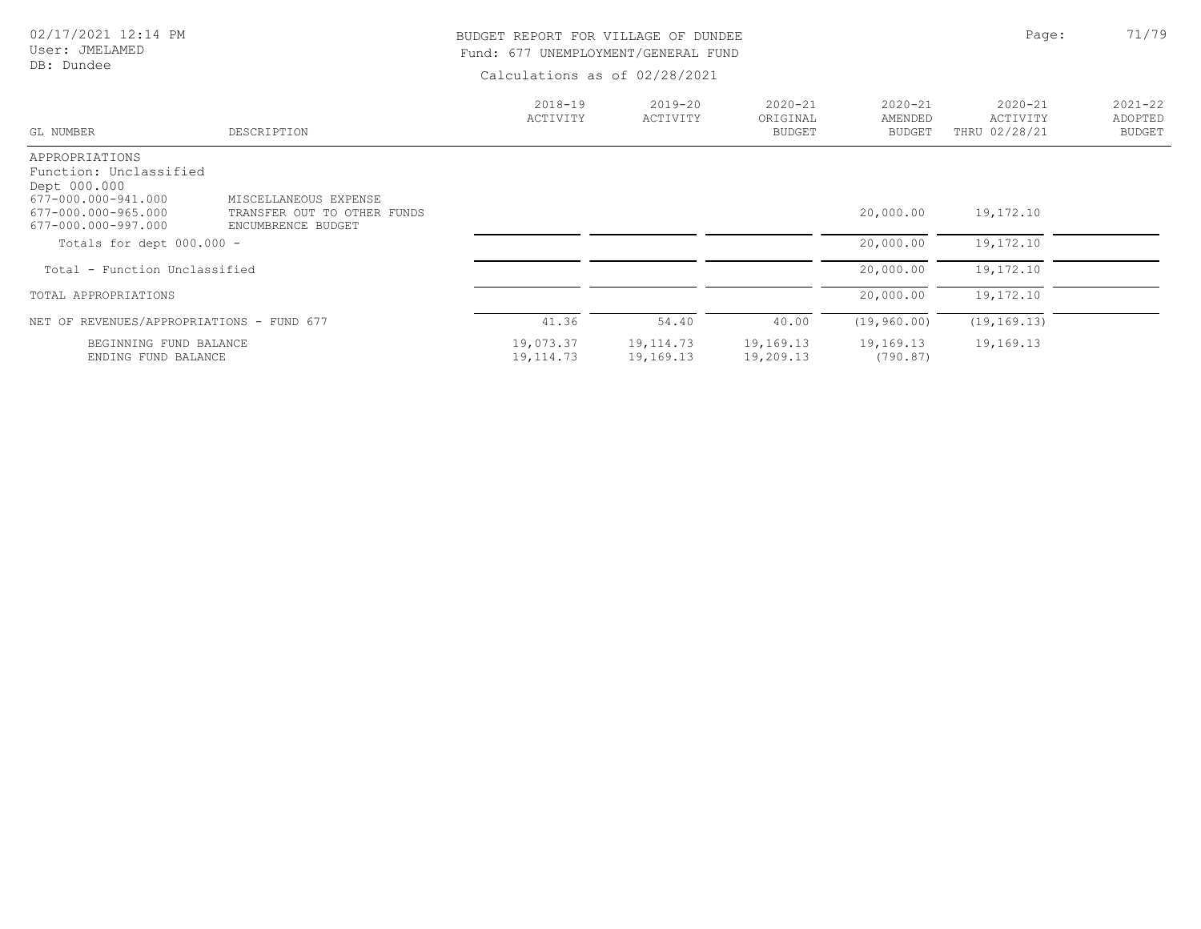BUDGET REPORT FOR VILLAGE OF DUNDEE
Fund: 677 UNEMPLOYMENT/GENERAL FUND
Calculations as of 02/28/2021

| GL NUMBER | DESCRIPTION | 2018-19 ACTIVITY | 2019-20 ACTIVITY | 2020-21 ORIGINAL BUDGET | 2020-21 AMENDED BUDGET | 2020-21 ACTIVITY THRU 02/28/21 | 2021-22 ADOPTED BUDGET |
|---|---|---|---|---|---|---|---|
| APPROPRIATIONS | | | | | | | |
| Function: Unclassified | | | | | | | |
| Dept 000.000 | | | | | | | |
| 677-000.000-941.000 | MISCELLANEOUS EXPENSE | | | | | | |
| 677-000.000-965.000 | TRANSFER OUT TO OTHER FUNDS | | | | 20,000.00 | 19,172.10 | |
| 677-000.000-997.000 | ENCUMBRENCE BUDGET | | | | | | |
| Totals for dept 000.000 - | | | | | 20,000.00 | 19,172.10 | |
| Total - Function Unclassified | | | | | 20,000.00 | 19,172.10 | |
| TOTAL APPROPRIATIONS | | | | | 20,000.00 | 19,172.10 | |
| NET OF REVENUES/APPROPRIATIONS - FUND 677 | | 41.36 | 54.40 | 40.00 | (19,960.00) | (19,169.13) | |
| BEGINNING FUND BALANCE | | 19,073.37 | 19,114.73 | 19,169.13 | 19,169.13 | 19,169.13 | |
| ENDING FUND BALANCE | | 19,114.73 | 19,169.13 | 19,209.13 | (790.87) | | |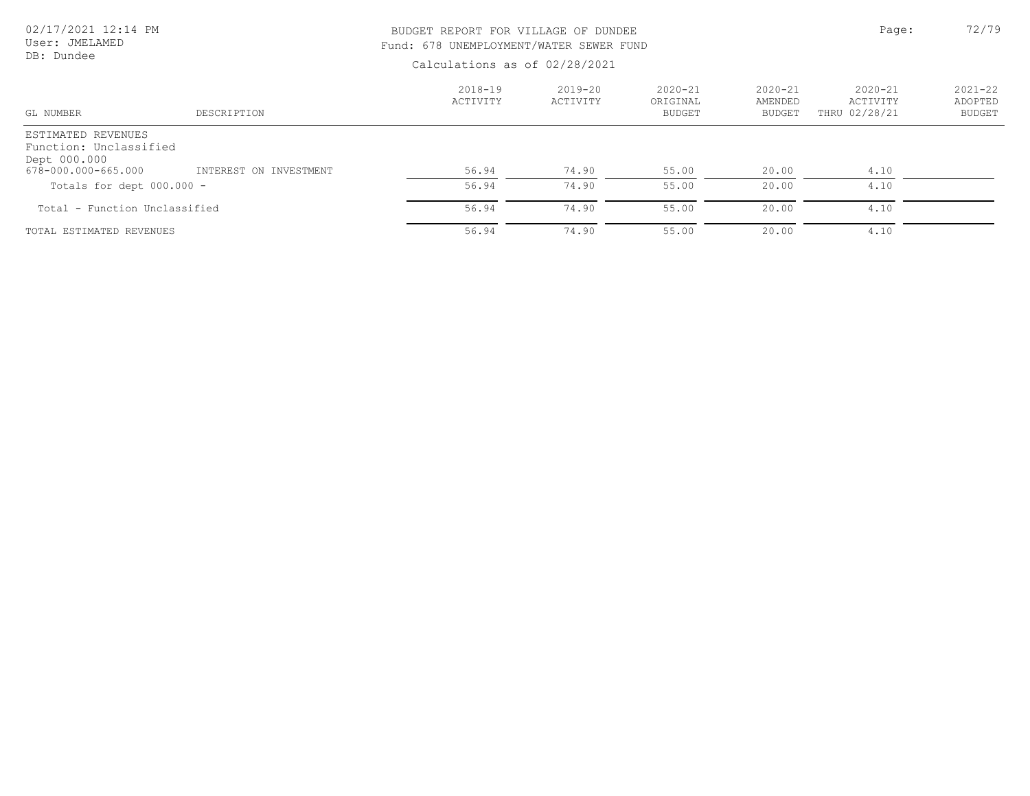BUDGET REPORT FOR VILLAGE OF DUNDEE
Fund: 678 UNEMPLOYMENT/WATER SEWER FUND
Calculations as of 02/28/2021

| GL NUMBER | DESCRIPTION | 2018-19 ACTIVITY | 2019-20 ACTIVITY | 2020-21 ORIGINAL BUDGET | 2020-21 AMENDED BUDGET | 2020-21 ACTIVITY THRU 02/28/21 | 2021-22 ADOPTED BUDGET |
|---|---|---|---|---|---|---|---|
| ESTIMATED REVENUES | | | | | | | |
| Function: Unclassified | | | | | | | |
| Dept 000.000 | | | | | | | |
| 678-000.000-665.000 | INTEREST ON INVESTMENT | 56.94 | 74.90 | 55.00 | 20.00 | 4.10 | |
| Totals for dept 000.000 - | | 56.94 | 74.90 | 55.00 | 20.00 | 4.10 | |
| Total - Function Unclassified | | 56.94 | 74.90 | 55.00 | 20.00 | 4.10 | |
| TOTAL ESTIMATED REVENUES | | 56.94 | 74.90 | 55.00 | 20.00 | 4.10 | |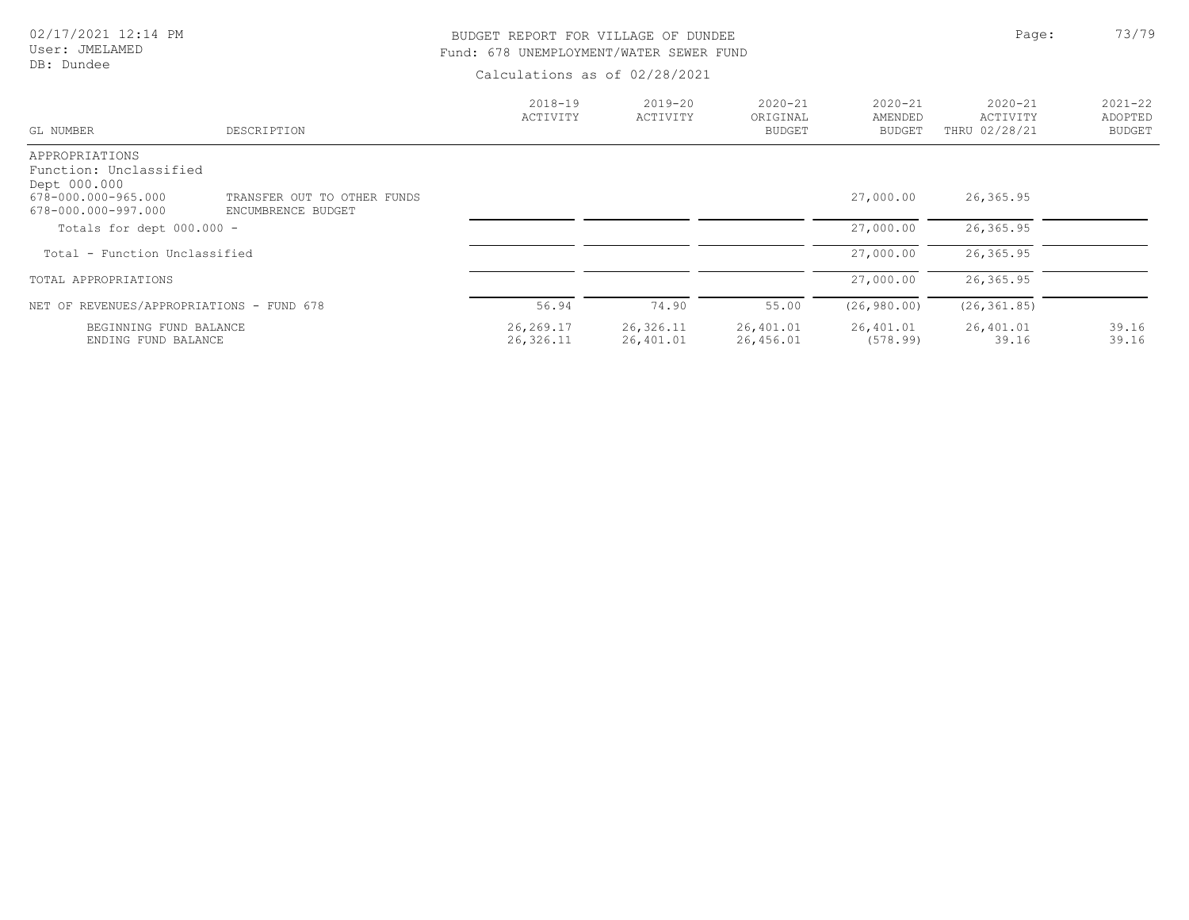BUDGET REPORT FOR VILLAGE OF DUNDEE

Fund: 678 UNEMPLOYMENT/WATER SEWER FUND

Calculations as of 02/28/2021

| GL NUMBER | DESCRIPTION | 2018-19 ACTIVITY | 2019-20 ACTIVITY | 2020-21 ORIGINAL BUDGET | 2020-21 AMENDED BUDGET | 2020-21 ACTIVITY THRU 02/28/21 | 2021-22 ADOPTED BUDGET |
|---|---|---|---|---|---|---|---|
| APPROPRIATIONS | | | | | | | |
| Function: Unclassified | | | | | | | |
| Dept 000.000 | | | | | | | |
| 678-000.000-965.000 | TRANSFER OUT TO OTHER FUNDS | | | | 27,000.00 | 26,365.95 | |
| 678-000.000-997.000 | ENCUMBRENCE BUDGET | | | | | | |
| Totals for dept 000.000 - | | | | | 27,000.00 | 26,365.95 | |
| Total - Function Unclassified | | | | | 27,000.00 | 26,365.95 | |
| TOTAL APPROPRIATIONS | | | | | 27,000.00 | 26,365.95 | |
| NET OF REVENUES/APPROPRIATIONS - FUND 678 | | 56.94 | 74.90 | 55.00 | (26,980.00) | (26,361.85) | |
| BEGINNING FUND BALANCE | | 26,269.17 | 26,326.11 | 26,401.01 | 26,401.01 | 26,401.01 | 39.16 |
| ENDING FUND BALANCE | | 26,326.11 | 26,401.01 | 26,456.01 | (578.99) | 39.16 | 39.16 |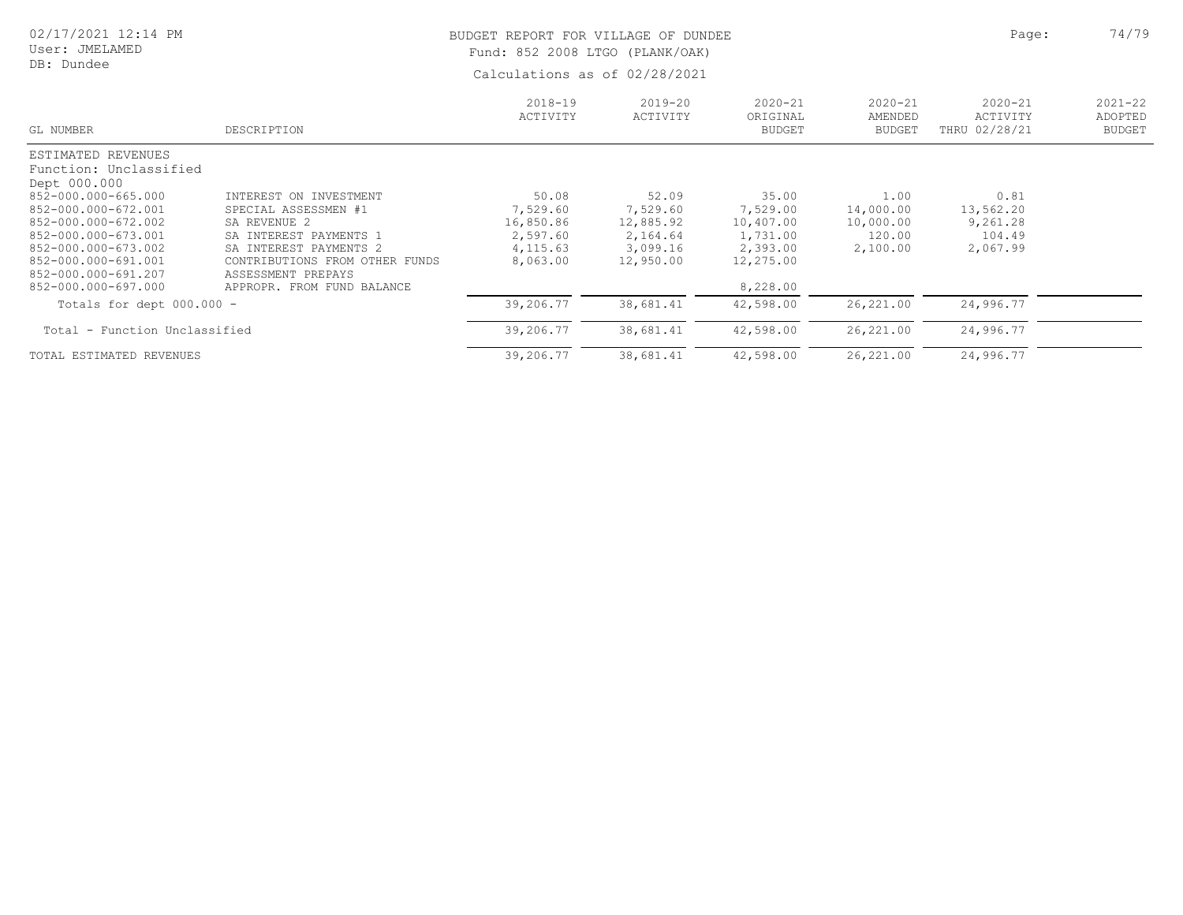BUDGET REPORT FOR VILLAGE OF DUNDEE

Fund: 852 2008 LTGO (PLANK/OAK)

Calculations as of 02/28/2021

| GL NUMBER | DESCRIPTION | 2018-19 ACTIVITY | 2019-20 ACTIVITY | 2020-21 ORIGINAL BUDGET | 2020-21 AMENDED BUDGET | 2020-21 ACTIVITY THRU 02/28/21 | 2021-22 ADOPTED BUDGET |
|---|---|---|---|---|---|---|---|
| ESTIMATED REVENUES | | | | | | | |
| Function: Unclassified | | | | | | | |
| Dept 000.000 | | | | | | | |
| 852-000.000-665.000 | INTEREST ON INVESTMENT | 50.08 | 52.09 | 35.00 | 1.00 | 0.81 | |
| 852-000.000-672.001 | SPECIAL ASSESSMEN #1 | 7,529.60 | 7,529.60 | 7,529.00 | 14,000.00 | 13,562.20 | |
| 852-000.000-672.002 | SA REVENUE 2 | 16,850.86 | 12,885.92 | 10,407.00 | 10,000.00 | 9,261.28 | |
| 852-000.000-673.001 | SA INTEREST PAYMENTS 1 | 2,597.60 | 2,164.64 | 1,731.00 | 120.00 | 104.49 | |
| 852-000.000-673.002 | SA INTEREST PAYMENTS 2 | 4,115.63 | 3,099.16 | 2,393.00 | 2,100.00 | 2,067.99 | |
| 852-000.000-691.001 | CONTRIBUTIONS FROM OTHER FUNDS | 8,063.00 | 12,950.00 | 12,275.00 | | | |
| 852-000.000-691.207 | ASSESSMENT PREPAYS | | | | | | |
| 852-000.000-697.000 | APPROPR. FROM FUND BALANCE | | | 8,228.00 | | | |
| Totals for dept 000.000 - | | 39,206.77 | 38,681.41 | 42,598.00 | 26,221.00 | 24,996.77 | |
| Total - Function Unclassified | | 39,206.77 | 38,681.41 | 42,598.00 | 26,221.00 | 24,996.77 | |
| TOTAL ESTIMATED REVENUES | | 39,206.77 | 38,681.41 | 42,598.00 | 26,221.00 | 24,996.77 | |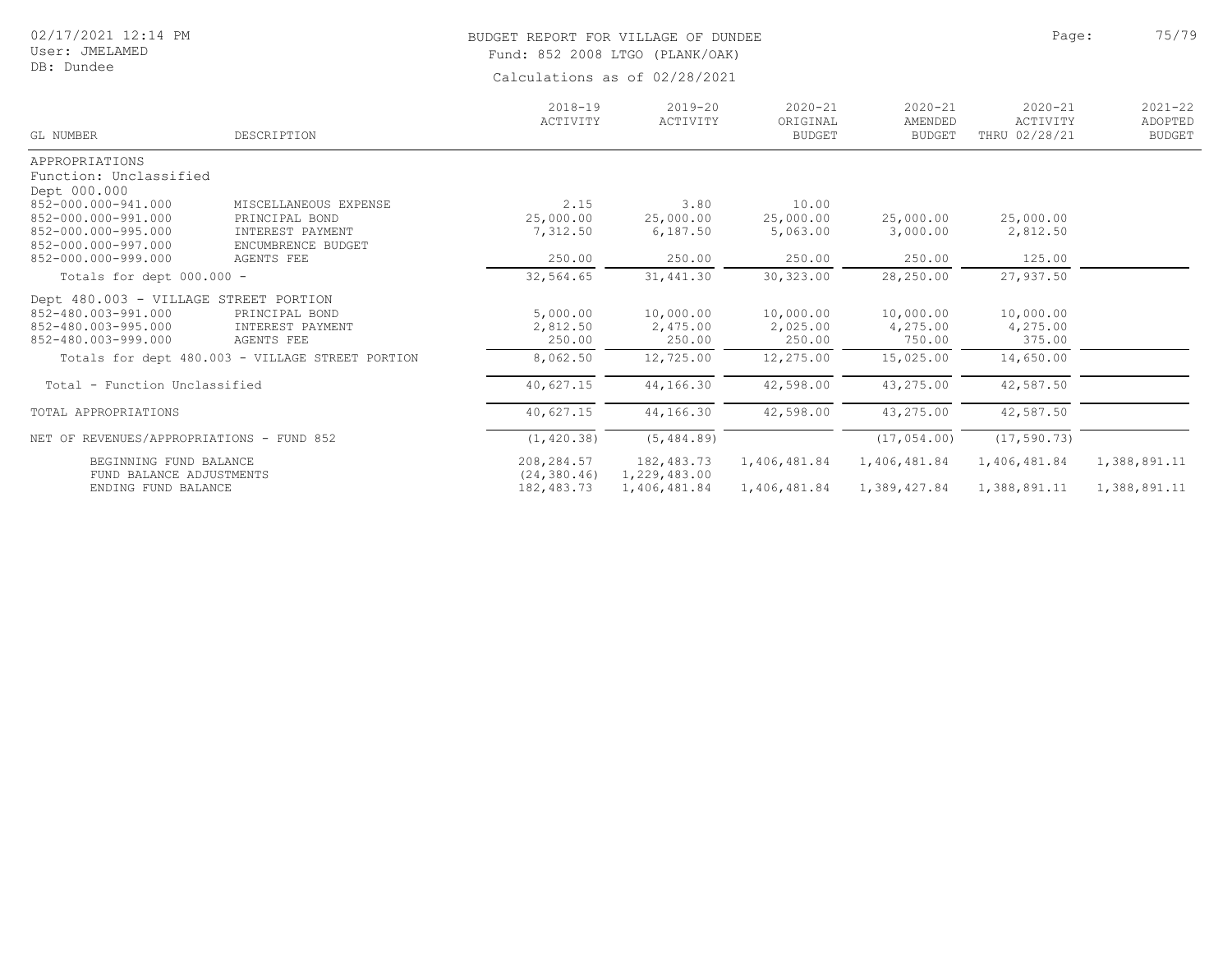# BUDGET REPORT FOR VILLAGE OF DUNDEE

Fund: 852 2008 LTGO (PLANK/OAK)

Calculations as of 02/28/2021

02/17/2021 12:14 PM
User: JMELAMED
DB: Dundee

| GL NUMBER | DESCRIPTION | 2018-19 ACTIVITY | 2019-20 ACTIVITY | 2020-21 ORIGINAL BUDGET | 2020-21 AMENDED BUDGET | 2020-21 ACTIVITY THRU 02/28/21 | 2021-22 ADOPTED BUDGET |
|---|---|---|---|---|---|---|---|
| APPROPRIATIONS | | | | | | | |
| Function: Unclassified | | | | | | | |
| Dept 000.000 | | | | | | | |
| 852-000.000-941.000 | MISCELLANEOUS EXPENSE | 2.15 | 3.80 | 10.00 | | | |
| 852-000.000-991.000 | PRINCIPAL BOND | 25,000.00 | 25,000.00 | 25,000.00 | 25,000.00 | 25,000.00 | |
| 852-000.000-995.000 | INTEREST PAYMENT | 7,312.50 | 6,187.50 | 5,063.00 | 3,000.00 | 2,812.50 | |
| 852-000.000-997.000 | ENCUMBRENCE BUDGET | | | | | | |
| 852-000.000-999.000 | AGENTS FEE | 250.00 | 250.00 | 250.00 | 250.00 | 125.00 | |
| Totals for dept 000.000 - | | 32,564.65 | 31,441.30 | 30,323.00 | 28,250.00 | 27,937.50 | |
| Dept 480.003 - VILLAGE STREET PORTION | | | | | | | |
| 852-480.003-991.000 | PRINCIPAL BOND | 5,000.00 | 10,000.00 | 10,000.00 | 10,000.00 | 10,000.00 | |
| 852-480.003-995.000 | INTEREST PAYMENT | 2,812.50 | 2,475.00 | 2,025.00 | 4,275.00 | 4,275.00 | |
| 852-480.003-999.000 | AGENTS FEE | 250.00 | 250.00 | 250.00 | 750.00 | 375.00 | |
| Totals for dept 480.003 - VILLAGE STREET PORTION | | 8,062.50 | 12,725.00 | 12,275.00 | 15,025.00 | 14,650.00 | |
| Total - Function Unclassified | | 40,627.15 | 44,166.30 | 42,598.00 | 43,275.00 | 42,587.50 | |
| TOTAL APPROPRIATIONS | | 40,627.15 | 44,166.30 | 42,598.00 | 43,275.00 | 42,587.50 | |
| NET OF REVENUES/APPROPRIATIONS - FUND 852 | | (1,420.38) | (5,484.89) | | (17,054.00) | (17,590.73) | |
| BEGINNING FUND BALANCE | | 208,284.57 | 182,483.73 | 1,406,481.84 | 1,406,481.84 | 1,406,481.84 | 1,388,891.11 |
| FUND BALANCE ADJUSTMENTS | | (24,380.46) | 1,229,483.00 | | | | |
| ENDING FUND BALANCE | | 182,483.73 | 1,406,481.84 | 1,406,481.84 | 1,389,427.84 | 1,388,891.11 | 1,388,891.11 |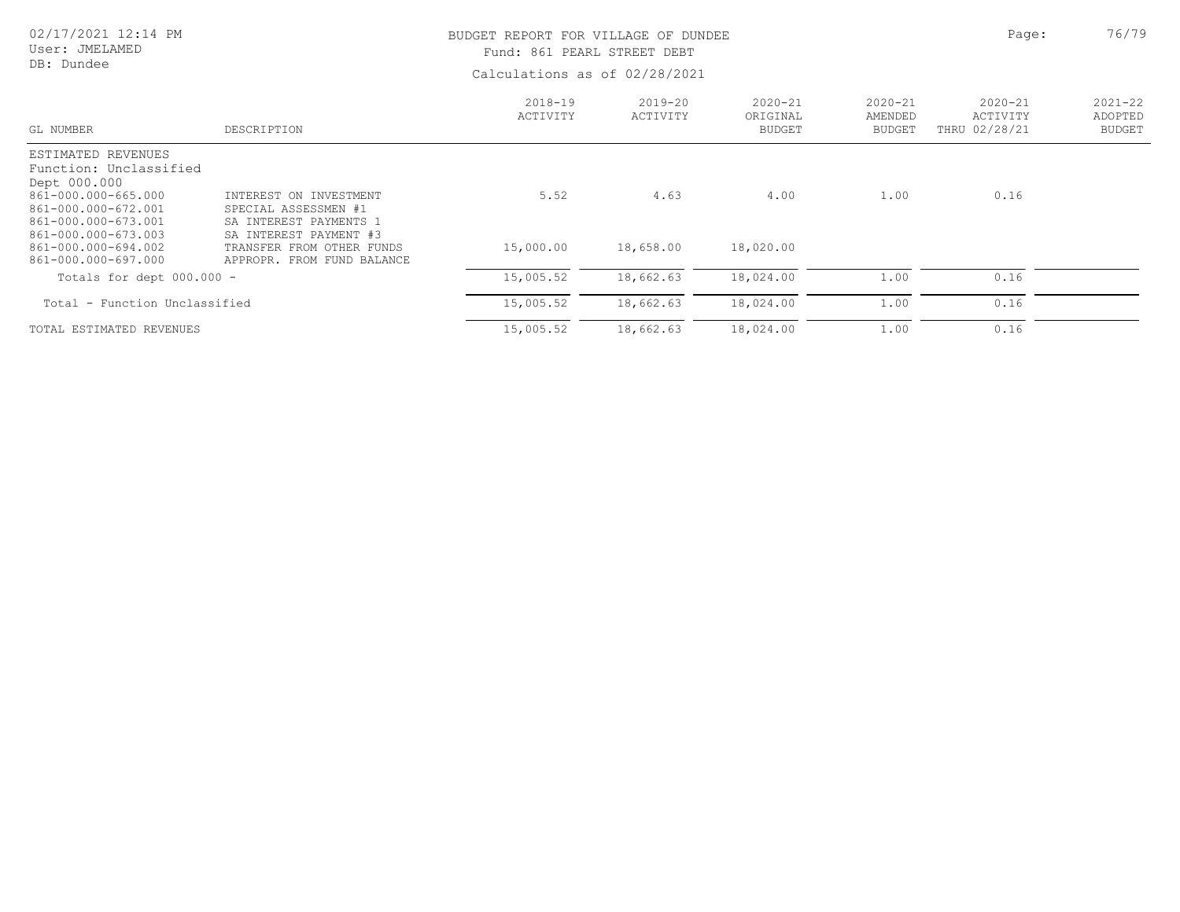02/17/2021 12:14 PM
User: JMELAMED
DB: Dundee

# BUDGET REPORT FOR VILLAGE OF DUNDEE

Fund: 861 PEARL STREET DEBT

Calculations as of 02/28/2021

| GL NUMBER | DESCRIPTION | 2018-19 ACTIVITY | 2019-20 ACTIVITY | 2020-21 ORIGINAL BUDGET | 2020-21 AMENDED BUDGET | 2020-21 ACTIVITY THRU 02/28/21 | 2021-22 ADOPTED BUDGET |
|---|---|---|---|---|---|---|---|
| ESTIMATED REVENUES | | | | | | | |
| Function: Unclassified | | | | | | | |
| Dept 000.000 | | | | | | | |
| 861-000.000-665.000 | INTEREST ON INVESTMENT | 5.52 | 4.63 | 4.00 | 1.00 | 0.16 | |
| 861-000.000-672.001 | SPECIAL ASSESSMEN #1 | | | | | | |
| 861-000.000-673.001 | SA INTEREST PAYMENTS 1 | | | | | | |
| 861-000.000-673.003 | SA INTEREST PAYMENT #3 | | | | | | |
| 861-000.000-694.002 | TRANSFER FROM OTHER FUNDS | 15,000.00 | 18,658.00 | 18,020.00 | | | |
| 861-000.000-697.000 | APPROPR. FROM FUND BALANCE | | | | | | |
| Totals for dept 000.000 - | | 15,005.52 | 18,662.63 | 18,024.00 | 1.00 | 0.16 | |
| Total - Function Unclassified | | 15,005.52 | 18,662.63 | 18,024.00 | 1.00 | 0.16 | |
| TOTAL ESTIMATED REVENUES | | 15,005.52 | 18,662.63 | 18,024.00 | 1.00 | 0.16 | |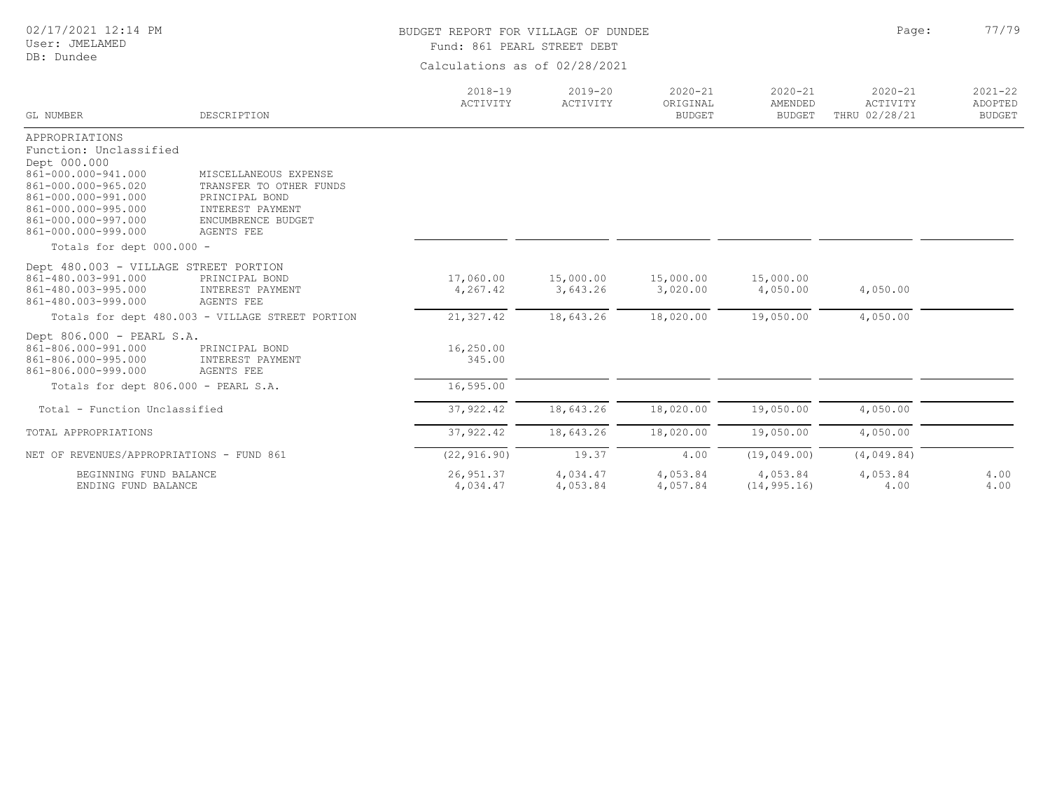BUDGET REPORT FOR VILLAGE OF DUNDEE

Fund: 861 PEARL STREET DEBT

Calculations as of 02/28/2021

| GL NUMBER | DESCRIPTION | 2018-19 ACTIVITY | 2019-20 ACTIVITY | 2020-21 ORIGINAL BUDGET | 2020-21 AMENDED BUDGET | 2020-21 ACTIVITY THRU 02/28/21 | 2021-22 ADOPTED BUDGET |
|---|---|---|---|---|---|---|---|
| APPROPRIATIONS | | | | | | | |
| Function: Unclassified | | | | | | | |
| Dept 000.000 | | | | | | | |
| 861-000.000-941.000 | MISCELLANEOUS EXPENSE | | | | | | |
| 861-000.000-965.020 | TRANSFER TO OTHER FUNDS | | | | | | |
| 861-000.000-991.000 | PRINCIPAL BOND | | | | | | |
| 861-000.000-995.000 | INTEREST PAYMENT | | | | | | |
| 861-000.000-997.000 | ENCUMBRENCE BUDGET | | | | | | |
| 861-000.000-999.000 | AGENTS FEE | | | | | | |
| Totals for dept 000.000 - | | | | | | | |
| Dept 480.003 - VILLAGE STREET PORTION | | | | | | | |
| 861-480.003-991.000 | PRINCIPAL BOND | 17,060.00 | 15,000.00 | 15,000.00 | 15,000.00 | | |
| 861-480.003-995.000 | INTEREST PAYMENT | 4,267.42 | 3,643.26 | 3,020.00 | 4,050.00 | 4,050.00 | |
| 861-480.003-999.000 | AGENTS FEE | | | | | | |
| Totals for dept 480.003 - VILLAGE STREET PORTION | | 21,327.42 | 18,643.26 | 18,020.00 | 19,050.00 | 4,050.00 | |
| Dept 806.000 - PEARL S.A. | | | | | | | |
| 861-806.000-991.000 | PRINCIPAL BOND | 16,250.00 | | | | | |
| 861-806.000-995.000 | INTEREST PAYMENT | 345.00 | | | | | |
| 861-806.000-999.000 | AGENTS FEE | | | | | | |
| Totals for dept 806.000 - PEARL S.A. | | 16,595.00 | | | | | |
| Total - Function Unclassified | | 37,922.42 | 18,643.26 | 18,020.00 | 19,050.00 | 4,050.00 | |
| TOTAL APPROPRIATIONS | | 37,922.42 | 18,643.26 | 18,020.00 | 19,050.00 | 4,050.00 | |
| NET OF REVENUES/APPROPRIATIONS - FUND 861 | | (22,916.90) | 19.37 | 4.00 | (19,049.00) | (4,049.84) | |
| BEGINNING FUND BALANCE | | 26,951.37 | 4,034.47 | 4,053.84 | 4,053.84 | 4,053.84 | 4.00 |
| ENDING FUND BALANCE | | 4,034.47 | 4,053.84 | 4,057.84 | (14,995.16) | 4.00 | 4.00 |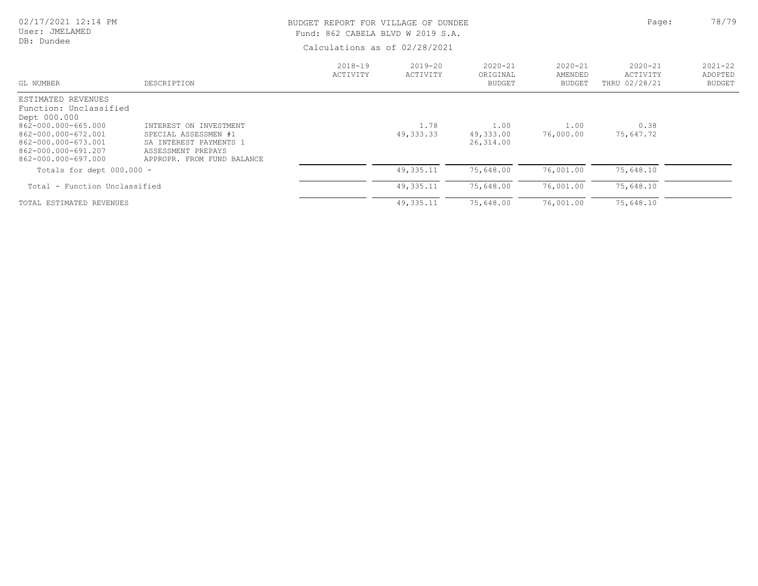BUDGET REPORT FOR VILLAGE OF DUNDEE
Fund: 862 CABELA BLVD W 2019 S.A.

Calculations as of 02/28/2021

02/17/2021 12:14 PM
User: JMELAMED
DB: Dundee

| GL NUMBER | DESCRIPTION | 2018-19 ACTIVITY | 2019-20 ACTIVITY | 2020-21 ORIGINAL BUDGET | 2020-21 AMENDED BUDGET | 2020-21 ACTIVITY THRU 02/28/21 | 2021-22 ADOPTED BUDGET |
|---|---|---|---|---|---|---|---|
| ESTIMATED REVENUES | | | | | | | |
| Function: Unclassified | | | | | | | |
| Dept 000.000 | | | | | | | |
| 862-000.000-665.000 | INTEREST ON INVESTMENT | | 1.78 | 1.00 | 1.00 | 0.38 | |
| 862-000.000-672.001 | SPECIAL ASSESSMEN #1 | | 49,333.33 | 49,333.00 | 76,000.00 | 75,647.72 | |
| 862-000.000-673.001 | SA INTEREST PAYMENTS 1 | | | 26,314.00 | | | |
| 862-000.000-691.207 | ASSESSMENT PREPAYS | | | | | | |
| 862-000.000-697.000 | APPROPR. FROM FUND BALANCE | | | | | | |
| Totals for dept 000.000 - | | | 49,335.11 | 75,648.00 | 76,001.00 | 75,648.10 | |
| Total - Function Unclassified | | | 49,335.11 | 75,648.00 | 76,001.00 | 75,648.10 | |
| TOTAL ESTIMATED REVENUES | | | 49,335.11 | 75,648.00 | 76,001.00 | 75,648.10 | |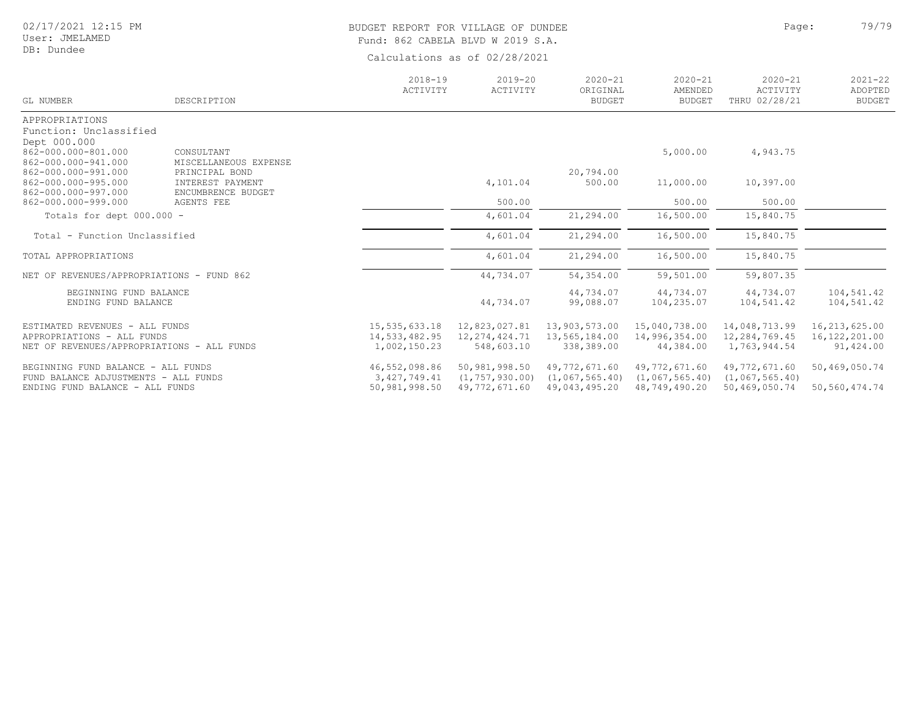BUDGET REPORT FOR VILLAGE OF DUNDEE

Fund: 862 CABELA BLVD W 2019 S.A.

Calculations as of 02/28/2021

02/17/2021 12:15 PM
User: JMELAMED
DB: Dundee

| GL NUMBER | DESCRIPTION | 2018-19 ACTIVITY | 2019-20 ACTIVITY | 2020-21 ORIGINAL BUDGET | 2020-21 AMENDED BUDGET | 2020-21 ACTIVITY THRU 02/28/21 | 2021-22 ADOPTED BUDGET |
|---|---|---|---|---|---|---|---|
| APPROPRIATIONS | | | | | | | |
| Function: Unclassified | | | | | | | |
| Dept 000.000 | | | | | | | |
| 862-000.000-801.000 | CONSULTANT | | | | 5,000.00 | 4,943.75 | |
| 862-000.000-941.000 | MISCELLANEOUS EXPENSE | | | | | | |
| 862-000.000-991.000 | PRINCIPAL BOND | | | 20,794.00 | | | |
| 862-000.000-995.000 | INTEREST PAYMENT | | 4,101.04 | 500.00 | 11,000.00 | 10,397.00 | |
| 862-000.000-997.000 | ENCUMBRENCE BUDGET | | | | | | |
| 862-000.000-999.000 | AGENTS FEE | | 500.00 | | 500.00 | 500.00 | |
| Totals for dept 000.000 - | | | 4,601.04 | 21,294.00 | 16,500.00 | 15,840.75 | |
| Total - Function Unclassified | | | 4,601.04 | 21,294.00 | 16,500.00 | 15,840.75 | |
| TOTAL APPROPRIATIONS | | | 4,601.04 | 21,294.00 | 16,500.00 | 15,840.75 | |
| NET OF REVENUES/APPROPRIATIONS - FUND 862 | | | 44,734.07 | 54,354.00 | 59,501.00 | 59,807.35 | |
| BEGINNING FUND BALANCE | | | | 44,734.07 | 44,734.07 | 44,734.07 | 104,541.42 |
| ENDING FUND BALANCE | | | 44,734.07 | 99,088.07 | 104,235.07 | 104,541.42 | 104,541.42 |
| ESTIMATED REVENUES - ALL FUNDS | | 15,535,633.18 | 12,823,027.81 | 13,903,573.00 | 15,040,738.00 | 14,048,713.99 | 16,213,625.00 |
| APPROPRIATIONS - ALL FUNDS | | 14,533,482.95 | 12,274,424.71 | 13,565,184.00 | 14,996,354.00 | 12,284,769.45 | 16,122,201.00 |
| NET OF REVENUES/APPROPRIATIONS - ALL FUNDS | | 1,002,150.23 | 548,603.10 | 338,389.00 | 44,384.00 | 1,763,944.54 | 91,424.00 |
| BEGINNING FUND BALANCE - ALL FUNDS | | 46,552,098.86 | 50,981,998.50 | 49,772,671.60 | 49,772,671.60 | 49,772,671.60 | 50,469,050.74 |
| FUND BALANCE ADJUSTMENTS - ALL FUNDS | | 3,427,749.41 | (1,757,930.00) | (1,067,565.40) | (1,067,565.40) | (1,067,565.40) | |
| ENDING FUND BALANCE - ALL FUNDS | | 50,981,998.50 | 49,772,671.60 | 49,043,495.20 | 48,749,490.20 | 50,469,050.74 | 50,560,474.74 |